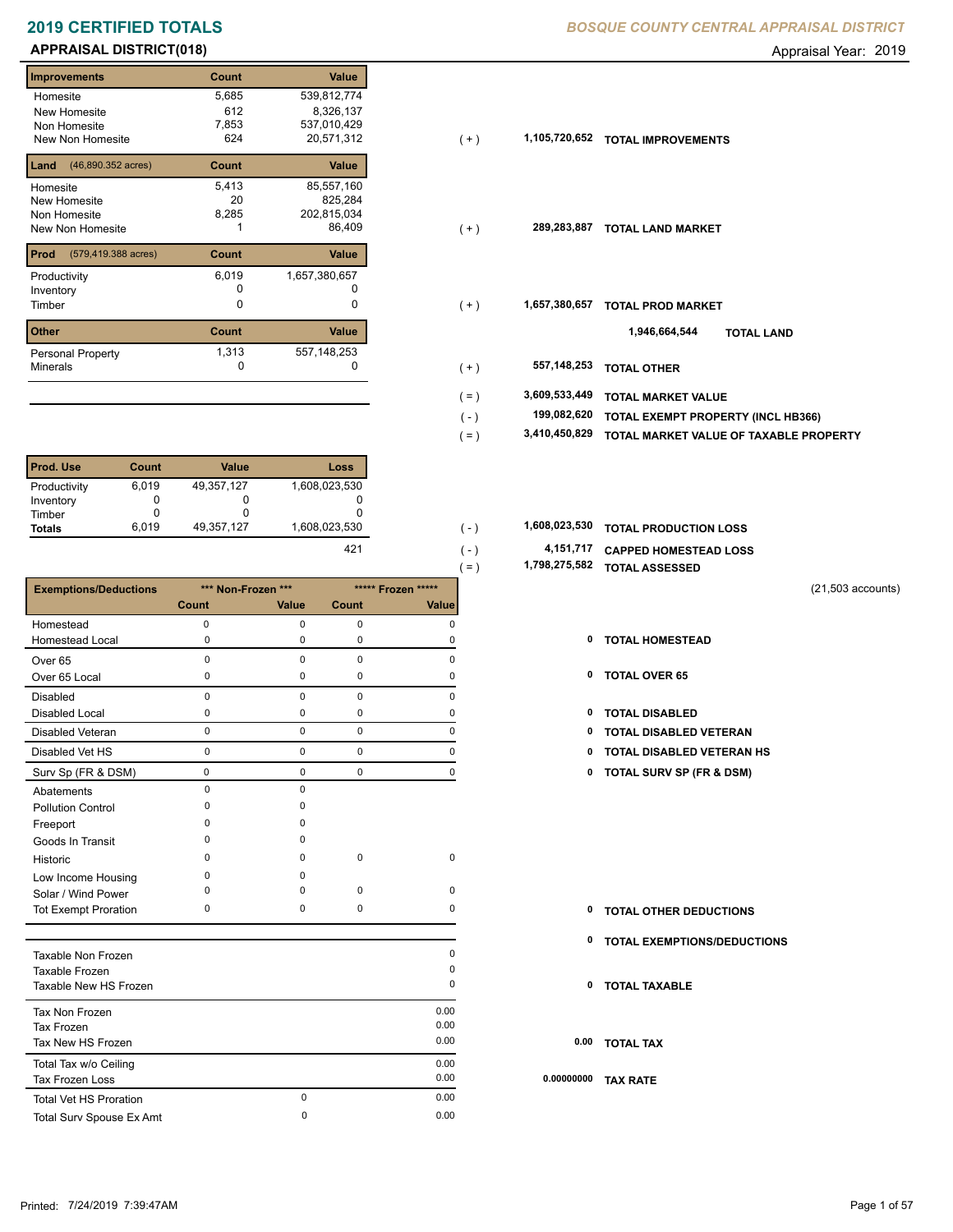# 2019 CERTIFIED TOTALS

***BOSQUE COUNTY CENTRAL APPRAISAL DISTRICT***

**APPRAISAL DISTRICT(018)**

Appraisal Year: 2019

| Improvements | Count | Value | | | |
|---|---|---|---|---|---|
| Homesite | 5,685 | 539,812,774 | | | |
| New Homesite | 612 | 8,326,137 | | | |
| Non Homesite | 7,853 | 537,010,429 | | | |
| New Non Homesite | 624 | 20,571,312 | ( + ) | 1,105,720,652 | **TOTAL IMPROVEMENTS** |

| Land (46,890.352 acres) | Count | Value | | | |
|---|---|---|---|---|---|
| Homesite | 5,413 | 85,557,160 | | | |
| New Homesite | 20 | 825,284 | | | |
| Non Homesite | 8,285 | 202,815,034 | | | |
| New Non Homesite | 1 | 86,409 | ( + ) | 289,283,887 | **TOTAL LAND MARKET** |

| Prod (579,419.388 acres) | Count | Value | | | |
|---|---|---|---|---|---|
| Productivity | 6,019 | 1,657,380,657 | | | |
| Inventory | 0 | 0 | | | |
| Timber | 0 | 0 | ( + ) | 1,657,380,657 | **TOTAL PROD MARKET** |

**1,946,664,544 TOTAL LAND**

| Other | Count | Value | | | |
|---|---|---|---|---|---|
| Personal Property | 1,313 | 557,148,253 | | | |
| Minerals | 0 | 0 | ( + ) | 557,148,253 | **TOTAL OTHER** |

| | | |
|---|---|---|
| ( = ) | 3,609,533,449 | **TOTAL MARKET VALUE** |
| ( - ) | 199,082,620 | **TOTAL EXEMPT PROPERTY (INCL HB366)** |
| ( = ) | 3,410,450,829 | **TOTAL MARKET VALUE OF TAXABLE PROPERTY** |

| Prod. Use | Count | Value | Loss | | | |
|---|---|---|---|---|---|---|
| Productivity | 6,019 | 49,357,127 | 1,608,023,530 | | | |
| Inventory | 0 | 0 | 0 | | | |
| Timber | 0 | 0 | 0 | | | |
| **Totals** | 6,019 | 49,357,127 | 1,608,023,530 | ( - ) | 1,608,023,530 | **TOTAL PRODUCTION LOSS** |
| | | | 421 | ( - ) | 4,151,717 | **CAPPED HOMESTEAD LOSS** |
| | | | | ( = ) | 1,798,275,582 | **TOTAL ASSESSED** |

(21,503 accounts)

| Exemptions/Deductions | *** Non-Frozen *** | | ***** Frozen ***** | | | |
|---|---|---|---|---|---|---|
| | Count | Value | Count | Value | | |
| Homestead | 0 | 0 | 0 | 0 | | |
| Homestead Local | 0 | 0 | 0 | 0 | 0 | **TOTAL HOMESTEAD** |
| Over 65 | 0 | 0 | 0 | 0 | | |
| Over 65 Local | 0 | 0 | 0 | 0 | 0 | **TOTAL OVER 65** |
| Disabled | 0 | 0 | 0 | 0 | | |
| Disabled Local | 0 | 0 | 0 | 0 | 0 | **TOTAL DISABLED** |
| Disabled Veteran | 0 | 0 | 0 | 0 | 0 | **TOTAL DISABLED VETERAN** |
| Disabled Vet HS | 0 | 0 | 0 | 0 | 0 | **TOTAL DISABLED VETERAN HS** |
| Surv Sp (FR & DSM) | 0 | 0 | 0 | 0 | 0 | **TOTAL SURV SP (FR & DSM)** |
| Abatements | 0 | 0 | | | | |
| Pollution Control | 0 | 0 | | | | |
| Freeport | 0 | 0 | | | | |
| Goods In Transit | 0 | 0 | | | | |
| Historic | 0 | 0 | 0 | 0 | | |
| Low Income Housing | 0 | 0 | | | | |
| Solar / Wind Power | 0 | 0 | 0 | 0 | | |
| Tot Exempt Proration | 0 | 0 | 0 | 0 | 0 | **TOTAL OTHER DEDUCTIONS** |

**0 TOTAL EXEMPTIONS/DEDUCTIONS**

| | | | | |
|---|---|---|---|---|
| Taxable Non Frozen | | 0 | | |
| Taxable Frozen | | 0 | | |
| Taxable New HS Frozen | | 0 | 0 | **TOTAL TAXABLE** |
| Tax Non Frozen | | 0.00 | | |
| Tax Frozen | | 0.00 | | |
| Tax New HS Frozen | | 0.00 | 0.00 | **TOTAL TAX** |
| Total Tax w/o Ceiling | | 0.00 | | |
| Tax Frozen Loss | | 0.00 | 0.00000000 | **TAX RATE** |
| Total Vet HS Proration | 0 | 0.00 | | |
| Total Surv Spouse Ex Amt | 0 | 0.00 | | |

Printed: 7/24/2019 7:39:47AM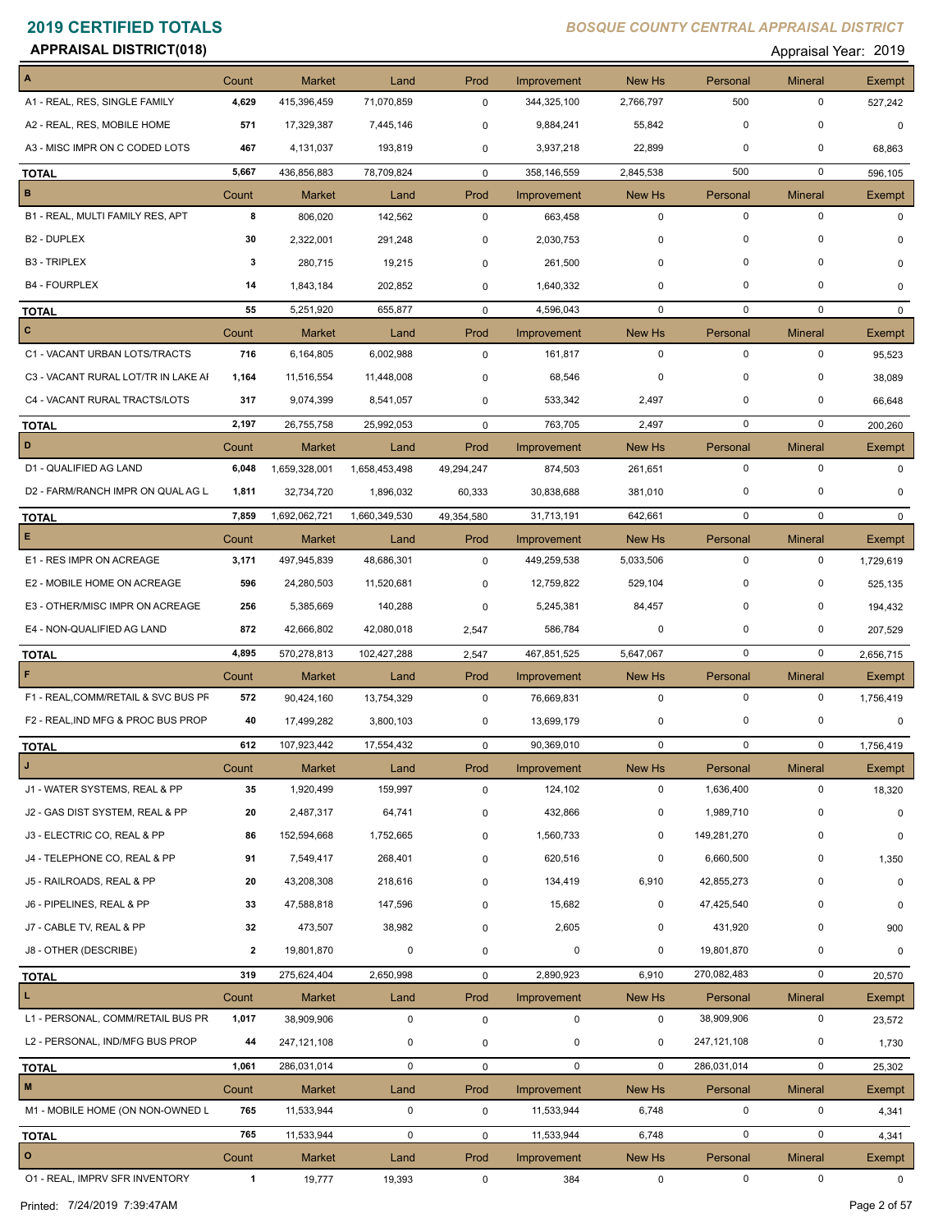# 2019 CERTIFIED TOTALS

**APPRAISAL DISTRICT(018)**

*BOSQUE COUNTY CENTRAL APPRAISAL DISTRICT*

Appraisal Year: 2019

| A | Count | Market | Land | Prod | Improvement | New Hs | Personal | Mineral | Exempt |
|---|---|---|---|---|---|---|---|---|---|
| A1 - REAL, RES, SINGLE FAMILY | 4,629 | 415,396,459 | 71,070,859 | 0 | 344,325,100 | 2,766,797 | 500 | 0 | 527,242 |
| A2 - REAL, RES, MOBILE HOME | 571 | 17,329,387 | 7,445,146 | 0 | 9,884,241 | 55,842 | 0 | 0 | 0 |
| A3 - MISC IMPR ON C CODED LOTS | 467 | 4,131,037 | 193,819 | 0 | 3,937,218 | 22,899 | 0 | 0 | 68,863 |
| **TOTAL** | 5,667 | 436,856,883 | 78,709,824 | 0 | 358,146,559 | 2,845,538 | 500 | 0 | 596,105 |

| B | Count | Market | Land | Prod | Improvement | New Hs | Personal | Mineral | Exempt |
|---|---|---|---|---|---|---|---|---|---|
| B1 - REAL, MULTI FAMILY RES, APT | 8 | 806,020 | 142,562 | 0 | 663,458 | 0 | 0 | 0 | 0 |
| B2 - DUPLEX | 30 | 2,322,001 | 291,248 | 0 | 2,030,753 | 0 | 0 | 0 | 0 |
| B3 - TRIPLEX | 3 | 280,715 | 19,215 | 0 | 261,500 | 0 | 0 | 0 | 0 |
| B4 - FOURPLEX | 14 | 1,843,184 | 202,852 | 0 | 1,640,332 | 0 | 0 | 0 | 0 |
| **TOTAL** | 55 | 5,251,920 | 655,877 | 0 | 4,596,043 | 0 | 0 | 0 | 0 |

| C | Count | Market | Land | Prod | Improvement | New Hs | Personal | Mineral | Exempt |
|---|---|---|---|---|---|---|---|---|---|
| C1 - VACANT URBAN LOTS/TRACTS | 716 | 6,164,805 | 6,002,988 | 0 | 161,817 | 0 | 0 | 0 | 95,523 |
| C3 - VACANT RURAL LOT/TR IN LAKE AI | 1,164 | 11,516,554 | 11,448,008 | 0 | 68,546 | 0 | 0 | 0 | 38,089 |
| C4 - VACANT RURAL TRACTS/LOTS | 317 | 9,074,399 | 8,541,057 | 0 | 533,342 | 2,497 | 0 | 0 | 66,648 |
| **TOTAL** | 2,197 | 26,755,758 | 25,992,053 | 0 | 763,705 | 2,497 | 0 | 0 | 200,260 |

| D | Count | Market | Land | Prod | Improvement | New Hs | Personal | Mineral | Exempt |
|---|---|---|---|---|---|---|---|---|---|
| D1 - QUALIFIED AG LAND | 6,048 | 1,659,328,001 | 1,658,453,498 | 49,294,247 | 874,503 | 261,651 | 0 | 0 | 0 |
| D2 - FARM/RANCH IMPR ON QUAL AG L | 1,811 | 32,734,720 | 1,896,032 | 60,333 | 30,838,688 | 381,010 | 0 | 0 | 0 |
| **TOTAL** | 7,859 | 1,692,062,721 | 1,660,349,530 | 49,354,580 | 31,713,191 | 642,661 | 0 | 0 | 0 |

| E | Count | Market | Land | Prod | Improvement | New Hs | Personal | Mineral | Exempt |
|---|---|---|---|---|---|---|---|---|---|
| E1 - RES IMPR ON ACREAGE | 3,171 | 497,945,839 | 48,686,301 | 0 | 449,259,538 | 5,033,506 | 0 | 0 | 1,729,619 |
| E2 - MOBILE HOME ON ACREAGE | 596 | 24,280,503 | 11,520,681 | 0 | 12,759,822 | 529,104 | 0 | 0 | 525,135 |
| E3 - OTHER/MISC IMPR ON ACREAGE | 256 | 5,385,669 | 140,288 | 0 | 5,245,381 | 84,457 | 0 | 0 | 194,432 |
| E4 - NON-QUALIFIED AG LAND | 872 | 42,666,802 | 42,080,018 | 2,547 | 586,784 | 0 | 0 | 0 | 207,529 |
| **TOTAL** | 4,895 | 570,278,813 | 102,427,288 | 2,547 | 467,851,525 | 5,647,067 | 0 | 0 | 2,656,715 |

| F | Count | Market | Land | Prod | Improvement | New Hs | Personal | Mineral | Exempt |
|---|---|---|---|---|---|---|---|---|---|
| F1 - REAL,COMM/RETAIL & SVC BUS PF | 572 | 90,424,160 | 13,754,329 | 0 | 76,669,831 | 0 | 0 | 0 | 1,756,419 |
| F2 - REAL,IND MFG & PROC BUS PROP | 40 | 17,499,282 | 3,800,103 | 0 | 13,699,179 | 0 | 0 | 0 | 0 |
| **TOTAL** | 612 | 107,923,442 | 17,554,432 | 0 | 90,369,010 | 0 | 0 | 0 | 1,756,419 |

| J | Count | Market | Land | Prod | Improvement | New Hs | Personal | Mineral | Exempt |
|---|---|---|---|---|---|---|---|---|---|
| J1 - WATER SYSTEMS, REAL & PP | 35 | 1,920,499 | 159,997 | 0 | 124,102 | 0 | 1,636,400 | 0 | 18,320 |
| J2 - GAS DIST SYSTEM, REAL & PP | 20 | 2,487,317 | 64,741 | 0 | 432,866 | 0 | 1,989,710 | 0 | 0 |
| J3 - ELECTRIC CO, REAL & PP | 86 | 152,594,668 | 1,752,665 | 0 | 1,560,733 | 0 | 149,281,270 | 0 | 0 |
| J4 - TELEPHONE CO, REAL & PP | 91 | 7,549,417 | 268,401 | 0 | 620,516 | 0 | 6,660,500 | 0 | 1,350 |
| J5 - RAILROADS, REAL & PP | 20 | 43,208,308 | 218,616 | 0 | 134,419 | 6,910 | 42,855,273 | 0 | 0 |
| J6 - PIPELINES, REAL & PP | 33 | 47,588,818 | 147,596 | 0 | 15,682 | 0 | 47,425,540 | 0 | 0 |
| J7 - CABLE TV, REAL & PP | 32 | 473,507 | 38,982 | 0 | 2,605 | 0 | 431,920 | 0 | 900 |
| J8 - OTHER (DESCRIBE) | 2 | 19,801,870 | 0 | 0 | 0 | 0 | 19,801,870 | 0 | 0 |
| **TOTAL** | 319 | 275,624,404 | 2,650,998 | 0 | 2,890,923 | 6,910 | 270,082,483 | 0 | 20,570 |

| L | Count | Market | Land | Prod | Improvement | New Hs | Personal | Mineral | Exempt |
|---|---|---|---|---|---|---|---|---|---|
| L1 - PERSONAL, COMM/RETAIL BUS PR | 1,017 | 38,909,906 | 0 | 0 | 0 | 0 | 38,909,906 | 0 | 23,572 |
| L2 - PERSONAL, IND/MFG BUS PROP | 44 | 247,121,108 | 0 | 0 | 0 | 0 | 247,121,108 | 0 | 1,730 |
| **TOTAL** | 1,061 | 286,031,014 | 0 | 0 | 0 | 0 | 286,031,014 | 0 | 25,302 |

| M | Count | Market | Land | Prod | Improvement | New Hs | Personal | Mineral | Exempt |
|---|---|---|---|---|---|---|---|---|---|
| M1 - MOBILE HOME (ON NON-OWNED L | 765 | 11,533,944 | 0 | 0 | 11,533,944 | 6,748 | 0 | 0 | 4,341 |
| **TOTAL** | 765 | 11,533,944 | 0 | 0 | 11,533,944 | 6,748 | 0 | 0 | 4,341 |

| O | Count | Market | Land | Prod | Improvement | New Hs | Personal | Mineral | Exempt |
|---|---|---|---|---|---|---|---|---|---|
| O1 - REAL, IMPRV SFR INVENTORY | 1 | 19,777 | 19,393 | 0 | 384 | 0 | 0 | 0 | 0 |

Printed: 7/24/2019 7:39:47AM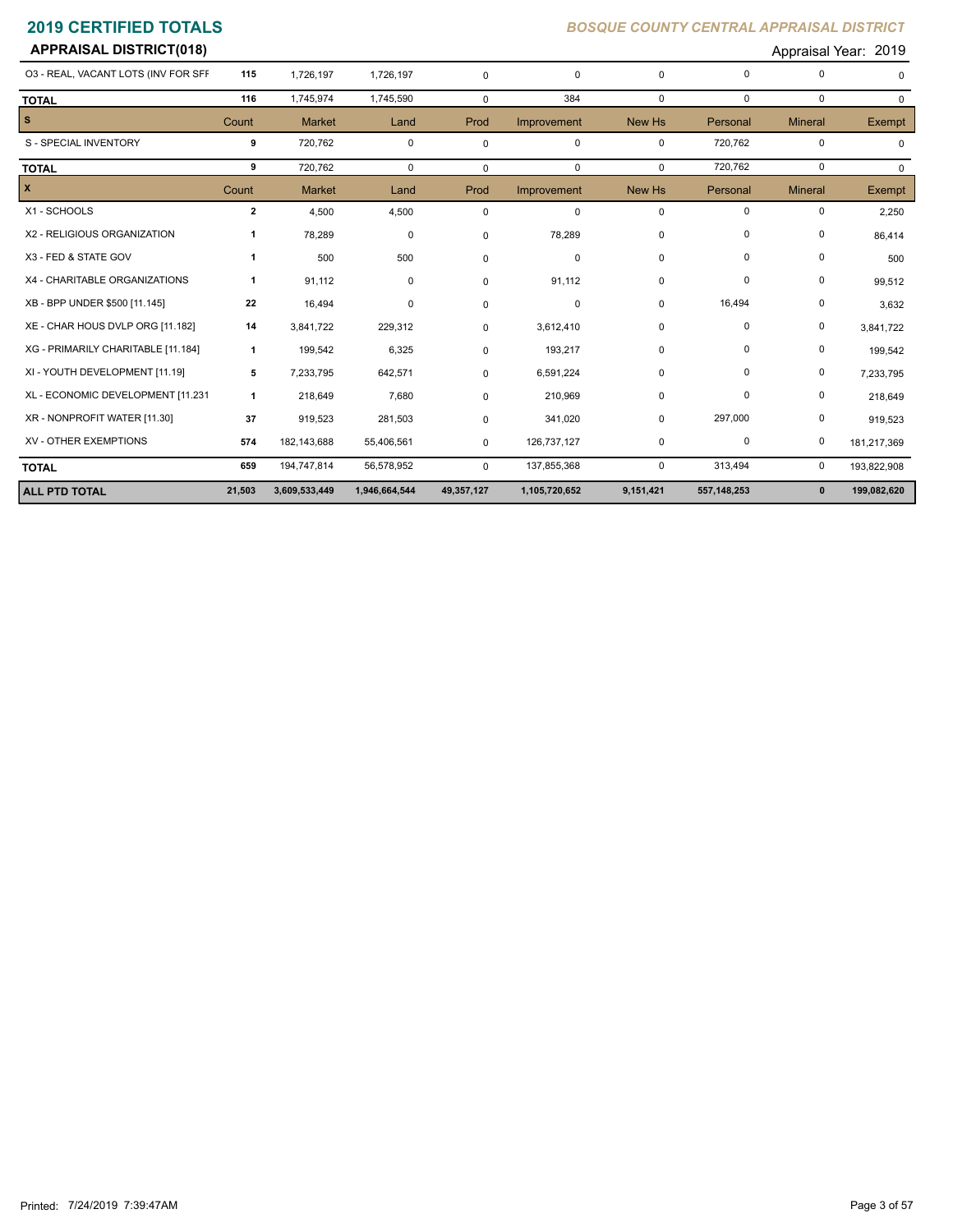## 2019 CERTIFIED TOTALS

*BOSQUE COUNTY CENTRAL APPRAISAL DISTRICT*

**APPRAISAL DISTRICT(018)**

Appraisal Year: 2019

| | Count | Market | Land | Prod | Improvement | New Hs | Personal | Mineral | Exempt |
|---|---|---|---|---|---|---|---|---|---|
| O3 - REAL, VACANT LOTS (INV FOR SFF | 115 | 1,726,197 | 1,726,197 | 0 | 0 | 0 | 0 | 0 | 0 |
| **TOTAL** | 116 | 1,745,974 | 1,745,590 | 0 | 384 | 0 | 0 | 0 | 0 |
| **S** | Count | Market | Land | Prod | Improvement | New Hs | Personal | Mineral | Exempt |
| S - SPECIAL INVENTORY | 9 | 720,762 | 0 | 0 | 0 | 0 | 720,762 | 0 | 0 |
| **TOTAL** | 9 | 720,762 | 0 | 0 | 0 | 0 | 720,762 | 0 | 0 |
| **X** | Count | Market | Land | Prod | Improvement | New Hs | Personal | Mineral | Exempt |
| X1 - SCHOOLS | 2 | 4,500 | 4,500 | 0 | 0 | 0 | 0 | 0 | 2,250 |
| X2 - RELIGIOUS ORGANIZATION | 1 | 78,289 | 0 | 0 | 78,289 | 0 | 0 | 0 | 86,414 |
| X3 - FED & STATE GOV | 1 | 500 | 500 | 0 | 0 | 0 | 0 | 0 | 500 |
| X4 - CHARITABLE ORGANIZATIONS | 1 | 91,112 | 0 | 0 | 91,112 | 0 | 0 | 0 | 99,512 |
| XB - BPP UNDER $500 [11.145] | 22 | 16,494 | 0 | 0 | 0 | 0 | 16,494 | 0 | 3,632 |
| XE - CHAR HOUS DVLP ORG [11.182] | 14 | 3,841,722 | 229,312 | 0 | 3,612,410 | 0 | 0 | 0 | 3,841,722 |
| XG - PRIMARILY CHARITABLE [11.184] | 1 | 199,542 | 6,325 | 0 | 193,217 | 0 | 0 | 0 | 199,542 |
| XI - YOUTH DEVELOPMENT [11.19] | 5 | 7,233,795 | 642,571 | 0 | 6,591,224 | 0 | 0 | 0 | 7,233,795 |
| XL - ECONOMIC DEVELOPMENT [11.231 | 1 | 218,649 | 7,680 | 0 | 210,969 | 0 | 0 | 0 | 218,649 |
| XR - NONPROFIT WATER [11.30] | 37 | 919,523 | 281,503 | 0 | 341,020 | 0 | 297,000 | 0 | 919,523 |
| XV - OTHER EXEMPTIONS | 574 | 182,143,688 | 55,406,561 | 0 | 126,737,127 | 0 | 0 | 0 | 181,217,369 |
| **TOTAL** | 659 | 194,747,814 | 56,578,952 | 0 | 137,855,368 | 0 | 313,494 | 0 | 193,822,908 |
| **ALL PTD TOTAL** | **21,503** | **3,609,533,449** | **1,946,664,544** | **49,357,127** | **1,105,720,652** | **9,151,421** | **557,148,253** | **0** | **199,082,620** |

Printed: 7/24/2019 7:39:47AM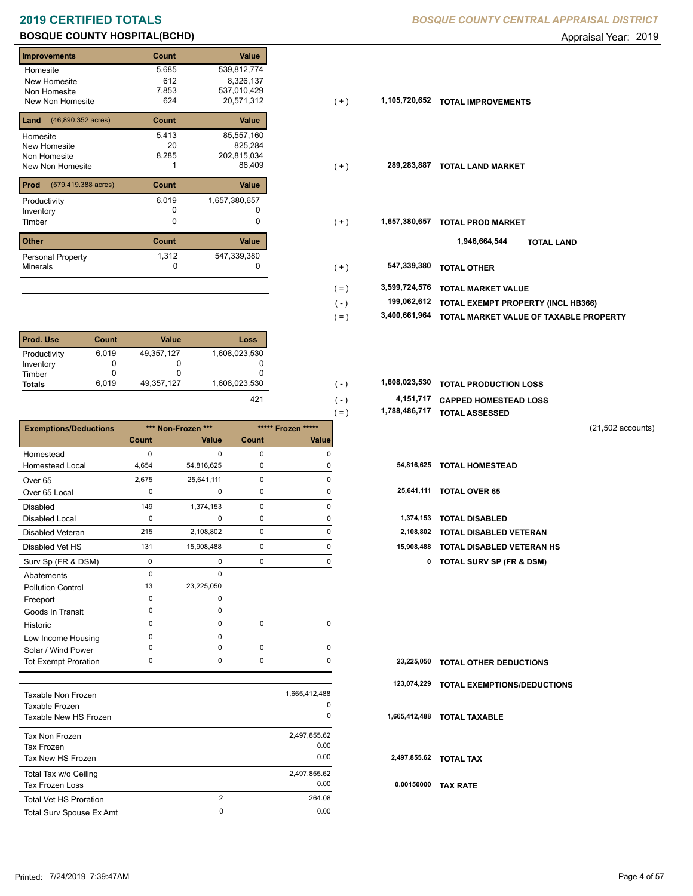# 2019 CERTIFIED TOTALS

*BOSQUE COUNTY CENTRAL APPRAISAL DISTRICT*

## BOSQUE COUNTY HOSPITAL(BCHD)

Appraisal Year: 2019

| Improvements | Count | Value | | | |
|---|---|---|---|---|---|
| Homesite | 5,685 | 539,812,774 | | | |
| New Homesite | 612 | 8,326,137 | | | |
| Non Homesite | 7,853 | 537,010,429 | | | |
| New Non Homesite | 624 | 20,571,312 | ( + ) | 1,105,720,652 | TOTAL IMPROVEMENTS |

| Land (46,890.352 acres) | Count | Value | | | |
|---|---|---|---|---|---|
| Homesite | 5,413 | 85,557,160 | | | |
| New Homesite | 20 | 825,284 | | | |
| Non Homesite | 8,285 | 202,815,034 | | | |
| New Non Homesite | 1 | 86,409 | ( + ) | 289,283,887 | TOTAL LAND MARKET |

| Prod (579,419.388 acres) | Count | Value | | | |
|---|---|---|---|---|---|
| Productivity | 6,019 | 1,657,380,657 | | | |
| Inventory | 0 | 0 | | | |
| Timber | 0 | 0 | ( + ) | 1,657,380,657 | TOTAL PROD MARKET |
| | | | | 1,946,664,544 | TOTAL LAND |

| Other | Count | Value | | | |
|---|---|---|---|---|---|
| Personal Property | 1,312 | 547,339,380 | | | |
| Minerals | 0 | 0 | ( + ) | 547,339,380 | TOTAL OTHER |
| | | | ( = ) | 3,599,724,576 | TOTAL MARKET VALUE |
| | | | ( - ) | 199,062,612 | TOTAL EXEMPT PROPERTY (INCL HB366) |
| | | | ( = ) | 3,400,661,964 | TOTAL MARKET VALUE OF TAXABLE PROPERTY |

| Prod. Use | Count | Value | Loss | | | |
|---|---|---|---|---|---|---|
| Productivity | 6,019 | 49,357,127 | 1,608,023,530 | | | |
| Inventory | 0 | 0 | 0 | | | |
| Timber | 0 | 0 | 0 | | | |
| **Totals** | 6,019 | 49,357,127 | 1,608,023,530 | ( - ) | 1,608,023,530 | TOTAL PRODUCTION LOSS |
| | | | 421 | ( - ) | 4,151,717 | CAPPED HOMESTEAD LOSS |
| | | | | ( = ) | 1,788,486,717 | TOTAL ASSESSED |

(21,502 accounts)

| Exemptions/Deductions | *** Non-Frozen *** | | ***** Frozen ***** | | | |
|---|---|---|---|---|---|---|
| | Count | Value | Count | Value | | |
| Homestead | 0 | 0 | 0 | 0 | | |
| Homestead Local | 4,654 | 54,816,625 | 0 | 0 | 54,816,625 | TOTAL HOMESTEAD |
| Over 65 | 2,675 | 25,641,111 | 0 | 0 | | |
| Over 65 Local | 0 | 0 | 0 | 0 | 25,641,111 | TOTAL OVER 65 |
| Disabled | 149 | 1,374,153 | 0 | 0 | | |
| Disabled Local | 0 | 0 | 0 | 0 | 1,374,153 | TOTAL DISABLED |
| Disabled Veteran | 215 | 2,108,802 | 0 | 0 | 2,108,802 | TOTAL DISABLED VETERAN |
| Disabled Vet HS | 131 | 15,908,488 | 0 | 0 | 15,908,488 | TOTAL DISABLED VETERAN HS |
| Surv Sp (FR & DSM) | 0 | 0 | 0 | 0 | 0 | TOTAL SURV SP (FR & DSM) |
| Abatements | 0 | 0 | | | | |
| Pollution Control | 13 | 23,225,050 | | | | |
| Freeport | 0 | 0 | | | | |
| Goods In Transit | 0 | 0 | | | | |
| Historic | 0 | 0 | 0 | 0 | | |
| Low Income Housing | 0 | 0 | | | | |
| Solar / Wind Power | 0 | 0 | 0 | 0 | | |
| Tot Exempt Proration | 0 | 0 | 0 | 0 | 23,225,050 | TOTAL OTHER DEDUCTIONS |
| | | | | | 123,074,229 | TOTAL EXEMPTIONS/DEDUCTIONS |

| | | | | |
|---|---|---|---|---|
| Taxable Non Frozen | | 1,665,412,488 | | |
| Taxable Frozen | | 0 | | |
| Taxable New HS Frozen | | 0 | 1,665,412,488 | TOTAL TAXABLE |
| Tax Non Frozen | | 2,497,855.62 | | |
| Tax Frozen | | 0.00 | | |
| Tax New HS Frozen | | 0.00 | 2,497,855.62 | TOTAL TAX |
| Total Tax w/o Ceiling | | 2,497,855.62 | | |
| Tax Frozen Loss | | 0.00 | 0.00150000 | TAX RATE |
| Total Vet HS Proration | 2 | 264.08 | | |
| Total Surv Spouse Ex Amt | 0 | 0.00 | | |

Printed: 7/24/2019 7:39:47AM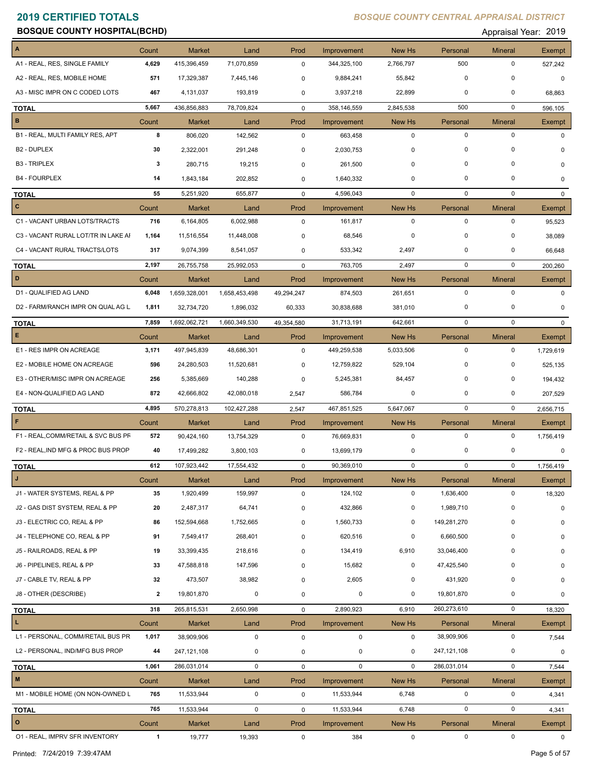# 2019 CERTIFIED TOTALS

*BOSQUE COUNTY CENTRAL APPRAISAL DISTRICT*

**BOSQUE COUNTY HOSPITAL(BCHD)**

Appraisal Year: 2019

| A | Count | Market | Land | Prod | Improvement | New Hs | Personal | Mineral | Exempt |
|---|---|---|---|---|---|---|---|---|---|
| A1 - REAL, RES, SINGLE FAMILY | 4,629 | 415,396,459 | 71,070,859 | 0 | 344,325,100 | 2,766,797 | 500 | 0 | 527,242 |
| A2 - REAL, RES, MOBILE HOME | 571 | 17,329,387 | 7,445,146 | 0 | 9,884,241 | 55,842 | 0 | 0 | 0 |
| A3 - MISC IMPR ON C CODED LOTS | 467 | 4,131,037 | 193,819 | 0 | 3,937,218 | 22,899 | 0 | 0 | 68,863 |
| **TOTAL** | 5,667 | 436,856,883 | 78,709,824 | 0 | 358,146,559 | 2,845,538 | 500 | 0 | 596,105 |

| B | Count | Market | Land | Prod | Improvement | New Hs | Personal | Mineral | Exempt |
|---|---|---|---|---|---|---|---|---|---|
| B1 - REAL, MULTI FAMILY RES, APT | 8 | 806,020 | 142,562 | 0 | 663,458 | 0 | 0 | 0 | 0 |
| B2 - DUPLEX | 30 | 2,322,001 | 291,248 | 0 | 2,030,753 | 0 | 0 | 0 | 0 |
| B3 - TRIPLEX | 3 | 280,715 | 19,215 | 0 | 261,500 | 0 | 0 | 0 | 0 |
| B4 - FOURPLEX | 14 | 1,843,184 | 202,852 | 0 | 1,640,332 | 0 | 0 | 0 | 0 |
| **TOTAL** | 55 | 5,251,920 | 655,877 | 0 | 4,596,043 | 0 | 0 | 0 | 0 |

| C | Count | Market | Land | Prod | Improvement | New Hs | Personal | Mineral | Exempt |
|---|---|---|---|---|---|---|---|---|---|
| C1 - VACANT URBAN LOTS/TRACTS | 716 | 6,164,805 | 6,002,988 | 0 | 161,817 | 0 | 0 | 0 | 95,523 |
| C3 - VACANT RURAL LOT/TR IN LAKE AI | 1,164 | 11,516,554 | 11,448,008 | 0 | 68,546 | 0 | 0 | 0 | 38,089 |
| C4 - VACANT RURAL TRACTS/LOTS | 317 | 9,074,399 | 8,541,057 | 0 | 533,342 | 2,497 | 0 | 0 | 66,648 |
| **TOTAL** | 2,197 | 26,755,758 | 25,992,053 | 0 | 763,705 | 2,497 | 0 | 0 | 200,260 |

| D | Count | Market | Land | Prod | Improvement | New Hs | Personal | Mineral | Exempt |
|---|---|---|---|---|---|---|---|---|---|
| D1 - QUALIFIED AG LAND | 6,048 | 1,659,328,001 | 1,658,453,498 | 49,294,247 | 874,503 | 261,651 | 0 | 0 | 0 |
| D2 - FARM/RANCH IMPR ON QUAL AG L | 1,811 | 32,734,720 | 1,896,032 | 60,333 | 30,838,688 | 381,010 | 0 | 0 | 0 |
| **TOTAL** | 7,859 | 1,692,062,721 | 1,660,349,530 | 49,354,580 | 31,713,191 | 642,661 | 0 | 0 | 0 |

| E | Count | Market | Land | Prod | Improvement | New Hs | Personal | Mineral | Exempt |
|---|---|---|---|---|---|---|---|---|---|
| E1 - RES IMPR ON ACREAGE | 3,171 | 497,945,839 | 48,686,301 | 0 | 449,259,538 | 5,033,506 | 0 | 0 | 1,729,619 |
| E2 - MOBILE HOME ON ACREAGE | 596 | 24,280,503 | 11,520,681 | 0 | 12,759,822 | 529,104 | 0 | 0 | 525,135 |
| E3 - OTHER/MISC IMPR ON ACREAGE | 256 | 5,385,669 | 140,288 | 0 | 5,245,381 | 84,457 | 0 | 0 | 194,432 |
| E4 - NON-QUALIFIED AG LAND | 872 | 42,666,802 | 42,080,018 | 2,547 | 586,784 | 0 | 0 | 0 | 207,529 |
| **TOTAL** | 4,895 | 570,278,813 | 102,427,288 | 2,547 | 467,851,525 | 5,647,067 | 0 | 0 | 2,656,715 |

| F | Count | Market | Land | Prod | Improvement | New Hs | Personal | Mineral | Exempt |
|---|---|---|---|---|---|---|---|---|---|
| F1 - REAL,COMM/RETAIL & SVC BUS PF | 572 | 90,424,160 | 13,754,329 | 0 | 76,669,831 | 0 | 0 | 0 | 1,756,419 |
| F2 - REAL,IND MFG & PROC BUS PROP | 40 | 17,499,282 | 3,800,103 | 0 | 13,699,179 | 0 | 0 | 0 | 0 |
| **TOTAL** | 612 | 107,923,442 | 17,554,432 | 0 | 90,369,010 | 0 | 0 | 0 | 1,756,419 |

| J | Count | Market | Land | Prod | Improvement | New Hs | Personal | Mineral | Exempt |
|---|---|---|---|---|---|---|---|---|---|
| J1 - WATER SYSTEMS, REAL & PP | 35 | 1,920,499 | 159,997 | 0 | 124,102 | 0 | 1,636,400 | 0 | 18,320 |
| J2 - GAS DIST SYSTEM, REAL & PP | 20 | 2,487,317 | 64,741 | 0 | 432,866 | 0 | 1,989,710 | 0 | 0 |
| J3 - ELECTRIC CO, REAL & PP | 86 | 152,594,668 | 1,752,665 | 0 | 1,560,733 | 0 | 149,281,270 | 0 | 0 |
| J4 - TELEPHONE CO, REAL & PP | 91 | 7,549,417 | 268,401 | 0 | 620,516 | 0 | 6,660,500 | 0 | 0 |
| J5 - RAILROADS, REAL & PP | 19 | 33,399,435 | 218,616 | 0 | 134,419 | 6,910 | 33,046,400 | 0 | 0 |
| J6 - PIPELINES, REAL & PP | 33 | 47,588,818 | 147,596 | 0 | 15,682 | 0 | 47,425,540 | 0 | 0 |
| J7 - CABLE TV, REAL & PP | 32 | 473,507 | 38,982 | 0 | 2,605 | 0 | 431,920 | 0 | 0 |
| J8 - OTHER (DESCRIBE) | 2 | 19,801,870 | 0 | 0 | 0 | 0 | 19,801,870 | 0 | 0 |
| **TOTAL** | 318 | 265,815,531 | 2,650,998 | 0 | 2,890,923 | 6,910 | 260,273,610 | 0 | 18,320 |

| L | Count | Market | Land | Prod | Improvement | New Hs | Personal | Mineral | Exempt |
|---|---|---|---|---|---|---|---|---|---|
| L1 - PERSONAL, COMM/RETAIL BUS PR | 1,017 | 38,909,906 | 0 | 0 | 0 | 0 | 38,909,906 | 0 | 7,544 |
| L2 - PERSONAL, IND/MFG BUS PROP | 44 | 247,121,108 | 0 | 0 | 0 | 0 | 247,121,108 | 0 | 0 |
| **TOTAL** | 1,061 | 286,031,014 | 0 | 0 | 0 | 0 | 286,031,014 | 0 | 7,544 |

| M | Count | Market | Land | Prod | Improvement | New Hs | Personal | Mineral | Exempt |
|---|---|---|---|---|---|---|---|---|---|
| M1 - MOBILE HOME (ON NON-OWNED L | 765 | 11,533,944 | 0 | 0 | 11,533,944 | 6,748 | 0 | 0 | 4,341 |
| **TOTAL** | 765 | 11,533,944 | 0 | 0 | 11,533,944 | 6,748 | 0 | 0 | 4,341 |

| O | Count | Market | Land | Prod | Improvement | New Hs | Personal | Mineral | Exempt |
|---|---|---|---|---|---|---|---|---|---|
| O1 - REAL, IMPRV SFR INVENTORY | 1 | 19,777 | 19,393 | 0 | 384 | 0 | 0 | 0 | 0 |

Printed: 7/24/2019 7:39:47AM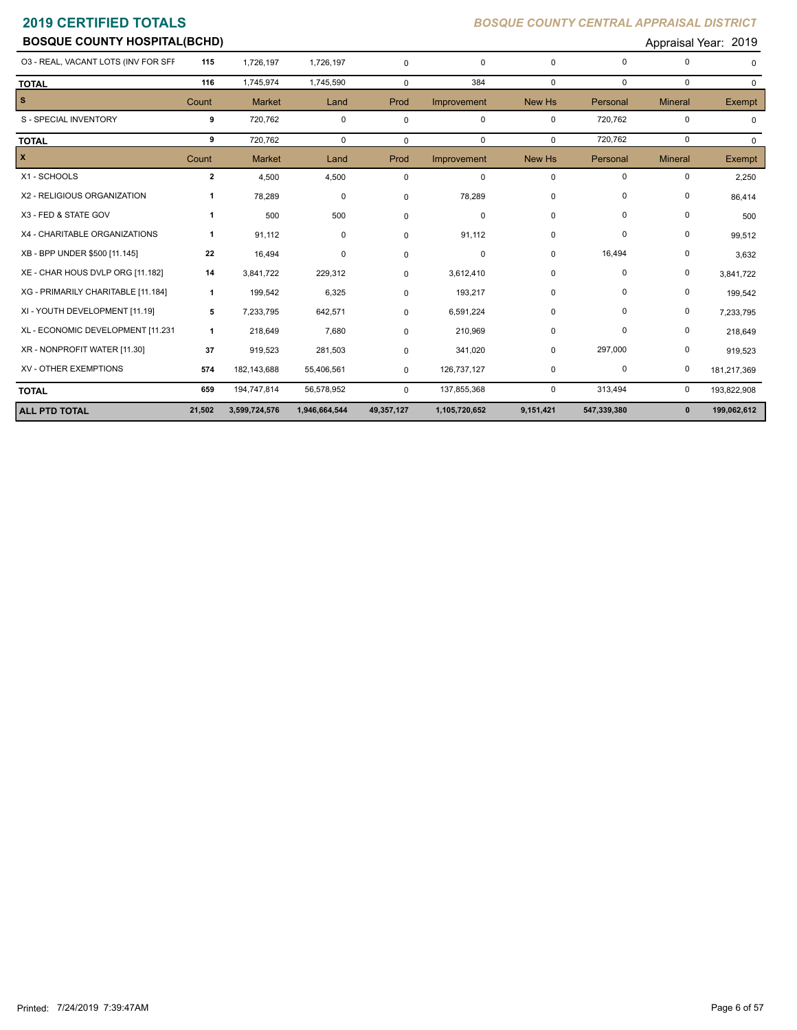# 2019 CERTIFIED TOTALS

*BOSQUE COUNTY CENTRAL APPRAISAL DISTRICT*

## BOSQUE COUNTY HOSPITAL(BCHD)

Appraisal Year: 2019

| | Count | Market | Land | Prod | Improvement | New Hs | Personal | Mineral | Exempt |
|---|---|---|---|---|---|---|---|---|---|
| O3 - REAL, VACANT LOTS (INV FOR SFF | 115 | 1,726,197 | 1,726,197 | 0 | 0 | 0 | 0 | 0 | 0 |
| **TOTAL** | 116 | 1,745,974 | 1,745,590 | 0 | 384 | 0 | 0 | 0 | 0 |
| **S** | Count | Market | Land | Prod | Improvement | New Hs | Personal | Mineral | Exempt |
| S - SPECIAL INVENTORY | 9 | 720,762 | 0 | 0 | 0 | 0 | 720,762 | 0 | 0 |
| **TOTAL** | 9 | 720,762 | 0 | 0 | 0 | 0 | 720,762 | 0 | 0 |
| **X** | Count | Market | Land | Prod | Improvement | New Hs | Personal | Mineral | Exempt |
| X1 - SCHOOLS | 2 | 4,500 | 4,500 | 0 | 0 | 0 | 0 | 0 | 2,250 |
| X2 - RELIGIOUS ORGANIZATION | 1 | 78,289 | 0 | 0 | 78,289 | 0 | 0 | 0 | 86,414 |
| X3 - FED & STATE GOV | 1 | 500 | 500 | 0 | 0 | 0 | 0 | 0 | 500 |
| X4 - CHARITABLE ORGANIZATIONS | 1 | 91,112 | 0 | 0 | 91,112 | 0 | 0 | 0 | 99,512 |
| XB - BPP UNDER $500 [11.145] | 22 | 16,494 | 0 | 0 | 0 | 0 | 16,494 | 0 | 3,632 |
| XE - CHAR HOUS DVLP ORG [11.182] | 14 | 3,841,722 | 229,312 | 0 | 3,612,410 | 0 | 0 | 0 | 3,841,722 |
| XG - PRIMARILY CHARITABLE [11.184] | 1 | 199,542 | 6,325 | 0 | 193,217 | 0 | 0 | 0 | 199,542 |
| XI - YOUTH DEVELOPMENT [11.19] | 5 | 7,233,795 | 642,571 | 0 | 6,591,224 | 0 | 0 | 0 | 7,233,795 |
| XL - ECONOMIC DEVELOPMENT [11.231 | 1 | 218,649 | 7,680 | 0 | 210,969 | 0 | 0 | 0 | 218,649 |
| XR - NONPROFIT WATER [11.30] | 37 | 919,523 | 281,503 | 0 | 341,020 | 0 | 297,000 | 0 | 919,523 |
| XV - OTHER EXEMPTIONS | 574 | 182,143,688 | 55,406,561 | 0 | 126,737,127 | 0 | 0 | 0 | 181,217,369 |
| **TOTAL** | 659 | 194,747,814 | 56,578,952 | 0 | 137,855,368 | 0 | 313,494 | 0 | 193,822,908 |
| **ALL PTD TOTAL** | **21,502** | **3,599,724,576** | **1,946,664,544** | **49,357,127** | **1,105,720,652** | **9,151,421** | **547,339,380** | **0** | **199,062,612** |

Printed: 7/24/2019 7:39:47AM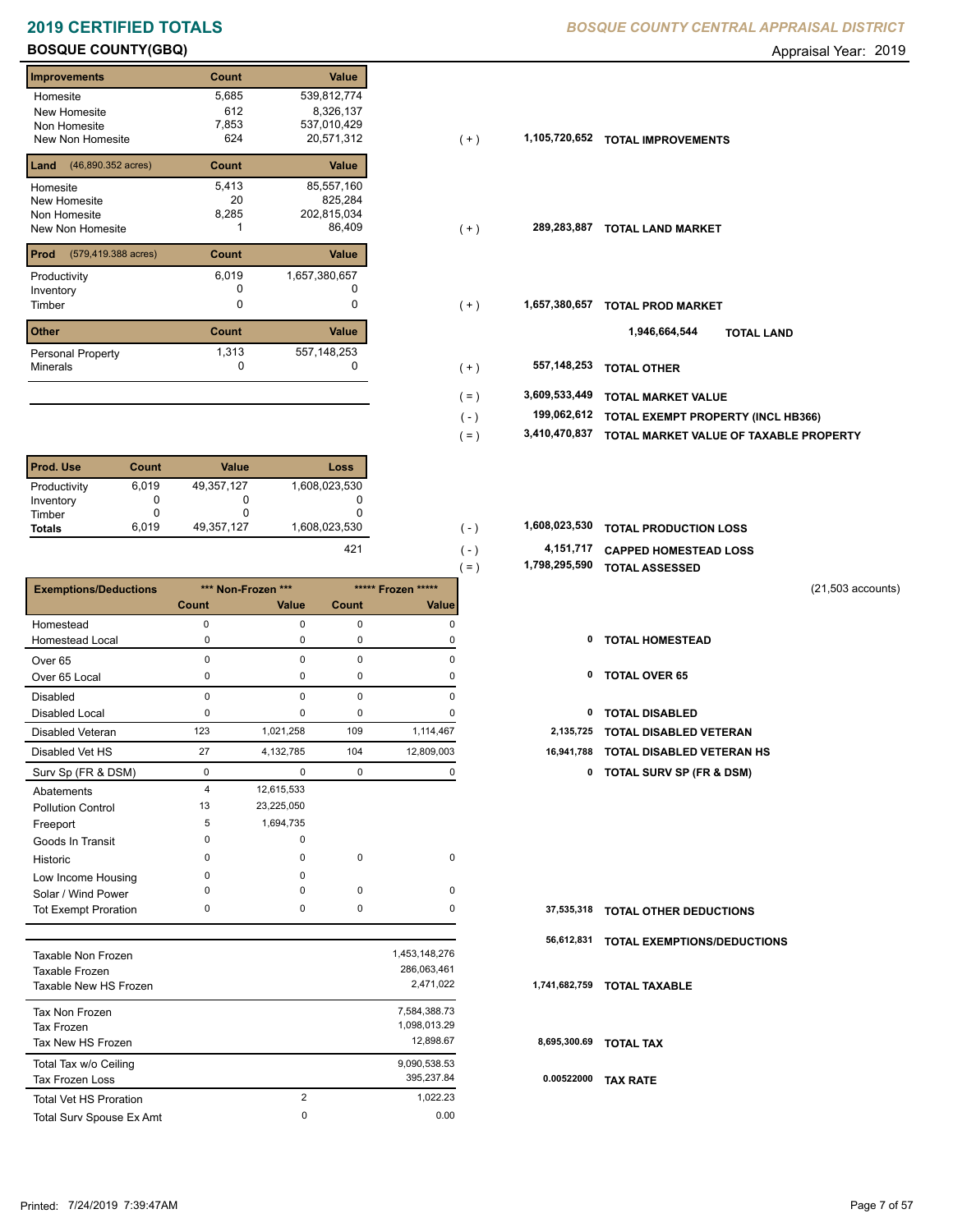# 2019 CERTIFIED TOTALS

*BOSQUE COUNTY CENTRAL APPRAISAL DISTRICT*

**BOSQUE COUNTY(GBQ)**

Appraisal Year: 2019

| Improvements | Count | Value | | | |
|---|---|---|---|---|---|
| Homesite | 5,685 | 539,812,774 | | | |
| New Homesite | 612 | 8,326,137 | | | |
| Non Homesite | 7,853 | 537,010,429 | | | |
| New Non Homesite | 624 | 20,571,312 | (+) | 1,105,720,652 | TOTAL IMPROVEMENTS |

| Land (46,890.352 acres) | Count | Value | | | |
|---|---|---|---|---|---|
| Homesite | 5,413 | 85,557,160 | | | |
| New Homesite | 20 | 825,284 | | | |
| Non Homesite | 8,285 | 202,815,034 | | | |
| New Non Homesite | 1 | 86,409 | (+) | 289,283,887 | TOTAL LAND MARKET |

| Prod (579,419.388 acres) | Count | Value | | | |
|---|---|---|---|---|---|
| Productivity | 6,019 | 1,657,380,657 | | | |
| Inventory | 0 | 0 | | | |
| Timber | 0 | 0 | (+) | 1,657,380,657 | TOTAL PROD MARKET |
| | | | | 1,946,664,544 | TOTAL LAND |

| Other | Count | Value | | | |
|---|---|---|---|---|---|
| Personal Property | 1,313 | 557,148,253 | | | |
| Minerals | 0 | 0 | (+) | 557,148,253 | TOTAL OTHER |

| | | |
|---|---|---|
| (=) | 3,609,533,449 | TOTAL MARKET VALUE |
| (-) | 199,062,612 | TOTAL EXEMPT PROPERTY (INCL HB366) |
| (=) | 3,410,470,837 | TOTAL MARKET VALUE OF TAXABLE PROPERTY |

| Prod. Use | Count | Value | Loss | | | |
|---|---|---|---|---|---|---|
| Productivity | 6,019 | 49,357,127 | 1,608,023,530 | | | |
| Inventory | 0 | 0 | 0 | | | |
| Timber | 0 | 0 | 0 | | | |
| Totals | 6,019 | 49,357,127 | 1,608,023,530 | (-) | 1,608,023,530 | TOTAL PRODUCTION LOSS |
| | | | 421 | (-) | 4,151,717 | CAPPED HOMESTEAD LOSS |
| | | | | (=) | 1,798,295,590 | TOTAL ASSESSED |

(21,503 accounts)

| Exemptions/Deductions | *** Non-Frozen *** | | ***** Frozen ***** | | | |
|---|---|---|---|---|---|---|
| | Count | Value | Count | Value | | |
| Homestead | 0 | 0 | 0 | 0 | | |
| Homestead Local | 0 | 0 | 0 | 0 | 0 | TOTAL HOMESTEAD |
| Over 65 | 0 | 0 | 0 | 0 | | |
| Over 65 Local | 0 | 0 | 0 | 0 | 0 | TOTAL OVER 65 |
| Disabled | 0 | 0 | 0 | 0 | | |
| Disabled Local | 0 | 0 | 0 | 0 | 0 | TOTAL DISABLED |
| Disabled Veteran | 123 | 1,021,258 | 109 | 1,114,467 | 2,135,725 | TOTAL DISABLED VETERAN |
| Disabled Vet HS | 27 | 4,132,785 | 104 | 12,809,003 | 16,941,788 | TOTAL DISABLED VETERAN HS |
| Surv Sp (FR & DSM) | 0 | 0 | 0 | 0 | 0 | TOTAL SURV SP (FR & DSM) |
| Abatements | 4 | 12,615,533 | | | | |
| Pollution Control | 13 | 23,225,050 | | | | |
| Freeport | 5 | 1,694,735 | | | | |
| Goods In Transit | 0 | 0 | | | | |
| Historic | 0 | 0 | 0 | 0 | | |
| Low Income Housing | 0 | 0 | | | | |
| Solar / Wind Power | 0 | 0 | 0 | 0 | | |
| Tot Exempt Proration | 0 | 0 | 0 | 0 | 37,535,318 | TOTAL OTHER DEDUCTIONS |
| | | | | | 56,612,831 | TOTAL EXEMPTIONS/DEDUCTIONS |

| | | | | |
|---|---|---|---|---|
| Taxable Non Frozen | | 1,453,148,276 | | |
| Taxable Frozen | | 286,063,461 | | |
| Taxable New HS Frozen | | 2,471,022 | 1,741,682,759 | TOTAL TAXABLE |
| Tax Non Frozen | | 7,584,388.73 | | |
| Tax Frozen | | 1,098,013.29 | | |
| Tax New HS Frozen | | 12,898.67 | 8,695,300.69 | TOTAL TAX |
| Total Tax w/o Ceiling | | 9,090,538.53 | | |
| Tax Frozen Loss | | 395,237.84 | 0.00522000 | TAX RATE |
| Total Vet HS Proration | 2 | 1,022.23 | | |
| Total Surv Spouse Ex Amt | 0 | 0.00 | | |

Printed: 7/24/2019 7:39:47AM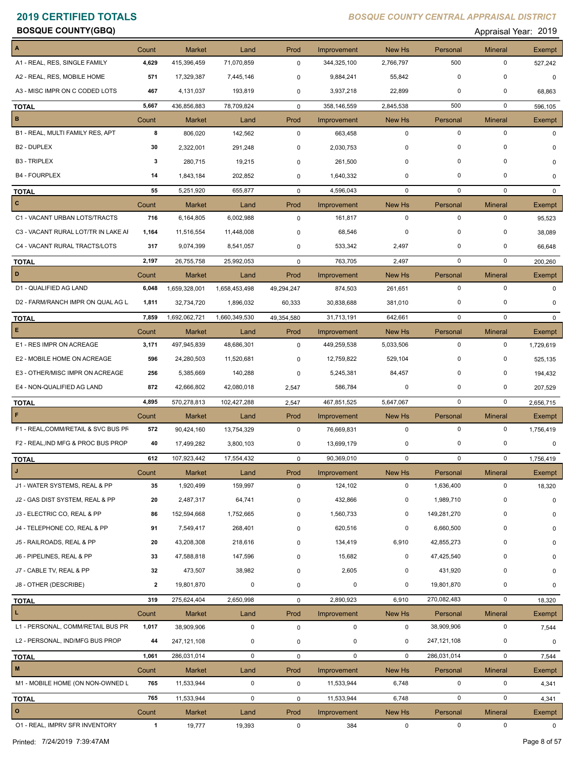# 2019 CERTIFIED TOTALS

*BOSQUE COUNTY CENTRAL APPRAISAL DISTRICT*

**BOSQUE COUNTY(GBQ)**

Appraisal Year: 2019

| A | Count | Market | Land | Prod | Improvement | New Hs | Personal | Mineral | Exempt |
|---|---|---|---|---|---|---|---|---|---|
| A1 - REAL, RES, SINGLE FAMILY | **4,629** | 415,396,459 | 71,070,859 | 0 | 344,325,100 | 2,766,797 | 500 | 0 | 527,242 |
| A2 - REAL, RES, MOBILE HOME | **571** | 17,329,387 | 7,445,146 | 0 | 9,884,241 | 55,842 | 0 | 0 | 0 |
| A3 - MISC IMPR ON C CODED LOTS | **467** | 4,131,037 | 193,819 | 0 | 3,937,218 | 22,899 | 0 | 0 | 68,863 |
| **TOTAL** | 5,667 | 436,856,883 | 78,709,824 | 0 | 358,146,559 | 2,845,538 | 500 | 0 | 596,105 |

| B | Count | Market | Land | Prod | Improvement | New Hs | Personal | Mineral | Exempt |
|---|---|---|---|---|---|---|---|---|---|
| B1 - REAL, MULTI FAMILY RES, APT | **8** | 806,020 | 142,562 | 0 | 663,458 | 0 | 0 | 0 | 0 |
| B2 - DUPLEX | **30** | 2,322,001 | 291,248 | 0 | 2,030,753 | 0 | 0 | 0 | 0 |
| B3 - TRIPLEX | **3** | 280,715 | 19,215 | 0 | 261,500 | 0 | 0 | 0 | 0 |
| B4 - FOURPLEX | **14** | 1,843,184 | 202,852 | 0 | 1,640,332 | 0 | 0 | 0 | 0 |
| **TOTAL** | 55 | 5,251,920 | 655,877 | 0 | 4,596,043 | 0 | 0 | 0 | 0 |

| C | Count | Market | Land | Prod | Improvement | New Hs | Personal | Mineral | Exempt |
|---|---|---|---|---|---|---|---|---|---|
| C1 - VACANT URBAN LOTS/TRACTS | **716** | 6,164,805 | 6,002,988 | 0 | 161,817 | 0 | 0 | 0 | 95,523 |
| C3 - VACANT RURAL LOT/TR IN LAKE AI | **1,164** | 11,516,554 | 11,448,008 | 0 | 68,546 | 0 | 0 | 0 | 38,089 |
| C4 - VACANT RURAL TRACTS/LOTS | **317** | 9,074,399 | 8,541,057 | 0 | 533,342 | 2,497 | 0 | 0 | 66,648 |
| **TOTAL** | 2,197 | 26,755,758 | 25,992,053 | 0 | 763,705 | 2,497 | 0 | 0 | 200,260 |

| D | Count | Market | Land | Prod | Improvement | New Hs | Personal | Mineral | Exempt |
|---|---|---|---|---|---|---|---|---|---|
| D1 - QUALIFIED AG LAND | **6,048** | 1,659,328,001 | 1,658,453,498 | 49,294,247 | 874,503 | 261,651 | 0 | 0 | 0 |
| D2 - FARM/RANCH IMPR ON QUAL AG L | **1,811** | 32,734,720 | 1,896,032 | 60,333 | 30,838,688 | 381,010 | 0 | 0 | 0 |
| **TOTAL** | 7,859 | 1,692,062,721 | 1,660,349,530 | 49,354,580 | 31,713,191 | 642,661 | 0 | 0 | 0 |

| E | Count | Market | Land | Prod | Improvement | New Hs | Personal | Mineral | Exempt |
|---|---|---|---|---|---|---|---|---|---|
| E1 - RES IMPR ON ACREAGE | **3,171** | 497,945,839 | 48,686,301 | 0 | 449,259,538 | 5,033,506 | 0 | 0 | 1,729,619 |
| E2 - MOBILE HOME ON ACREAGE | **596** | 24,280,503 | 11,520,681 | 0 | 12,759,822 | 529,104 | 0 | 0 | 525,135 |
| E3 - OTHER/MISC IMPR ON ACREAGE | **256** | 5,385,669 | 140,288 | 0 | 5,245,381 | 84,457 | 0 | 0 | 194,432 |
| E4 - NON-QUALIFIED AG LAND | **872** | 42,666,802 | 42,080,018 | 2,547 | 586,784 | 0 | 0 | 0 | 207,529 |
| **TOTAL** | 4,895 | 570,278,813 | 102,427,288 | 2,547 | 467,851,525 | 5,647,067 | 0 | 0 | 2,656,715 |

| F | Count | Market | Land | Prod | Improvement | New Hs | Personal | Mineral | Exempt |
|---|---|---|---|---|---|---|---|---|---|
| F1 - REAL,COMM/RETAIL & SVC BUS PR | **572** | 90,424,160 | 13,754,329 | 0 | 76,669,831 | 0 | 0 | 0 | 1,756,419 |
| F2 - REAL,IND MFG & PROC BUS PROP | **40** | 17,499,282 | 3,800,103 | 0 | 13,699,179 | 0 | 0 | 0 | 0 |
| **TOTAL** | 612 | 107,923,442 | 17,554,432 | 0 | 90,369,010 | 0 | 0 | 0 | 1,756,419 |

| J | Count | Market | Land | Prod | Improvement | New Hs | Personal | Mineral | Exempt |
|---|---|---|---|---|---|---|---|---|---|
| J1 - WATER SYSTEMS, REAL & PP | **35** | 1,920,499 | 159,997 | 0 | 124,102 | 0 | 1,636,400 | 0 | 18,320 |
| J2 - GAS DIST SYSTEM, REAL & PP | **20** | 2,487,317 | 64,741 | 0 | 432,866 | 0 | 1,989,710 | 0 | 0 |
| J3 - ELECTRIC CO, REAL & PP | **86** | 152,594,668 | 1,752,665 | 0 | 1,560,733 | 0 | 149,281,270 | 0 | 0 |
| J4 - TELEPHONE CO, REAL & PP | **91** | 7,549,417 | 268,401 | 0 | 620,516 | 0 | 6,660,500 | 0 | 0 |
| J5 - RAILROADS, REAL & PP | **20** | 43,208,308 | 218,616 | 0 | 134,419 | 6,910 | 42,855,273 | 0 | 0 |
| J6 - PIPELINES, REAL & PP | **33** | 47,588,818 | 147,596 | 0 | 15,682 | 0 | 47,425,540 | 0 | 0 |
| J7 - CABLE TV, REAL & PP | **32** | 473,507 | 38,982 | 0 | 2,605 | 0 | 431,920 | 0 | 0 |
| J8 - OTHER (DESCRIBE) | **2** | 19,801,870 | 0 | 0 | 0 | 0 | 19,801,870 | 0 | 0 |
| **TOTAL** | 319 | 275,624,404 | 2,650,998 | 0 | 2,890,923 | 6,910 | 270,082,483 | 0 | 18,320 |

| L | Count | Market | Land | Prod | Improvement | New Hs | Personal | Mineral | Exempt |
|---|---|---|---|---|---|---|---|---|---|
| L1 - PERSONAL, COMM/RETAIL BUS PR | **1,017** | 38,909,906 | 0 | 0 | 0 | 0 | 38,909,906 | 0 | 7,544 |
| L2 - PERSONAL, IND/MFG BUS PROP | **44** | 247,121,108 | 0 | 0 | 0 | 0 | 247,121,108 | 0 | 0 |
| **TOTAL** | 1,061 | 286,031,014 | 0 | 0 | 0 | 0 | 286,031,014 | 0 | 7,544 |

| M | Count | Market | Land | Prod | Improvement | New Hs | Personal | Mineral | Exempt |
|---|---|---|---|---|---|---|---|---|---|
| M1 - MOBILE HOME (ON NON-OWNED L | **765** | 11,533,944 | 0 | 0 | 11,533,944 | 6,748 | 0 | 0 | 4,341 |
| **TOTAL** | 765 | 11,533,944 | 0 | 0 | 11,533,944 | 6,748 | 0 | 0 | 4,341 |

| O | Count | Market | Land | Prod | Improvement | New Hs | Personal | Mineral | Exempt |
|---|---|---|---|---|---|---|---|---|---|
| O1 - REAL, IMPRV SFR INVENTORY | **1** | 19,777 | 19,393 | 0 | 384 | 0 | 0 | 0 | 0 |

Printed: 7/24/2019 7:39:47AM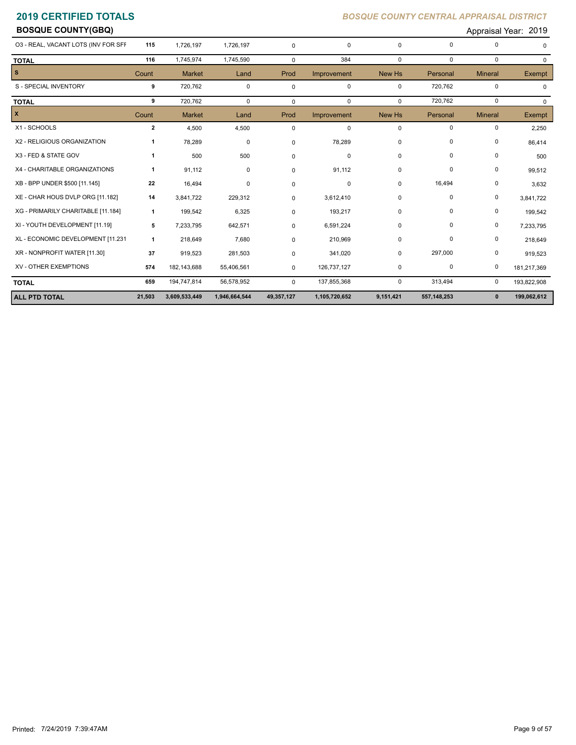# 2019 CERTIFIED TOTALS

*BOSQUE COUNTY CENTRAL APPRAISAL DISTRICT*

**BOSQUE COUNTY(GBQ)**

Appraisal Year: 2019

| | Count | Market | Land | Prod | Improvement | New Hs | Personal | Mineral | Exempt |
|---|---|---|---|---|---|---|---|---|---|
| O3 - REAL, VACANT LOTS (INV FOR SFF | 115 | 1,726,197 | 1,726,197 | 0 | 0 | 0 | 0 | 0 | 0 |
| **TOTAL** | 116 | 1,745,974 | 1,745,590 | 0 | 384 | 0 | 0 | 0 | 0 |
| **S** | Count | Market | Land | Prod | Improvement | New Hs | Personal | Mineral | Exempt |
| S - SPECIAL INVENTORY | 9 | 720,762 | 0 | 0 | 0 | 0 | 720,762 | 0 | 0 |
| **TOTAL** | 9 | 720,762 | 0 | 0 | 0 | 0 | 720,762 | 0 | 0 |
| **X** | Count | Market | Land | Prod | Improvement | New Hs | Personal | Mineral | Exempt |
| X1 - SCHOOLS | 2 | 4,500 | 4,500 | 0 | 0 | 0 | 0 | 0 | 2,250 |
| X2 - RELIGIOUS ORGANIZATION | 1 | 78,289 | 0 | 0 | 78,289 | 0 | 0 | 0 | 86,414 |
| X3 - FED & STATE GOV | 1 | 500 | 500 | 0 | 0 | 0 | 0 | 0 | 500 |
| X4 - CHARITABLE ORGANIZATIONS | 1 | 91,112 | 0 | 0 | 91,112 | 0 | 0 | 0 | 99,512 |
| XB - BPP UNDER $500 [11.145] | 22 | 16,494 | 0 | 0 | 0 | 0 | 16,494 | 0 | 3,632 |
| XE - CHAR HOUS DVLP ORG [11.182] | 14 | 3,841,722 | 229,312 | 0 | 3,612,410 | 0 | 0 | 0 | 3,841,722 |
| XG - PRIMARILY CHARITABLE [11.184] | 1 | 199,542 | 6,325 | 0 | 193,217 | 0 | 0 | 0 | 199,542 |
| XI - YOUTH DEVELOPMENT [11.19] | 5 | 7,233,795 | 642,571 | 0 | 6,591,224 | 0 | 0 | 0 | 7,233,795 |
| XL - ECONOMIC DEVELOPMENT [11.231 | 1 | 218,649 | 7,680 | 0 | 210,969 | 0 | 0 | 0 | 218,649 |
| XR - NONPROFIT WATER [11.30] | 37 | 919,523 | 281,503 | 0 | 341,020 | 0 | 297,000 | 0 | 919,523 |
| XV - OTHER EXEMPTIONS | 574 | 182,143,688 | 55,406,561 | 0 | 126,737,127 | 0 | 0 | 0 | 181,217,369 |
| **TOTAL** | 659 | 194,747,814 | 56,578,952 | 0 | 137,855,368 | 0 | 313,494 | 0 | 193,822,908 |
| **ALL PTD TOTAL** | **21,503** | **3,609,533,449** | **1,946,664,544** | **49,357,127** | **1,105,720,652** | **9,151,421** | **557,148,253** | **0** | **199,062,612** |

Printed: 7/24/2019 7:39:47AM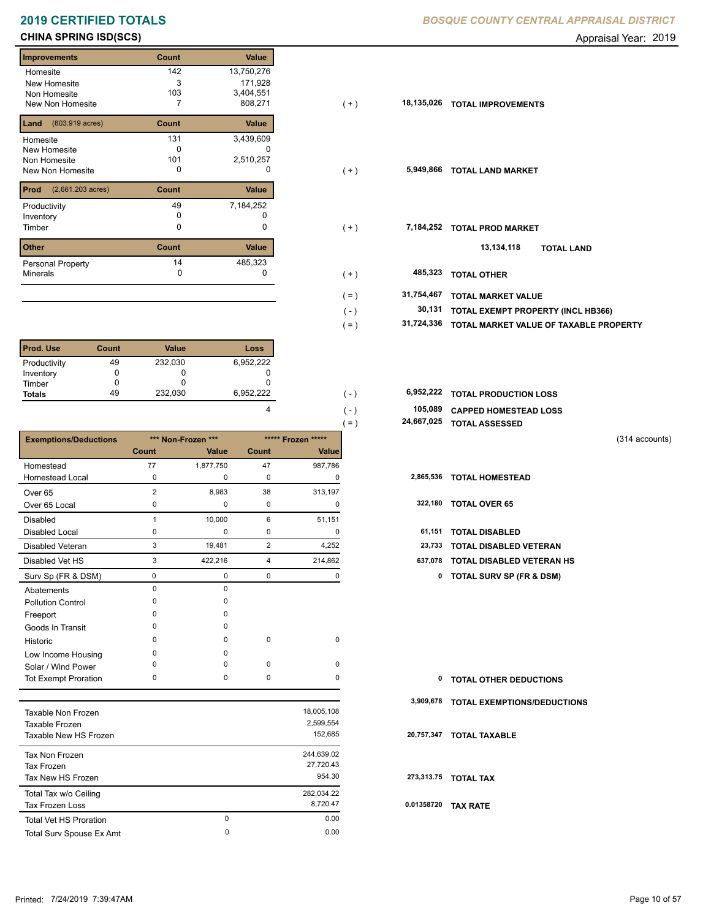# 2019 CERTIFIED TOTALS

*BOSQUE COUNTY CENTRAL APPRAISAL DISTRICT*

## CHINA SPRING ISD(SCS)

Appraisal Year: 2019

| Improvements | Count | Value | | | |
|---|---|---|---|---|---|
| Homesite | 142 | 13,750,276 | | | |
| New Homesite | 3 | 171,928 | | | |
| Non Homesite | 103 | 3,404,551 | | | |
| New Non Homesite | 7 | 808,271 | ( + ) | 18,135,026 | TOTAL IMPROVEMENTS |

| Land (803.919 acres) | Count | Value | | | |
|---|---|---|---|---|---|
| Homesite | 131 | 3,439,609 | | | |
| New Homesite | 0 | 0 | | | |
| Non Homesite | 101 | 2,510,257 | | | |
| New Non Homesite | 0 | 0 | ( + ) | 5,949,866 | TOTAL LAND MARKET |

| Prod (2,661.203 acres) | Count | Value | | | |
|---|---|---|---|---|---|
| Productivity | 49 | 7,184,252 | | | |
| Inventory | 0 | 0 | | | |
| Timber | 0 | 0 | ( + ) | 7,184,252 | TOTAL PROD MARKET |

13,134,118 TOTAL LAND

| Other | Count | Value | | | |
|---|---|---|---|---|---|
| Personal Property | 14 | 485,323 | | | |
| Minerals | 0 | 0 | ( + ) | 485,323 | TOTAL OTHER |

| | | |
|---|---|---|
| ( = ) | 31,754,467 | TOTAL MARKET VALUE |
| ( - ) | 30,131 | TOTAL EXEMPT PROPERTY (INCL HB366) |
| ( = ) | 31,724,336 | TOTAL MARKET VALUE OF TAXABLE PROPERTY |

| Prod. Use | Count | Value | Loss |
|---|---|---|---|
| Productivity | 49 | 232,030 | 6,952,222 |
| Inventory | 0 | 0 | 0 |
| Timber | 0 | 0 | 0 |
| Totals | 49 | 232,030 | 6,952,222 |

| | | | |
|---|---|---|---|
| | ( - ) | 6,952,222 | TOTAL PRODUCTION LOSS |
| 4 | ( - ) | 105,089 | CAPPED HOMESTEAD LOSS |
| | ( = ) | 24,667,025 | TOTAL ASSESSED |

(314 accounts)

| Exemptions/Deductions | *** Non-Frozen *** | | ***** Frozen ***** | | | |
|---|---|---|---|---|---|---|
| | Count | Value | Count | Value | | |
| Homestead | 77 | 1,877,750 | 47 | 987,786 | | |
| Homestead Local | 0 | 0 | 0 | 0 | 2,865,536 | TOTAL HOMESTEAD |
| Over 65 | 2 | 8,983 | 38 | 313,197 | | |
| Over 65 Local | 0 | 0 | 0 | 0 | 322,180 | TOTAL OVER 65 |
| Disabled | 1 | 10,000 | 6 | 51,151 | | |
| Disabled Local | 0 | 0 | 0 | 0 | 61,151 | TOTAL DISABLED |
| Disabled Veteran | 3 | 19,481 | 2 | 4,252 | 23,733 | TOTAL DISABLED VETERAN |
| Disabled Vet HS | 3 | 422,216 | 4 | 214,862 | 637,078 | TOTAL DISABLED VETERAN HS |
| Surv Sp (FR & DSM) | 0 | 0 | 0 | 0 | 0 | TOTAL SURV SP (FR & DSM) |
| Abatements | 0 | 0 | | | | |
| Pollution Control | 0 | 0 | | | | |
| Freeport | 0 | 0 | | | | |
| Goods In Transit | 0 | 0 | | | | |
| Historic | 0 | 0 | 0 | 0 | | |
| Low Income Housing | 0 | 0 | | | | |
| Solar / Wind Power | 0 | 0 | 0 | 0 | | |
| Tot Exempt Proration | 0 | 0 | 0 | 0 | 0 | TOTAL OTHER DEDUCTIONS |

3,909,678 TOTAL EXEMPTIONS/DEDUCTIONS

| | | | | |
|---|---|---|---|---|
| Taxable Non Frozen | | 18,005,108 | | |
| Taxable Frozen | | 2,599,554 | | |
| Taxable New HS Frozen | | 152,685 | 20,757,347 | TOTAL TAXABLE |
| Tax Non Frozen | | 244,639.02 | | |
| Tax Frozen | | 27,720.43 | | |
| Tax New HS Frozen | | 954.30 | 273,313.75 | TOTAL TAX |
| Total Tax w/o Ceiling | | 282,034.22 | | |
| Tax Frozen Loss | | 8,720.47 | 0.01358720 | TAX RATE |
| Total Vet HS Proration | 0 | 0.00 | | |
| Total Surv Spouse Ex Amt | 0 | 0.00 | | |

Printed: 7/24/2019 7:39:47AM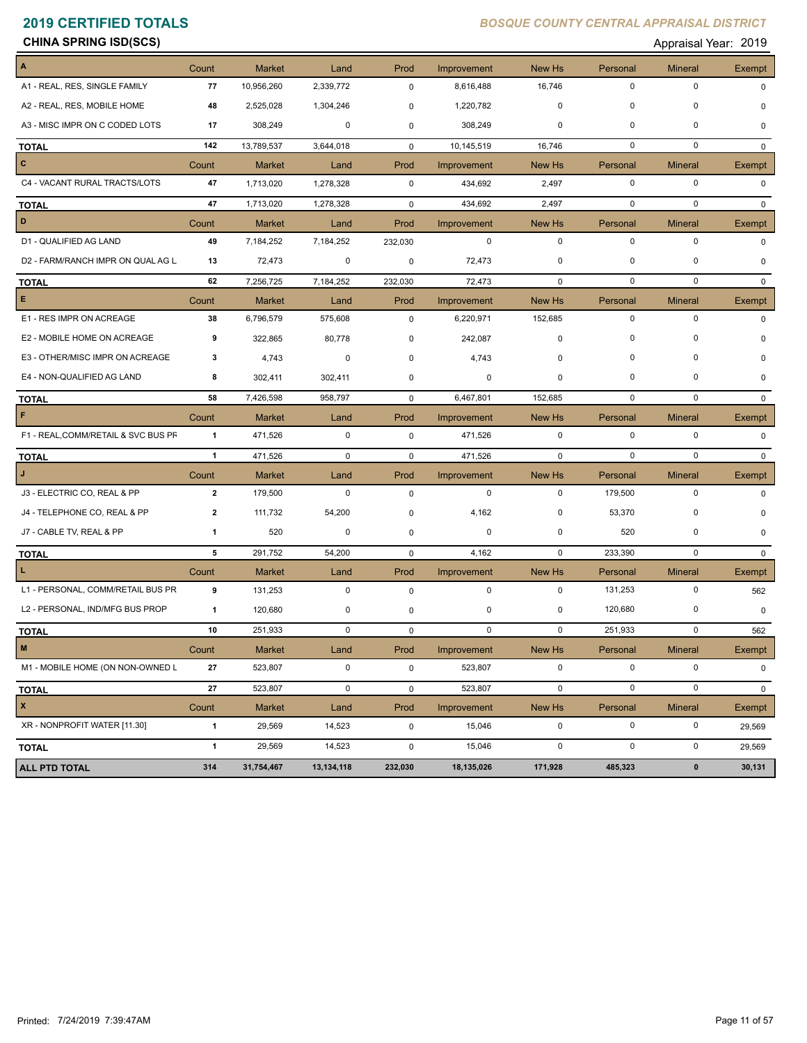# 2019 CERTIFIED TOTALS

*BOSQUE COUNTY CENTRAL APPRAISAL DISTRICT*

**CHINA SPRING ISD(SCS)**

Appraisal Year: 2019

| A | Count | Market | Land | Prod | Improvement | New Hs | Personal | Mineral | Exempt |
|---|---|---|---|---|---|---|---|---|---|
| A1 - REAL, RES, SINGLE FAMILY | 77 | 10,956,260 | 2,339,772 | 0 | 8,616,488 | 16,746 | 0 | 0 | 0 |
| A2 - REAL, RES, MOBILE HOME | 48 | 2,525,028 | 1,304,246 | 0 | 1,220,782 | 0 | 0 | 0 | 0 |
| A3 - MISC IMPR ON C CODED LOTS | 17 | 308,249 | 0 | 0 | 308,249 | 0 | 0 | 0 | 0 |
| **TOTAL** | 142 | 13,789,537 | 3,644,018 | 0 | 10,145,519 | 16,746 | 0 | 0 | 0 |
| **C** | Count | Market | Land | Prod | Improvement | New Hs | Personal | Mineral | Exempt |
| C4 - VACANT RURAL TRACTS/LOTS | 47 | 1,713,020 | 1,278,328 | 0 | 434,692 | 2,497 | 0 | 0 | 0 |
| **TOTAL** | 47 | 1,713,020 | 1,278,328 | 0 | 434,692 | 2,497 | 0 | 0 | 0 |
| **D** | Count | Market | Land | Prod | Improvement | New Hs | Personal | Mineral | Exempt |
| D1 - QUALIFIED AG LAND | 49 | 7,184,252 | 7,184,252 | 232,030 | 0 | 0 | 0 | 0 | 0 |
| D2 - FARM/RANCH IMPR ON QUAL AG L | 13 | 72,473 | 0 | 0 | 72,473 | 0 | 0 | 0 | 0 |
| **TOTAL** | 62 | 7,256,725 | 7,184,252 | 232,030 | 72,473 | 0 | 0 | 0 | 0 |
| **E** | Count | Market | Land | Prod | Improvement | New Hs | Personal | Mineral | Exempt |
| E1 - RES IMPR ON ACREAGE | 38 | 6,796,579 | 575,608 | 0 | 6,220,971 | 152,685 | 0 | 0 | 0 |
| E2 - MOBILE HOME ON ACREAGE | 9 | 322,865 | 80,778 | 0 | 242,087 | 0 | 0 | 0 | 0 |
| E3 - OTHER/MISC IMPR ON ACREAGE | 3 | 4,743 | 0 | 0 | 4,743 | 0 | 0 | 0 | 0 |
| E4 - NON-QUALIFIED AG LAND | 8 | 302,411 | 302,411 | 0 | 0 | 0 | 0 | 0 | 0 |
| **TOTAL** | 58 | 7,426,598 | 958,797 | 0 | 6,467,801 | 152,685 | 0 | 0 | 0 |
| **F** | Count | Market | Land | Prod | Improvement | New Hs | Personal | Mineral | Exempt |
| F1 - REAL,COMM/RETAIL & SVC BUS PF | 1 | 471,526 | 0 | 0 | 471,526 | 0 | 0 | 0 | 0 |
| **TOTAL** | 1 | 471,526 | 0 | 0 | 471,526 | 0 | 0 | 0 | 0 |
| **J** | Count | Market | Land | Prod | Improvement | New Hs | Personal | Mineral | Exempt |
| J3 - ELECTRIC CO, REAL & PP | 2 | 179,500 | 0 | 0 | 0 | 0 | 179,500 | 0 | 0 |
| J4 - TELEPHONE CO, REAL & PP | 2 | 111,732 | 54,200 | 0 | 4,162 | 0 | 53,370 | 0 | 0 |
| J7 - CABLE TV, REAL & PP | 1 | 520 | 0 | 0 | 0 | 0 | 520 | 0 | 0 |
| **TOTAL** | 5 | 291,752 | 54,200 | 0 | 4,162 | 0 | 233,390 | 0 | 0 |
| **L** | Count | Market | Land | Prod | Improvement | New Hs | Personal | Mineral | Exempt |
| L1 - PERSONAL, COMM/RETAIL BUS PR | 9 | 131,253 | 0 | 0 | 0 | 0 | 131,253 | 0 | 562 |
| L2 - PERSONAL, IND/MFG BUS PROP | 1 | 120,680 | 0 | 0 | 0 | 0 | 120,680 | 0 | 0 |
| **TOTAL** | 10 | 251,933 | 0 | 0 | 0 | 0 | 251,933 | 0 | 562 |
| **M** | Count | Market | Land | Prod | Improvement | New Hs | Personal | Mineral | Exempt |
| M1 - MOBILE HOME (ON NON-OWNED L | 27 | 523,807 | 0 | 0 | 523,807 | 0 | 0 | 0 | 0 |
| **TOTAL** | 27 | 523,807 | 0 | 0 | 523,807 | 0 | 0 | 0 | 0 |
| **X** | Count | Market | Land | Prod | Improvement | New Hs | Personal | Mineral | Exempt |
| XR - NONPROFIT WATER [11.30] | 1 | 29,569 | 14,523 | 0 | 15,046 | 0 | 0 | 0 | 29,569 |
| **TOTAL** | 1 | 29,569 | 14,523 | 0 | 15,046 | 0 | 0 | 0 | 29,569 |
| **ALL PTD TOTAL** | **314** | **31,754,467** | **13,134,118** | **232,030** | **18,135,026** | **171,928** | **485,323** | **0** | **30,131** |

Printed: 7/24/2019 7:39:47AM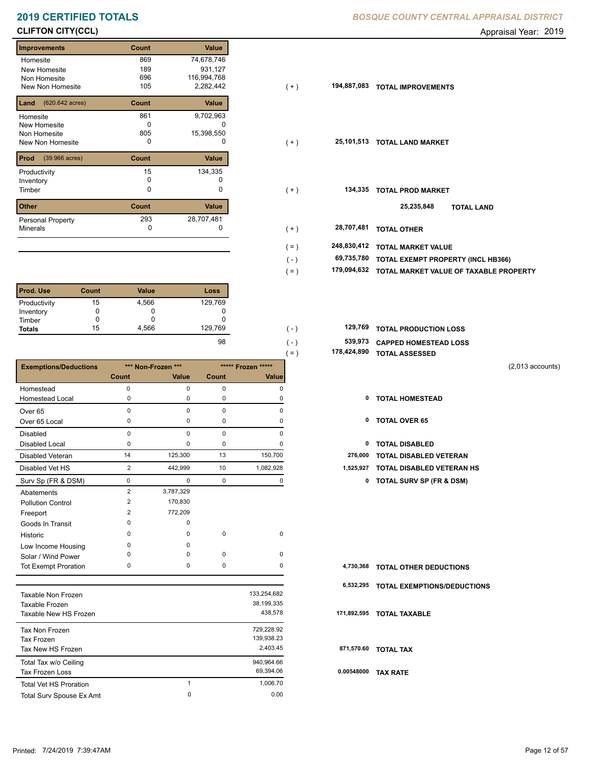# 2019 CERTIFIED TOTALS

*BOSQUE COUNTY CENTRAL APPRAISAL DISTRICT*

## CLIFTON CITY(CCL)

Appraisal Year: 2019

| Improvements | Count | Value | | | |
|---|---|---|---|---|---|
| Homesite | 869 | 74,678,746 | | | |
| New Homesite | 189 | 931,127 | | | |
| Non Homesite | 696 | 116,994,768 | | | |
| New Non Homesite | 105 | 2,282,442 | ( + ) | 194,887,083 | TOTAL IMPROVEMENTS |

| Land (620.642 acres) | Count | Value | | | |
|---|---|---|---|---|---|
| Homesite | 861 | 9,702,963 | | | |
| New Homesite | 0 | 0 | | | |
| Non Homesite | 805 | 15,398,550 | | | |
| New Non Homesite | 0 | 0 | ( + ) | 25,101,513 | TOTAL LAND MARKET |

| Prod (39.966 acres) | Count | Value | | | |
|---|---|---|---|---|---|
| Productivity | 15 | 134,335 | | | |
| Inventory | 0 | 0 | | | |
| Timber | 0 | 0 | ( + ) | 134,335 | TOTAL PROD MARKET |
| | | | | 25,235,848 | TOTAL LAND |

| Other | Count | Value | | | |
|---|---|---|---|---|---|
| Personal Property | 293 | 28,707,481 | | | |
| Minerals | 0 | 0 | ( + ) | 28,707,481 | TOTAL OTHER |

| | | |
|---|---|---|
| ( = ) | 248,830,412 | TOTAL MARKET VALUE |
| ( - ) | 69,735,780 | TOTAL EXEMPT PROPERTY (INCL HB366) |
| ( = ) | 179,094,632 | TOTAL MARKET VALUE OF TAXABLE PROPERTY |

| Prod. Use | Count | Value | Loss | | | |
|---|---|---|---|---|---|---|
| Productivity | 15 | 4,566 | 129,769 | | | |
| Inventory | 0 | 0 | 0 | | | |
| Timber | 0 | 0 | 0 | | | |
| Totals | 15 | 4,566 | 129,769 | ( - ) | 129,769 | TOTAL PRODUCTION LOSS |
| | | | 98 | ( - ) | 539,973 | CAPPED HOMESTEAD LOSS |
| | | | | ( = ) | 178,424,890 | TOTAL ASSESSED |

(2,013 accounts)

| Exemptions/Deductions | *** Non-Frozen *** | | ***** Frozen ***** | | | |
|---|---|---|---|---|---|---|
| | Count | Value | Count | Value | | |
| Homestead | 0 | 0 | 0 | 0 | | |
| Homestead Local | 0 | 0 | 0 | 0 | 0 | TOTAL HOMESTEAD |
| Over 65 | 0 | 0 | 0 | 0 | | |
| Over 65 Local | 0 | 0 | 0 | 0 | 0 | TOTAL OVER 65 |
| Disabled | 0 | 0 | 0 | 0 | | |
| Disabled Local | 0 | 0 | 0 | 0 | 0 | TOTAL DISABLED |
| Disabled Veteran | 14 | 125,300 | 13 | 150,700 | 276,000 | TOTAL DISABLED VETERAN |
| Disabled Vet HS | 2 | 442,999 | 10 | 1,082,928 | 1,525,927 | TOTAL DISABLED VETERAN HS |
| Surv Sp (FR & DSM) | 0 | 0 | 0 | 0 | 0 | TOTAL SURV SP (FR & DSM) |
| Abatements | 2 | 3,787,329 | | | | |
| Pollution Control | 2 | 170,830 | | | | |
| Freeport | 2 | 772,209 | | | | |
| Goods In Transit | 0 | 0 | | | | |
| Historic | 0 | 0 | 0 | 0 | | |
| Low Income Housing | 0 | 0 | | | | |
| Solar / Wind Power | 0 | 0 | 0 | 0 | | |
| Tot Exempt Proration | 0 | 0 | 0 | 0 | 4,730,368 | TOTAL OTHER DEDUCTIONS |
| | | | | | 6,532,295 | TOTAL EXEMPTIONS/DEDUCTIONS |

| | | | | |
|---|---|---|---|---|
| Taxable Non Frozen | | 133,254,682 | | |
| Taxable Frozen | | 38,199,335 | | |
| Taxable New HS Frozen | | 438,578 | 171,892,595 | TOTAL TAXABLE |
| Tax Non Frozen | | 729,228.92 | | |
| Tax Frozen | | 139,938.23 | | |
| Tax New HS Frozen | | 2,403.45 | 871,570.60 | TOTAL TAX |
| Total Tax w/o Ceiling | | 940,964.66 | | |
| Tax Frozen Loss | | 69,394.06 | 0.00548000 | TAX RATE |
| Total Vet HS Proration | 1 | 1,006.70 | | |
| Total Surv Spouse Ex Amt | 0 | 0.00 | | |

Printed: 7/24/2019 7:39:47AM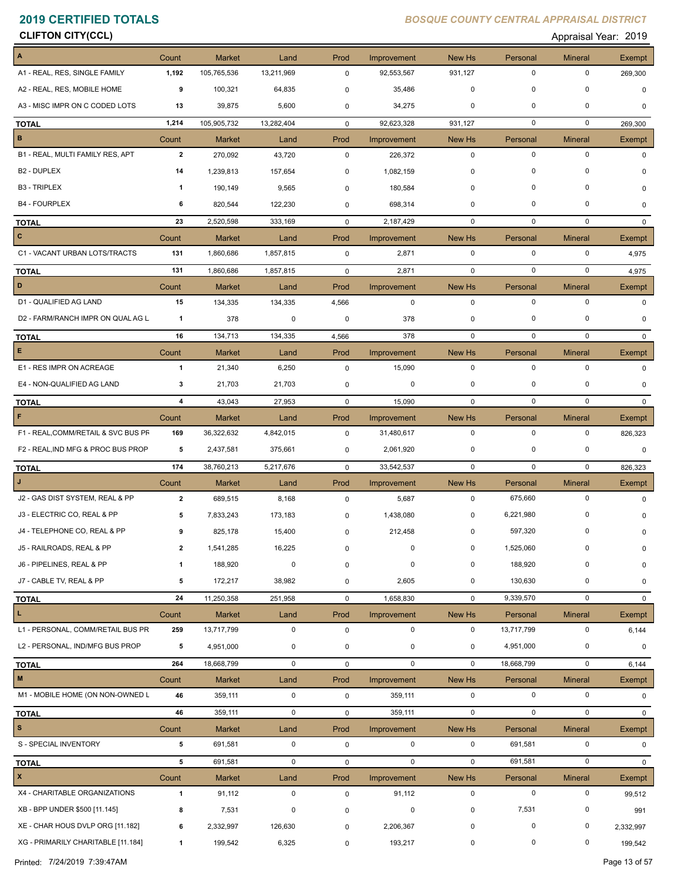# 2019 CERTIFIED TOTALS

*BOSQUE COUNTY CENTRAL APPRAISAL DISTRICT*

**CLIFTON CITY(CCL)**

Appraisal Year: 2019

| A | Count | Market | Land | Prod | Improvement | New Hs | Personal | Mineral | Exempt |
|---|---|---|---|---|---|---|---|---|---|
| A1 - REAL, RES, SINGLE FAMILY | **1,192** | 105,765,536 | 13,211,969 | 0 | 92,553,567 | 931,127 | 0 | 0 | 269,300 |
| A2 - REAL, RES, MOBILE HOME | **9** | 100,321 | 64,835 | 0 | 35,486 | 0 | 0 | 0 | 0 |
| A3 - MISC IMPR ON C CODED LOTS | **13** | 39,875 | 5,600 | 0 | 34,275 | 0 | 0 | 0 | 0 |
| **TOTAL** | **1,214** | 105,905,732 | 13,282,404 | 0 | 92,623,328 | 931,127 | 0 | 0 | 269,300 |

| B | Count | Market | Land | Prod | Improvement | New Hs | Personal | Mineral | Exempt |
|---|---|---|---|---|---|---|---|---|---|
| B1 - REAL, MULTI FAMILY RES, APT | **2** | 270,092 | 43,720 | 0 | 226,372 | 0 | 0 | 0 | 0 |
| B2 - DUPLEX | **14** | 1,239,813 | 157,654 | 0 | 1,082,159 | 0 | 0 | 0 | 0 |
| B3 - TRIPLEX | **1** | 190,149 | 9,565 | 0 | 180,584 | 0 | 0 | 0 | 0 |
| B4 - FOURPLEX | **6** | 820,544 | 122,230 | 0 | 698,314 | 0 | 0 | 0 | 0 |
| **TOTAL** | **23** | 2,520,598 | 333,169 | 0 | 2,187,429 | 0 | 0 | 0 | 0 |

| C | Count | Market | Land | Prod | Improvement | New Hs | Personal | Mineral | Exempt |
|---|---|---|---|---|---|---|---|---|---|
| C1 - VACANT URBAN LOTS/TRACTS | **131** | 1,860,686 | 1,857,815 | 0 | 2,871 | 0 | 0 | 0 | 4,975 |
| **TOTAL** | **131** | 1,860,686 | 1,857,815 | 0 | 2,871 | 0 | 0 | 0 | 4,975 |

| D | Count | Market | Land | Prod | Improvement | New Hs | Personal | Mineral | Exempt |
|---|---|---|---|---|---|---|---|---|---|
| D1 - QUALIFIED AG LAND | **15** | 134,335 | 134,335 | 4,566 | 0 | 0 | 0 | 0 | 0 |
| D2 - FARM/RANCH IMPR ON QUAL AG L | **1** | 378 | 0 | 0 | 378 | 0 | 0 | 0 | 0 |
| **TOTAL** | **16** | 134,713 | 134,335 | 4,566 | 378 | 0 | 0 | 0 | 0 |

| E | Count | Market | Land | Prod | Improvement | New Hs | Personal | Mineral | Exempt |
|---|---|---|---|---|---|---|---|---|---|
| E1 - RES IMPR ON ACREAGE | **1** | 21,340 | 6,250 | 0 | 15,090 | 0 | 0 | 0 | 0 |
| E4 - NON-QUALIFIED AG LAND | **3** | 21,703 | 21,703 | 0 | 0 | 0 | 0 | 0 | 0 |
| **TOTAL** | **4** | 43,043 | 27,953 | 0 | 15,090 | 0 | 0 | 0 | 0 |

| F | Count | Market | Land | Prod | Improvement | New Hs | Personal | Mineral | Exempt |
|---|---|---|---|---|---|---|---|---|---|
| F1 - REAL,COMM/RETAIL & SVC BUS PR | **169** | 36,322,632 | 4,842,015 | 0 | 31,480,617 | 0 | 0 | 0 | 826,323 |
| F2 - REAL,IND MFG & PROC BUS PROP | **5** | 2,437,581 | 375,661 | 0 | 2,061,920 | 0 | 0 | 0 | 0 |
| **TOTAL** | **174** | 38,760,213 | 5,217,676 | 0 | 33,542,537 | 0 | 0 | 0 | 826,323 |

| J | Count | Market | Land | Prod | Improvement | New Hs | Personal | Mineral | Exempt |
|---|---|---|---|---|---|---|---|---|---|
| J2 - GAS DIST SYSTEM, REAL & PP | **2** | 689,515 | 8,168 | 0 | 5,687 | 0 | 675,660 | 0 | 0 |
| J3 - ELECTRIC CO, REAL & PP | **5** | 7,833,243 | 173,183 | 0 | 1,438,080 | 0 | 6,221,980 | 0 | 0 |
| J4 - TELEPHONE CO, REAL & PP | **9** | 825,178 | 15,400 | 0 | 212,458 | 0 | 597,320 | 0 | 0 |
| J5 - RAILROADS, REAL & PP | **2** | 1,541,285 | 16,225 | 0 | 0 | 0 | 1,525,060 | 0 | 0 |
| J6 - PIPELINES, REAL & PP | **1** | 188,920 | 0 | 0 | 0 | 0 | 188,920 | 0 | 0 |
| J7 - CABLE TV, REAL & PP | **5** | 172,217 | 38,982 | 0 | 2,605 | 0 | 130,630 | 0 | 0 |
| **TOTAL** | **24** | 11,250,358 | 251,958 | 0 | 1,658,830 | 0 | 9,339,570 | 0 | 0 |

| L | Count | Market | Land | Prod | Improvement | New Hs | Personal | Mineral | Exempt |
|---|---|---|---|---|---|---|---|---|---|
| L1 - PERSONAL, COMM/RETAIL BUS PR | **259** | 13,717,799 | 0 | 0 | 0 | 0 | 13,717,799 | 0 | 6,144 |
| L2 - PERSONAL, IND/MFG BUS PROP | **5** | 4,951,000 | 0 | 0 | 0 | 0 | 4,951,000 | 0 | 0 |
| **TOTAL** | **264** | 18,668,799 | 0 | 0 | 0 | 0 | 18,668,799 | 0 | 6,144 |

| M | Count | Market | Land | Prod | Improvement | New Hs | Personal | Mineral | Exempt |
|---|---|---|---|---|---|---|---|---|---|
| M1 - MOBILE HOME (ON NON-OWNED L | **46** | 359,111 | 0 | 0 | 359,111 | 0 | 0 | 0 | 0 |
| **TOTAL** | **46** | 359,111 | 0 | 0 | 359,111 | 0 | 0 | 0 | 0 |

| S | Count | Market | Land | Prod | Improvement | New Hs | Personal | Mineral | Exempt |
|---|---|---|---|---|---|---|---|---|---|
| S - SPECIAL INVENTORY | **5** | 691,581 | 0 | 0 | 0 | 0 | 691,581 | 0 | 0 |
| **TOTAL** | **5** | 691,581 | 0 | 0 | 0 | 0 | 691,581 | 0 | 0 |

| X | Count | Market | Land | Prod | Improvement | New Hs | Personal | Mineral | Exempt |
|---|---|---|---|---|---|---|---|---|---|
| X4 - CHARITABLE ORGANIZATIONS | **1** | 91,112 | 0 | 0 | 91,112 | 0 | 0 | 0 | 99,512 |
| XB - BPP UNDER $500 [11.145] | **8** | 7,531 | 0 | 0 | 0 | 0 | 7,531 | 0 | 991 |
| XE - CHAR HOUS DVLP ORG [11.182] | **6** | 2,332,997 | 126,630 | 0 | 2,206,367 | 0 | 0 | 0 | 2,332,997 |
| XG - PRIMARILY CHARITABLE [11.184] | **1** | 199,542 | 6,325 | 0 | 193,217 | 0 | 0 | 0 | 199,542 |

Printed: 7/24/2019 7:39:47AM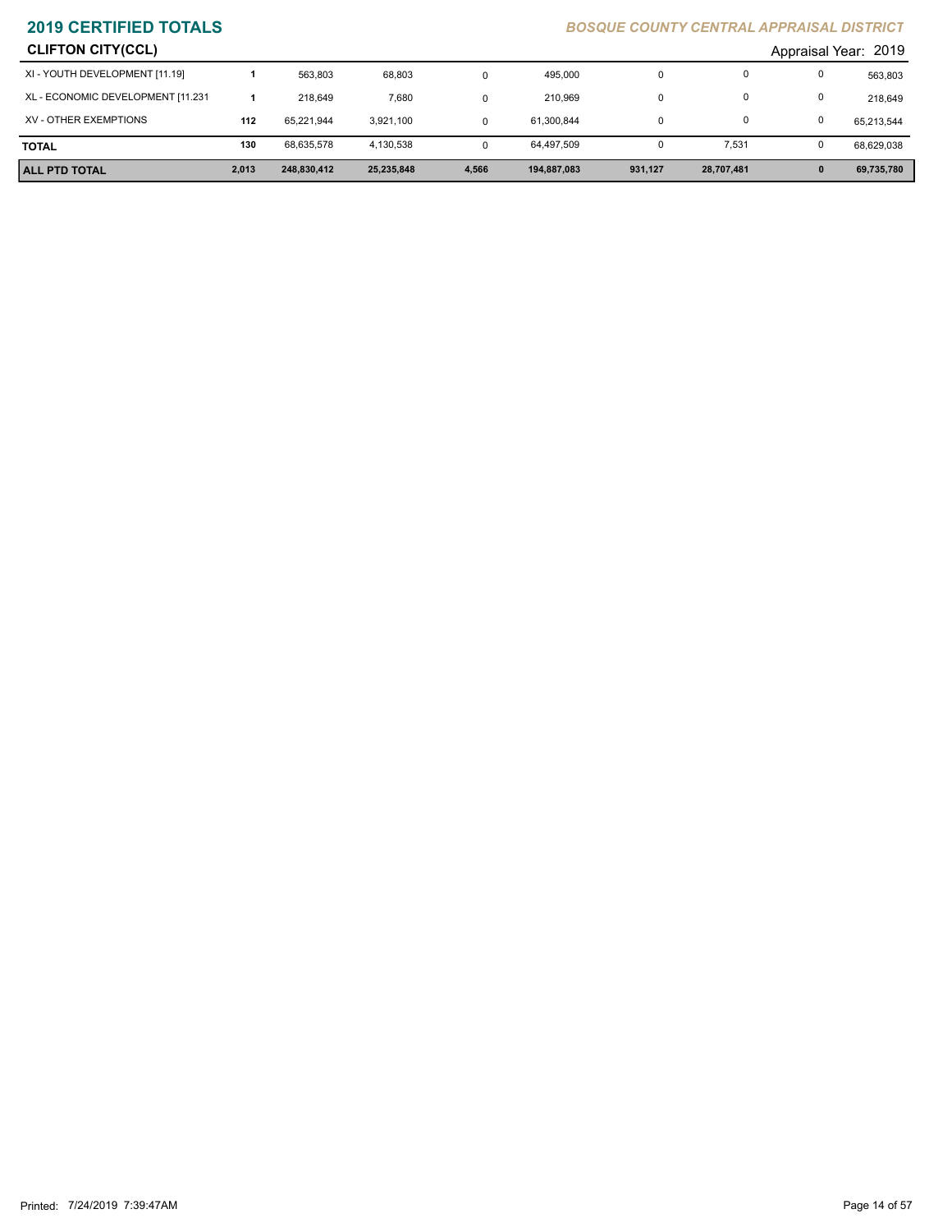## CLIFTON CITY(CCL)

Appraisal Year: 2019

| | | | | | | | | | |
|---|---|---|---|---|---|---|---|---|---|
| XI - YOUTH DEVELOPMENT [11.19] | 1 | 563,803 | 68,803 | 0 | 495,000 | 0 | 0 | 0 | 563,803 |
| XL - ECONOMIC DEVELOPMENT [11.231 | 1 | 218,649 | 7,680 | 0 | 210,969 | 0 | 0 | 0 | 218,649 |
| XV - OTHER EXEMPTIONS | 112 | 65,221,944 | 3,921,100 | 0 | 61,300,844 | 0 | 0 | 0 | 65,213,544 |
| **TOTAL** | **130** | 68,635,578 | 4,130,538 | 0 | 64,497,509 | 0 | 7,531 | 0 | 68,629,038 |
| **ALL PTD TOTAL** | **2,013** | **248,830,412** | **25,235,848** | **4,566** | **194,887,083** | **931,127** | **28,707,481** | **0** | **69,735,780** |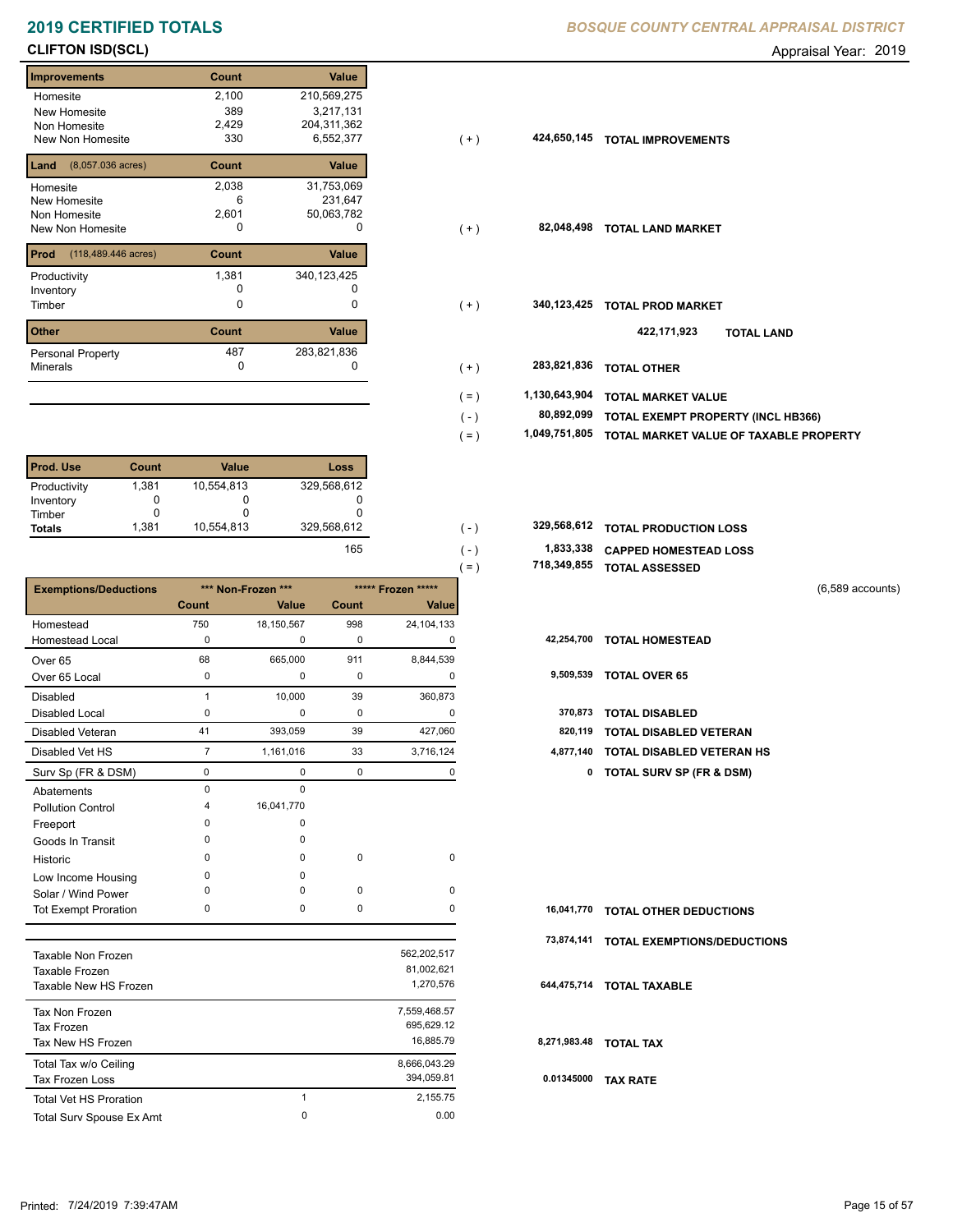# 2019 CERTIFIED TOTALS

*BOSQUE COUNTY CENTRAL APPRAISAL DISTRICT*

## CLIFTON ISD(SCL)

Appraisal Year: 2019

| Improvements | Count | Value | | | |
|---|---|---|---|---|---|
| Homesite | 2,100 | 210,569,275 | | | |
| New Homesite | 389 | 3,217,131 | | | |
| Non Homesite | 2,429 | 204,311,362 | | | |
| New Non Homesite | 330 | 6,552,377 | ( + ) | 424,650,145 | TOTAL IMPROVEMENTS |

| Land (8,057.036 acres) | Count | Value | | | |
|---|---|---|---|---|---|
| Homesite | 2,038 | 31,753,069 | | | |
| New Homesite | 6 | 231,647 | | | |
| Non Homesite | 2,601 | 50,063,782 | | | |
| New Non Homesite | 0 | 0 | ( + ) | 82,048,498 | TOTAL LAND MARKET |

| Prod (118,489.446 acres) | Count | Value | | | |
|---|---|---|---|---|---|
| Productivity | 1,381 | 340,123,425 | | | |
| Inventory | 0 | 0 | | | |
| Timber | 0 | 0 | ( + ) | 340,123,425 | TOTAL PROD MARKET |
| | | | | 422,171,923 | TOTAL LAND |

| Other | Count | Value | | | |
|---|---|---|---|---|---|
| Personal Property | 487 | 283,821,836 | | | |
| Minerals | 0 | 0 | ( + ) | 283,821,836 | TOTAL OTHER |
| | | | ( = ) | 1,130,643,904 | TOTAL MARKET VALUE |
| | | | ( - ) | 80,892,099 | TOTAL EXEMPT PROPERTY (INCL HB366) |
| | | | ( = ) | 1,049,751,805 | TOTAL MARKET VALUE OF TAXABLE PROPERTY |

| Prod. Use | Count | Value | Loss | | | |
|---|---|---|---|---|---|---|
| Productivity | 1,381 | 10,554,813 | 329,568,612 | | | |
| Inventory | 0 | 0 | 0 | | | |
| Timber | 0 | 0 | 0 | | | |
| Totals | 1,381 | 10,554,813 | 329,568,612 | ( - ) | 329,568,612 | TOTAL PRODUCTION LOSS |
| | | | 165 | ( - ) | 1,833,338 | CAPPED HOMESTEAD LOSS |
| | | | | ( = ) | 718,349,855 | TOTAL ASSESSED |

(6,589 accounts)

| Exemptions/Deductions | *** Non-Frozen *** | | ***** Frozen ***** | | | |
|---|---|---|---|---|---|---|
| | Count | Value | Count | Value | | |
| Homestead | 750 | 18,150,567 | 998 | 24,104,133 | | |
| Homestead Local | 0 | 0 | 0 | 0 | 42,254,700 | TOTAL HOMESTEAD |
| Over 65 | 68 | 665,000 | 911 | 8,844,539 | | |
| Over 65 Local | 0 | 0 | 0 | 0 | 9,509,539 | TOTAL OVER 65 |
| Disabled | 1 | 10,000 | 39 | 360,873 | | |
| Disabled Local | 0 | 0 | 0 | 0 | 370,873 | TOTAL DISABLED |
| Disabled Veteran | 41 | 393,059 | 39 | 427,060 | 820,119 | TOTAL DISABLED VETERAN |
| Disabled Vet HS | 7 | 1,161,016 | 33 | 3,716,124 | 4,877,140 | TOTAL DISABLED VETERAN HS |
| Surv Sp (FR & DSM) | 0 | 0 | 0 | 0 | 0 | TOTAL SURV SP (FR & DSM) |
| Abatements | 0 | 0 | | | | |
| Pollution Control | 4 | 16,041,770 | | | | |
| Freeport | 0 | 0 | | | | |
| Goods In Transit | 0 | 0 | | | | |
| Historic | 0 | 0 | 0 | 0 | | |
| Low Income Housing | 0 | 0 | | | | |
| Solar / Wind Power | 0 | 0 | 0 | 0 | | |
| Tot Exempt Proration | 0 | 0 | 0 | 0 | 16,041,770 | TOTAL OTHER DEDUCTIONS |
| | | | | | 73,874,141 | TOTAL EXEMPTIONS/DEDUCTIONS |

| | | | | |
|---|---|---|---|---|
| Taxable Non Frozen | | 562,202,517 | | |
| Taxable Frozen | | 81,002,621 | | |
| Taxable New HS Frozen | | 1,270,576 | 644,475,714 | TOTAL TAXABLE |
| Tax Non Frozen | | 7,559,468.57 | | |
| Tax Frozen | | 695,629.12 | | |
| Tax New HS Frozen | | 16,885.79 | 8,271,983.48 | TOTAL TAX |
| Total Tax w/o Ceiling | | 8,666,043.29 | | |
| Tax Frozen Loss | | 394,059.81 | 0.01345000 | TAX RATE |
| Total Vet HS Proration | 1 | 2,155.75 | | |
| Total Surv Spouse Ex Amt | 0 | 0.00 | | |

Printed: 7/24/2019 7:39:47AM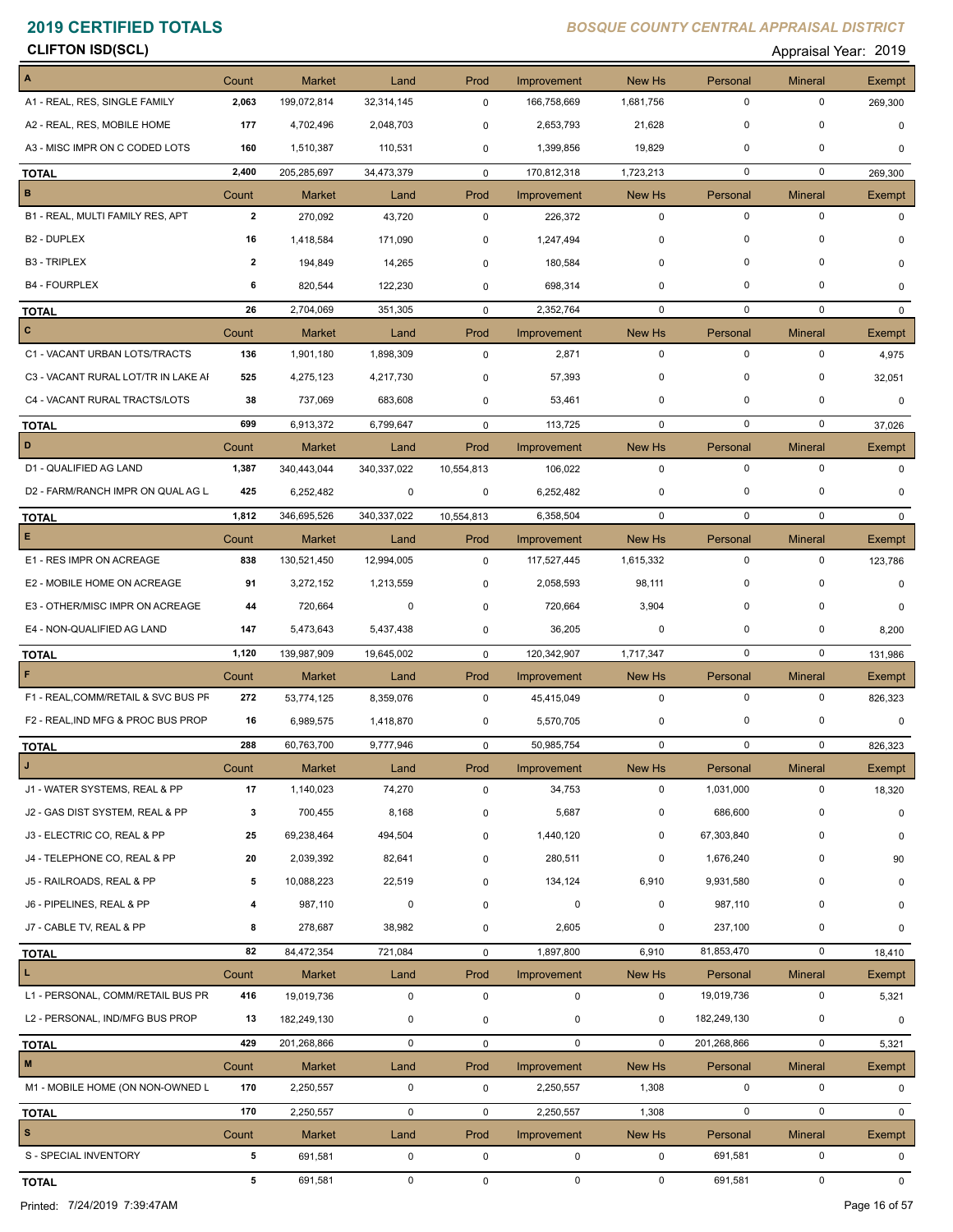# 2019 CERTIFIED TOTALS

*BOSQUE COUNTY CENTRAL APPRAISAL DISTRICT*

**CLIFTON ISD(SCL)**

Appraisal Year: 2019

| A | Count | Market | Land | Prod | Improvement | New Hs | Personal | Mineral | Exempt |
|---|---|---|---|---|---|---|---|---|---|
| A1 - REAL, RES, SINGLE FAMILY | 2,063 | 199,072,814 | 32,314,145 | 0 | 166,758,669 | 1,681,756 | 0 | 0 | 269,300 |
| A2 - REAL, RES, MOBILE HOME | 177 | 4,702,496 | 2,048,703 | 0 | 2,653,793 | 21,628 | 0 | 0 | 0 |
| A3 - MISC IMPR ON C CODED LOTS | 160 | 1,510,387 | 110,531 | 0 | 1,399,856 | 19,829 | 0 | 0 | 0 |
| **TOTAL** | 2,400 | 205,285,697 | 34,473,379 | 0 | 170,812,318 | 1,723,213 | 0 | 0 | 269,300 |

| B | Count | Market | Land | Prod | Improvement | New Hs | Personal | Mineral | Exempt |
|---|---|---|---|---|---|---|---|---|---|
| B1 - REAL, MULTI FAMILY RES, APT | 2 | 270,092 | 43,720 | 0 | 226,372 | 0 | 0 | 0 | 0 |
| B2 - DUPLEX | 16 | 1,418,584 | 171,090 | 0 | 1,247,494 | 0 | 0 | 0 | 0 |
| B3 - TRIPLEX | 2 | 194,849 | 14,265 | 0 | 180,584 | 0 | 0 | 0 | 0 |
| B4 - FOURPLEX | 6 | 820,544 | 122,230 | 0 | 698,314 | 0 | 0 | 0 | 0 |
| **TOTAL** | 26 | 2,704,069 | 351,305 | 0 | 2,352,764 | 0 | 0 | 0 | 0 |

| C | Count | Market | Land | Prod | Improvement | New Hs | Personal | Mineral | Exempt |
|---|---|---|---|---|---|---|---|---|---|
| C1 - VACANT URBAN LOTS/TRACTS | 136 | 1,901,180 | 1,898,309 | 0 | 2,871 | 0 | 0 | 0 | 4,975 |
| C3 - VACANT RURAL LOT/TR IN LAKE AI | 525 | 4,275,123 | 4,217,730 | 0 | 57,393 | 0 | 0 | 0 | 32,051 |
| C4 - VACANT RURAL TRACTS/LOTS | 38 | 737,069 | 683,608 | 0 | 53,461 | 0 | 0 | 0 | 0 |
| **TOTAL** | 699 | 6,913,372 | 6,799,647 | 0 | 113,725 | 0 | 0 | 0 | 37,026 |

| D | Count | Market | Land | Prod | Improvement | New Hs | Personal | Mineral | Exempt |
|---|---|---|---|---|---|---|---|---|---|
| D1 - QUALIFIED AG LAND | 1,387 | 340,443,044 | 340,337,022 | 10,554,813 | 106,022 | 0 | 0 | 0 | 0 |
| D2 - FARM/RANCH IMPR ON QUAL AG L | 425 | 6,252,482 | 0 | 0 | 6,252,482 | 0 | 0 | 0 | 0 |
| **TOTAL** | 1,812 | 346,695,526 | 340,337,022 | 10,554,813 | 6,358,504 | 0 | 0 | 0 | 0 |

| E | Count | Market | Land | Prod | Improvement | New Hs | Personal | Mineral | Exempt |
|---|---|---|---|---|---|---|---|---|---|
| E1 - RES IMPR ON ACREAGE | 838 | 130,521,450 | 12,994,005 | 0 | 117,527,445 | 1,615,332 | 0 | 0 | 123,786 |
| E2 - MOBILE HOME ON ACREAGE | 91 | 3,272,152 | 1,213,559 | 0 | 2,058,593 | 98,111 | 0 | 0 | 0 |
| E3 - OTHER/MISC IMPR ON ACREAGE | 44 | 720,664 | 0 | 0 | 720,664 | 3,904 | 0 | 0 | 0 |
| E4 - NON-QUALIFIED AG LAND | 147 | 5,473,643 | 5,437,438 | 0 | 36,205 | 0 | 0 | 0 | 8,200 |
| **TOTAL** | 1,120 | 139,987,909 | 19,645,002 | 0 | 120,342,907 | 1,717,347 | 0 | 0 | 131,986 |

| F | Count | Market | Land | Prod | Improvement | New Hs | Personal | Mineral | Exempt |
|---|---|---|---|---|---|---|---|---|---|
| F1 - REAL,COMM/RETAIL & SVC BUS PF | 272 | 53,774,125 | 8,359,076 | 0 | 45,415,049 | 0 | 0 | 0 | 826,323 |
| F2 - REAL,IND MFG & PROC BUS PROP | 16 | 6,989,575 | 1,418,870 | 0 | 5,570,705 | 0 | 0 | 0 | 0 |
| **TOTAL** | 288 | 60,763,700 | 9,777,946 | 0 | 50,985,754 | 0 | 0 | 0 | 826,323 |

| J | Count | Market | Land | Prod | Improvement | New Hs | Personal | Mineral | Exempt |
|---|---|---|---|---|---|---|---|---|---|
| J1 - WATER SYSTEMS, REAL & PP | 17 | 1,140,023 | 74,270 | 0 | 34,753 | 0 | 1,031,000 | 0 | 18,320 |
| J2 - GAS DIST SYSTEM, REAL & PP | 3 | 700,455 | 8,168 | 0 | 5,687 | 0 | 686,600 | 0 | 0 |
| J3 - ELECTRIC CO, REAL & PP | 25 | 69,238,464 | 494,504 | 0 | 1,440,120 | 0 | 67,303,840 | 0 | 0 |
| J4 - TELEPHONE CO, REAL & PP | 20 | 2,039,392 | 82,641 | 0 | 280,511 | 0 | 1,676,240 | 0 | 90 |
| J5 - RAILROADS, REAL & PP | 5 | 10,088,223 | 22,519 | 0 | 134,124 | 6,910 | 9,931,580 | 0 | 0 |
| J6 - PIPELINES, REAL & PP | 4 | 987,110 | 0 | 0 | 0 | 0 | 987,110 | 0 | 0 |
| J7 - CABLE TV, REAL & PP | 8 | 278,687 | 38,982 | 0 | 2,605 | 0 | 237,100 | 0 | 0 |
| **TOTAL** | 82 | 84,472,354 | 721,084 | 0 | 1,897,800 | 6,910 | 81,853,470 | 0 | 18,410 |

| L | Count | Market | Land | Prod | Improvement | New Hs | Personal | Mineral | Exempt |
|---|---|---|---|---|---|---|---|---|---|
| L1 - PERSONAL, COMM/RETAIL BUS PR | 416 | 19,019,736 | 0 | 0 | 0 | 0 | 19,019,736 | 0 | 5,321 |
| L2 - PERSONAL, IND/MFG BUS PROP | 13 | 182,249,130 | 0 | 0 | 0 | 0 | 182,249,130 | 0 | 0 |
| **TOTAL** | 429 | 201,268,866 | 0 | 0 | 0 | 0 | 201,268,866 | 0 | 5,321 |

| M | Count | Market | Land | Prod | Improvement | New Hs | Personal | Mineral | Exempt |
|---|---|---|---|---|---|---|---|---|---|
| M1 - MOBILE HOME (ON NON-OWNED L | 170 | 2,250,557 | 0 | 0 | 2,250,557 | 1,308 | 0 | 0 | 0 |
| **TOTAL** | 170 | 2,250,557 | 0 | 0 | 2,250,557 | 1,308 | 0 | 0 | 0 |

| S | Count | Market | Land | Prod | Improvement | New Hs | Personal | Mineral | Exempt |
|---|---|---|---|---|---|---|---|---|---|
| S - SPECIAL INVENTORY | 5 | 691,581 | 0 | 0 | 0 | 0 | 691,581 | 0 | 0 |
| **TOTAL** | 5 | 691,581 | 0 | 0 | 0 | 0 | 691,581 | 0 | 0 |

Printed: 7/24/2019 7:39:47AM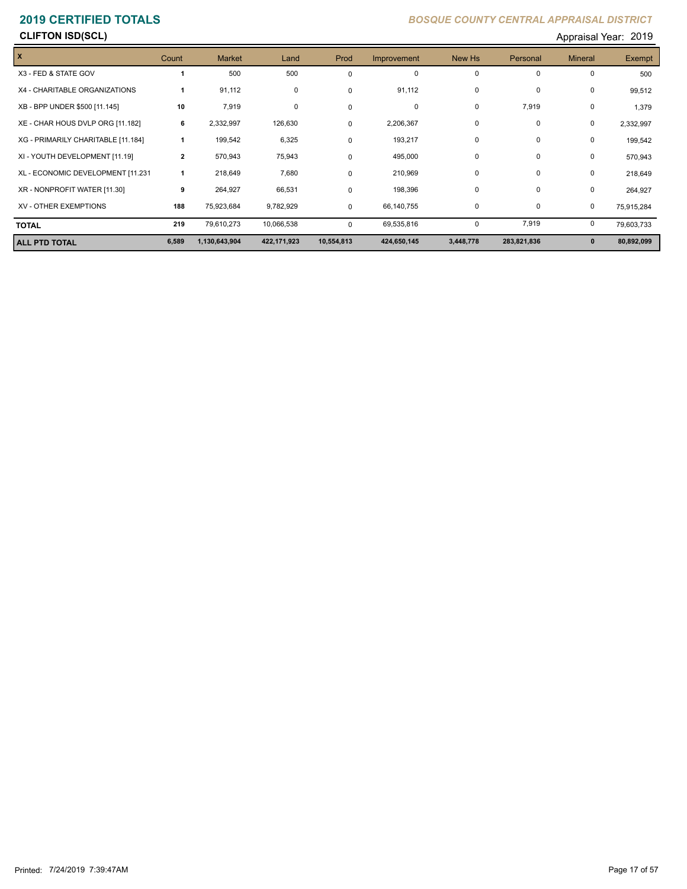# 2019 CERTIFIED TOTALS

*BOSQUE COUNTY CENTRAL APPRAISAL DISTRICT*

**CLIFTON ISD(SCL)**

Appraisal Year: 2019

| X | Count | Market | Land | Prod | Improvement | New Hs | Personal | Mineral | Exempt |
|---|---|---|---|---|---|---|---|---|---|
| X3 - FED & STATE GOV | 1 | 500 | 500 | 0 | 0 | 0 | 0 | 0 | 500 |
| X4 - CHARITABLE ORGANIZATIONS | 1 | 91,112 | 0 | 0 | 91,112 | 0 | 0 | 0 | 99,512 |
| XB - BPP UNDER $500 [11.145] | 10 | 7,919 | 0 | 0 | 0 | 0 | 7,919 | 0 | 1,379 |
| XE - CHAR HOUS DVLP ORG [11.182] | 6 | 2,332,997 | 126,630 | 0 | 2,206,367 | 0 | 0 | 0 | 2,332,997 |
| XG - PRIMARILY CHARITABLE [11.184] | 1 | 199,542 | 6,325 | 0 | 193,217 | 0 | 0 | 0 | 199,542 |
| XI - YOUTH DEVELOPMENT [11.19] | 2 | 570,943 | 75,943 | 0 | 495,000 | 0 | 0 | 0 | 570,943 |
| XL - ECONOMIC DEVELOPMENT [11.231 | 1 | 218,649 | 7,680 | 0 | 210,969 | 0 | 0 | 0 | 218,649 |
| XR - NONPROFIT WATER [11.30] | 9 | 264,927 | 66,531 | 0 | 198,396 | 0 | 0 | 0 | 264,927 |
| XV - OTHER EXEMPTIONS | 188 | 75,923,684 | 9,782,929 | 0 | 66,140,755 | 0 | 0 | 0 | 75,915,284 |
| **TOTAL** | 219 | 79,610,273 | 10,066,538 | 0 | 69,535,816 | 0 | 7,919 | 0 | 79,603,733 |
| **ALL PTD TOTAL** | **6,589** | **1,130,643,904** | **422,171,923** | **10,554,813** | **424,650,145** | **3,448,778** | **283,821,836** | **0** | **80,892,099** |

Printed: 7/24/2019 7:39:47AM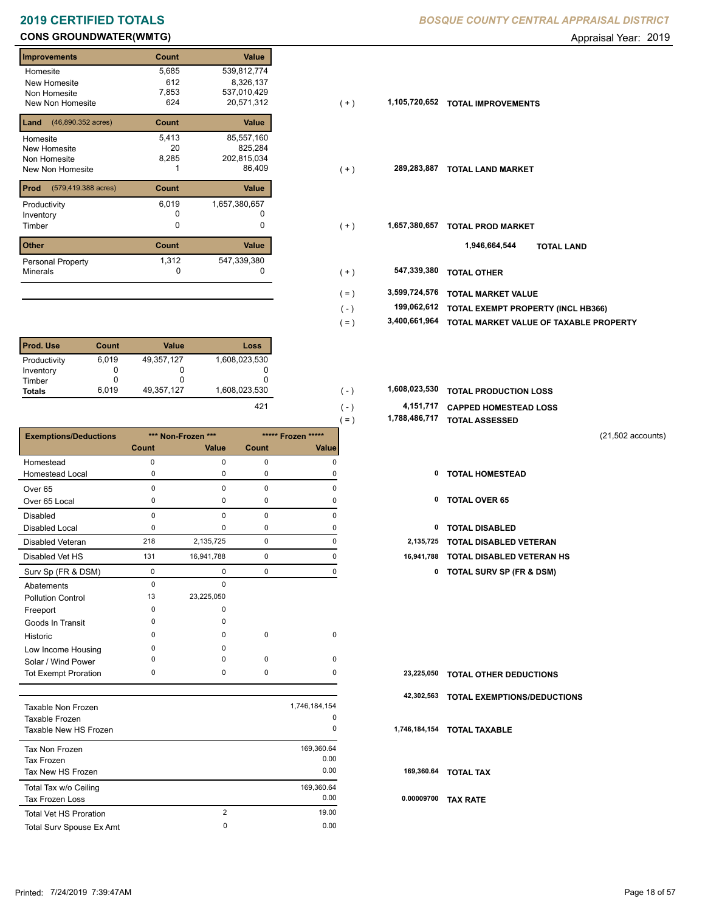# 2019 CERTIFIED TOTALS

*BOSQUE COUNTY CENTRAL APPRAISAL DISTRICT*

## CONS GROUNDWATER(WMTG)

Appraisal Year: 2019

| Improvements | Count | Value |  |  |  |
|---|---|---|---|---|---|
| Homesite | 5,685 | 539,812,774 |  |  |  |
| New Homesite | 612 | 8,326,137 |  |  |  |
| Non Homesite | 7,853 | 537,010,429 |  |  |  |
| New Non Homesite | 624 | 20,571,312 | ( + ) | 1,105,720,652 | TOTAL IMPROVEMENTS |

| Land (46,890.352 acres) | Count | Value |  |  |  |
|---|---|---|---|---|---|
| Homesite | 5,413 | 85,557,160 |  |  |  |
| New Homesite | 20 | 825,284 |  |  |  |
| Non Homesite | 8,285 | 202,815,034 |  |  |  |
| New Non Homesite | 1 | 86,409 | ( + ) | 289,283,887 | TOTAL LAND MARKET |

| Prod (579,419.388 acres) | Count | Value |  |  |  |
|---|---|---|---|---|---|
| Productivity | 6,019 | 1,657,380,657 |  |  |  |
| Inventory | 0 | 0 |  |  |  |
| Timber | 0 | 0 | ( + ) | 1,657,380,657 | TOTAL PROD MARKET |
|  |  |  |  | 1,946,664,544 | TOTAL LAND |

| Other | Count | Value |  |  |  |
|---|---|---|---|---|---|
| Personal Property | 1,312 | 547,339,380 |  |  |  |
| Minerals | 0 | 0 | ( + ) | 547,339,380 | TOTAL OTHER |
|  |  |  | ( = ) | 3,599,724,576 | TOTAL MARKET VALUE |
|  |  |  | ( - ) | 199,062,612 | TOTAL EXEMPT PROPERTY (INCL HB366) |
|  |  |  | ( = ) | 3,400,661,964 | TOTAL MARKET VALUE OF TAXABLE PROPERTY |

| Prod. Use | Count | Value | Loss |  |  |  |
|---|---|---|---|---|---|---|
| Productivity | 6,019 | 49,357,127 | 1,608,023,530 |  |  |  |
| Inventory | 0 | 0 | 0 |  |  |  |
| Timber | 0 | 0 | 0 |  |  |  |
| Totals | 6,019 | 49,357,127 | 1,608,023,530 | ( - ) | 1,608,023,530 | TOTAL PRODUCTION LOSS |
|  |  |  | 421 | ( - ) | 4,151,717 | CAPPED HOMESTEAD LOSS |
|  |  |  |  | ( = ) | 1,788,486,717 | TOTAL ASSESSED |

(21,502 accounts)

| Exemptions/Deductions | *** Non-Frozen *** |  | ***** Frozen ***** |  |  |  |
|---|---|---|---|---|---|---|
|  | Count | Value | Count | Value |  |  |
| Homestead | 0 | 0 | 0 | 0 |  |  |
| Homestead Local | 0 | 0 | 0 | 0 | 0 | TOTAL HOMESTEAD |
| Over 65 | 0 | 0 | 0 | 0 |  |  |
| Over 65 Local | 0 | 0 | 0 | 0 | 0 | TOTAL OVER 65 |
| Disabled | 0 | 0 | 0 | 0 |  |  |
| Disabled Local | 0 | 0 | 0 | 0 | 0 | TOTAL DISABLED |
| Disabled Veteran | 218 | 2,135,725 | 0 | 0 | 2,135,725 | TOTAL DISABLED VETERAN |
| Disabled Vet HS | 131 | 16,941,788 | 0 | 0 | 16,941,788 | TOTAL DISABLED VETERAN HS |
| Surv Sp (FR & DSM) | 0 | 0 | 0 | 0 | 0 | TOTAL SURV SP (FR & DSM) |
| Abatements | 0 | 0 |  |  |  |  |
| Pollution Control | 13 | 23,225,050 |  |  |  |  |
| Freeport | 0 | 0 |  |  |  |  |
| Goods In Transit | 0 | 0 |  |  |  |  |
| Historic | 0 | 0 | 0 | 0 |  |  |
| Low Income Housing | 0 | 0 |  |  |  |  |
| Solar / Wind Power | 0 | 0 | 0 | 0 |  |  |
| Tot Exempt Proration | 0 | 0 | 0 | 0 | 23,225,050 | TOTAL OTHER DEDUCTIONS |
|  |  |  |  |  | 42,302,563 | TOTAL EXEMPTIONS/DEDUCTIONS |

|  |  |  |  |  |
|---|---|---|---|---|
| Taxable Non Frozen |  | 1,746,184,154 |  |  |
| Taxable Frozen |  | 0 |  |  |
| Taxable New HS Frozen |  | 0 | 1,746,184,154 | TOTAL TAXABLE |
| Tax Non Frozen |  | 169,360.64 |  |  |
| Tax Frozen |  | 0.00 |  |  |
| Tax New HS Frozen |  | 0.00 | 169,360.64 | TOTAL TAX |
| Total Tax w/o Ceiling |  | 169,360.64 |  |  |
| Tax Frozen Loss |  | 0.00 | 0.00009700 | TAX RATE |
| Total Vet HS Proration | 2 | 19.00 |  |  |
| Total Surv Spouse Ex Amt | 0 | 0.00 |  |  |

Printed: 7/24/2019 7:39:47AM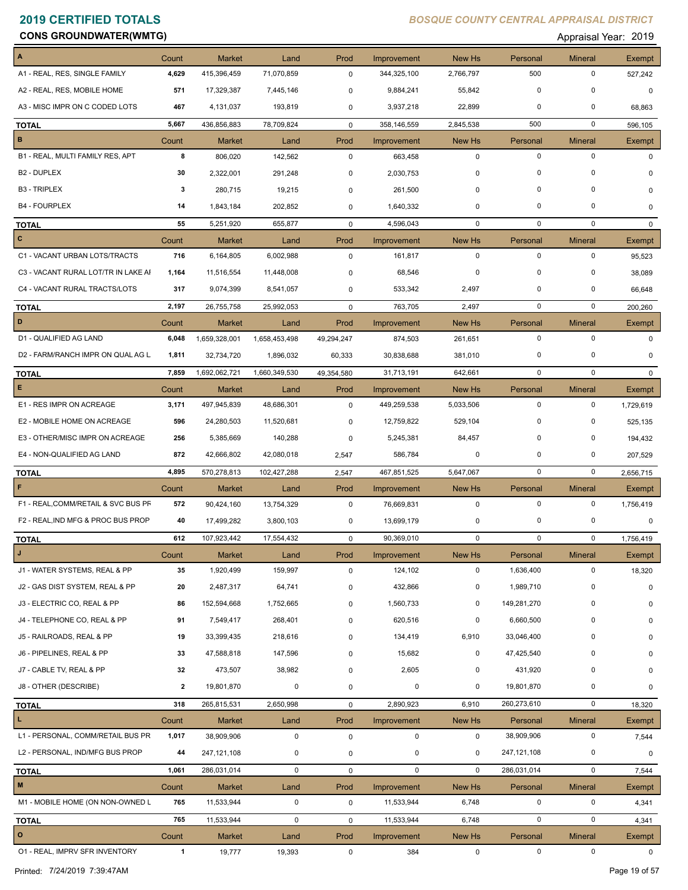# 2019 CERTIFIED TOTALS

*BOSQUE COUNTY CENTRAL APPRAISAL DISTRICT*

**CONS GROUNDWATER(WMTG)**

Appraisal Year: 2019

| A | Count | Market | Land | Prod | Improvement | New Hs | Personal | Mineral | Exempt |
|---|---|---|---|---|---|---|---|---|---|
| A1 - REAL, RES, SINGLE FAMILY | **4,629** | 415,396,459 | 71,070,859 | 0 | 344,325,100 | 2,766,797 | 500 | 0 | 527,242 |
| A2 - REAL, RES, MOBILE HOME | **571** | 17,329,387 | 7,445,146 | 0 | 9,884,241 | 55,842 | 0 | 0 | 0 |
| A3 - MISC IMPR ON C CODED LOTS | **467** | 4,131,037 | 193,819 | 0 | 3,937,218 | 22,899 | 0 | 0 | 68,863 |
| **TOTAL** | 5,667 | 436,856,883 | 78,709,824 | 0 | 358,146,559 | 2,845,538 | 500 | 0 | 596,105 |

| B | Count | Market | Land | Prod | Improvement | New Hs | Personal | Mineral | Exempt |
|---|---|---|---|---|---|---|---|---|---|
| B1 - REAL, MULTI FAMILY RES, APT | **8** | 806,020 | 142,562 | 0 | 663,458 | 0 | 0 | 0 | 0 |
| B2 - DUPLEX | **30** | 2,322,001 | 291,248 | 0 | 2,030,753 | 0 | 0 | 0 | 0 |
| B3 - TRIPLEX | **3** | 280,715 | 19,215 | 0 | 261,500 | 0 | 0 | 0 | 0 |
| B4 - FOURPLEX | **14** | 1,843,184 | 202,852 | 0 | 1,640,332 | 0 | 0 | 0 | 0 |
| **TOTAL** | 55 | 5,251,920 | 655,877 | 0 | 4,596,043 | 0 | 0 | 0 | 0 |

| C | Count | Market | Land | Prod | Improvement | New Hs | Personal | Mineral | Exempt |
|---|---|---|---|---|---|---|---|---|---|
| C1 - VACANT URBAN LOTS/TRACTS | **716** | 6,164,805 | 6,002,988 | 0 | 161,817 | 0 | 0 | 0 | 95,523 |
| C3 - VACANT RURAL LOT/TR IN LAKE AI | **1,164** | 11,516,554 | 11,448,008 | 0 | 68,546 | 0 | 0 | 0 | 38,089 |
| C4 - VACANT RURAL TRACTS/LOTS | **317** | 9,074,399 | 8,541,057 | 0 | 533,342 | 2,497 | 0 | 0 | 66,648 |
| **TOTAL** | 2,197 | 26,755,758 | 25,992,053 | 0 | 763,705 | 2,497 | 0 | 0 | 200,260 |

| D | Count | Market | Land | Prod | Improvement | New Hs | Personal | Mineral | Exempt |
|---|---|---|---|---|---|---|---|---|---|
| D1 - QUALIFIED AG LAND | **6,048** | 1,659,328,001 | 1,658,453,498 | 49,294,247 | 874,503 | 261,651 | 0 | 0 | 0 |
| D2 - FARM/RANCH IMPR ON QUAL AG L | **1,811** | 32,734,720 | 1,896,032 | 60,333 | 30,838,688 | 381,010 | 0 | 0 | 0 |
| **TOTAL** | 7,859 | 1,692,062,721 | 1,660,349,530 | 49,354,580 | 31,713,191 | 642,661 | 0 | 0 | 0 |

| E | Count | Market | Land | Prod | Improvement | New Hs | Personal | Mineral | Exempt |
|---|---|---|---|---|---|---|---|---|---|
| E1 - RES IMPR ON ACREAGE | **3,171** | 497,945,839 | 48,686,301 | 0 | 449,259,538 | 5,033,506 | 0 | 0 | 1,729,619 |
| E2 - MOBILE HOME ON ACREAGE | **596** | 24,280,503 | 11,520,681 | 0 | 12,759,822 | 529,104 | 0 | 0 | 525,135 |
| E3 - OTHER/MISC IMPR ON ACREAGE | **256** | 5,385,669 | 140,288 | 0 | 5,245,381 | 84,457 | 0 | 0 | 194,432 |
| E4 - NON-QUALIFIED AG LAND | **872** | 42,666,802 | 42,080,018 | 2,547 | 586,784 | 0 | 0 | 0 | 207,529 |
| **TOTAL** | 4,895 | 570,278,813 | 102,427,288 | 2,547 | 467,851,525 | 5,647,067 | 0 | 0 | 2,656,715 |

| F | Count | Market | Land | Prod | Improvement | New Hs | Personal | Mineral | Exempt |
|---|---|---|---|---|---|---|---|---|---|
| F1 - REAL,COMM/RETAIL & SVC BUS PF | **572** | 90,424,160 | 13,754,329 | 0 | 76,669,831 | 0 | 0 | 0 | 1,756,419 |
| F2 - REAL,IND MFG & PROC BUS PROP | **40** | 17,499,282 | 3,800,103 | 0 | 13,699,179 | 0 | 0 | 0 | 0 |
| **TOTAL** | 612 | 107,923,442 | 17,554,432 | 0 | 90,369,010 | 0 | 0 | 0 | 1,756,419 |

| J | Count | Market | Land | Prod | Improvement | New Hs | Personal | Mineral | Exempt |
|---|---|---|---|---|---|---|---|---|---|
| J1 - WATER SYSTEMS, REAL & PP | **35** | 1,920,499 | 159,997 | 0 | 124,102 | 0 | 1,636,400 | 0 | 18,320 |
| J2 - GAS DIST SYSTEM, REAL & PP | **20** | 2,487,317 | 64,741 | 0 | 432,866 | 0 | 1,989,710 | 0 | 0 |
| J3 - ELECTRIC CO, REAL & PP | **86** | 152,594,668 | 1,752,665 | 0 | 1,560,733 | 0 | 149,281,270 | 0 | 0 |
| J4 - TELEPHONE CO, REAL & PP | **91** | 7,549,417 | 268,401 | 0 | 620,516 | 0 | 6,660,500 | 0 | 0 |
| J5 - RAILROADS, REAL & PP | **19** | 33,399,435 | 218,616 | 0 | 134,419 | 6,910 | 33,046,400 | 0 | 0 |
| J6 - PIPELINES, REAL & PP | **33** | 47,588,818 | 147,596 | 0 | 15,682 | 0 | 47,425,540 | 0 | 0 |
| J7 - CABLE TV, REAL & PP | **32** | 473,507 | 38,982 | 0 | 2,605 | 0 | 431,920 | 0 | 0 |
| J8 - OTHER (DESCRIBE) | **2** | 19,801,870 | 0 | 0 | 0 | 0 | 19,801,870 | 0 | 0 |
| **TOTAL** | 318 | 265,815,531 | 2,650,998 | 0 | 2,890,923 | 6,910 | 260,273,610 | 0 | 18,320 |

| L | Count | Market | Land | Prod | Improvement | New Hs | Personal | Mineral | Exempt |
|---|---|---|---|---|---|---|---|---|---|
| L1 - PERSONAL, COMM/RETAIL BUS PR | **1,017** | 38,909,906 | 0 | 0 | 0 | 0 | 38,909,906 | 0 | 7,544 |
| L2 - PERSONAL, IND/MFG BUS PROP | **44** | 247,121,108 | 0 | 0 | 0 | 0 | 247,121,108 | 0 | 0 |
| **TOTAL** | 1,061 | 286,031,014 | 0 | 0 | 0 | 0 | 286,031,014 | 0 | 7,544 |

| M | Count | Market | Land | Prod | Improvement | New Hs | Personal | Mineral | Exempt |
|---|---|---|---|---|---|---|---|---|---|
| M1 - MOBILE HOME (ON NON-OWNED L | **765** | 11,533,944 | 0 | 0 | 11,533,944 | 6,748 | 0 | 0 | 4,341 |
| **TOTAL** | 765 | 11,533,944 | 0 | 0 | 11,533,944 | 6,748 | 0 | 0 | 4,341 |

| O | Count | Market | Land | Prod | Improvement | New Hs | Personal | Mineral | Exempt |
|---|---|---|---|---|---|---|---|---|---|
| O1 - REAL, IMPRV SFR INVENTORY | **1** | 19,777 | 19,393 | 0 | 384 | 0 | 0 | 0 | 0 |

Printed: 7/24/2019 7:39:47AM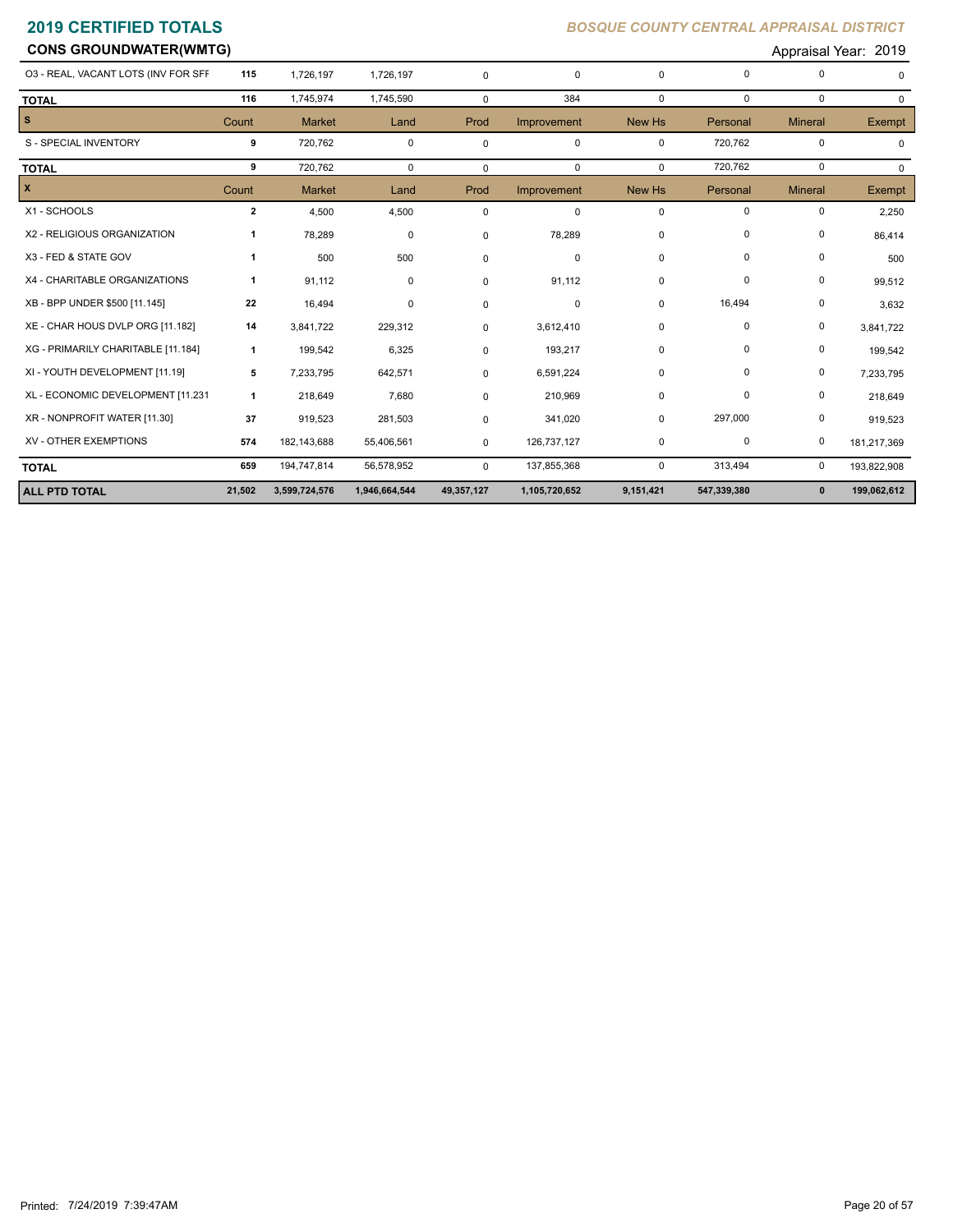# 2019 CERTIFIED TOTALS

*BOSQUE COUNTY CENTRAL APPRAISAL DISTRICT*

**CONS GROUNDWATER(WMTG)**

Appraisal Year: 2019

| | Count | Market | Land | Prod | Improvement | New Hs | Personal | Mineral | Exempt |
|---|---|---|---|---|---|---|---|---|---|
| O3 - REAL, VACANT LOTS (INV FOR SFF | 115 | 1,726,197 | 1,726,197 | 0 | 0 | 0 | 0 | 0 | 0 |
| **TOTAL** | 116 | 1,745,974 | 1,745,590 | 0 | 384 | 0 | 0 | 0 | 0 |

| S | Count | Market | Land | Prod | Improvement | New Hs | Personal | Mineral | Exempt |
|---|---|---|---|---|---|---|---|---|---|
| S - SPECIAL INVENTORY | 9 | 720,762 | 0 | 0 | 0 | 0 | 720,762 | 0 | 0 |
| **TOTAL** | 9 | 720,762 | 0 | 0 | 0 | 0 | 720,762 | 0 | 0 |

| X | Count | Market | Land | Prod | Improvement | New Hs | Personal | Mineral | Exempt |
|---|---|---|---|---|---|---|---|---|---|
| X1 - SCHOOLS | 2 | 4,500 | 4,500 | 0 | 0 | 0 | 0 | 0 | 2,250 |
| X2 - RELIGIOUS ORGANIZATION | 1 | 78,289 | 0 | 0 | 78,289 | 0 | 0 | 0 | 86,414 |
| X3 - FED & STATE GOV | 1 | 500 | 500 | 0 | 0 | 0 | 0 | 0 | 500 |
| X4 - CHARITABLE ORGANIZATIONS | 1 | 91,112 | 0 | 0 | 91,112 | 0 | 0 | 0 | 99,512 |
| XB - BPP UNDER $500 [11.145] | 22 | 16,494 | 0 | 0 | 0 | 0 | 16,494 | 0 | 3,632 |
| XE - CHAR HOUS DVLP ORG [11.182] | 14 | 3,841,722 | 229,312 | 0 | 3,612,410 | 0 | 0 | 0 | 3,841,722 |
| XG - PRIMARILY CHARITABLE [11.184] | 1 | 199,542 | 6,325 | 0 | 193,217 | 0 | 0 | 0 | 199,542 |
| XI - YOUTH DEVELOPMENT [11.19] | 5 | 7,233,795 | 642,571 | 0 | 6,591,224 | 0 | 0 | 0 | 7,233,795 |
| XL - ECONOMIC DEVELOPMENT [11.231 | 1 | 218,649 | 7,680 | 0 | 210,969 | 0 | 0 | 0 | 218,649 |
| XR - NONPROFIT WATER [11.30] | 37 | 919,523 | 281,503 | 0 | 341,020 | 0 | 297,000 | 0 | 919,523 |
| XV - OTHER EXEMPTIONS | 574 | 182,143,688 | 55,406,561 | 0 | 126,737,127 | 0 | 0 | 0 | 181,217,369 |
| **TOTAL** | 659 | 194,747,814 | 56,578,952 | 0 | 137,855,368 | 0 | 313,494 | 0 | 193,822,908 |
| **ALL PTD TOTAL** | **21,502** | **3,599,724,576** | **1,946,664,544** | **49,357,127** | **1,105,720,652** | **9,151,421** | **547,339,380** | **0** | **199,062,612** |

Printed: 7/24/2019 7:39:47AM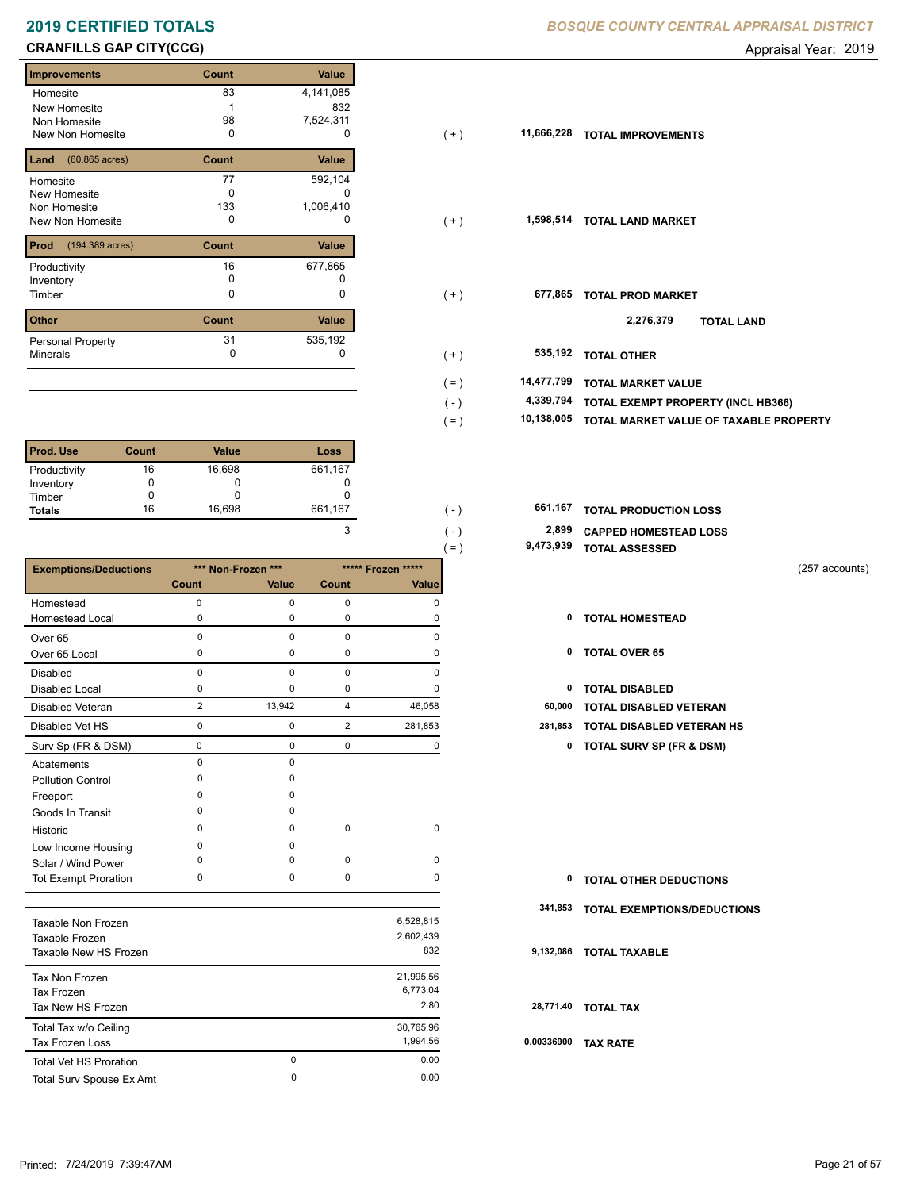# 2019 CERTIFIED TOTALS

*BOSQUE COUNTY CENTRAL APPRAISAL DISTRICT*

## CRANFILLS GAP CITY(CCG)

Appraisal Year: 2019

| Improvements | Count | Value | | | |
|---|---|---|---|---|---|
| Homesite | 83 | 4,141,085 | | | |
| New Homesite | 1 | 832 | | | |
| Non Homesite | 98 | 7,524,311 | | | |
| New Non Homesite | 0 | 0 | ( + ) | 11,666,228 | TOTAL IMPROVEMENTS |

| Land (60.865 acres) | Count | Value | | | |
|---|---|---|---|---|---|
| Homesite | 77 | 592,104 | | | |
| New Homesite | 0 | 0 | | | |
| Non Homesite | 133 | 1,006,410 | | | |
| New Non Homesite | 0 | 0 | ( + ) | 1,598,514 | TOTAL LAND MARKET |

| Prod (194.389 acres) | Count | Value | | | |
|---|---|---|---|---|---|
| Productivity | 16 | 677,865 | | | |
| Inventory | 0 | 0 | | | |
| Timber | 0 | 0 | ( + ) | 677,865 | TOTAL PROD MARKET |

2,276,379 **TOTAL LAND**

| Other | Count | Value | | | |
|---|---|---|---|---|---|
| Personal Property | 31 | 535,192 | | | |
| Minerals | 0 | 0 | ( + ) | 535,192 | TOTAL OTHER |

| | | |
|---|---|---|
| ( = ) | 14,477,799 | TOTAL MARKET VALUE |
| ( - ) | 4,339,794 | TOTAL EXEMPT PROPERTY (INCL HB366) |
| ( = ) | 10,138,005 | TOTAL MARKET VALUE OF TAXABLE PROPERTY |

| Prod. Use | Count | Value | Loss | | | |
|---|---|---|---|---|---|---|
| Productivity | 16 | 16,698 | 661,167 | | | |
| Inventory | 0 | 0 | 0 | | | |
| Timber | 0 | 0 | 0 | | | |
| Totals | 16 | 16,698 | 661,167 | ( - ) | 661,167 | TOTAL PRODUCTION LOSS |
| | | | 3 | ( - ) | 2,899 | CAPPED HOMESTEAD LOSS |
| | | | | ( = ) | 9,473,939 | TOTAL ASSESSED |

(257 accounts)

| Exemptions/Deductions | *** Non-Frozen *** Count | *** Non-Frozen *** Value | ***** Frozen ***** Count | ***** Frozen ***** Value | | |
|---|---|---|---|---|---|---|
| Homestead | 0 | 0 | 0 | 0 | | |
| Homestead Local | 0 | 0 | 0 | 0 | 0 | TOTAL HOMESTEAD |
| Over 65 | 0 | 0 | 0 | 0 | | |
| Over 65 Local | 0 | 0 | 0 | 0 | 0 | TOTAL OVER 65 |
| Disabled | 0 | 0 | 0 | 0 | | |
| Disabled Local | 0 | 0 | 0 | 0 | 0 | TOTAL DISABLED |
| Disabled Veteran | 2 | 13,942 | 4 | 46,058 | 60,000 | TOTAL DISABLED VETERAN |
| Disabled Vet HS | 0 | 0 | 2 | 281,853 | 281,853 | TOTAL DISABLED VETERAN HS |
| Surv Sp (FR & DSM) | 0 | 0 | 0 | 0 | 0 | TOTAL SURV SP (FR & DSM) |
| Abatements | 0 | 0 | | | | |
| Pollution Control | 0 | 0 | | | | |
| Freeport | 0 | 0 | | | | |
| Goods In Transit | 0 | 0 | | | | |
| Historic | 0 | 0 | 0 | 0 | | |
| Low Income Housing | 0 | 0 | | | | |
| Solar / Wind Power | 0 | 0 | 0 | 0 | | |
| Tot Exempt Proration | 0 | 0 | 0 | 0 | 0 | TOTAL OTHER DEDUCTIONS |
| | | | | | 341,853 | TOTAL EXEMPTIONS/DEDUCTIONS |

| | | | | |
|---|---|---|---|---|
| Taxable Non Frozen | | 6,528,815 | | |
| Taxable Frozen | | 2,602,439 | | |
| Taxable New HS Frozen | | 832 | 9,132,086 | TOTAL TAXABLE |
| Tax Non Frozen | | 21,995.56 | | |
| Tax Frozen | | 6,773.04 | | |
| Tax New HS Frozen | | 2.80 | 28,771.40 | TOTAL TAX |
| Total Tax w/o Ceiling | | 30,765.96 | | |
| Tax Frozen Loss | | 1,994.56 | 0.00336900 | TAX RATE |
| Total Vet HS Proration | 0 | 0.00 | | |
| Total Surv Spouse Ex Amt | 0 | 0.00 | | |

Printed: 7/24/2019 7:39:47AM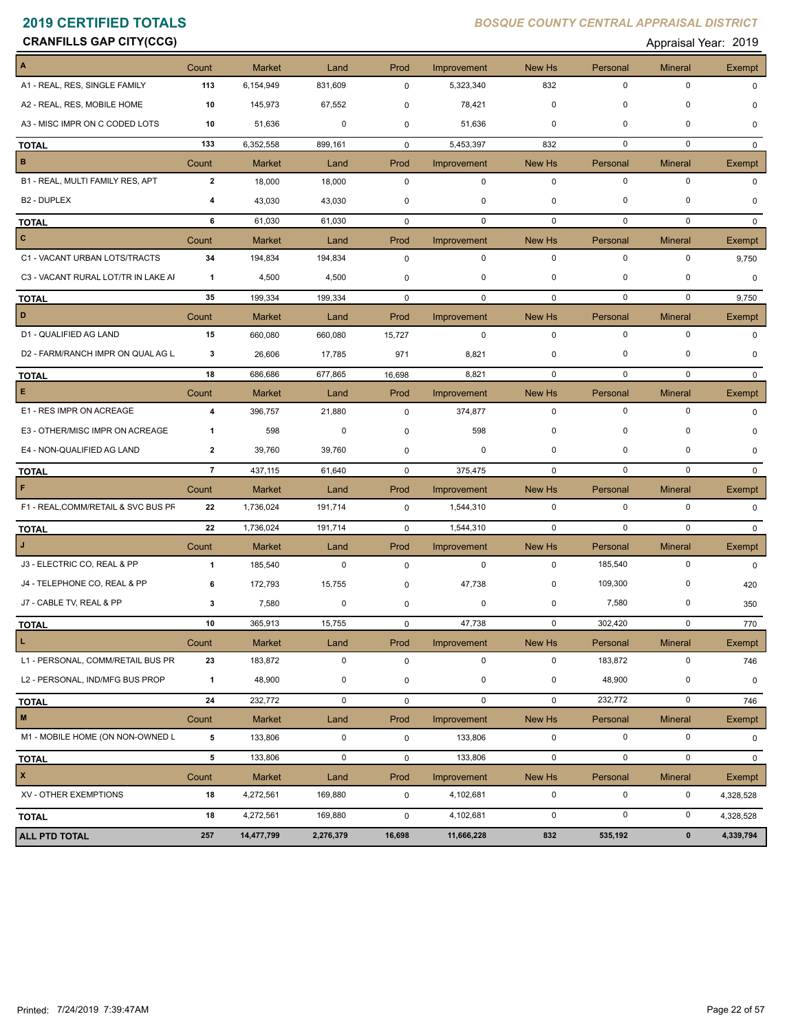# 2019 CERTIFIED TOTALS

*BOSQUE COUNTY CENTRAL APPRAISAL DISTRICT*

**CRANFILLS GAP CITY(CCG)**

Appraisal Year: 2019

| A | Count | Market | Land | Prod | Improvement | New Hs | Personal | Mineral | Exempt |
|---|---|---|---|---|---|---|---|---|---|
| A1 - REAL, RES, SINGLE FAMILY | 113 | 6,154,949 | 831,609 | 0 | 5,323,340 | 832 | 0 | 0 | 0 |
| A2 - REAL, RES, MOBILE HOME | 10 | 145,973 | 67,552 | 0 | 78,421 | 0 | 0 | 0 | 0 |
| A3 - MISC IMPR ON C CODED LOTS | 10 | 51,636 | 0 | 0 | 51,636 | 0 | 0 | 0 | 0 |
| **TOTAL** | 133 | 6,352,558 | 899,161 | 0 | 5,453,397 | 832 | 0 | 0 | 0 |
| **B** | Count | Market | Land | Prod | Improvement | New Hs | Personal | Mineral | Exempt |
| B1 - REAL, MULTI FAMILY RES, APT | 2 | 18,000 | 18,000 | 0 | 0 | 0 | 0 | 0 | 0 |
| B2 - DUPLEX | 4 | 43,030 | 43,030 | 0 | 0 | 0 | 0 | 0 | 0 |
| **TOTAL** | 6 | 61,030 | 61,030 | 0 | 0 | 0 | 0 | 0 | 0 |
| **C** | Count | Market | Land | Prod | Improvement | New Hs | Personal | Mineral | Exempt |
| C1 - VACANT URBAN LOTS/TRACTS | 34 | 194,834 | 194,834 | 0 | 0 | 0 | 0 | 0 | 9,750 |
| C3 - VACANT RURAL LOT/TR IN LAKE AI | 1 | 4,500 | 4,500 | 0 | 0 | 0 | 0 | 0 | 0 |
| **TOTAL** | 35 | 199,334 | 199,334 | 0 | 0 | 0 | 0 | 0 | 9,750 |
| **D** | Count | Market | Land | Prod | Improvement | New Hs | Personal | Mineral | Exempt |
| D1 - QUALIFIED AG LAND | 15 | 660,080 | 660,080 | 15,727 | 0 | 0 | 0 | 0 | 0 |
| D2 - FARM/RANCH IMPR ON QUAL AG L | 3 | 26,606 | 17,785 | 971 | 8,821 | 0 | 0 | 0 | 0 |
| **TOTAL** | 18 | 686,686 | 677,865 | 16,698 | 8,821 | 0 | 0 | 0 | 0 |
| **E** | Count | Market | Land | Prod | Improvement | New Hs | Personal | Mineral | Exempt |
| E1 - RES IMPR ON ACREAGE | 4 | 396,757 | 21,880 | 0 | 374,877 | 0 | 0 | 0 | 0 |
| E3 - OTHER/MISC IMPR ON ACREAGE | 1 | 598 | 0 | 0 | 598 | 0 | 0 | 0 | 0 |
| E4 - NON-QUALIFIED AG LAND | 2 | 39,760 | 39,760 | 0 | 0 | 0 | 0 | 0 | 0 |
| **TOTAL** | 7 | 437,115 | 61,640 | 0 | 375,475 | 0 | 0 | 0 | 0 |
| **F** | Count | Market | Land | Prod | Improvement | New Hs | Personal | Mineral | Exempt |
| F1 - REAL,COMM/RETAIL & SVC BUS PF | 22 | 1,736,024 | 191,714 | 0 | 1,544,310 | 0 | 0 | 0 | 0 |
| **TOTAL** | 22 | 1,736,024 | 191,714 | 0 | 1,544,310 | 0 | 0 | 0 | 0 |
| **J** | Count | Market | Land | Prod | Improvement | New Hs | Personal | Mineral | Exempt |
| J3 - ELECTRIC CO, REAL & PP | 1 | 185,540 | 0 | 0 | 0 | 0 | 185,540 | 0 | 0 |
| J4 - TELEPHONE CO, REAL & PP | 6 | 172,793 | 15,755 | 0 | 47,738 | 0 | 109,300 | 0 | 420 |
| J7 - CABLE TV, REAL & PP | 3 | 7,580 | 0 | 0 | 0 | 0 | 7,580 | 0 | 350 |
| **TOTAL** | 10 | 365,913 | 15,755 | 0 | 47,738 | 0 | 302,420 | 0 | 770 |
| **L** | Count | Market | Land | Prod | Improvement | New Hs | Personal | Mineral | Exempt |
| L1 - PERSONAL, COMM/RETAIL BUS PR | 23 | 183,872 | 0 | 0 | 0 | 0 | 183,872 | 0 | 746 |
| L2 - PERSONAL, IND/MFG BUS PROP | 1 | 48,900 | 0 | 0 | 0 | 0 | 48,900 | 0 | 0 |
| **TOTAL** | 24 | 232,772 | 0 | 0 | 0 | 0 | 232,772 | 0 | 746 |
| **M** | Count | Market | Land | Prod | Improvement | New Hs | Personal | Mineral | Exempt |
| M1 - MOBILE HOME (ON NON-OWNED L | 5 | 133,806 | 0 | 0 | 133,806 | 0 | 0 | 0 | 0 |
| **TOTAL** | 5 | 133,806 | 0 | 0 | 133,806 | 0 | 0 | 0 | 0 |
| **X** | Count | Market | Land | Prod | Improvement | New Hs | Personal | Mineral | Exempt |
| XV - OTHER EXEMPTIONS | 18 | 4,272,561 | 169,880 | 0 | 4,102,681 | 0 | 0 | 0 | 4,328,528 |
| **TOTAL** | 18 | 4,272,561 | 169,880 | 0 | 4,102,681 | 0 | 0 | 0 | 4,328,528 |
| **ALL PTD TOTAL** | **257** | **14,477,799** | **2,276,379** | **16,698** | **11,666,228** | **832** | **535,192** | **0** | **4,339,794** |

Printed: 7/24/2019 7:39:47AM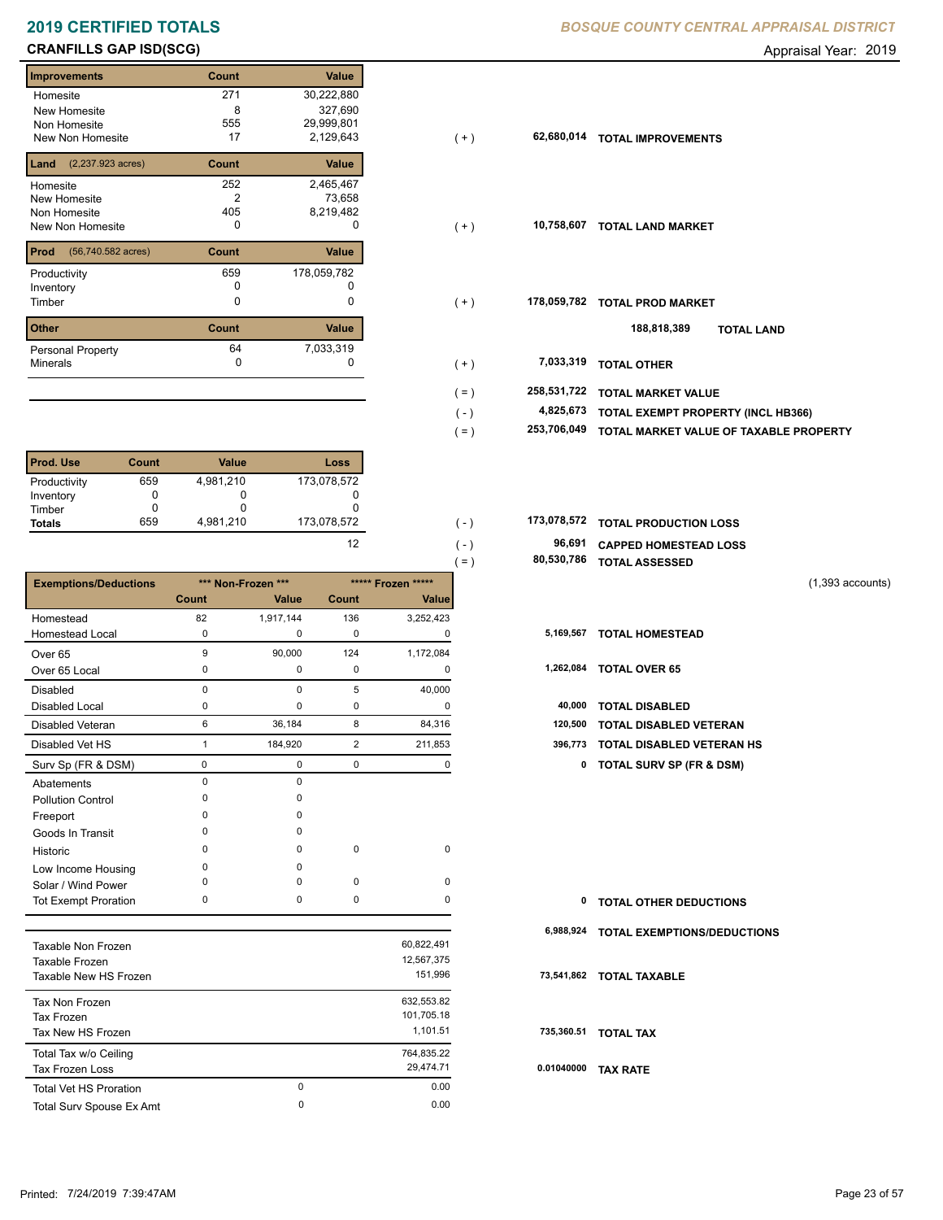# 2019 CERTIFIED TOTALS

*BOSQUE COUNTY CENTRAL APPRAISAL DISTRICT*

## CRANFILLS GAP ISD(SCG)

Appraisal Year: 2019

| Improvements | Count | Value | | | |
|---|---|---|---|---|---|
| Homesite | 271 | 30,222,880 | | | |
| New Homesite | 8 | 327,690 | | | |
| Non Homesite | 555 | 29,999,801 | | | |
| New Non Homesite | 17 | 2,129,643 | ( + ) | 62,680,014 | TOTAL IMPROVEMENTS |

| Land (2,237.923 acres) | Count | Value | | | |
|---|---|---|---|---|---|
| Homesite | 252 | 2,465,467 | | | |
| New Homesite | 2 | 73,658 | | | |
| Non Homesite | 405 | 8,219,482 | | | |
| New Non Homesite | 0 | 0 | ( + ) | 10,758,607 | TOTAL LAND MARKET |

| Prod (56,740.582 acres) | Count | Value | | | |
|---|---|---|---|---|---|
| Productivity | 659 | 178,059,782 | | | |
| Inventory | 0 | 0 | | | |
| Timber | 0 | 0 | ( + ) | 178,059,782 | TOTAL PROD MARKET |
| | | | | 188,818,389 | TOTAL LAND |

| Other | Count | Value | | | |
|---|---|---|---|---|---|
| Personal Property | 64 | 7,033,319 | | | |
| Minerals | 0 | 0 | ( + ) | 7,033,319 | TOTAL OTHER |

| | | |
|---|---|---|
| ( = ) | 258,531,722 | TOTAL MARKET VALUE |
| ( - ) | 4,825,673 | TOTAL EXEMPT PROPERTY (INCL HB366) |
| ( = ) | 253,706,049 | TOTAL MARKET VALUE OF TAXABLE PROPERTY |

| Prod. Use | Count | Value | Loss | | | |
|---|---|---|---|---|---|---|
| Productivity | 659 | 4,981,210 | 173,078,572 | | | |
| Inventory | 0 | 0 | 0 | | | |
| Timber | 0 | 0 | 0 | | | |
| **Totals** | 659 | 4,981,210 | 173,078,572 | ( - ) | 173,078,572 | TOTAL PRODUCTION LOSS |
| | | | 12 | ( - ) | 96,691 | CAPPED HOMESTEAD LOSS |
| | | | | ( = ) | 80,530,786 | TOTAL ASSESSED |

(1,393 accounts)

| Exemptions/Deductions | *** Non-Frozen *** | | ***** Frozen ***** | | | |
|---|---|---|---|---|---|---|
| | Count | Value | Count | Value | | |
| Homestead | 82 | 1,917,144 | 136 | 3,252,423 | | |
| Homestead Local | 0 | 0 | 0 | 0 | 5,169,567 | TOTAL HOMESTEAD |
| Over 65 | 9 | 90,000 | 124 | 1,172,084 | | |
| Over 65 Local | 0 | 0 | 0 | 0 | 1,262,084 | TOTAL OVER 65 |
| Disabled | 0 | 0 | 5 | 40,000 | | |
| Disabled Local | 0 | 0 | 0 | 0 | 40,000 | TOTAL DISABLED |
| Disabled Veteran | 6 | 36,184 | 8 | 84,316 | 120,500 | TOTAL DISABLED VETERAN |
| Disabled Vet HS | 1 | 184,920 | 2 | 211,853 | 396,773 | TOTAL DISABLED VETERAN HS |
| Surv Sp (FR & DSM) | 0 | 0 | 0 | 0 | 0 | TOTAL SURV SP (FR & DSM) |
| Abatements | 0 | 0 | | | | |
| Pollution Control | 0 | 0 | | | | |
| Freeport | 0 | 0 | | | | |
| Goods In Transit | 0 | 0 | | | | |
| Historic | 0 | 0 | 0 | 0 | | |
| Low Income Housing | 0 | 0 | | | | |
| Solar / Wind Power | 0 | 0 | 0 | 0 | | |
| Tot Exempt Proration | 0 | 0 | 0 | 0 | 0 | TOTAL OTHER DEDUCTIONS |
| | | | | | 6,988,924 | TOTAL EXEMPTIONS/DEDUCTIONS |

| | | | | |
|---|---|---|---|---|
| Taxable Non Frozen | | 60,822,491 | | |
| Taxable Frozen | | 12,567,375 | | |
| Taxable New HS Frozen | | 151,996 | 73,541,862 | TOTAL TAXABLE |
| Tax Non Frozen | | 632,553.82 | | |
| Tax Frozen | | 101,705.18 | | |
| Tax New HS Frozen | | 1,101.51 | 735,360.51 | TOTAL TAX |
| Total Tax w/o Ceiling | | 764,835.22 | | |
| Tax Frozen Loss | | 29,474.71 | 0.01040000 | TAX RATE |
| Total Vet HS Proration | 0 | 0.00 | | |
| Total Surv Spouse Ex Amt | 0 | 0.00 | | |

Printed: 7/24/2019 7:39:47AM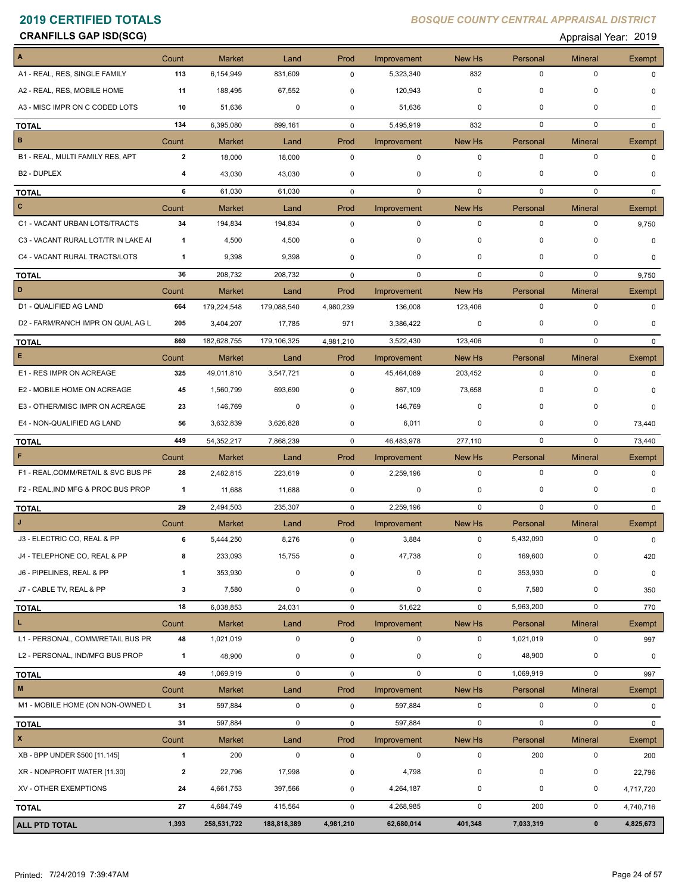# 2019 CERTIFIED TOTALS

*BOSQUE COUNTY CENTRAL APPRAISAL DISTRICT*

**CRANFILLS GAP ISD(SCG)**

Appraisal Year: 2019

| A | Count | Market | Land | Prod | Improvement | New Hs | Personal | Mineral | Exempt |
|---|---|---|---|---|---|---|---|---|---|
| A1 - REAL, RES, SINGLE FAMILY | 113 | 6,154,949 | 831,609 | 0 | 5,323,340 | 832 | 0 | 0 | 0 |
| A2 - REAL, RES, MOBILE HOME | 11 | 188,495 | 67,552 | 0 | 120,943 | 0 | 0 | 0 | 0 |
| A3 - MISC IMPR ON C CODED LOTS | 10 | 51,636 | 0 | 0 | 51,636 | 0 | 0 | 0 | 0 |
| **TOTAL** | 134 | 6,395,080 | 899,161 | 0 | 5,495,919 | 832 | 0 | 0 | 0 |
| **B** | Count | Market | Land | Prod | Improvement | New Hs | Personal | Mineral | Exempt |
| B1 - REAL, MULTI FAMILY RES, APT | 2 | 18,000 | 18,000 | 0 | 0 | 0 | 0 | 0 | 0 |
| B2 - DUPLEX | 4 | 43,030 | 43,030 | 0 | 0 | 0 | 0 | 0 | 0 |
| **TOTAL** | 6 | 61,030 | 61,030 | 0 | 0 | 0 | 0 | 0 | 0 |
| **C** | Count | Market | Land | Prod | Improvement | New Hs | Personal | Mineral | Exempt |
| C1 - VACANT URBAN LOTS/TRACTS | 34 | 194,834 | 194,834 | 0 | 0 | 0 | 0 | 0 | 9,750 |
| C3 - VACANT RURAL LOT/TR IN LAKE AI | 1 | 4,500 | 4,500 | 0 | 0 | 0 | 0 | 0 | 0 |
| C4 - VACANT RURAL TRACTS/LOTS | 1 | 9,398 | 9,398 | 0 | 0 | 0 | 0 | 0 | 0 |
| **TOTAL** | 36 | 208,732 | 208,732 | 0 | 0 | 0 | 0 | 0 | 9,750 |
| **D** | Count | Market | Land | Prod | Improvement | New Hs | Personal | Mineral | Exempt |
| D1 - QUALIFIED AG LAND | 664 | 179,224,548 | 179,088,540 | 4,980,239 | 136,008 | 123,406 | 0 | 0 | 0 |
| D2 - FARM/RANCH IMPR ON QUAL AG L | 205 | 3,404,207 | 17,785 | 971 | 3,386,422 | 0 | 0 | 0 | 0 |
| **TOTAL** | 869 | 182,628,755 | 179,106,325 | 4,981,210 | 3,522,430 | 123,406 | 0 | 0 | 0 |
| **E** | Count | Market | Land | Prod | Improvement | New Hs | Personal | Mineral | Exempt |
| E1 - RES IMPR ON ACREAGE | 325 | 49,011,810 | 3,547,721 | 0 | 45,464,089 | 203,452 | 0 | 0 | 0 |
| E2 - MOBILE HOME ON ACREAGE | 45 | 1,560,799 | 693,690 | 0 | 867,109 | 73,658 | 0 | 0 | 0 |
| E3 - OTHER/MISC IMPR ON ACREAGE | 23 | 146,769 | 0 | 0 | 146,769 | 0 | 0 | 0 | 0 |
| E4 - NON-QUALIFIED AG LAND | 56 | 3,632,839 | 3,626,828 | 0 | 6,011 | 0 | 0 | 0 | 73,440 |
| **TOTAL** | 449 | 54,352,217 | 7,868,239 | 0 | 46,483,978 | 277,110 | 0 | 0 | 73,440 |
| **F** | Count | Market | Land | Prod | Improvement | New Hs | Personal | Mineral | Exempt |
| F1 - REAL,COMM/RETAIL & SVC BUS PF | 28 | 2,482,815 | 223,619 | 0 | 2,259,196 | 0 | 0 | 0 | 0 |
| F2 - REAL,IND MFG & PROC BUS PROP | 1 | 11,688 | 11,688 | 0 | 0 | 0 | 0 | 0 | 0 |
| **TOTAL** | 29 | 2,494,503 | 235,307 | 0 | 2,259,196 | 0 | 0 | 0 | 0 |
| **J** | Count | Market | Land | Prod | Improvement | New Hs | Personal | Mineral | Exempt |
| J3 - ELECTRIC CO, REAL & PP | 6 | 5,444,250 | 8,276 | 0 | 3,884 | 0 | 5,432,090 | 0 | 0 |
| J4 - TELEPHONE CO, REAL & PP | 8 | 233,093 | 15,755 | 0 | 47,738 | 0 | 169,600 | 0 | 420 |
| J6 - PIPELINES, REAL & PP | 1 | 353,930 | 0 | 0 | 0 | 0 | 353,930 | 0 | 0 |
| J7 - CABLE TV, REAL & PP | 3 | 7,580 | 0 | 0 | 0 | 0 | 7,580 | 0 | 350 |
| **TOTAL** | 18 | 6,038,853 | 24,031 | 0 | 51,622 | 0 | 5,963,200 | 0 | 770 |
| **L** | Count | Market | Land | Prod | Improvement | New Hs | Personal | Mineral | Exempt |
| L1 - PERSONAL, COMM/RETAIL BUS PR | 48 | 1,021,019 | 0 | 0 | 0 | 0 | 1,021,019 | 0 | 997 |
| L2 - PERSONAL, IND/MFG BUS PROP | 1 | 48,900 | 0 | 0 | 0 | 0 | 48,900 | 0 | 0 |
| **TOTAL** | 49 | 1,069,919 | 0 | 0 | 0 | 0 | 1,069,919 | 0 | 997 |
| **M** | Count | Market | Land | Prod | Improvement | New Hs | Personal | Mineral | Exempt |
| M1 - MOBILE HOME (ON NON-OWNED L | 31 | 597,884 | 0 | 0 | 597,884 | 0 | 0 | 0 | 0 |
| **TOTAL** | 31 | 597,884 | 0 | 0 | 597,884 | 0 | 0 | 0 | 0 |
| **X** | Count | Market | Land | Prod | Improvement | New Hs | Personal | Mineral | Exempt |
| XB - BPP UNDER $500 [11.145] | 1 | 200 | 0 | 0 | 0 | 0 | 200 | 0 | 200 |
| XR - NONPROFIT WATER [11.30] | 2 | 22,796 | 17,998 | 0 | 4,798 | 0 | 0 | 0 | 22,796 |
| XV - OTHER EXEMPTIONS | 24 | 4,661,753 | 397,566 | 0 | 4,264,187 | 0 | 0 | 0 | 4,717,720 |
| **TOTAL** | 27 | 4,684,749 | 415,564 | 0 | 4,268,985 | 0 | 200 | 0 | 4,740,716 |
| **ALL PTD TOTAL** | **1,393** | **258,531,722** | **188,818,389** | **4,981,210** | **62,680,014** | **401,348** | **7,033,319** | **0** | **4,825,673** |

Printed: 7/24/2019 7:39:47AM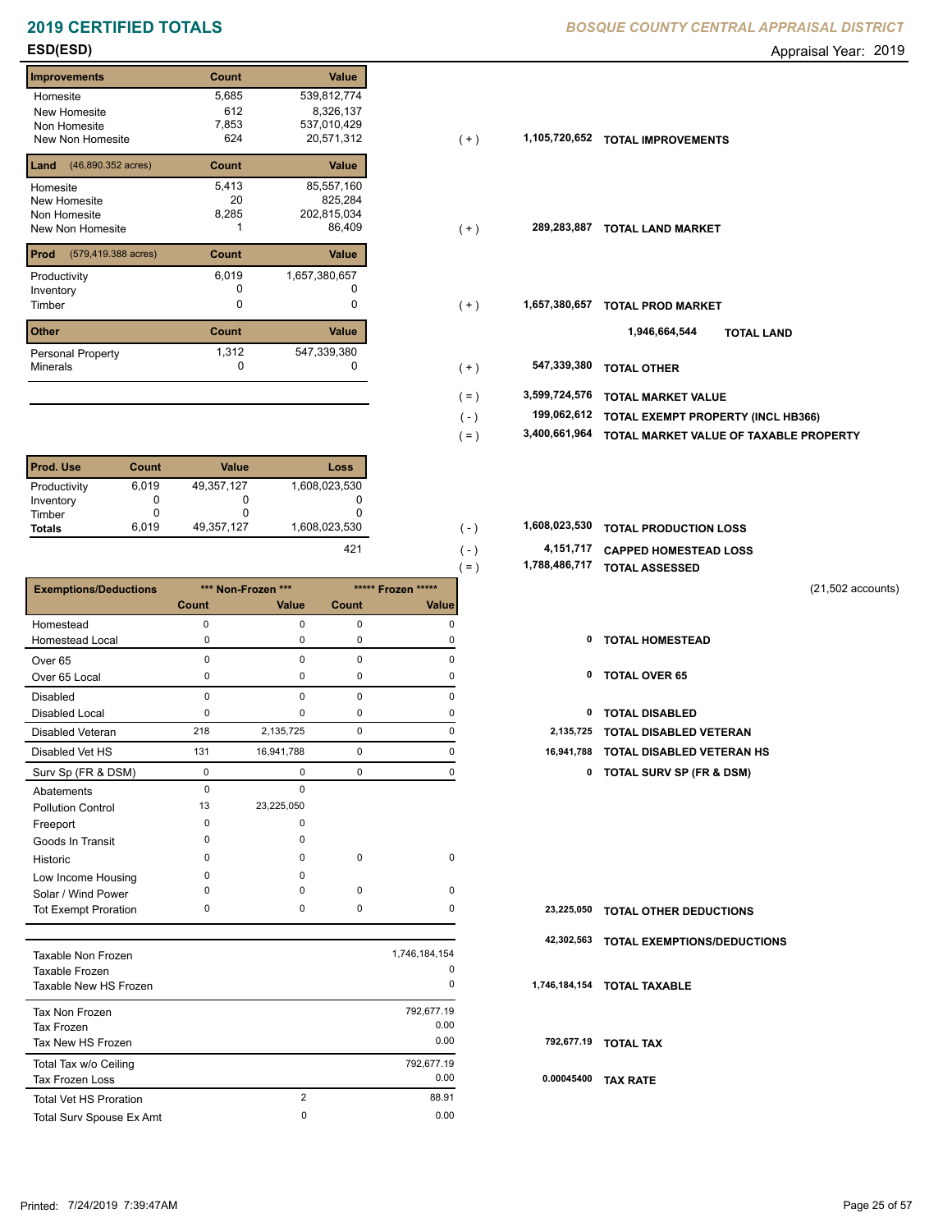## 2019 CERTIFIED TOTALS

*BOSQUE COUNTY CENTRAL APPRAISAL DISTRICT*

### ESD(ESD)

Appraisal Year: 2019

| Improvements | Count | Value | | | |
|---|---|---|---|---|---|
| Homesite | 5,685 | 539,812,774 | | | |
| New Homesite | 612 | 8,326,137 | | | |
| Non Homesite | 7,853 | 537,010,429 | | | |
| New Non Homesite | 624 | 20,571,312 | ( + ) | 1,105,720,652 | TOTAL IMPROVEMENTS |

| Land (46,890.352 acres) | Count | Value | | | |
|---|---|---|---|---|---|
| Homesite | 5,413 | 85,557,160 | | | |
| New Homesite | 20 | 825,284 | | | |
| Non Homesite | 8,285 | 202,815,034 | | | |
| New Non Homesite | 1 | 86,409 | ( + ) | 289,283,887 | TOTAL LAND MARKET |

| Prod (579,419.388 acres) | Count | Value | | | |
|---|---|---|---|---|---|
| Productivity | 6,019 | 1,657,380,657 | | | |
| Inventory | 0 | 0 | | | |
| Timber | 0 | 0 | ( + ) | 1,657,380,657 | TOTAL PROD MARKET |

1,946,664,544 **TOTAL LAND**

| Other | Count | Value | | | |
|---|---|---|---|---|---|
| Personal Property | 1,312 | 547,339,380 | | | |
| Minerals | 0 | 0 | ( + ) | 547,339,380 | TOTAL OTHER |

| | | |
|---|---|---|
| ( = ) | 3,599,724,576 | TOTAL MARKET VALUE |
| ( - ) | 199,062,612 | TOTAL EXEMPT PROPERTY (INCL HB366) |
| ( = ) | 3,400,661,964 | TOTAL MARKET VALUE OF TAXABLE PROPERTY |

| Prod. Use | Count | Value | Loss | | | |
|---|---|---|---|---|---|---|
| Productivity | 6,019 | 49,357,127 | 1,608,023,530 | | | |
| Inventory | 0 | 0 | 0 | | | |
| Timber | 0 | 0 | 0 | | | |
| **Totals** | 6,019 | 49,357,127 | 1,608,023,530 | ( - ) | 1,608,023,530 | TOTAL PRODUCTION LOSS |
| | | | 421 | ( - ) | 4,151,717 | CAPPED HOMESTEAD LOSS |
| | | | | ( = ) | 1,788,486,717 | TOTAL ASSESSED |

(21,502 accounts)

| Exemptions/Deductions | *** Non-Frozen *** | | ***** Frozen ***** | | | |
|---|---|---|---|---|---|---|
| | Count | Value | Count | Value | | |
| Homestead | 0 | 0 | 0 | 0 | | |
| Homestead Local | 0 | 0 | 0 | 0 | 0 | TOTAL HOMESTEAD |
| Over 65 | 0 | 0 | 0 | 0 | | |
| Over 65 Local | 0 | 0 | 0 | 0 | 0 | TOTAL OVER 65 |
| Disabled | 0 | 0 | 0 | 0 | | |
| Disabled Local | 0 | 0 | 0 | 0 | 0 | TOTAL DISABLED |
| Disabled Veteran | 218 | 2,135,725 | 0 | 0 | 2,135,725 | TOTAL DISABLED VETERAN |
| Disabled Vet HS | 131 | 16,941,788 | 0 | 0 | 16,941,788 | TOTAL DISABLED VETERAN HS |
| Surv Sp (FR & DSM) | 0 | 0 | 0 | 0 | 0 | TOTAL SURV SP (FR & DSM) |
| Abatements | 0 | 0 | | | | |
| Pollution Control | 13 | 23,225,050 | | | | |
| Freeport | 0 | 0 | | | | |
| Goods In Transit | 0 | 0 | | | | |
| Historic | 0 | 0 | 0 | 0 | | |
| Low Income Housing | 0 | 0 | | | | |
| Solar / Wind Power | 0 | 0 | 0 | 0 | | |
| Tot Exempt Proration | 0 | 0 | 0 | 0 | 23,225,050 | TOTAL OTHER DEDUCTIONS |
| | | | | | 42,302,563 | TOTAL EXEMPTIONS/DEDUCTIONS |

| | | | | |
|---|---|---|---|---|
| Taxable Non Frozen | | 1,746,184,154 | | |
| Taxable Frozen | | 0 | | |
| Taxable New HS Frozen | | 0 | 1,746,184,154 | TOTAL TAXABLE |
| Tax Non Frozen | | 792,677.19 | | |
| Tax Frozen | | 0.00 | | |
| Tax New HS Frozen | | 0.00 | 792,677.19 | TOTAL TAX |
| Total Tax w/o Ceiling | | 792,677.19 | | |
| Tax Frozen Loss | | 0.00 | 0.00045400 | TAX RATE |
| Total Vet HS Proration | 2 | 88.91 | | |
| Total Surv Spouse Ex Amt | 0 | 0.00 | | |

Printed: 7/24/2019 7:39:47AM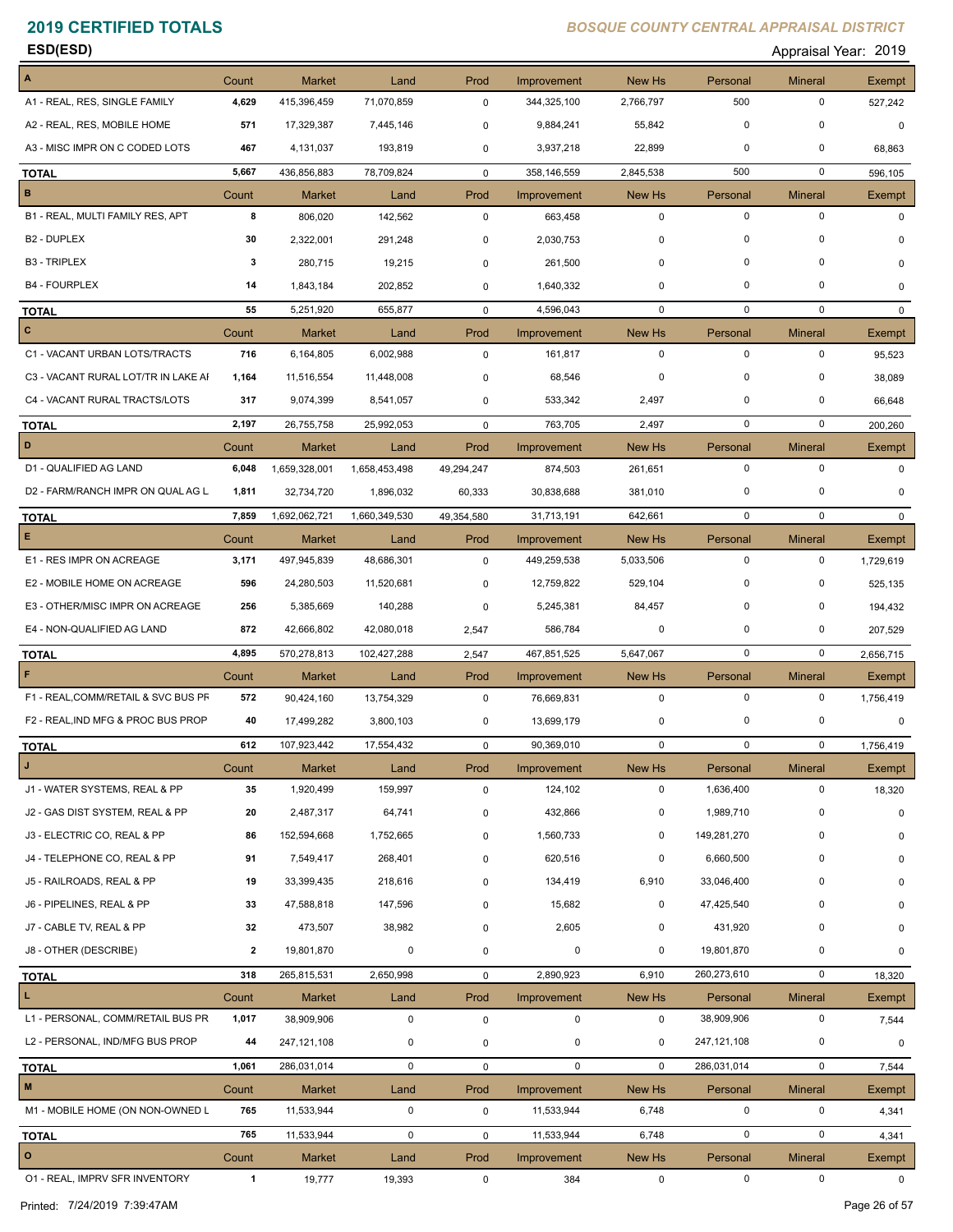# 2019 CERTIFIED TOTALS

*BOSQUE COUNTY CENTRAL APPRAISAL DISTRICT*

**ESD(ESD)**

Appraisal Year: 2019

| A | Count | Market | Land | Prod | Improvement | New Hs | Personal | Mineral | Exempt |
|---|---|---|---|---|---|---|---|---|---|
| A1 - REAL, RES, SINGLE FAMILY | **4,629** | 415,396,459 | 71,070,859 | 0 | 344,325,100 | 2,766,797 | 500 | 0 | 527,242 |
| A2 - REAL, RES, MOBILE HOME | **571** | 17,329,387 | 7,445,146 | 0 | 9,884,241 | 55,842 | 0 | 0 | 0 |
| A3 - MISC IMPR ON C CODED LOTS | **467** | 4,131,037 | 193,819 | 0 | 3,937,218 | 22,899 | 0 | 0 | 68,863 |
| **TOTAL** | **5,667** | 436,856,883 | 78,709,824 | 0 | 358,146,559 | 2,845,538 | 500 | 0 | 596,105 |

| B | Count | Market | Land | Prod | Improvement | New Hs | Personal | Mineral | Exempt |
|---|---|---|---|---|---|---|---|---|---|
| B1 - REAL, MULTI FAMILY RES, APT | **8** | 806,020 | 142,562 | 0 | 663,458 | 0 | 0 | 0 | 0 |
| B2 - DUPLEX | **30** | 2,322,001 | 291,248 | 0 | 2,030,753 | 0 | 0 | 0 | 0 |
| B3 - TRIPLEX | **3** | 280,715 | 19,215 | 0 | 261,500 | 0 | 0 | 0 | 0 |
| B4 - FOURPLEX | **14** | 1,843,184 | 202,852 | 0 | 1,640,332 | 0 | 0 | 0 | 0 |
| **TOTAL** | **55** | 5,251,920 | 655,877 | 0 | 4,596,043 | 0 | 0 | 0 | 0 |

| C | Count | Market | Land | Prod | Improvement | New Hs | Personal | Mineral | Exempt |
|---|---|---|---|---|---|---|---|---|---|
| C1 - VACANT URBAN LOTS/TRACTS | **716** | 6,164,805 | 6,002,988 | 0 | 161,817 | 0 | 0 | 0 | 95,523 |
| C3 - VACANT RURAL LOT/TR IN LAKE AI | **1,164** | 11,516,554 | 11,448,008 | 0 | 68,546 | 0 | 0 | 0 | 38,089 |
| C4 - VACANT RURAL TRACTS/LOTS | **317** | 9,074,399 | 8,541,057 | 0 | 533,342 | 2,497 | 0 | 0 | 66,648 |
| **TOTAL** | **2,197** | 26,755,758 | 25,992,053 | 0 | 763,705 | 2,497 | 0 | 0 | 200,260 |

| D | Count | Market | Land | Prod | Improvement | New Hs | Personal | Mineral | Exempt |
|---|---|---|---|---|---|---|---|---|---|
| D1 - QUALIFIED AG LAND | **6,048** | 1,659,328,001 | 1,658,453,498 | 49,294,247 | 874,503 | 261,651 | 0 | 0 | 0 |
| D2 - FARM/RANCH IMPR ON QUAL AG L | **1,811** | 32,734,720 | 1,896,032 | 60,333 | 30,838,688 | 381,010 | 0 | 0 | 0 |
| **TOTAL** | **7,859** | 1,692,062,721 | 1,660,349,530 | 49,354,580 | 31,713,191 | 642,661 | 0 | 0 | 0 |

| E | Count | Market | Land | Prod | Improvement | New Hs | Personal | Mineral | Exempt |
|---|---|---|---|---|---|---|---|---|---|
| E1 - RES IMPR ON ACREAGE | **3,171** | 497,945,839 | 48,686,301 | 0 | 449,259,538 | 5,033,506 | 0 | 0 | 1,729,619 |
| E2 - MOBILE HOME ON ACREAGE | **596** | 24,280,503 | 11,520,681 | 0 | 12,759,822 | 529,104 | 0 | 0 | 525,135 |
| E3 - OTHER/MISC IMPR ON ACREAGE | **256** | 5,385,669 | 140,288 | 0 | 5,245,381 | 84,457 | 0 | 0 | 194,432 |
| E4 - NON-QUALIFIED AG LAND | **872** | 42,666,802 | 42,080,018 | 2,547 | 586,784 | 0 | 0 | 0 | 207,529 |
| **TOTAL** | **4,895** | 570,278,813 | 102,427,288 | 2,547 | 467,851,525 | 5,647,067 | 0 | 0 | 2,656,715 |

| F | Count | Market | Land | Prod | Improvement | New Hs | Personal | Mineral | Exempt |
|---|---|---|---|---|---|---|---|---|---|
| F1 - REAL,COMM/RETAIL & SVC BUS PR | **572** | 90,424,160 | 13,754,329 | 0 | 76,669,831 | 0 | 0 | 0 | 1,756,419 |
| F2 - REAL,IND MFG & PROC BUS PROP | **40** | 17,499,282 | 3,800,103 | 0 | 13,699,179 | 0 | 0 | 0 | 0 |
| **TOTAL** | **612** | 107,923,442 | 17,554,432 | 0 | 90,369,010 | 0 | 0 | 0 | 1,756,419 |

| J | Count | Market | Land | Prod | Improvement | New Hs | Personal | Mineral | Exempt |
|---|---|---|---|---|---|---|---|---|---|
| J1 - WATER SYSTEMS, REAL & PP | **35** | 1,920,499 | 159,997 | 0 | 124,102 | 0 | 1,636,400 | 0 | 18,320 |
| J2 - GAS DIST SYSTEM, REAL & PP | **20** | 2,487,317 | 64,741 | 0 | 432,866 | 0 | 1,989,710 | 0 | 0 |
| J3 - ELECTRIC CO, REAL & PP | **86** | 152,594,668 | 1,752,665 | 0 | 1,560,733 | 0 | 149,281,270 | 0 | 0 |
| J4 - TELEPHONE CO, REAL & PP | **91** | 7,549,417 | 268,401 | 0 | 620,516 | 0 | 6,660,500 | 0 | 0 |
| J5 - RAILROADS, REAL & PP | **19** | 33,399,435 | 218,616 | 0 | 134,419 | 6,910 | 33,046,400 | 0 | 0 |
| J6 - PIPELINES, REAL & PP | **33** | 47,588,818 | 147,596 | 0 | 15,682 | 0 | 47,425,540 | 0 | 0 |
| J7 - CABLE TV, REAL & PP | **32** | 473,507 | 38,982 | 0 | 2,605 | 0 | 431,920 | 0 | 0 |
| J8 - OTHER (DESCRIBE) | **2** | 19,801,870 | 0 | 0 | 0 | 0 | 19,801,870 | 0 | 0 |
| **TOTAL** | **318** | 265,815,531 | 2,650,998 | 0 | 2,890,923 | 6,910 | 260,273,610 | 0 | 18,320 |

| L | Count | Market | Land | Prod | Improvement | New Hs | Personal | Mineral | Exempt |
|---|---|---|---|---|---|---|---|---|---|
| L1 - PERSONAL, COMM/RETAIL BUS PR | **1,017** | 38,909,906 | 0 | 0 | 0 | 0 | 38,909,906 | 0 | 7,544 |
| L2 - PERSONAL, IND/MFG BUS PROP | **44** | 247,121,108 | 0 | 0 | 0 | 0 | 247,121,108 | 0 | 0 |
| **TOTAL** | **1,061** | 286,031,014 | 0 | 0 | 0 | 0 | 286,031,014 | 0 | 7,544 |

| M | Count | Market | Land | Prod | Improvement | New Hs | Personal | Mineral | Exempt |
|---|---|---|---|---|---|---|---|---|---|
| M1 - MOBILE HOME (ON NON-OWNED L | **765** | 11,533,944 | 0 | 0 | 11,533,944 | 6,748 | 0 | 0 | 4,341 |
| **TOTAL** | **765** | 11,533,944 | 0 | 0 | 11,533,944 | 6,748 | 0 | 0 | 4,341 |

| O | Count | Market | Land | Prod | Improvement | New Hs | Personal | Mineral | Exempt |
|---|---|---|---|---|---|---|---|---|---|
| O1 - REAL, IMPRV SFR INVENTORY | **1** | 19,777 | 19,393 | 0 | 384 | 0 | 0 | 0 | 0 |

Printed: 7/24/2019 7:39:47AM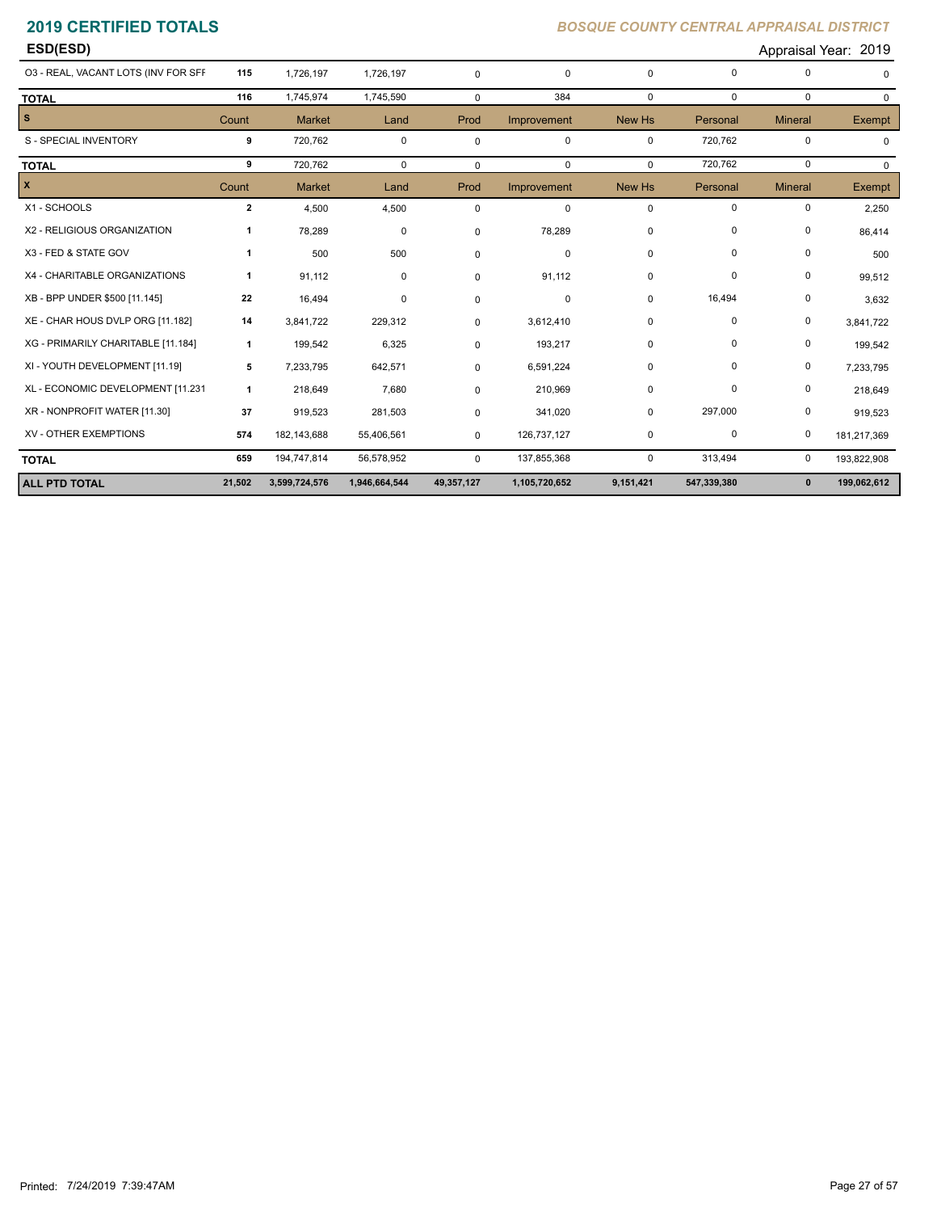**ESD(ESD)** — Appraisal Year: 2019

| | Count | Market | Land | Prod | Improvement | New Hs | Personal | Mineral | Exempt |
|---|---|---|---|---|---|---|---|---|---|
| O3 - REAL, VACANT LOTS (INV FOR SFF | 115 | 1,726,197 | 1,726,197 | 0 | 0 | 0 | 0 | 0 | 0 |
| **TOTAL** | 116 | 1,745,974 | 1,745,590 | 0 | 384 | 0 | 0 | 0 | 0 |
| **S** | Count | Market | Land | Prod | Improvement | New Hs | Personal | Mineral | Exempt |
| S - SPECIAL INVENTORY | 9 | 720,762 | 0 | 0 | 0 | 0 | 720,762 | 0 | 0 |
| **TOTAL** | 9 | 720,762 | 0 | 0 | 0 | 0 | 720,762 | 0 | 0 |
| **X** | Count | Market | Land | Prod | Improvement | New Hs | Personal | Mineral | Exempt |
| X1 - SCHOOLS | 2 | 4,500 | 4,500 | 0 | 0 | 0 | 0 | 0 | 2,250 |
| X2 - RELIGIOUS ORGANIZATION | 1 | 78,289 | 0 | 0 | 78,289 | 0 | 0 | 0 | 86,414 |
| X3 - FED & STATE GOV | 1 | 500 | 500 | 0 | 0 | 0 | 0 | 0 | 500 |
| X4 - CHARITABLE ORGANIZATIONS | 1 | 91,112 | 0 | 0 | 91,112 | 0 | 0 | 0 | 99,512 |
| XB - BPP UNDER $500 [11.145] | 22 | 16,494 | 0 | 0 | 0 | 0 | 16,494 | 0 | 3,632 |
| XE - CHAR HOUS DVLP ORG [11.182] | 14 | 3,841,722 | 229,312 | 0 | 3,612,410 | 0 | 0 | 0 | 3,841,722 |
| XG - PRIMARILY CHARITABLE [11.184] | 1 | 199,542 | 6,325 | 0 | 193,217 | 0 | 0 | 0 | 199,542 |
| XI - YOUTH DEVELOPMENT [11.19] | 5 | 7,233,795 | 642,571 | 0 | 6,591,224 | 0 | 0 | 0 | 7,233,795 |
| XL - ECONOMIC DEVELOPMENT [11.231 | 1 | 218,649 | 7,680 | 0 | 210,969 | 0 | 0 | 0 | 218,649 |
| XR - NONPROFIT WATER [11.30] | 37 | 919,523 | 281,503 | 0 | 341,020 | 0 | 297,000 | 0 | 919,523 |
| XV - OTHER EXEMPTIONS | 574 | 182,143,688 | 55,406,561 | 0 | 126,737,127 | 0 | 0 | 0 | 181,217,369 |
| **TOTAL** | 659 | 194,747,814 | 56,578,952 | 0 | 137,855,368 | 0 | 313,494 | 0 | 193,822,908 |
| **ALL PTD TOTAL** | **21,502** | **3,599,724,576** | **1,946,664,544** | **49,357,127** | **1,105,720,652** | **9,151,421** | **547,339,380** | **0** | **199,062,612** |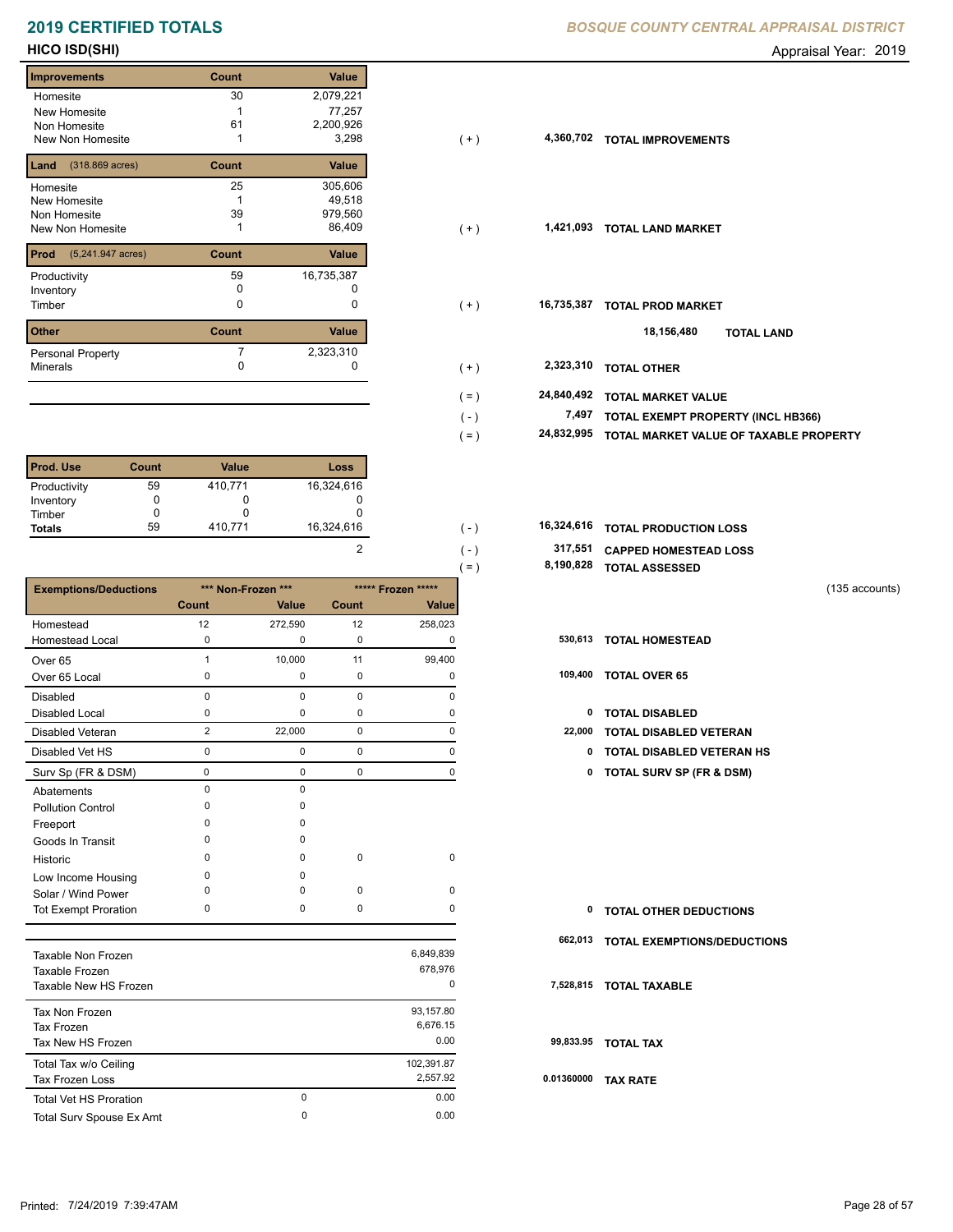# 2019 CERTIFIED TOTALS

**BOSQUE COUNTY CENTRAL APPRAISAL DISTRICT**

## HICO ISD(SHI)

Appraisal Year: 2019

| Improvements | Count | Value | | | |
|---|---|---|---|---|---|
| Homesite | 30 | 2,079,221 | | | |
| New Homesite | 1 | 77,257 | | | |
| Non Homesite | 61 | 2,200,926 | | | |
| New Non Homesite | 1 | 3,298 | (+) | 4,360,702 | TOTAL IMPROVEMENTS |

| Land (318.869 acres) | Count | Value | | | |
|---|---|---|---|---|---|
| Homesite | 25 | 305,606 | | | |
| New Homesite | 1 | 49,518 | | | |
| Non Homesite | 39 | 979,560 | | | |
| New Non Homesite | 1 | 86,409 | (+) | 1,421,093 | TOTAL LAND MARKET |

| Prod (5,241.947 acres) | Count | Value | | | |
|---|---|---|---|---|---|
| Productivity | 59 | 16,735,387 | | | |
| Inventory | 0 | 0 | | | |
| Timber | 0 | 0 | (+) | 16,735,387 | TOTAL PROD MARKET |
| | | | | 18,156,480 | TOTAL LAND |

| Other | Count | Value | | | |
|---|---|---|---|---|---|
| Personal Property | 7 | 2,323,310 | | | |
| Minerals | 0 | 0 | (+) | 2,323,310 | TOTAL OTHER |

| | | |
|---|---|---|
| (=) | 24,840,492 | TOTAL MARKET VALUE |
| (-) | 7,497 | TOTAL EXEMPT PROPERTY (INCL HB366) |
| (=) | 24,832,995 | TOTAL MARKET VALUE OF TAXABLE PROPERTY |

| Prod. Use | Count | Value | Loss |
|---|---|---|---|
| Productivity | 59 | 410,771 | 16,324,616 |
| Inventory | 0 | 0 | 0 |
| Timber | 0 | 0 | 0 |
| Totals | 59 | 410,771 | 16,324,616 |

| | | | |
|---|---|---|---|
| | (-) | 16,324,616 | TOTAL PRODUCTION LOSS |
| 2 | (-) | 317,551 | CAPPED HOMESTEAD LOSS |
| | (=) | 8,190,828 | TOTAL ASSESSED |

(135 accounts)

| Exemptions/Deductions | *** Non-Frozen *** | | ***** Frozen ***** | | | |
|---|---|---|---|---|---|---|
| | Count | Value | Count | Value | | |
| Homestead | 12 | 272,590 | 12 | 258,023 | | |
| Homestead Local | 0 | 0 | 0 | 0 | 530,613 | TOTAL HOMESTEAD |
| Over 65 | 1 | 10,000 | 11 | 99,400 | | |
| Over 65 Local | 0 | 0 | 0 | 0 | 109,400 | TOTAL OVER 65 |
| Disabled | 0 | 0 | 0 | 0 | | |
| Disabled Local | 0 | 0 | 0 | 0 | 0 | TOTAL DISABLED |
| Disabled Veteran | 2 | 22,000 | 0 | 0 | 22,000 | TOTAL DISABLED VETERAN |
| Disabled Vet HS | 0 | 0 | 0 | 0 | 0 | TOTAL DISABLED VETERAN HS |
| Surv Sp (FR & DSM) | 0 | 0 | 0 | 0 | 0 | TOTAL SURV SP (FR & DSM) |
| Abatements | 0 | 0 | | | | |
| Pollution Control | 0 | 0 | | | | |
| Freeport | 0 | 0 | | | | |
| Goods In Transit | 0 | 0 | | | | |
| Historic | 0 | 0 | 0 | 0 | | |
| Low Income Housing | 0 | 0 | | | | |
| Solar / Wind Power | 0 | 0 | 0 | 0 | | |
| Tot Exempt Proration | 0 | 0 | 0 | 0 | 0 | TOTAL OTHER DEDUCTIONS |
| | | | | | 662,013 | TOTAL EXEMPTIONS/DEDUCTIONS |

| | | | | |
|---|---|---|---|---|
| Taxable Non Frozen | | 6,849,839 | | |
| Taxable Frozen | | 678,976 | | |
| Taxable New HS Frozen | | 0 | 7,528,815 | TOTAL TAXABLE |
| Tax Non Frozen | | 93,157.80 | | |
| Tax Frozen | | 6,676.15 | | |
| Tax New HS Frozen | | 0.00 | 99,833.95 | TOTAL TAX |
| Total Tax w/o Ceiling | | 102,391.87 | | |
| Tax Frozen Loss | | 2,557.92 | 0.01360000 | TAX RATE |
| Total Vet HS Proration | 0 | 0.00 | | |
| Total Surv Spouse Ex Amt | 0 | 0.00 | | |

Printed: 7/24/2019 7:39:47AM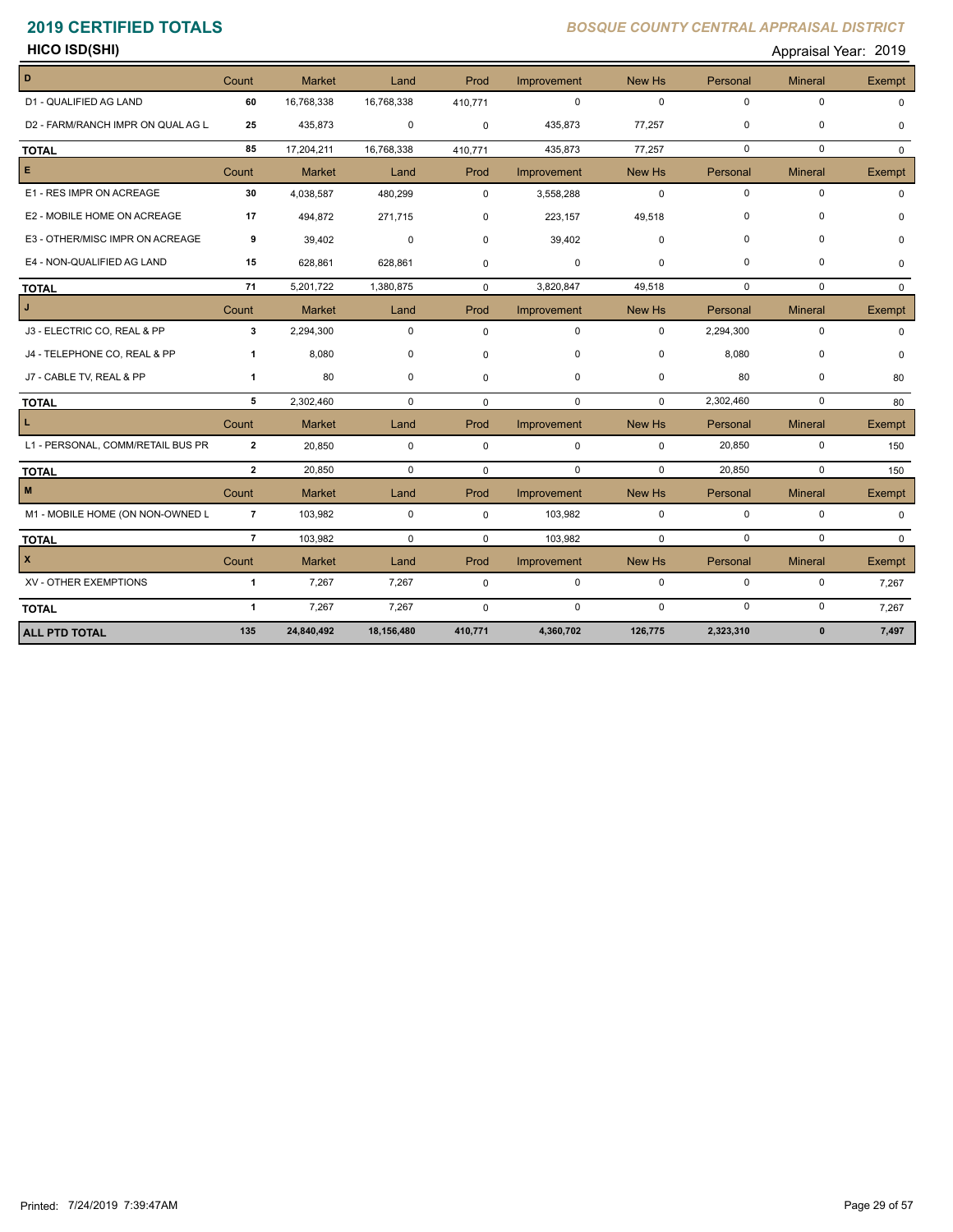# 2019 CERTIFIED TOTALS

*BOSQUE COUNTY CENTRAL APPRAISAL DISTRICT*

**HICO ISD(SHI)**

Appraisal Year: 2019

| D | Count | Market | Land | Prod | Improvement | New Hs | Personal | Mineral | Exempt |
|---|---|---|---|---|---|---|---|---|---|
| D1 - QUALIFIED AG LAND | 60 | 16,768,338 | 16,768,338 | 410,771 | 0 | 0 | 0 | 0 | 0 |
| D2 - FARM/RANCH IMPR ON QUAL AG L | 25 | 435,873 | 0 | 0 | 435,873 | 77,257 | 0 | 0 | 0 |
| **TOTAL** | 85 | 17,204,211 | 16,768,338 | 410,771 | 435,873 | 77,257 | 0 | 0 | 0 |

| E | Count | Market | Land | Prod | Improvement | New Hs | Personal | Mineral | Exempt |
|---|---|---|---|---|---|---|---|---|---|
| E1 - RES IMPR ON ACREAGE | 30 | 4,038,587 | 480,299 | 0 | 3,558,288 | 0 | 0 | 0 | 0 |
| E2 - MOBILE HOME ON ACREAGE | 17 | 494,872 | 271,715 | 0 | 223,157 | 49,518 | 0 | 0 | 0 |
| E3 - OTHER/MISC IMPR ON ACREAGE | 9 | 39,402 | 0 | 0 | 39,402 | 0 | 0 | 0 | 0 |
| E4 - NON-QUALIFIED AG LAND | 15 | 628,861 | 628,861 | 0 | 0 | 0 | 0 | 0 | 0 |
| **TOTAL** | 71 | 5,201,722 | 1,380,875 | 0 | 3,820,847 | 49,518 | 0 | 0 | 0 |

| J | Count | Market | Land | Prod | Improvement | New Hs | Personal | Mineral | Exempt |
|---|---|---|---|---|---|---|---|---|---|
| J3 - ELECTRIC CO, REAL & PP | 3 | 2,294,300 | 0 | 0 | 0 | 0 | 2,294,300 | 0 | 0 |
| J4 - TELEPHONE CO, REAL & PP | 1 | 8,080 | 0 | 0 | 0 | 0 | 8,080 | 0 | 0 |
| J7 - CABLE TV, REAL & PP | 1 | 80 | 0 | 0 | 0 | 0 | 80 | 0 | 80 |
| **TOTAL** | 5 | 2,302,460 | 0 | 0 | 0 | 0 | 2,302,460 | 0 | 80 |

| L | Count | Market | Land | Prod | Improvement | New Hs | Personal | Mineral | Exempt |
|---|---|---|---|---|---|---|---|---|---|
| L1 - PERSONAL, COMM/RETAIL BUS PR | 2 | 20,850 | 0 | 0 | 0 | 0 | 20,850 | 0 | 150 |
| **TOTAL** | 2 | 20,850 | 0 | 0 | 0 | 0 | 20,850 | 0 | 150 |

| M | Count | Market | Land | Prod | Improvement | New Hs | Personal | Mineral | Exempt |
|---|---|---|---|---|---|---|---|---|---|
| M1 - MOBILE HOME (ON NON-OWNED L | 7 | 103,982 | 0 | 0 | 103,982 | 0 | 0 | 0 | 0 |
| **TOTAL** | 7 | 103,982 | 0 | 0 | 103,982 | 0 | 0 | 0 | 0 |

| X | Count | Market | Land | Prod | Improvement | New Hs | Personal | Mineral | Exempt |
|---|---|---|---|---|---|---|---|---|---|
| XV - OTHER EXEMPTIONS | 1 | 7,267 | 7,267 | 0 | 0 | 0 | 0 | 0 | 7,267 |
| **TOTAL** | 1 | 7,267 | 7,267 | 0 | 0 | 0 | 0 | 0 | 7,267 |
| **ALL PTD TOTAL** | **135** | **24,840,492** | **18,156,480** | **410,771** | **4,360,702** | **126,775** | **2,323,310** | **0** | **7,497** |

Printed: 7/24/2019 7:39:47AM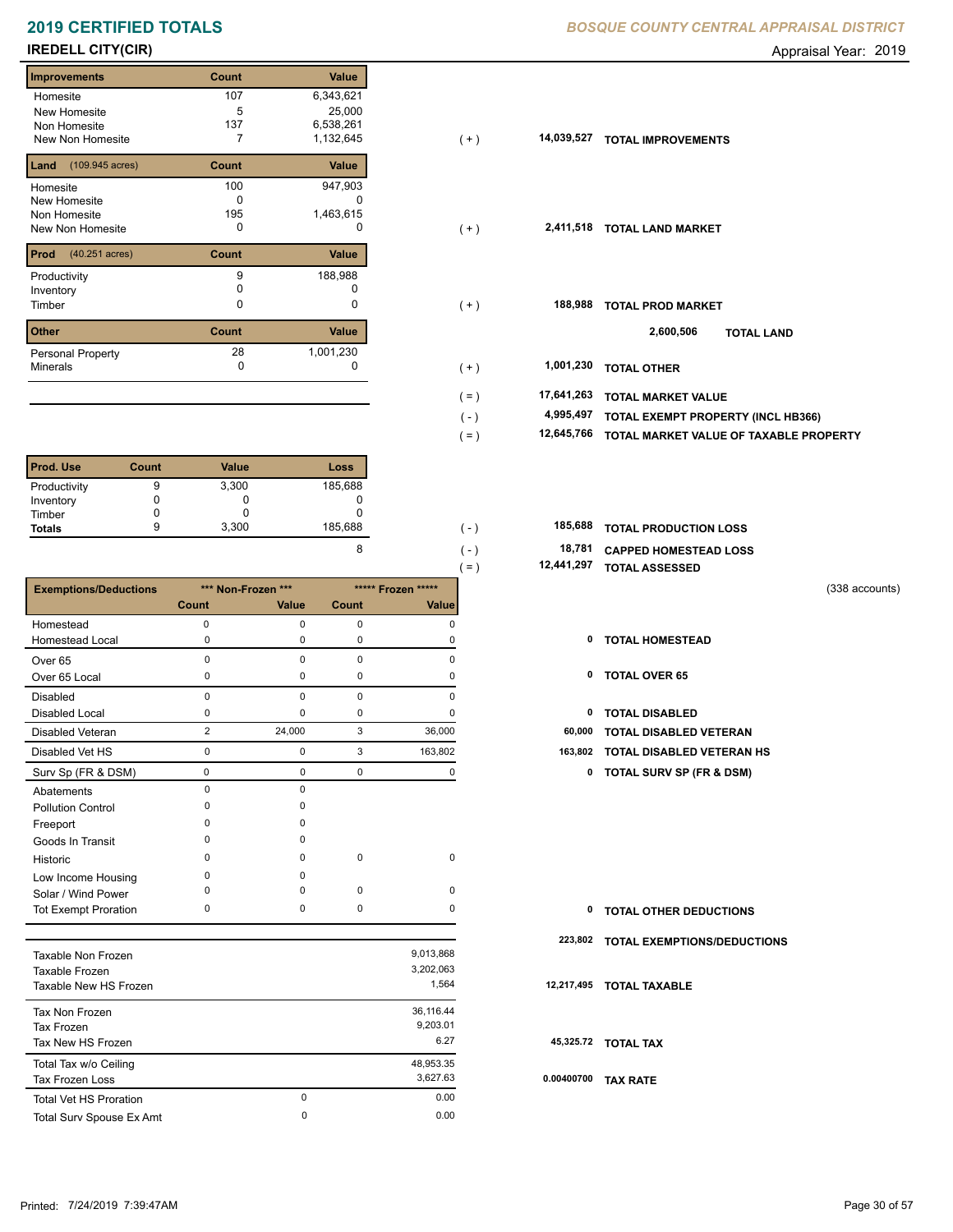# 2019 CERTIFIED TOTALS

*BOSQUE COUNTY CENTRAL APPRAISAL DISTRICT*

## IREDELL CITY(CIR)

Appraisal Year: 2019

| Improvements | Count | Value | | | |
|---|---|---|---|---|---|
| Homesite | 107 | 6,343,621 | | | |
| New Homesite | 5 | 25,000 | | | |
| Non Homesite | 137 | 6,538,261 | | | |
| New Non Homesite | 7 | 1,132,645 | ( + ) | 14,039,527 | TOTAL IMPROVEMENTS |

| Land (109.945 acres) | Count | Value | | | |
|---|---|---|---|---|---|
| Homesite | 100 | 947,903 | | | |
| New Homesite | 0 | 0 | | | |
| Non Homesite | 195 | 1,463,615 | | | |
| New Non Homesite | 0 | 0 | ( + ) | 2,411,518 | TOTAL LAND MARKET |

| Prod (40.251 acres) | Count | Value | | | |
|---|---|---|---|---|---|
| Productivity | 9 | 188,988 | | | |
| Inventory | 0 | 0 | | | |
| Timber | 0 | 0 | ( + ) | 188,988 | TOTAL PROD MARKET |
| | | | | 2,600,506 | TOTAL LAND |

| Other | Count | Value | | | |
|---|---|---|---|---|---|
| Personal Property | 28 | 1,001,230 | | | |
| Minerals | 0 | 0 | ( + ) | 1,001,230 | TOTAL OTHER |

| | | |
|---|---|---|
| ( = ) | 17,641,263 | TOTAL MARKET VALUE |
| ( - ) | 4,995,497 | TOTAL EXEMPT PROPERTY (INCL HB366) |
| ( = ) | 12,645,766 | TOTAL MARKET VALUE OF TAXABLE PROPERTY |

| Prod. Use | Count | Value | Loss | | | |
|---|---|---|---|---|---|---|
| Productivity | 9 | 3,300 | 185,688 | | | |
| Inventory | 0 | 0 | 0 | | | |
| Timber | 0 | 0 | 0 | | | |
| Totals | 9 | 3,300 | 185,688 | ( - ) | 185,688 | TOTAL PRODUCTION LOSS |
| | | | 8 | ( - ) | 18,781 | CAPPED HOMESTEAD LOSS |
| | | | | ( = ) | 12,441,297 | TOTAL ASSESSED |

(338 accounts)

| Exemptions/Deductions | *** Non-Frozen *** | | ***** Frozen ***** | | | |
|---|---|---|---|---|---|---|
| | Count | Value | Count | Value | | |
| Homestead | 0 | 0 | 0 | 0 | | |
| Homestead Local | 0 | 0 | 0 | 0 | 0 | TOTAL HOMESTEAD |
| Over 65 | 0 | 0 | 0 | 0 | | |
| Over 65 Local | 0 | 0 | 0 | 0 | 0 | TOTAL OVER 65 |
| Disabled | 0 | 0 | 0 | 0 | | |
| Disabled Local | 0 | 0 | 0 | 0 | 0 | TOTAL DISABLED |
| Disabled Veteran | 2 | 24,000 | 3 | 36,000 | 60,000 | TOTAL DISABLED VETERAN |
| Disabled Vet HS | 0 | 0 | 3 | 163,802 | 163,802 | TOTAL DISABLED VETERAN HS |
| Surv Sp (FR & DSM) | 0 | 0 | 0 | 0 | 0 | TOTAL SURV SP (FR & DSM) |
| Abatements | 0 | 0 | | | | |
| Pollution Control | 0 | 0 | | | | |
| Freeport | 0 | 0 | | | | |
| Goods In Transit | 0 | 0 | | | | |
| Historic | 0 | 0 | 0 | 0 | | |
| Low Income Housing | 0 | 0 | | | | |
| Solar / Wind Power | 0 | 0 | 0 | 0 | | |
| Tot Exempt Proration | 0 | 0 | 0 | 0 | 0 | TOTAL OTHER DEDUCTIONS |
| | | | | | 223,802 | TOTAL EXEMPTIONS/DEDUCTIONS |

| | | | | |
|---|---|---|---|---|
| Taxable Non Frozen | | 9,013,868 | | |
| Taxable Frozen | | 3,202,063 | | |
| Taxable New HS Frozen | | 1,564 | 12,217,495 | TOTAL TAXABLE |
| Tax Non Frozen | | 36,116.44 | | |
| Tax Frozen | | 9,203.01 | | |
| Tax New HS Frozen | | 6.27 | 45,325.72 | TOTAL TAX |
| Total Tax w/o Ceiling | | 48,953.35 | | |
| Tax Frozen Loss | | 3,627.63 | 0.00400700 | TAX RATE |
| Total Vet HS Proration | 0 | 0.00 | | |
| Total Surv Spouse Ex Amt | 0 | 0.00 | | |

Printed: 7/24/2019 7:39:47AM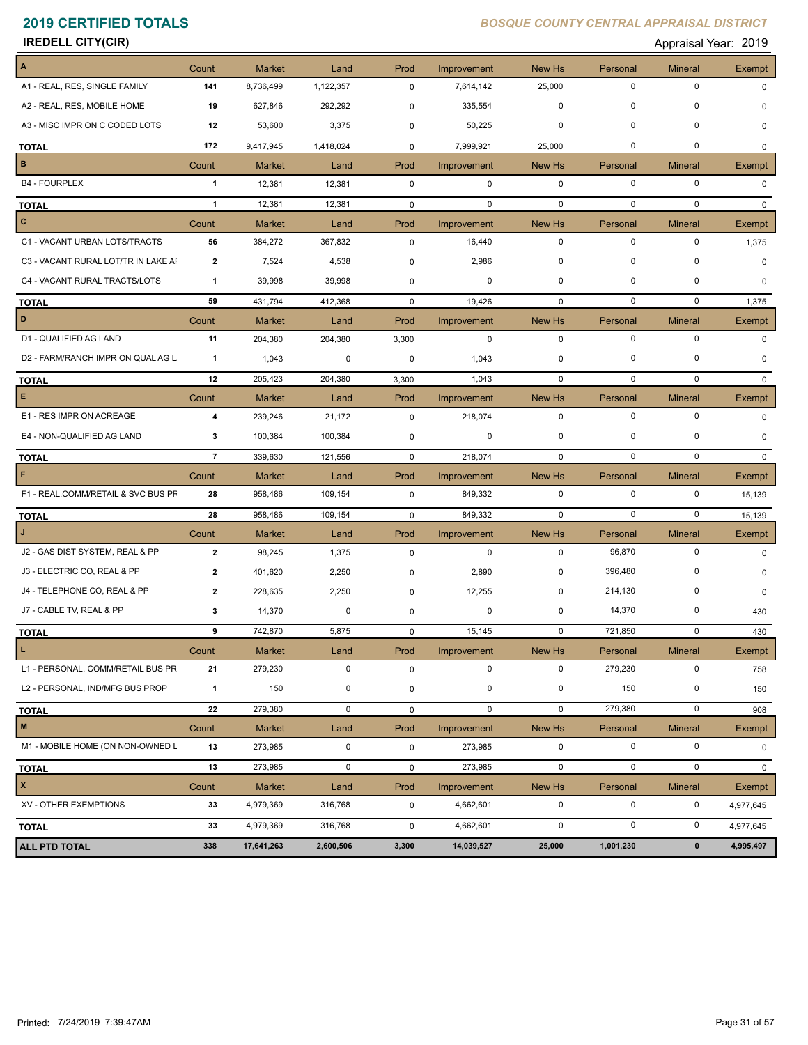# 2019 CERTIFIED TOTALS

*BOSQUE COUNTY CENTRAL APPRAISAL DISTRICT*

**IREDELL CITY(CIR)**

Appraisal Year: 2019

| A | Count | Market | Land | Prod | Improvement | New Hs | Personal | Mineral | Exempt |
|---|---|---|---|---|---|---|---|---|---|
| A1 - REAL, RES, SINGLE FAMILY | 141 | 8,736,499 | 1,122,357 | 0 | 7,614,142 | 25,000 | 0 | 0 | 0 |
| A2 - REAL, RES, MOBILE HOME | 19 | 627,846 | 292,292 | 0 | 335,554 | 0 | 0 | 0 | 0 |
| A3 - MISC IMPR ON C CODED LOTS | 12 | 53,600 | 3,375 | 0 | 50,225 | 0 | 0 | 0 | 0 |
| **TOTAL** | 172 | 9,417,945 | 1,418,024 | 0 | 7,999,921 | 25,000 | 0 | 0 | 0 |
| **B** | Count | Market | Land | Prod | Improvement | New Hs | Personal | Mineral | Exempt |
| B4 - FOURPLEX | 1 | 12,381 | 12,381 | 0 | 0 | 0 | 0 | 0 | 0 |
| **TOTAL** | 1 | 12,381 | 12,381 | 0 | 0 | 0 | 0 | 0 | 0 |
| **C** | Count | Market | Land | Prod | Improvement | New Hs | Personal | Mineral | Exempt |
| C1 - VACANT URBAN LOTS/TRACTS | 56 | 384,272 | 367,832 | 0 | 16,440 | 0 | 0 | 0 | 1,375 |
| C3 - VACANT RURAL LOT/TR IN LAKE AI | 2 | 7,524 | 4,538 | 0 | 2,986 | 0 | 0 | 0 | 0 |
| C4 - VACANT RURAL TRACTS/LOTS | 1 | 39,998 | 39,998 | 0 | 0 | 0 | 0 | 0 | 0 |
| **TOTAL** | 59 | 431,794 | 412,368 | 0 | 19,426 | 0 | 0 | 0 | 1,375 |
| **D** | Count | Market | Land | Prod | Improvement | New Hs | Personal | Mineral | Exempt |
| D1 - QUALIFIED AG LAND | 11 | 204,380 | 204,380 | 3,300 | 0 | 0 | 0 | 0 | 0 |
| D2 - FARM/RANCH IMPR ON QUAL AG L | 1 | 1,043 | 0 | 0 | 1,043 | 0 | 0 | 0 | 0 |
| **TOTAL** | 12 | 205,423 | 204,380 | 3,300 | 1,043 | 0 | 0 | 0 | 0 |
| **E** | Count | Market | Land | Prod | Improvement | New Hs | Personal | Mineral | Exempt |
| E1 - RES IMPR ON ACREAGE | 4 | 239,246 | 21,172 | 0 | 218,074 | 0 | 0 | 0 | 0 |
| E4 - NON-QUALIFIED AG LAND | 3 | 100,384 | 100,384 | 0 | 0 | 0 | 0 | 0 | 0 |
| **TOTAL** | 7 | 339,630 | 121,556 | 0 | 218,074 | 0 | 0 | 0 | 0 |
| **F** | Count | Market | Land | Prod | Improvement | New Hs | Personal | Mineral | Exempt |
| F1 - REAL,COMM/RETAIL & SVC BUS PF | 28 | 958,486 | 109,154 | 0 | 849,332 | 0 | 0 | 0 | 15,139 |
| **TOTAL** | 28 | 958,486 | 109,154 | 0 | 849,332 | 0 | 0 | 0 | 15,139 |
| **J** | Count | Market | Land | Prod | Improvement | New Hs | Personal | Mineral | Exempt |
| J2 - GAS DIST SYSTEM, REAL & PP | 2 | 98,245 | 1,375 | 0 | 0 | 0 | 96,870 | 0 | 0 |
| J3 - ELECTRIC CO, REAL & PP | 2 | 401,620 | 2,250 | 0 | 2,890 | 0 | 396,480 | 0 | 0 |
| J4 - TELEPHONE CO, REAL & PP | 2 | 228,635 | 2,250 | 0 | 12,255 | 0 | 214,130 | 0 | 0 |
| J7 - CABLE TV, REAL & PP | 3 | 14,370 | 0 | 0 | 0 | 0 | 14,370 | 0 | 430 |
| **TOTAL** | 9 | 742,870 | 5,875 | 0 | 15,145 | 0 | 721,850 | 0 | 430 |
| **L** | Count | Market | Land | Prod | Improvement | New Hs | Personal | Mineral | Exempt |
| L1 - PERSONAL, COMM/RETAIL BUS PR | 21 | 279,230 | 0 | 0 | 0 | 0 | 279,230 | 0 | 758 |
| L2 - PERSONAL, IND/MFG BUS PROP | 1 | 150 | 0 | 0 | 0 | 0 | 150 | 0 | 150 |
| **TOTAL** | 22 | 279,380 | 0 | 0 | 0 | 0 | 279,380 | 0 | 908 |
| **M** | Count | Market | Land | Prod | Improvement | New Hs | Personal | Mineral | Exempt |
| M1 - MOBILE HOME (ON NON-OWNED L | 13 | 273,985 | 0 | 0 | 273,985 | 0 | 0 | 0 | 0 |
| **TOTAL** | 13 | 273,985 | 0 | 0 | 273,985 | 0 | 0 | 0 | 0 |
| **X** | Count | Market | Land | Prod | Improvement | New Hs | Personal | Mineral | Exempt |
| XV - OTHER EXEMPTIONS | 33 | 4,979,369 | 316,768 | 0 | 4,662,601 | 0 | 0 | 0 | 4,977,645 |
| **TOTAL** | 33 | 4,979,369 | 316,768 | 0 | 4,662,601 | 0 | 0 | 0 | 4,977,645 |
| **ALL PTD TOTAL** | **338** | **17,641,263** | **2,600,506** | **3,300** | **14,039,527** | **25,000** | **1,001,230** | **0** | **4,995,497** |

Printed: 7/24/2019 7:39:47AM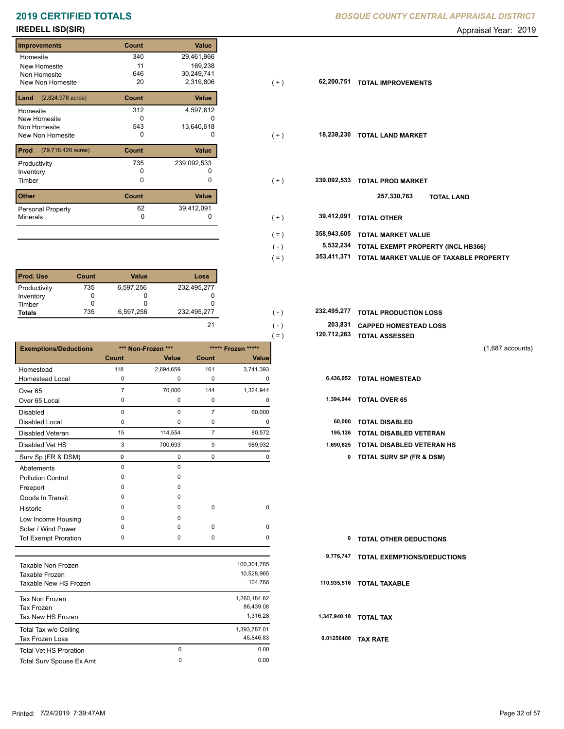# 2019 CERTIFIED TOTALS

**BOSQUE COUNTY CENTRAL APPRAISAL DISTRICT**

## IREDELL ISD(SIR)

Appraisal Year: 2019

| Improvements | Count | Value | | | |
|---|---|---|---|---|---|
| Homesite | 340 | 29,461,966 | | | |
| New Homesite | 11 | 169,238 | | | |
| Non Homesite | 646 | 30,249,741 | | | |
| New Non Homesite | 20 | 2,319,806 | ( + ) | 62,200,751 | TOTAL IMPROVEMENTS |

| Land (2,824.978 acres) | Count | Value | | | |
|---|---|---|---|---|---|
| Homesite | 312 | 4,597,612 | | | |
| New Homesite | 0 | 0 | | | |
| Non Homesite | 543 | 13,640,618 | | | |
| New Non Homesite | 0 | 0 | ( + ) | 18,238,230 | TOTAL LAND MARKET |

| Prod (79,718.428 acres) | Count | Value | | | |
|---|---|---|---|---|---|
| Productivity | 735 | 239,092,533 | | | |
| Inventory | 0 | 0 | | | |
| Timber | 0 | 0 | ( + ) | 239,092,533 | TOTAL PROD MARKET |
| | | | | 257,330,763 | TOTAL LAND |

| Other | Count | Value | | | |
|---|---|---|---|---|---|
| Personal Property | 62 | 39,412,091 | | | |
| Minerals | 0 | 0 | ( + ) | 39,412,091 | TOTAL OTHER |

| | | |
|---|---|---|
| ( = ) | 358,943,605 | TOTAL MARKET VALUE |
| ( - ) | 5,532,234 | TOTAL EXEMPT PROPERTY (INCL HB366) |
| ( = ) | 353,411,371 | TOTAL MARKET VALUE OF TAXABLE PROPERTY |

| Prod. Use | Count | Value | Loss | | | |
|---|---|---|---|---|---|---|
| Productivity | 735 | 6,597,256 | 232,495,277 | | | |
| Inventory | 0 | 0 | 0 | | | |
| Timber | 0 | 0 | 0 | | | |
| Totals | 735 | 6,597,256 | 232,495,277 | ( - ) | 232,495,277 | TOTAL PRODUCTION LOSS |
| | | | 21 | ( - ) | 203,831 | CAPPED HOMESTEAD LOSS |
| | | | | ( = ) | 120,712,263 | TOTAL ASSESSED |

(1,687 accounts)

| Exemptions/Deductions | *** Non-Frozen *** | | ***** Frozen ***** | | | |
|---|---|---|---|---|---|---|
| | Count | Value | Count | Value | | |
| Homestead | 118 | 2,694,659 | 161 | 3,741,393 | | |
| Homestead Local | 0 | 0 | 0 | 0 | 6,436,052 | TOTAL HOMESTEAD |
| Over 65 | 7 | 70,000 | 144 | 1,324,944 | | |
| Over 65 Local | 0 | 0 | 0 | 0 | 1,394,944 | TOTAL OVER 65 |
| Disabled | 0 | 0 | 7 | 60,000 | | |
| Disabled Local | 0 | 0 | 0 | 0 | 60,000 | TOTAL DISABLED |
| Disabled Veteran | 15 | 114,554 | 7 | 80,572 | 195,126 | TOTAL DISABLED VETERAN |
| Disabled Vet HS | 3 | 700,693 | 9 | 989,932 | 1,690,625 | TOTAL DISABLED VETERAN HS |
| Surv Sp (FR & DSM) | 0 | 0 | 0 | 0 | 0 | TOTAL SURV SP (FR & DSM) |
| Abatements | 0 | 0 | | | | |
| Pollution Control | 0 | 0 | | | | |
| Freeport | 0 | 0 | | | | |
| Goods In Transit | 0 | 0 | | | | |
| Historic | 0 | 0 | 0 | 0 | | |
| Low Income Housing | 0 | 0 | | | | |
| Solar / Wind Power | 0 | 0 | 0 | 0 | | |
| Tot Exempt Proration | 0 | 0 | 0 | 0 | 0 | TOTAL OTHER DEDUCTIONS |
| | | | | | 9,776,747 | TOTAL EXEMPTIONS/DEDUCTIONS |

| | | | | |
|---|---|---|---|---|
| Taxable Non Frozen | | 100,301,785 | | |
| Taxable Frozen | | 10,528,965 | | |
| Taxable New HS Frozen | | 104,766 | 110,935,516 | TOTAL TAXABLE |
| Tax Non Frozen | | 1,260,184.82 | | |
| Tax Frozen | | 86,439.08 | | |
| Tax New HS Frozen | | 1,316.28 | 1,347,940.18 | TOTAL TAX |
| Total Tax w/o Ceiling | | 1,393,787.01 | | |
| Tax Frozen Loss | | 45,846.83 | 0.01256400 | TAX RATE |
| Total Vet HS Proration | 0 | 0.00 | | |
| Total Surv Spouse Ex Amt | 0 | 0.00 | | |

Printed: 7/24/2019 7:39:47AM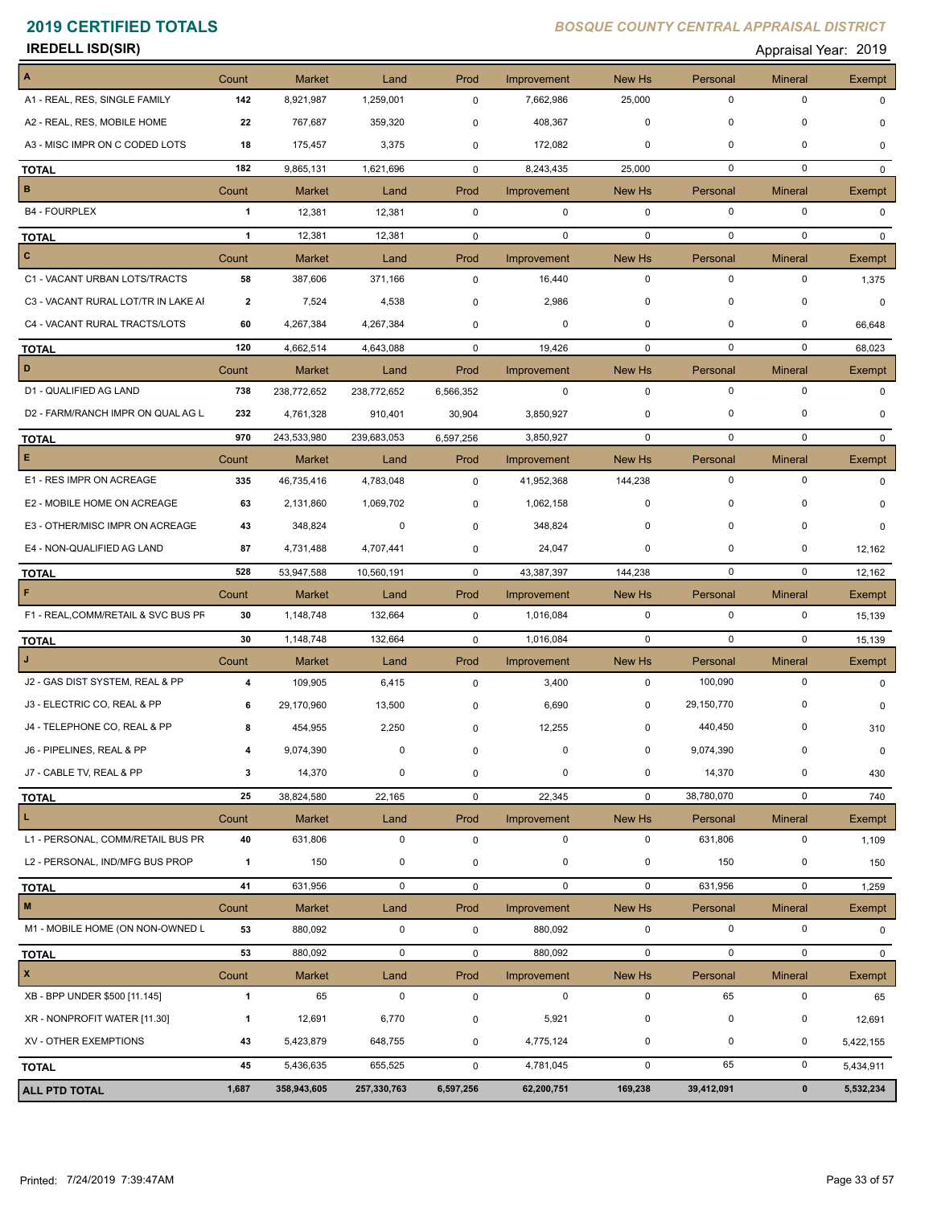# 2019 CERTIFIED TOTALS

*BOSQUE COUNTY CENTRAL APPRAISAL DISTRICT*

**IREDELL ISD(SIR)**

Appraisal Year: 2019

| A | Count | Market | Land | Prod | Improvement | New Hs | Personal | Mineral | Exempt |
|---|---|---|---|---|---|---|---|---|---|
| A1 - REAL, RES, SINGLE FAMILY | 142 | 8,921,987 | 1,259,001 | 0 | 7,662,986 | 25,000 | 0 | 0 | 0 |
| A2 - REAL, RES, MOBILE HOME | 22 | 767,687 | 359,320 | 0 | 408,367 | 0 | 0 | 0 | 0 |
| A3 - MISC IMPR ON C CODED LOTS | 18 | 175,457 | 3,375 | 0 | 172,082 | 0 | 0 | 0 | 0 |
| **TOTAL** | 182 | 9,865,131 | 1,621,696 | 0 | 8,243,435 | 25,000 | 0 | 0 | 0 |
| **B** | Count | Market | Land | Prod | Improvement | New Hs | Personal | Mineral | Exempt |
| B4 - FOURPLEX | 1 | 12,381 | 12,381 | 0 | 0 | 0 | 0 | 0 | 0 |
| **TOTAL** | 1 | 12,381 | 12,381 | 0 | 0 | 0 | 0 | 0 | 0 |
| **C** | Count | Market | Land | Prod | Improvement | New Hs | Personal | Mineral | Exempt |
| C1 - VACANT URBAN LOTS/TRACTS | 58 | 387,606 | 371,166 | 0 | 16,440 | 0 | 0 | 0 | 1,375 |
| C3 - VACANT RURAL LOT/TR IN LAKE AI | 2 | 7,524 | 4,538 | 0 | 2,986 | 0 | 0 | 0 | 0 |
| C4 - VACANT RURAL TRACTS/LOTS | 60 | 4,267,384 | 4,267,384 | 0 | 0 | 0 | 0 | 0 | 66,648 |
| **TOTAL** | 120 | 4,662,514 | 4,643,088 | 0 | 19,426 | 0 | 0 | 0 | 68,023 |
| **D** | Count | Market | Land | Prod | Improvement | New Hs | Personal | Mineral | Exempt |
| D1 - QUALIFIED AG LAND | 738 | 238,772,652 | 238,772,652 | 6,566,352 | 0 | 0 | 0 | 0 | 0 |
| D2 - FARM/RANCH IMPR ON QUAL AG L | 232 | 4,761,328 | 910,401 | 30,904 | 3,850,927 | 0 | 0 | 0 | 0 |
| **TOTAL** | 970 | 243,533,980 | 239,683,053 | 6,597,256 | 3,850,927 | 0 | 0 | 0 | 0 |
| **E** | Count | Market | Land | Prod | Improvement | New Hs | Personal | Mineral | Exempt |
| E1 - RES IMPR ON ACREAGE | 335 | 46,735,416 | 4,783,048 | 0 | 41,952,368 | 144,238 | 0 | 0 | 0 |
| E2 - MOBILE HOME ON ACREAGE | 63 | 2,131,860 | 1,069,702 | 0 | 1,062,158 | 0 | 0 | 0 | 0 |
| E3 - OTHER/MISC IMPR ON ACREAGE | 43 | 348,824 | 0 | 0 | 348,824 | 0 | 0 | 0 | 0 |
| E4 - NON-QUALIFIED AG LAND | 87 | 4,731,488 | 4,707,441 | 0 | 24,047 | 0 | 0 | 0 | 12,162 |
| **TOTAL** | 528 | 53,947,588 | 10,560,191 | 0 | 43,387,397 | 144,238 | 0 | 0 | 12,162 |
| **F** | Count | Market | Land | Prod | Improvement | New Hs | Personal | Mineral | Exempt |
| F1 - REAL,COMM/RETAIL & SVC BUS PF | 30 | 1,148,748 | 132,664 | 0 | 1,016,084 | 0 | 0 | 0 | 15,139 |
| **TOTAL** | 30 | 1,148,748 | 132,664 | 0 | 1,016,084 | 0 | 0 | 0 | 15,139 |
| **J** | Count | Market | Land | Prod | Improvement | New Hs | Personal | Mineral | Exempt |
| J2 - GAS DIST SYSTEM, REAL & PP | 4 | 109,905 | 6,415 | 0 | 3,400 | 0 | 100,090 | 0 | 0 |
| J3 - ELECTRIC CO, REAL & PP | 6 | 29,170,960 | 13,500 | 0 | 6,690 | 0 | 29,150,770 | 0 | 0 |
| J4 - TELEPHONE CO, REAL & PP | 8 | 454,955 | 2,250 | 0 | 12,255 | 0 | 440,450 | 0 | 310 |
| J6 - PIPELINES, REAL & PP | 4 | 9,074,390 | 0 | 0 | 0 | 0 | 9,074,390 | 0 | 0 |
| J7 - CABLE TV, REAL & PP | 3 | 14,370 | 0 | 0 | 0 | 0 | 14,370 | 0 | 430 |
| **TOTAL** | 25 | 38,824,580 | 22,165 | 0 | 22,345 | 0 | 38,780,070 | 0 | 740 |
| **L** | Count | Market | Land | Prod | Improvement | New Hs | Personal | Mineral | Exempt |
| L1 - PERSONAL, COMM/RETAIL BUS PR | 40 | 631,806 | 0 | 0 | 0 | 0 | 631,806 | 0 | 1,109 |
| L2 - PERSONAL, IND/MFG BUS PROP | 1 | 150 | 0 | 0 | 0 | 0 | 150 | 0 | 150 |
| **TOTAL** | 41 | 631,956 | 0 | 0 | 0 | 0 | 631,956 | 0 | 1,259 |
| **M** | Count | Market | Land | Prod | Improvement | New Hs | Personal | Mineral | Exempt |
| M1 - MOBILE HOME (ON NON-OWNED L | 53 | 880,092 | 0 | 0 | 880,092 | 0 | 0 | 0 | 0 |
| **TOTAL** | 53 | 880,092 | 0 | 0 | 880,092 | 0 | 0 | 0 | 0 |
| **X** | Count | Market | Land | Prod | Improvement | New Hs | Personal | Mineral | Exempt |
| XB - BPP UNDER $500 [11.145] | 1 | 65 | 0 | 0 | 0 | 0 | 65 | 0 | 65 |
| XR - NONPROFIT WATER [11.30] | 1 | 12,691 | 6,770 | 0 | 5,921 | 0 | 0 | 0 | 12,691 |
| XV - OTHER EXEMPTIONS | 43 | 5,423,879 | 648,755 | 0 | 4,775,124 | 0 | 0 | 0 | 5,422,155 |
| **TOTAL** | 45 | 5,436,635 | 655,525 | 0 | 4,781,045 | 0 | 65 | 0 | 5,434,911 |
| **ALL PTD TOTAL** | **1,687** | **358,943,605** | **257,330,763** | **6,597,256** | **62,200,751** | **169,238** | **39,412,091** | **0** | **5,532,234** |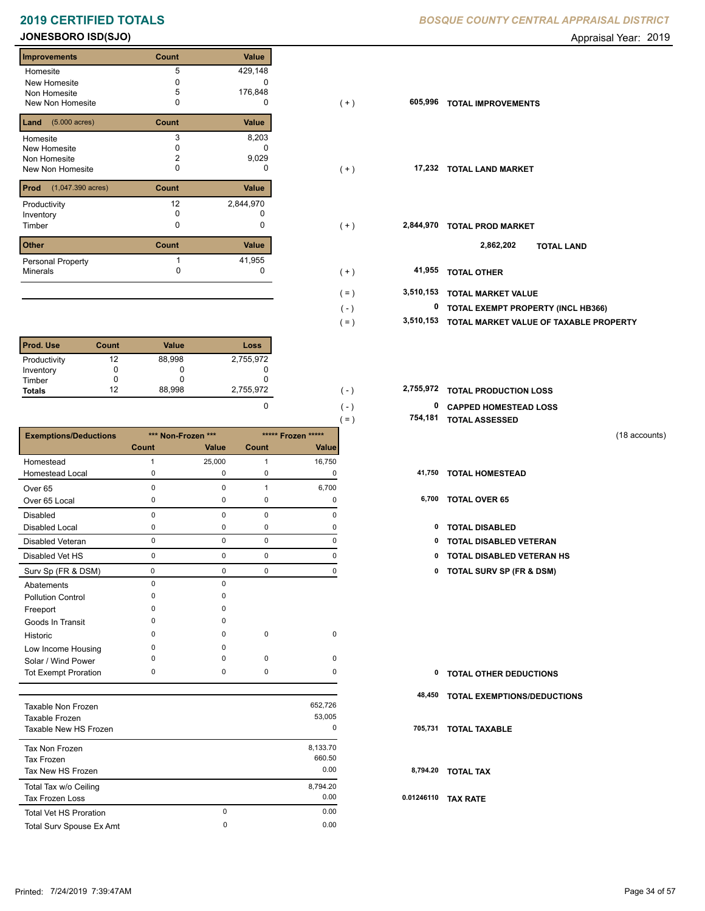# 2019 CERTIFIED TOTALS

*BOSQUE COUNTY CENTRAL APPRAISAL DISTRICT*

## JONESBORO ISD(SJO)

Appraisal Year: 2019

| Improvements | Count | Value | | | |
|---|---|---|---|---|---|
| Homesite | 5 | 429,148 | | | |
| New Homesite | 0 | 0 | | | |
| Non Homesite | 5 | 176,848 | | | |
| New Non Homesite | 0 | 0 | ( + ) | 605,996 | TOTAL IMPROVEMENTS |

| Land (5.000 acres) | Count | Value | | | |
|---|---|---|---|---|---|
| Homesite | 3 | 8,203 | | | |
| New Homesite | 0 | 0 | | | |
| Non Homesite | 2 | 9,029 | | | |
| New Non Homesite | 0 | 0 | ( + ) | 17,232 | TOTAL LAND MARKET |

| Prod (1,047.390 acres) | Count | Value | | | |
|---|---|---|---|---|---|
| Productivity | 12 | 2,844,970 | | | |
| Inventory | 0 | 0 | | | |
| Timber | 0 | 0 | ( + ) | 2,844,970 | TOTAL PROD MARKET |
| | | | | 2,862,202 | TOTAL LAND |

| Other | Count | Value | | | |
|---|---|---|---|---|---|
| Personal Property | 1 | 41,955 | | | |
| Minerals | 0 | 0 | ( + ) | 41,955 | TOTAL OTHER |

| | | |
|---|---|---|
| ( = ) | 3,510,153 | TOTAL MARKET VALUE |
| ( - ) | 0 | TOTAL EXEMPT PROPERTY (INCL HB366) |
| ( = ) | 3,510,153 | TOTAL MARKET VALUE OF TAXABLE PROPERTY |

| Prod. Use | Count | Value | Loss | | | |
|---|---|---|---|---|---|---|
| Productivity | 12 | 88,998 | 2,755,972 | | | |
| Inventory | 0 | 0 | 0 | | | |
| Timber | 0 | 0 | 0 | | | |
| **Totals** | 12 | 88,998 | 2,755,972 | ( - ) | 2,755,972 | TOTAL PRODUCTION LOSS |
| | | | 0 | ( - ) | 0 | CAPPED HOMESTEAD LOSS |
| | | | | ( = ) | 754,181 | TOTAL ASSESSED |

(18 accounts)

| Exemptions/Deductions | *** Non-Frozen *** | | ***** Frozen ***** | | | |
|---|---|---|---|---|---|---|
| | Count | Value | Count | Value | | |
| Homestead | 1 | 25,000 | 1 | 16,750 | | |
| Homestead Local | 0 | 0 | 0 | 0 | 41,750 | TOTAL HOMESTEAD |
| Over 65 | 0 | 0 | 1 | 6,700 | | |
| Over 65 Local | 0 | 0 | 0 | 0 | 6,700 | TOTAL OVER 65 |
| Disabled | 0 | 0 | 0 | 0 | | |
| Disabled Local | 0 | 0 | 0 | 0 | 0 | TOTAL DISABLED |
| Disabled Veteran | 0 | 0 | 0 | 0 | 0 | TOTAL DISABLED VETERAN |
| Disabled Vet HS | 0 | 0 | 0 | 0 | 0 | TOTAL DISABLED VETERAN HS |
| Surv Sp (FR & DSM) | 0 | 0 | 0 | 0 | 0 | TOTAL SURV SP (FR & DSM) |
| Abatements | 0 | 0 | | | | |
| Pollution Control | 0 | 0 | | | | |
| Freeport | 0 | 0 | | | | |
| Goods In Transit | 0 | 0 | | | | |
| Historic | 0 | 0 | 0 | 0 | | |
| Low Income Housing | 0 | 0 | | | | |
| Solar / Wind Power | 0 | 0 | 0 | 0 | | |
| Tot Exempt Proration | 0 | 0 | 0 | 0 | 0 | TOTAL OTHER DEDUCTIONS |
| | | | | | 48,450 | TOTAL EXEMPTIONS/DEDUCTIONS |

| | | | | |
|---|---|---|---|---|
| Taxable Non Frozen | | 652,726 | | |
| Taxable Frozen | | 53,005 | | |
| Taxable New HS Frozen | | 0 | 705,731 | TOTAL TAXABLE |
| Tax Non Frozen | | 8,133.70 | | |
| Tax Frozen | | 660.50 | | |
| Tax New HS Frozen | | 0.00 | 8,794.20 | TOTAL TAX |
| Total Tax w/o Ceiling | | 8,794.20 | | |
| Tax Frozen Loss | | 0.00 | 0.01246110 | TAX RATE |
| Total Vet HS Proration | 0 | 0.00 | | |
| Total Surv Spouse Ex Amt | 0 | 0.00 | | |

Printed: 7/24/2019 7:39:47AM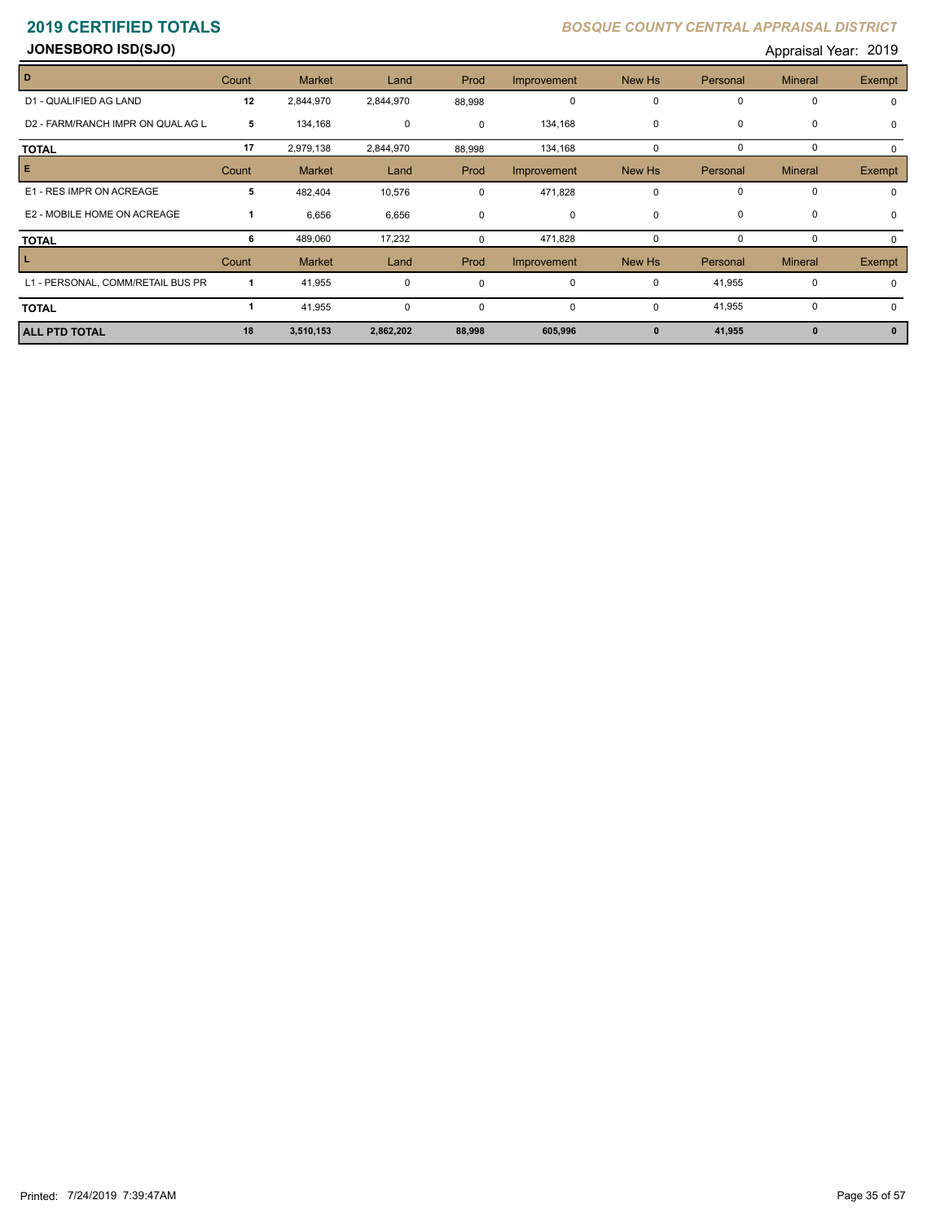# 2019 CERTIFIED TOTALS

*BOSQUE COUNTY CENTRAL APPRAISAL DISTRICT*

## JONESBORO ISD(SJO)

Appraisal Year: 2019

| D | Count | Market | Land | Prod | Improvement | New Hs | Personal | Mineral | Exempt |
|---|---|---|---|---|---|---|---|---|---|
| D1 - QUALIFIED AG LAND | 12 | 2,844,970 | 2,844,970 | 88,998 | 0 | 0 | 0 | 0 | 0 |
| D2 - FARM/RANCH IMPR ON QUAL AG L | 5 | 134,168 | 0 | 0 | 134,168 | 0 | 0 | 0 | 0 |
| **TOTAL** | 17 | 2,979,138 | 2,844,970 | 88,998 | 134,168 | 0 | 0 | 0 | 0 |
| **E** | **Count** | **Market** | **Land** | **Prod** | **Improvement** | **New Hs** | **Personal** | **Mineral** | **Exempt** |
| E1 - RES IMPR ON ACREAGE | 5 | 482,404 | 10,576 | 0 | 471,828 | 0 | 0 | 0 | 0 |
| E2 - MOBILE HOME ON ACREAGE | 1 | 6,656 | 6,656 | 0 | 0 | 0 | 0 | 0 | 0 |
| **TOTAL** | 6 | 489,060 | 17,232 | 0 | 471,828 | 0 | 0 | 0 | 0 |
| **L** | **Count** | **Market** | **Land** | **Prod** | **Improvement** | **New Hs** | **Personal** | **Mineral** | **Exempt** |
| L1 - PERSONAL, COMM/RETAIL BUS PR | 1 | 41,955 | 0 | 0 | 0 | 0 | 41,955 | 0 | 0 |
| **TOTAL** | 1 | 41,955 | 0 | 0 | 0 | 0 | 41,955 | 0 | 0 |
| **ALL PTD TOTAL** | **18** | **3,510,153** | **2,862,202** | **88,998** | **605,996** | **0** | **41,955** | **0** | **0** |

Printed: 7/24/2019 7:39:47AM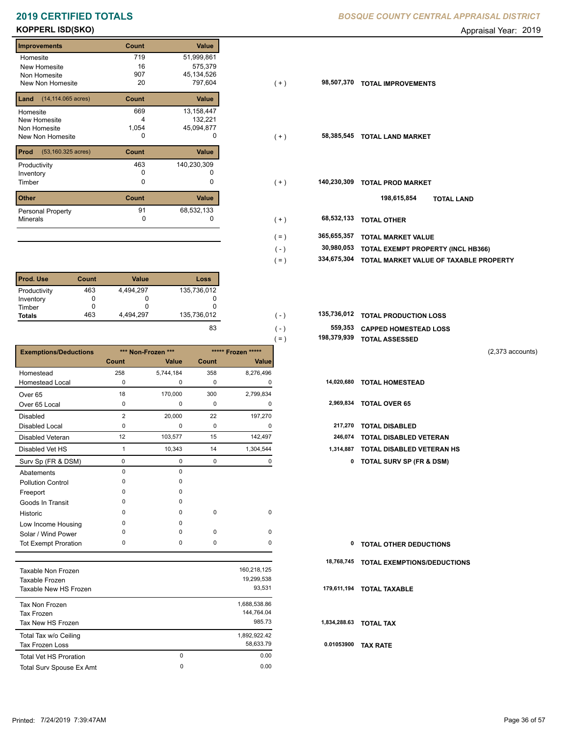# 2019 CERTIFIED TOTALS

*BOSQUE COUNTY CENTRAL APPRAISAL DISTRICT*

**KOPPERL ISD(SKO)**

Appraisal Year: 2019

| Improvements | Count | Value | | | |
|---|---|---|---|---|---|
| Homesite | 719 | 51,999,861 | | | |
| New Homesite | 16 | 575,379 | | | |
| Non Homesite | 907 | 45,134,526 | | | |
| New Non Homesite | 20 | 797,604 | ( + ) | 98,507,370 | TOTAL IMPROVEMENTS |

| Land (14,114.065 acres) | Count | Value | | | |
|---|---|---|---|---|---|
| Homesite | 669 | 13,158,447 | | | |
| New Homesite | 4 | 132,221 | | | |
| Non Homesite | 1,054 | 45,094,877 | | | |
| New Non Homesite | 0 | 0 | ( + ) | 58,385,545 | TOTAL LAND MARKET |

| Prod (53,160.325 acres) | Count | Value | | | |
|---|---|---|---|---|---|
| Productivity | 463 | 140,230,309 | | | |
| Inventory | 0 | 0 | | | |
| Timber | 0 | 0 | ( + ) | 140,230,309 | TOTAL PROD MARKET |
| | | | | 198,615,854 | TOTAL LAND |

| Other | Count | Value | | | |
|---|---|---|---|---|---|
| Personal Property | 91 | 68,532,133 | | | |
| Minerals | 0 | 0 | ( + ) | 68,532,133 | TOTAL OTHER |

| | | |
|---|---|---|
| ( = ) | 365,655,357 | TOTAL MARKET VALUE |
| ( - ) | 30,980,053 | TOTAL EXEMPT PROPERTY (INCL HB366) |
| ( = ) | 334,675,304 | TOTAL MARKET VALUE OF TAXABLE PROPERTY |

| Prod. Use | Count | Value | Loss | | | |
|---|---|---|---|---|---|---|
| Productivity | 463 | 4,494,297 | 135,736,012 | | | |
| Inventory | 0 | 0 | 0 | | | |
| Timber | 0 | 0 | 0 | | | |
| Totals | 463 | 4,494,297 | 135,736,012 | ( - ) | 135,736,012 | TOTAL PRODUCTION LOSS |
| | | | 83 | ( - ) | 559,353 | CAPPED HOMESTEAD LOSS |
| | | | | ( = ) | 198,379,939 | TOTAL ASSESSED |

(2,373 accounts)

| Exemptions/Deductions | Non-Frozen Count | Non-Frozen Value | Frozen Count | Frozen Value | | |
|---|---|---|---|---|---|---|
| Homestead | 258 | 5,744,184 | 358 | 8,276,496 | | |
| Homestead Local | 0 | 0 | 0 | 0 | 14,020,680 | TOTAL HOMESTEAD |
| Over 65 | 18 | 170,000 | 300 | 2,799,834 | | |
| Over 65 Local | 0 | 0 | 0 | 0 | 2,969,834 | TOTAL OVER 65 |
| Disabled | 2 | 20,000 | 22 | 197,270 | | |
| Disabled Local | 0 | 0 | 0 | 0 | 217,270 | TOTAL DISABLED |
| Disabled Veteran | 12 | 103,577 | 15 | 142,497 | 246,074 | TOTAL DISABLED VETERAN |
| Disabled Vet HS | 1 | 10,343 | 14 | 1,304,544 | 1,314,887 | TOTAL DISABLED VETERAN HS |
| Surv Sp (FR & DSM) | 0 | 0 | 0 | 0 | 0 | TOTAL SURV SP (FR & DSM) |
| Abatements | 0 | 0 | | | | |
| Pollution Control | 0 | 0 | | | | |
| Freeport | 0 | 0 | | | | |
| Goods In Transit | 0 | 0 | | | | |
| Historic | 0 | 0 | 0 | 0 | | |
| Low Income Housing | 0 | 0 | | | | |
| Solar / Wind Power | 0 | 0 | 0 | 0 | | |
| Tot Exempt Proration | 0 | 0 | 0 | 0 | 0 | TOTAL OTHER DEDUCTIONS |
| | | | | | 18,768,745 | TOTAL EXEMPTIONS/DEDUCTIONS |

| | | | | |
|---|---|---|---|---|
| Taxable Non Frozen | | 160,218,125 | | |
| Taxable Frozen | | 19,299,538 | | |
| Taxable New HS Frozen | | 93,531 | 179,611,194 | TOTAL TAXABLE |
| Tax Non Frozen | | 1,688,538.86 | | |
| Tax Frozen | | 144,764.04 | | |
| Tax New HS Frozen | | 985.73 | 1,834,288.63 | TOTAL TAX |
| Total Tax w/o Ceiling | | 1,892,922.42 | | |
| Tax Frozen Loss | | 58,633.79 | 0.01053900 | TAX RATE |
| Total Vet HS Proration | 0 | 0.00 | | |
| Total Surv Spouse Ex Amt | 0 | 0.00 | | |

Printed: 7/24/2019 7:39:47AM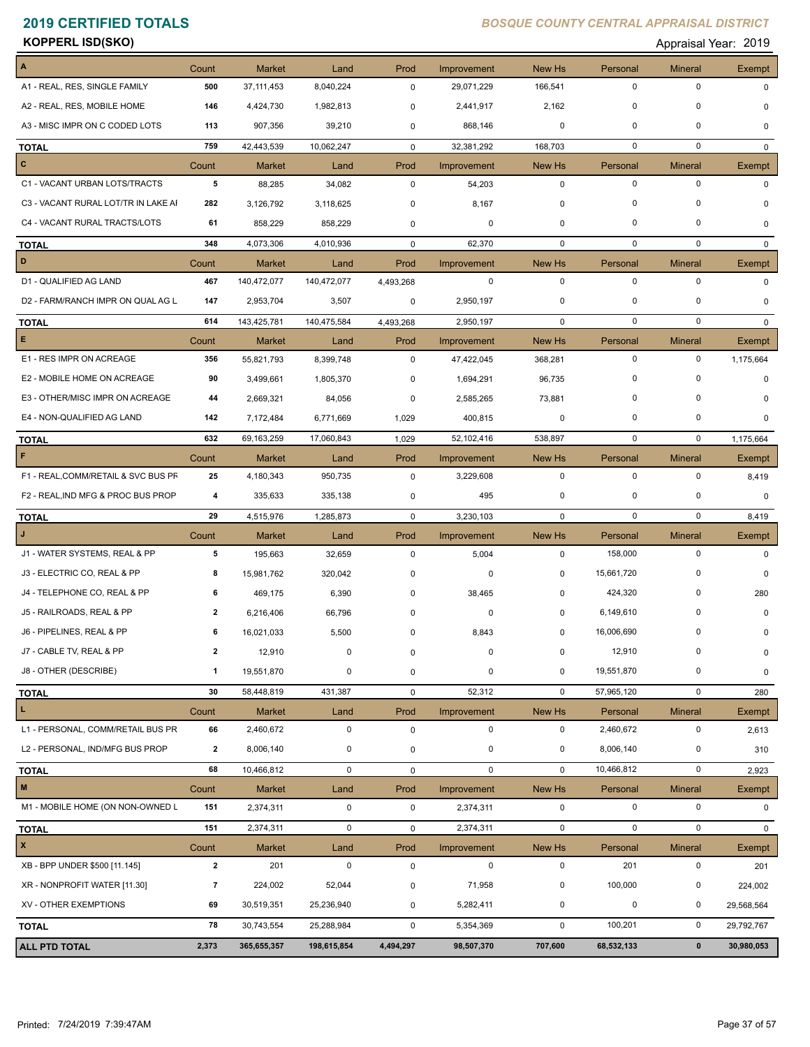# 2019 CERTIFIED TOTALS

*BOSQUE COUNTY CENTRAL APPRAISAL DISTRICT*

**KOPPERL ISD(SKO)**

Appraisal Year: 2019

| A | Count | Market | Land | Prod | Improvement | New Hs | Personal | Mineral | Exempt |
|---|---|---|---|---|---|---|---|---|---|
| A1 - REAL, RES, SINGLE FAMILY | 500 | 37,111,453 | 8,040,224 | 0 | 29,071,229 | 166,541 | 0 | 0 | 0 |
| A2 - REAL, RES, MOBILE HOME | 146 | 4,424,730 | 1,982,813 | 0 | 2,441,917 | 2,162 | 0 | 0 | 0 |
| A3 - MISC IMPR ON C CODED LOTS | 113 | 907,356 | 39,210 | 0 | 868,146 | 0 | 0 | 0 | 0 |
| **TOTAL** | 759 | 42,443,539 | 10,062,247 | 0 | 32,381,292 | 168,703 | 0 | 0 | 0 |
| **C** | Count | Market | Land | Prod | Improvement | New Hs | Personal | Mineral | Exempt |
| C1 - VACANT URBAN LOTS/TRACTS | 5 | 88,285 | 34,082 | 0 | 54,203 | 0 | 0 | 0 | 0 |
| C3 - VACANT RURAL LOT/TR IN LAKE AI | 282 | 3,126,792 | 3,118,625 | 0 | 8,167 | 0 | 0 | 0 | 0 |
| C4 - VACANT RURAL TRACTS/LOTS | 61 | 858,229 | 858,229 | 0 | 0 | 0 | 0 | 0 | 0 |
| **TOTAL** | 348 | 4,073,306 | 4,010,936 | 0 | 62,370 | 0 | 0 | 0 | 0 |
| **D** | Count | Market | Land | Prod | Improvement | New Hs | Personal | Mineral | Exempt |
| D1 - QUALIFIED AG LAND | 467 | 140,472,077 | 140,472,077 | 4,493,268 | 0 | 0 | 0 | 0 | 0 |
| D2 - FARM/RANCH IMPR ON QUAL AG L | 147 | 2,953,704 | 3,507 | 0 | 2,950,197 | 0 | 0 | 0 | 0 |
| **TOTAL** | 614 | 143,425,781 | 140,475,584 | 4,493,268 | 2,950,197 | 0 | 0 | 0 | 0 |
| **E** | Count | Market | Land | Prod | Improvement | New Hs | Personal | Mineral | Exempt |
| E1 - RES IMPR ON ACREAGE | 356 | 55,821,793 | 8,399,748 | 0 | 47,422,045 | 368,281 | 0 | 0 | 1,175,664 |
| E2 - MOBILE HOME ON ACREAGE | 90 | 3,499,661 | 1,805,370 | 0 | 1,694,291 | 96,735 | 0 | 0 | 0 |
| E3 - OTHER/MISC IMPR ON ACREAGE | 44 | 2,669,321 | 84,056 | 0 | 2,585,265 | 73,881 | 0 | 0 | 0 |
| E4 - NON-QUALIFIED AG LAND | 142 | 7,172,484 | 6,771,669 | 1,029 | 400,815 | 0 | 0 | 0 | 0 |
| **TOTAL** | 632 | 69,163,259 | 17,060,843 | 1,029 | 52,102,416 | 538,897 | 0 | 0 | 1,175,664 |
| **F** | Count | Market | Land | Prod | Improvement | New Hs | Personal | Mineral | Exempt |
| F1 - REAL,COMM/RETAIL & SVC BUS PF | 25 | 4,180,343 | 950,735 | 0 | 3,229,608 | 0 | 0 | 0 | 8,419 |
| F2 - REAL,IND MFG & PROC BUS PROP | 4 | 335,633 | 335,138 | 0 | 495 | 0 | 0 | 0 | 0 |
| **TOTAL** | 29 | 4,515,976 | 1,285,873 | 0 | 3,230,103 | 0 | 0 | 0 | 8,419 |
| **J** | Count | Market | Land | Prod | Improvement | New Hs | Personal | Mineral | Exempt |
| J1 - WATER SYSTEMS, REAL & PP | 5 | 195,663 | 32,659 | 0 | 5,004 | 0 | 158,000 | 0 | 0 |
| J3 - ELECTRIC CO, REAL & PP | 8 | 15,981,762 | 320,042 | 0 | 0 | 0 | 15,661,720 | 0 | 0 |
| J4 - TELEPHONE CO, REAL & PP | 6 | 469,175 | 6,390 | 0 | 38,465 | 0 | 424,320 | 0 | 280 |
| J5 - RAILROADS, REAL & PP | 2 | 6,216,406 | 66,796 | 0 | 0 | 0 | 6,149,610 | 0 | 0 |
| J6 - PIPELINES, REAL & PP | 6 | 16,021,033 | 5,500 | 0 | 8,843 | 0 | 16,006,690 | 0 | 0 |
| J7 - CABLE TV, REAL & PP | 2 | 12,910 | 0 | 0 | 0 | 0 | 12,910 | 0 | 0 |
| J8 - OTHER (DESCRIBE) | 1 | 19,551,870 | 0 | 0 | 0 | 0 | 19,551,870 | 0 | 0 |
| **TOTAL** | 30 | 58,448,819 | 431,387 | 0 | 52,312 | 0 | 57,965,120 | 0 | 280 |
| **L** | Count | Market | Land | Prod | Improvement | New Hs | Personal | Mineral | Exempt |
| L1 - PERSONAL, COMM/RETAIL BUS PR | 66 | 2,460,672 | 0 | 0 | 0 | 0 | 2,460,672 | 0 | 2,613 |
| L2 - PERSONAL, IND/MFG BUS PROP | 2 | 8,006,140 | 0 | 0 | 0 | 0 | 8,006,140 | 0 | 310 |
| **TOTAL** | 68 | 10,466,812 | 0 | 0 | 0 | 0 | 10,466,812 | 0 | 2,923 |
| **M** | Count | Market | Land | Prod | Improvement | New Hs | Personal | Mineral | Exempt |
| M1 - MOBILE HOME (ON NON-OWNED L | 151 | 2,374,311 | 0 | 0 | 2,374,311 | 0 | 0 | 0 | 0 |
| **TOTAL** | 151 | 2,374,311 | 0 | 0 | 2,374,311 | 0 | 0 | 0 | 0 |
| **X** | Count | Market | Land | Prod | Improvement | New Hs | Personal | Mineral | Exempt |
| XB - BPP UNDER $500 [11.145] | 2 | 201 | 0 | 0 | 0 | 0 | 201 | 0 | 201 |
| XR - NONPROFIT WATER [11.30] | 7 | 224,002 | 52,044 | 0 | 71,958 | 0 | 100,000 | 0 | 224,002 |
| XV - OTHER EXEMPTIONS | 69 | 30,519,351 | 25,236,940 | 0 | 5,282,411 | 0 | 0 | 0 | 29,568,564 |
| **TOTAL** | 78 | 30,743,554 | 25,288,984 | 0 | 5,354,369 | 0 | 100,201 | 0 | 29,792,767 |
| **ALL PTD TOTAL** | **2,373** | **365,655,357** | **198,615,854** | **4,494,297** | **98,507,370** | **707,600** | **68,532,133** | **0** | **30,980,053** |

Printed: 7/24/2019 7:39:47AM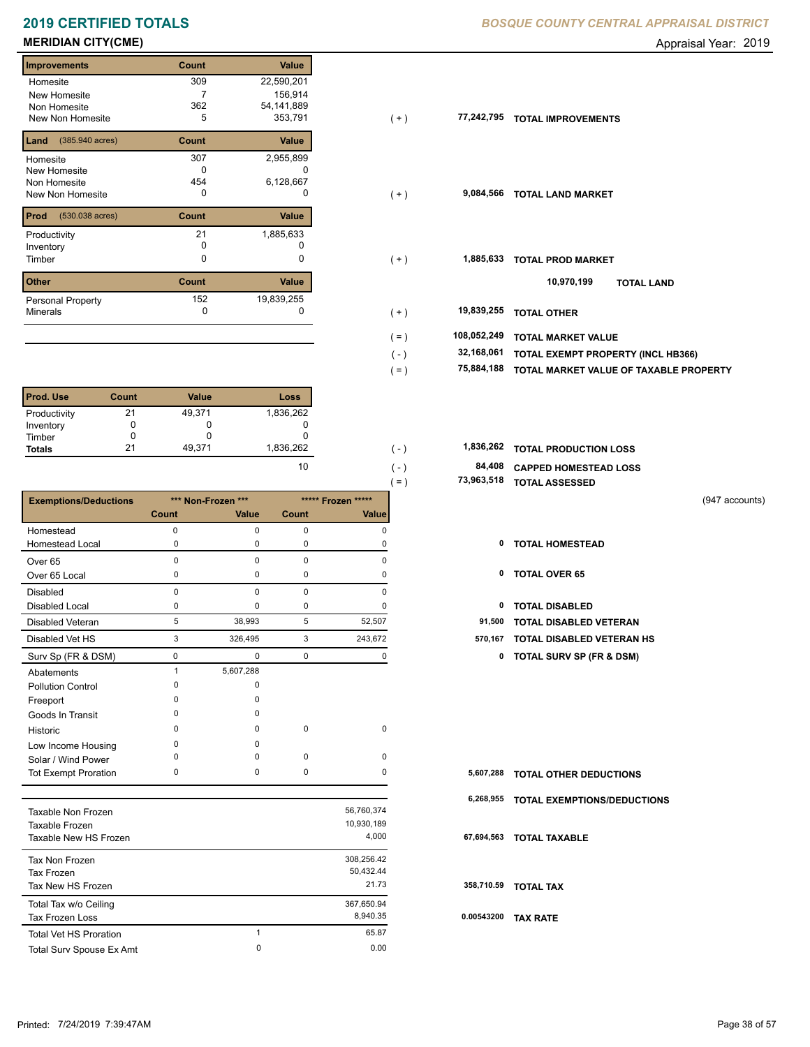# 2019 CERTIFIED TOTALS

**BOSQUE COUNTY CENTRAL APPRAISAL DISTRICT**

**MERIDIAN CITY(CME)**

Appraisal Year: 2019

| Improvements | Count | Value | | | |
|---|---|---|---|---|---|
| Homesite | 309 | 22,590,201 | | | |
| New Homesite | 7 | 156,914 | | | |
| Non Homesite | 362 | 54,141,889 | | | |
| New Non Homesite | 5 | 353,791 | ( + ) | 77,242,795 | **TOTAL IMPROVEMENTS** |

| Land (385.940 acres) | Count | Value | | | |
|---|---|---|---|---|---|
| Homesite | 307 | 2,955,899 | | | |
| New Homesite | 0 | 0 | | | |
| Non Homesite | 454 | 6,128,667 | | | |
| New Non Homesite | 0 | 0 | ( + ) | 9,084,566 | **TOTAL LAND MARKET** |

| Prod (530.038 acres) | Count | Value | | | |
|---|---|---|---|---|---|
| Productivity | 21 | 1,885,633 | | | |
| Inventory | 0 | 0 | | | |
| Timber | 0 | 0 | ( + ) | 1,885,633 | **TOTAL PROD MARKET** |

10,970,199 **TOTAL LAND**

| Other | Count | Value | | | |
|---|---|---|---|---|---|
| Personal Property | 152 | 19,839,255 | | | |
| Minerals | 0 | 0 | ( + ) | 19,839,255 | **TOTAL OTHER** |

| | | |
|---|---|---|
| ( = ) | 108,052,249 | **TOTAL MARKET VALUE** |
| ( - ) | 32,168,061 | **TOTAL EXEMPT PROPERTY (INCL HB366)** |
| ( = ) | 75,884,188 | **TOTAL MARKET VALUE OF TAXABLE PROPERTY** |

| Prod. Use | Count | Value | Loss |
|---|---|---|---|
| Productivity | 21 | 49,371 | 1,836,262 |
| Inventory | 0 | 0 | 0 |
| Timber | 0 | 0 | 0 |
| **Totals** | 21 | 49,371 | 1,836,262 |

| | | | |
|---|---|---|---|
| | ( - ) | 1,836,262 | **TOTAL PRODUCTION LOSS** |
| 10 | ( - ) | 84,408 | **CAPPED HOMESTEAD LOSS** |
| | ( = ) | 73,963,518 | **TOTAL ASSESSED** |

(947 accounts)

| Exemptions/Deductions | *** Non-Frozen *** Count | *** Non-Frozen *** Value | ***** Frozen ***** Count | ***** Frozen ***** Value | | |
|---|---|---|---|---|---|---|
| Homestead | 0 | 0 | 0 | 0 | | |
| Homestead Local | 0 | 0 | 0 | 0 | 0 | **TOTAL HOMESTEAD** |
| Over 65 | 0 | 0 | 0 | 0 | | |
| Over 65 Local | 0 | 0 | 0 | 0 | 0 | **TOTAL OVER 65** |
| Disabled | 0 | 0 | 0 | 0 | | |
| Disabled Local | 0 | 0 | 0 | 0 | 0 | **TOTAL DISABLED** |
| Disabled Veteran | 5 | 38,993 | 5 | 52,507 | 91,500 | **TOTAL DISABLED VETERAN** |
| Disabled Vet HS | 3 | 326,495 | 3 | 243,672 | 570,167 | **TOTAL DISABLED VETERAN HS** |
| Surv Sp (FR & DSM) | 0 | 0 | 0 | 0 | 0 | **TOTAL SURV SP (FR & DSM)** |
| Abatements | 1 | 5,607,288 | | | | |
| Pollution Control | 0 | 0 | | | | |
| Freeport | 0 | 0 | | | | |
| Goods In Transit | 0 | 0 | | | | |
| Historic | 0 | 0 | 0 | 0 | | |
| Low Income Housing | 0 | 0 | | | | |
| Solar / Wind Power | 0 | 0 | 0 | 0 | | |
| Tot Exempt Proration | 0 | 0 | 0 | 0 | 5,607,288 | **TOTAL OTHER DEDUCTIONS** |
| | | | | | 6,268,955 | **TOTAL EXEMPTIONS/DEDUCTIONS** |

| | | | | |
|---|---|---|---|---|
| Taxable Non Frozen | | 56,760,374 | | |
| Taxable Frozen | | 10,930,189 | | |
| Taxable New HS Frozen | | 4,000 | 67,694,563 | **TOTAL TAXABLE** |
| Tax Non Frozen | | 308,256.42 | | |
| Tax Frozen | | 50,432.44 | | |
| Tax New HS Frozen | | 21.73 | 358,710.59 | **TOTAL TAX** |
| Total Tax w/o Ceiling | | 367,650.94 | | |
| Tax Frozen Loss | | 8,940.35 | 0.00543200 | **TAX RATE** |
| Total Vet HS Proration | 1 | 65.87 | | |
| Total Surv Spouse Ex Amt | 0 | 0.00 | | |

Printed: 7/24/2019 7:39:47AM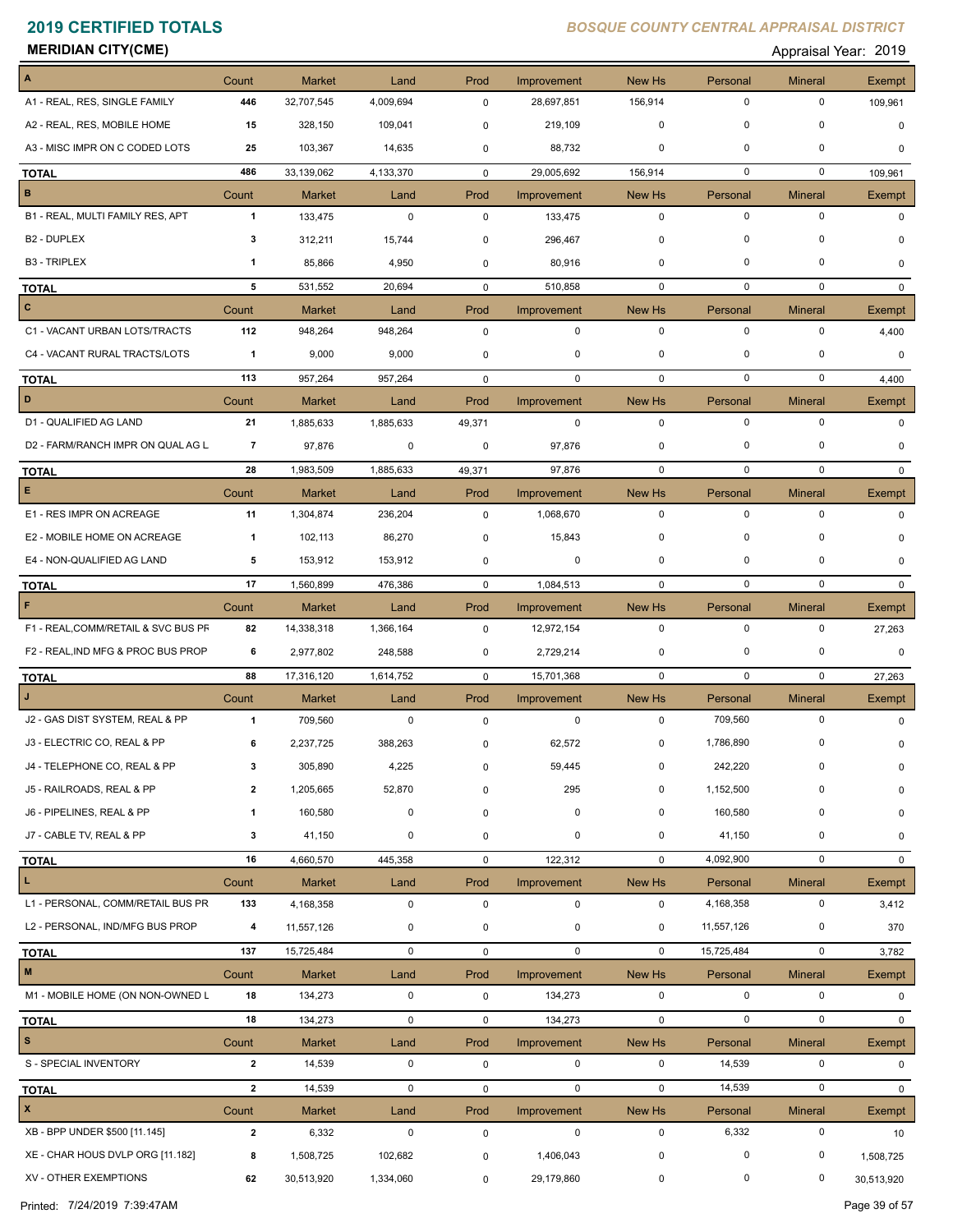# 2019 CERTIFIED TOTALS

## MERIDIAN CITY(CME)

*BOSQUE COUNTY CENTRAL APPRAISAL DISTRICT*

Appraisal Year: 2019

| A | Count | Market | Land | Prod | Improvement | New Hs | Personal | Mineral | Exempt |
|---|---|---|---|---|---|---|---|---|---|
| A1 - REAL, RES, SINGLE FAMILY | 446 | 32,707,545 | 4,009,694 | 0 | 28,697,851 | 156,914 | 0 | 0 | 109,961 |
| A2 - REAL, RES, MOBILE HOME | 15 | 328,150 | 109,041 | 0 | 219,109 | 0 | 0 | 0 | 0 |
| A3 - MISC IMPR ON C CODED LOTS | 25 | 103,367 | 14,635 | 0 | 88,732 | 0 | 0 | 0 | 0 |
| **TOTAL** | 486 | 33,139,062 | 4,133,370 | 0 | 29,005,692 | 156,914 | 0 | 0 | 109,961 |

| B | Count | Market | Land | Prod | Improvement | New Hs | Personal | Mineral | Exempt |
|---|---|---|---|---|---|---|---|---|---|
| B1 - REAL, MULTI FAMILY RES, APT | 1 | 133,475 | 0 | 0 | 133,475 | 0 | 0 | 0 | 0 |
| B2 - DUPLEX | 3 | 312,211 | 15,744 | 0 | 296,467 | 0 | 0 | 0 | 0 |
| B3 - TRIPLEX | 1 | 85,866 | 4,950 | 0 | 80,916 | 0 | 0 | 0 | 0 |
| **TOTAL** | 5 | 531,552 | 20,694 | 0 | 510,858 | 0 | 0 | 0 | 0 |

| C | Count | Market | Land | Prod | Improvement | New Hs | Personal | Mineral | Exempt |
|---|---|---|---|---|---|---|---|---|---|
| C1 - VACANT URBAN LOTS/TRACTS | 112 | 948,264 | 948,264 | 0 | 0 | 0 | 0 | 0 | 4,400 |
| C4 - VACANT RURAL TRACTS/LOTS | 1 | 9,000 | 9,000 | 0 | 0 | 0 | 0 | 0 | 0 |
| **TOTAL** | 113 | 957,264 | 957,264 | 0 | 0 | 0 | 0 | 0 | 4,400 |

| D | Count | Market | Land | Prod | Improvement | New Hs | Personal | Mineral | Exempt |
|---|---|---|---|---|---|---|---|---|---|
| D1 - QUALIFIED AG LAND | 21 | 1,885,633 | 1,885,633 | 49,371 | 0 | 0 | 0 | 0 | 0 |
| D2 - FARM/RANCH IMPR ON QUAL AG L | 7 | 97,876 | 0 | 0 | 97,876 | 0 | 0 | 0 | 0 |
| **TOTAL** | 28 | 1,983,509 | 1,885,633 | 49,371 | 97,876 | 0 | 0 | 0 | 0 |

| E | Count | Market | Land | Prod | Improvement | New Hs | Personal | Mineral | Exempt |
|---|---|---|---|---|---|---|---|---|---|
| E1 - RES IMPR ON ACREAGE | 11 | 1,304,874 | 236,204 | 0 | 1,068,670 | 0 | 0 | 0 | 0 |
| E2 - MOBILE HOME ON ACREAGE | 1 | 102,113 | 86,270 | 0 | 15,843 | 0 | 0 | 0 | 0 |
| E4 - NON-QUALIFIED AG LAND | 5 | 153,912 | 153,912 | 0 | 0 | 0 | 0 | 0 | 0 |
| **TOTAL** | 17 | 1,560,899 | 476,386 | 0 | 1,084,513 | 0 | 0 | 0 | 0 |

| F | Count | Market | Land | Prod | Improvement | New Hs | Personal | Mineral | Exempt |
|---|---|---|---|---|---|---|---|---|---|
| F1 - REAL,COMM/RETAIL & SVC BUS PF | 82 | 14,338,318 | 1,366,164 | 0 | 12,972,154 | 0 | 0 | 0 | 27,263 |
| F2 - REAL,IND MFG & PROC BUS PROP | 6 | 2,977,802 | 248,588 | 0 | 2,729,214 | 0 | 0 | 0 | 0 |
| **TOTAL** | 88 | 17,316,120 | 1,614,752 | 0 | 15,701,368 | 0 | 0 | 0 | 27,263 |

| J | Count | Market | Land | Prod | Improvement | New Hs | Personal | Mineral | Exempt |
|---|---|---|---|---|---|---|---|---|---|
| J2 - GAS DIST SYSTEM, REAL & PP | 1 | 709,560 | 0 | 0 | 0 | 0 | 709,560 | 0 | 0 |
| J3 - ELECTRIC CO, REAL & PP | 6 | 2,237,725 | 388,263 | 0 | 62,572 | 0 | 1,786,890 | 0 | 0 |
| J4 - TELEPHONE CO, REAL & PP | 3 | 305,890 | 4,225 | 0 | 59,445 | 0 | 242,220 | 0 | 0 |
| J5 - RAILROADS, REAL & PP | 2 | 1,205,665 | 52,870 | 0 | 295 | 0 | 1,152,500 | 0 | 0 |
| J6 - PIPELINES, REAL & PP | 1 | 160,580 | 0 | 0 | 0 | 0 | 160,580 | 0 | 0 |
| J7 - CABLE TV, REAL & PP | 3 | 41,150 | 0 | 0 | 0 | 0 | 41,150 | 0 | 0 |
| **TOTAL** | 16 | 4,660,570 | 445,358 | 0 | 122,312 | 0 | 4,092,900 | 0 | 0 |

| L | Count | Market | Land | Prod | Improvement | New Hs | Personal | Mineral | Exempt |
|---|---|---|---|---|---|---|---|---|---|
| L1 - PERSONAL, COMM/RETAIL BUS PR | 133 | 4,168,358 | 0 | 0 | 0 | 0 | 4,168,358 | 0 | 3,412 |
| L2 - PERSONAL, IND/MFG BUS PROP | 4 | 11,557,126 | 0 | 0 | 0 | 0 | 11,557,126 | 0 | 370 |
| **TOTAL** | 137 | 15,725,484 | 0 | 0 | 0 | 0 | 15,725,484 | 0 | 3,782 |

| M | Count | Market | Land | Prod | Improvement | New Hs | Personal | Mineral | Exempt |
|---|---|---|---|---|---|---|---|---|---|
| M1 - MOBILE HOME (ON NON-OWNED L | 18 | 134,273 | 0 | 0 | 134,273 | 0 | 0 | 0 | 0 |
| **TOTAL** | 18 | 134,273 | 0 | 0 | 134,273 | 0 | 0 | 0 | 0 |

| S | Count | Market | Land | Prod | Improvement | New Hs | Personal | Mineral | Exempt |
|---|---|---|---|---|---|---|---|---|---|
| S - SPECIAL INVENTORY | 2 | 14,539 | 0 | 0 | 0 | 0 | 14,539 | 0 | 0 |
| **TOTAL** | 2 | 14,539 | 0 | 0 | 0 | 0 | 14,539 | 0 | 0 |

| X | Count | Market | Land | Prod | Improvement | New Hs | Personal | Mineral | Exempt |
|---|---|---|---|---|---|---|---|---|---|
| XB - BPP UNDER $500 [11.145] | 2 | 6,332 | 0 | 0 | 0 | 0 | 6,332 | 0 | 10 |
| XE - CHAR HOUS DVLP ORG [11.182] | 8 | 1,508,725 | 102,682 | 0 | 1,406,043 | 0 | 0 | 0 | 1,508,725 |
| XV - OTHER EXEMPTIONS | 62 | 30,513,920 | 1,334,060 | 0 | 29,179,860 | 0 | 0 | 0 | 30,513,920 |

Printed: 7/24/2019 7:39:47AM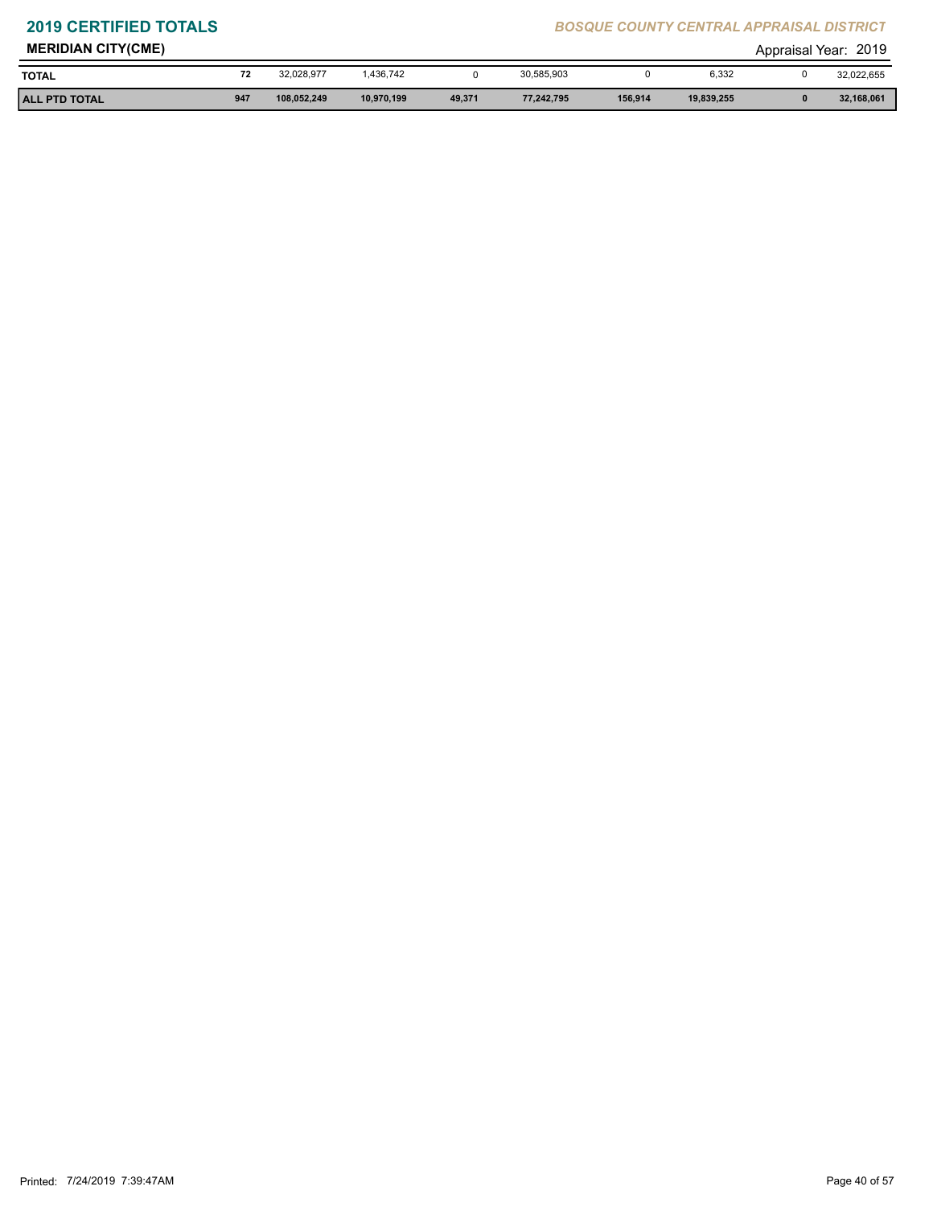## 2019 CERTIFIED TOTALS

*BOSQUE COUNTY CENTRAL APPRAISAL DISTRICT*

**MERIDIAN CITY(CME)**

Appraisal Year: 2019

| | | | | | | | | | |
|---|---|---|---|---|---|---|---|---|---|
| **TOTAL** | 72 | 32,028,977 | 1,436,742 | 0 | 30,585,903 | 0 | 6,332 | 0 | 32,022,655 |
| **ALL PTD TOTAL** | **947** | **108,052,249** | **10,970,199** | **49,371** | **77,242,795** | **156,914** | **19,839,255** | **0** | **32,168,061** |

Printed: 7/24/2019 7:39:47AM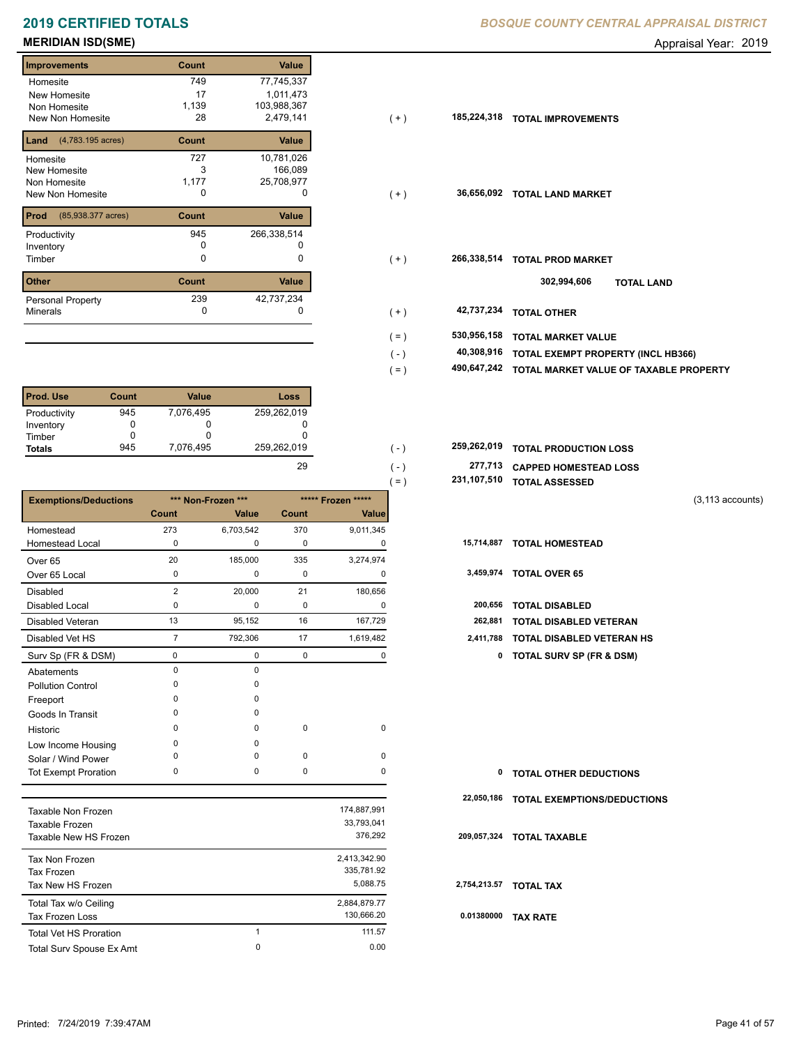# 2019 CERTIFIED TOTALS

**BOSQUE COUNTY CENTRAL APPRAISAL DISTRICT**

## MERIDIAN ISD(SME)

Appraisal Year: 2019

| Improvements | Count | Value | | | |
|---|---|---|---|---|---|
| Homesite | 749 | 77,745,337 | | | |
| New Homesite | 17 | 1,011,473 | | | |
| Non Homesite | 1,139 | 103,988,367 | | | |
| New Non Homesite | 28 | 2,479,141 | ( + ) | 185,224,318 | TOTAL IMPROVEMENTS |

| Land (4,783.195 acres) | Count | Value | | | |
|---|---|---|---|---|---|
| Homesite | 727 | 10,781,026 | | | |
| New Homesite | 3 | 166,089 | | | |
| Non Homesite | 1,177 | 25,708,977 | | | |
| New Non Homesite | 0 | 0 | ( + ) | 36,656,092 | TOTAL LAND MARKET |

| Prod (85,938.377 acres) | Count | Value | | | |
|---|---|---|---|---|---|
| Productivity | 945 | 266,338,514 | | | |
| Inventory | 0 | 0 | | | |
| Timber | 0 | 0 | ( + ) | 266,338,514 | TOTAL PROD MARKET |
| | | | | 302,994,606 | TOTAL LAND |

| Other | Count | Value | | | |
|---|---|---|---|---|---|
| Personal Property | 239 | 42,737,234 | | | |
| Minerals | 0 | 0 | ( + ) | 42,737,234 | TOTAL OTHER |
| | | | ( = ) | 530,956,158 | TOTAL MARKET VALUE |
| | | | ( - ) | 40,308,916 | TOTAL EXEMPT PROPERTY (INCL HB366) |
| | | | ( = ) | 490,647,242 | TOTAL MARKET VALUE OF TAXABLE PROPERTY |

| Prod. Use | Count | Value | Loss | | | |
|---|---|---|---|---|---|---|
| Productivity | 945 | 7,076,495 | 259,262,019 | | | |
| Inventory | 0 | 0 | 0 | | | |
| Timber | 0 | 0 | 0 | | | |
| Totals | 945 | 7,076,495 | 259,262,019 | ( - ) | 259,262,019 | TOTAL PRODUCTION LOSS |
| | | | 29 | ( - ) | 277,713 | CAPPED HOMESTEAD LOSS |
| | | | | ( = ) | 231,107,510 | TOTAL ASSESSED |

(3,113 accounts)

| Exemptions/Deductions | *** Non-Frozen *** Count | *** Non-Frozen *** Value | ***** Frozen ***** Count | ***** Frozen ***** Value | | |
|---|---|---|---|---|---|---|
| Homestead | 273 | 6,703,542 | 370 | 9,011,345 | | |
| Homestead Local | 0 | 0 | 0 | 0 | 15,714,887 | TOTAL HOMESTEAD |
| Over 65 | 20 | 185,000 | 335 | 3,274,974 | | |
| Over 65 Local | 0 | 0 | 0 | 0 | 3,459,974 | TOTAL OVER 65 |
| Disabled | 2 | 20,000 | 21 | 180,656 | | |
| Disabled Local | 0 | 0 | 0 | 0 | 200,656 | TOTAL DISABLED |
| Disabled Veteran | 13 | 95,152 | 16 | 167,729 | 262,881 | TOTAL DISABLED VETERAN |
| Disabled Vet HS | 7 | 792,306 | 17 | 1,619,482 | 2,411,788 | TOTAL DISABLED VETERAN HS |
| Surv Sp (FR & DSM) | 0 | 0 | 0 | 0 | 0 | TOTAL SURV SP (FR & DSM) |
| Abatements | 0 | 0 | | | | |
| Pollution Control | 0 | 0 | | | | |
| Freeport | 0 | 0 | | | | |
| Goods In Transit | 0 | 0 | | | | |
| Historic | 0 | 0 | 0 | 0 | | |
| Low Income Housing | 0 | 0 | | | | |
| Solar / Wind Power | 0 | 0 | 0 | 0 | | |
| Tot Exempt Proration | 0 | 0 | 0 | 0 | 0 | TOTAL OTHER DEDUCTIONS |
| | | | | | 22,050,186 | TOTAL EXEMPTIONS/DEDUCTIONS |

| | | | | |
|---|---|---|---|---|
| Taxable Non Frozen | | 174,887,991 | | |
| Taxable Frozen | | 33,793,041 | | |
| Taxable New HS Frozen | | 376,292 | 209,057,324 | TOTAL TAXABLE |
| Tax Non Frozen | | 2,413,342.90 | | |
| Tax Frozen | | 335,781.92 | | |
| Tax New HS Frozen | | 5,088.75 | 2,754,213.57 | TOTAL TAX |
| Total Tax w/o Ceiling | | 2,884,879.77 | | |
| Tax Frozen Loss | | 130,666.20 | 0.01380000 | TAX RATE |
| Total Vet HS Proration | 1 | 111.57 | | |
| Total Surv Spouse Ex Amt | 0 | 0.00 | | |

Printed: 7/24/2019 7:39:47AM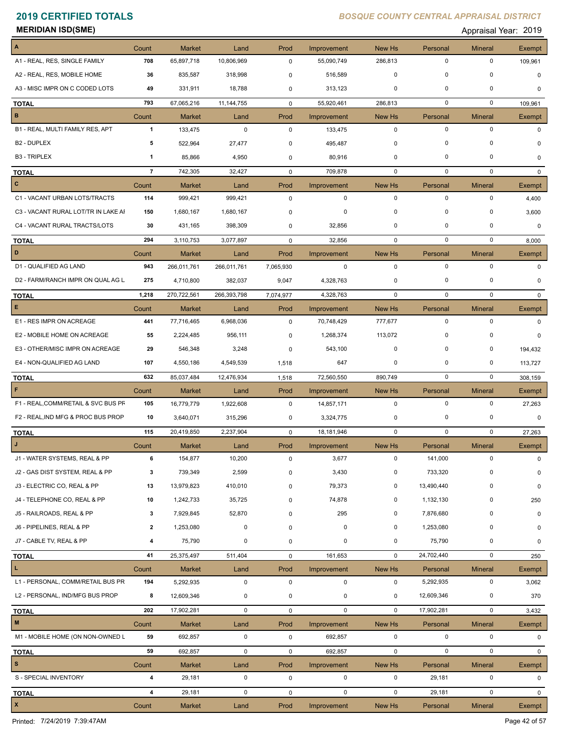# 2019 CERTIFIED TOTALS

*BOSQUE COUNTY CENTRAL APPRAISAL DISTRICT*

**MERIDIAN ISD(SME)**

Appraisal Year: 2019

| A | Count | Market | Land | Prod | Improvement | New Hs | Personal | Mineral | Exempt |
|---|---|---|---|---|---|---|---|---|---|
| A1 - REAL, RES, SINGLE FAMILY | 708 | 65,897,718 | 10,806,969 | 0 | 55,090,749 | 286,813 | 0 | 0 | 109,961 |
| A2 - REAL, RES, MOBILE HOME | 36 | 835,587 | 318,998 | 0 | 516,589 | 0 | 0 | 0 | 0 |
| A3 - MISC IMPR ON C CODED LOTS | 49 | 331,911 | 18,788 | 0 | 313,123 | 0 | 0 | 0 | 0 |
| **TOTAL** | 793 | 67,065,216 | 11,144,755 | 0 | 55,920,461 | 286,813 | 0 | 0 | 109,961 |

| B | Count | Market | Land | Prod | Improvement | New Hs | Personal | Mineral | Exempt |
|---|---|---|---|---|---|---|---|---|---|
| B1 - REAL, MULTI FAMILY RES, APT | 1 | 133,475 | 0 | 0 | 133,475 | 0 | 0 | 0 | 0 |
| B2 - DUPLEX | 5 | 522,964 | 27,477 | 0 | 495,487 | 0 | 0 | 0 | 0 |
| B3 - TRIPLEX | 1 | 85,866 | 4,950 | 0 | 80,916 | 0 | 0 | 0 | 0 |
| **TOTAL** | 7 | 742,305 | 32,427 | 0 | 709,878 | 0 | 0 | 0 | 0 |

| C | Count | Market | Land | Prod | Improvement | New Hs | Personal | Mineral | Exempt |
|---|---|---|---|---|---|---|---|---|---|
| C1 - VACANT URBAN LOTS/TRACTS | 114 | 999,421 | 999,421 | 0 | 0 | 0 | 0 | 0 | 4,400 |
| C3 - VACANT RURAL LOT/TR IN LAKE AI | 150 | 1,680,167 | 1,680,167 | 0 | 0 | 0 | 0 | 0 | 3,600 |
| C4 - VACANT RURAL TRACTS/LOTS | 30 | 431,165 | 398,309 | 0 | 32,856 | 0 | 0 | 0 | 0 |
| **TOTAL** | 294 | 3,110,753 | 3,077,897 | 0 | 32,856 | 0 | 0 | 0 | 8,000 |

| D | Count | Market | Land | Prod | Improvement | New Hs | Personal | Mineral | Exempt |
|---|---|---|---|---|---|---|---|---|---|
| D1 - QUALIFIED AG LAND | 943 | 266,011,761 | 266,011,761 | 7,065,930 | 0 | 0 | 0 | 0 | 0 |
| D2 - FARM/RANCH IMPR ON QUAL AG L | 275 | 4,710,800 | 382,037 | 9,047 | 4,328,763 | 0 | 0 | 0 | 0 |
| **TOTAL** | 1,218 | 270,722,561 | 266,393,798 | 7,074,977 | 4,328,763 | 0 | 0 | 0 | 0 |

| E | Count | Market | Land | Prod | Improvement | New Hs | Personal | Mineral | Exempt |
|---|---|---|---|---|---|---|---|---|---|
| E1 - RES IMPR ON ACREAGE | 441 | 77,716,465 | 6,968,036 | 0 | 70,748,429 | 777,677 | 0 | 0 | 0 |
| E2 - MOBILE HOME ON ACREAGE | 55 | 2,224,485 | 956,111 | 0 | 1,268,374 | 113,072 | 0 | 0 | 0 |
| E3 - OTHER/MISC IMPR ON ACREAGE | 29 | 546,348 | 3,248 | 0 | 543,100 | 0 | 0 | 0 | 194,432 |
| E4 - NON-QUALIFIED AG LAND | 107 | 4,550,186 | 4,549,539 | 1,518 | 647 | 0 | 0 | 0 | 113,727 |
| **TOTAL** | 632 | 85,037,484 | 12,476,934 | 1,518 | 72,560,550 | 890,749 | 0 | 0 | 308,159 |

| F | Count | Market | Land | Prod | Improvement | New Hs | Personal | Mineral | Exempt |
|---|---|---|---|---|---|---|---|---|---|
| F1 - REAL,COMM/RETAIL & SVC BUS PF | 105 | 16,779,779 | 1,922,608 | 0 | 14,857,171 | 0 | 0 | 0 | 27,263 |
| F2 - REAL,IND MFG & PROC BUS PROP | 10 | 3,640,071 | 315,296 | 0 | 3,324,775 | 0 | 0 | 0 | 0 |
| **TOTAL** | 115 | 20,419,850 | 2,237,904 | 0 | 18,181,946 | 0 | 0 | 0 | 27,263 |

| J | Count | Market | Land | Prod | Improvement | New Hs | Personal | Mineral | Exempt |
|---|---|---|---|---|---|---|---|---|---|
| J1 - WATER SYSTEMS, REAL & PP | 6 | 154,877 | 10,200 | 0 | 3,677 | 0 | 141,000 | 0 | 0 |
| J2 - GAS DIST SYSTEM, REAL & PP | 3 | 739,349 | 2,599 | 0 | 3,430 | 0 | 733,320 | 0 | 0 |
| J3 - ELECTRIC CO, REAL & PP | 13 | 13,979,823 | 410,010 | 0 | 79,373 | 0 | 13,490,440 | 0 | 0 |
| J4 - TELEPHONE CO, REAL & PP | 10 | 1,242,733 | 35,725 | 0 | 74,878 | 0 | 1,132,130 | 0 | 250 |
| J5 - RAILROADS, REAL & PP | 3 | 7,929,845 | 52,870 | 0 | 295 | 0 | 7,876,680 | 0 | 0 |
| J6 - PIPELINES, REAL & PP | 2 | 1,253,080 | 0 | 0 | 0 | 0 | 1,253,080 | 0 | 0 |
| J7 - CABLE TV, REAL & PP | 4 | 75,790 | 0 | 0 | 0 | 0 | 75,790 | 0 | 0 |
| **TOTAL** | 41 | 25,375,497 | 511,404 | 0 | 161,653 | 0 | 24,702,440 | 0 | 250 |

| L | Count | Market | Land | Prod | Improvement | New Hs | Personal | Mineral | Exempt |
|---|---|---|---|---|---|---|---|---|---|
| L1 - PERSONAL, COMM/RETAIL BUS PR | 194 | 5,292,935 | 0 | 0 | 0 | 0 | 5,292,935 | 0 | 3,062 |
| L2 - PERSONAL, IND/MFG BUS PROP | 8 | 12,609,346 | 0 | 0 | 0 | 0 | 12,609,346 | 0 | 370 |
| **TOTAL** | 202 | 17,902,281 | 0 | 0 | 0 | 0 | 17,902,281 | 0 | 3,432 |

| M | Count | Market | Land | Prod | Improvement | New Hs | Personal | Mineral | Exempt |
|---|---|---|---|---|---|---|---|---|---|
| M1 - MOBILE HOME (ON NON-OWNED L | 59 | 692,857 | 0 | 0 | 692,857 | 0 | 0 | 0 | 0 |
| **TOTAL** | 59 | 692,857 | 0 | 0 | 692,857 | 0 | 0 | 0 | 0 |

| S | Count | Market | Land | Prod | Improvement | New Hs | Personal | Mineral | Exempt |
|---|---|---|---|---|---|---|---|---|---|
| S - SPECIAL INVENTORY | 4 | 29,181 | 0 | 0 | 0 | 0 | 29,181 | 0 | 0 |
| **TOTAL** | 4 | 29,181 | 0 | 0 | 0 | 0 | 29,181 | 0 | 0 |

| X | Count | Market | Land | Prod | Improvement | New Hs | Personal | Mineral | Exempt |
|---|---|---|---|---|---|---|---|---|---|

Printed: 7/24/2019 7:39:47AM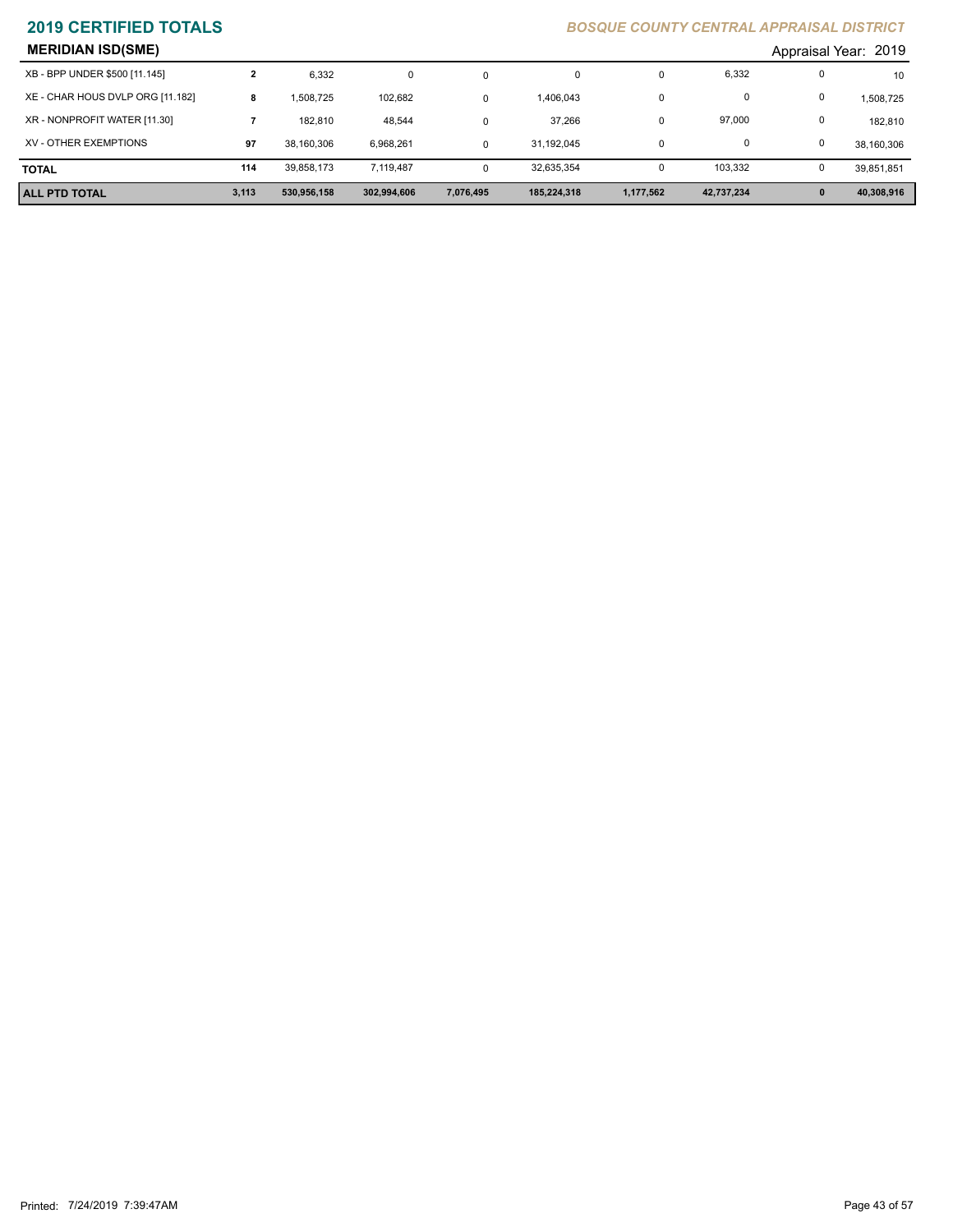## 2019 CERTIFIED TOTALS

*BOSQUE COUNTY CENTRAL APPRAISAL DISTRICT*

**MERIDIAN ISD(SME)**

Appraisal Year: 2019

| | | | | | | | | | |
|---|---|---|---|---|---|---|---|---|---|
| XB - BPP UNDER $500 [11.145] | 2 | 6,332 | 0 | 0 | 0 | 0 | 6,332 | 0 | 10 |
| XE - CHAR HOUS DVLP ORG [11.182] | 8 | 1,508,725 | 102,682 | 0 | 1,406,043 | 0 | 0 | 0 | 1,508,725 |
| XR - NONPROFIT WATER [11.30] | 7 | 182,810 | 48,544 | 0 | 37,266 | 0 | 97,000 | 0 | 182,810 |
| XV - OTHER EXEMPTIONS | 97 | 38,160,306 | 6,968,261 | 0 | 31,192,045 | 0 | 0 | 0 | 38,160,306 |
| **TOTAL** | 114 | 39,858,173 | 7,119,487 | 0 | 32,635,354 | 0 | 103,332 | 0 | 39,851,851 |
| **ALL PTD TOTAL** | **3,113** | **530,956,158** | **302,994,606** | **7,076,495** | **185,224,318** | **1,177,562** | **42,737,234** | **0** | **40,308,916** |

Printed: 7/24/2019 7:39:47AM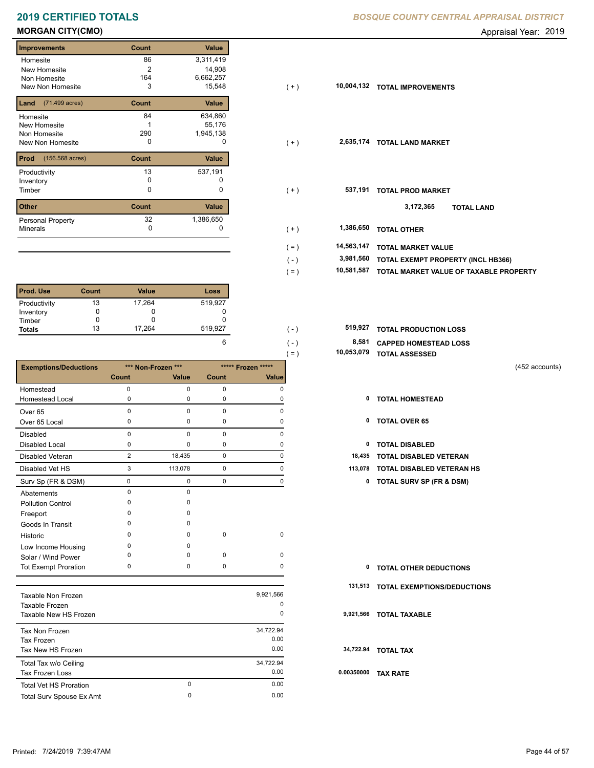# 2019 CERTIFIED TOTALS

**BOSQUE COUNTY CENTRAL APPRAISAL DISTRICT**

## MORGAN CITY(CMO)

Appraisal Year: 2019

| Improvements | Count | Value | | | |
|---|---|---|---|---|---|
| Homesite | 86 | 3,311,419 | | | |
| New Homesite | 2 | 14,908 | | | |
| Non Homesite | 164 | 6,662,257 | | | |
| New Non Homesite | 3 | 15,548 | ( + ) | 10,004,132 | TOTAL IMPROVEMENTS |

| Land (71.499 acres) | Count | Value | | | |
|---|---|---|---|---|---|
| Homesite | 84 | 634,860 | | | |
| New Homesite | 1 | 55,176 | | | |
| Non Homesite | 290 | 1,945,138 | | | |
| New Non Homesite | 0 | 0 | ( + ) | 2,635,174 | TOTAL LAND MARKET |

| Prod (156.568 acres) | Count | Value | | | |
|---|---|---|---|---|---|
| Productivity | 13 | 537,191 | | | |
| Inventory | 0 | 0 | | | |
| Timber | 0 | 0 | ( + ) | 537,191 | TOTAL PROD MARKET |

3,172,365 TOTAL LAND

| Other | Count | Value | | | |
|---|---|---|---|---|---|
| Personal Property | 32 | 1,386,650 | | | |
| Minerals | 0 | 0 | ( + ) | 1,386,650 | TOTAL OTHER |

| | | |
|---|---|---|
| ( = ) | 14,563,147 | TOTAL MARKET VALUE |
| ( - ) | 3,981,560 | TOTAL EXEMPT PROPERTY (INCL HB366) |
| ( = ) | 10,581,587 | TOTAL MARKET VALUE OF TAXABLE PROPERTY |

| Prod. Use | Count | Value | Loss | | | |
|---|---|---|---|---|---|---|
| Productivity | 13 | 17,264 | 519,927 | | | |
| Inventory | 0 | 0 | 0 | | | |
| Timber | 0 | 0 | 0 | | | |
| Totals | 13 | 17,264 | 519,927 | ( - ) | 519,927 | TOTAL PRODUCTION LOSS |
| | | | 6 | ( - ) | 8,581 | CAPPED HOMESTEAD LOSS |
| | | | | ( = ) | 10,053,079 | TOTAL ASSESSED |

(452 accounts)

| Exemptions/Deductions | Non-Frozen Count | Non-Frozen Value | Frozen Count | Frozen Value | | |
|---|---|---|---|---|---|---|
| Homestead | 0 | 0 | 0 | 0 | | |
| Homestead Local | 0 | 0 | 0 | 0 | 0 | TOTAL HOMESTEAD |
| Over 65 | 0 | 0 | 0 | 0 | | |
| Over 65 Local | 0 | 0 | 0 | 0 | 0 | TOTAL OVER 65 |
| Disabled | 0 | 0 | 0 | 0 | | |
| Disabled Local | 0 | 0 | 0 | 0 | 0 | TOTAL DISABLED |
| Disabled Veteran | 2 | 18,435 | 0 | 0 | 18,435 | TOTAL DISABLED VETERAN |
| Disabled Vet HS | 3 | 113,078 | 0 | 0 | 113,078 | TOTAL DISABLED VETERAN HS |
| Surv Sp (FR & DSM) | 0 | 0 | 0 | 0 | 0 | TOTAL SURV SP (FR & DSM) |
| Abatements | 0 | 0 | | | | |
| Pollution Control | 0 | 0 | | | | |
| Freeport | 0 | 0 | | | | |
| Goods In Transit | 0 | 0 | | | | |
| Historic | 0 | 0 | 0 | 0 | | |
| Low Income Housing | 0 | 0 | | | | |
| Solar / Wind Power | 0 | 0 | 0 | 0 | | |
| Tot Exempt Proration | 0 | 0 | 0 | 0 | 0 | TOTAL OTHER DEDUCTIONS |
| | | | | | 131,513 | TOTAL EXEMPTIONS/DEDUCTIONS |

| | | | | |
|---|---|---|---|---|
| Taxable Non Frozen | | 9,921,566 | | |
| Taxable Frozen | | 0 | | |
| Taxable New HS Frozen | | 0 | 9,921,566 | TOTAL TAXABLE |
| Tax Non Frozen | | 34,722.94 | | |
| Tax Frozen | | 0.00 | | |
| Tax New HS Frozen | | 0.00 | 34,722.94 | TOTAL TAX |
| Total Tax w/o Ceiling | | 34,722.94 | | |
| Tax Frozen Loss | | 0.00 | 0.00350000 | TAX RATE |
| Total Vet HS Proration | 0 | 0.00 | | |
| Total Surv Spouse Ex Amt | 0 | 0.00 | | |

Printed: 7/24/2019 7:39:47AM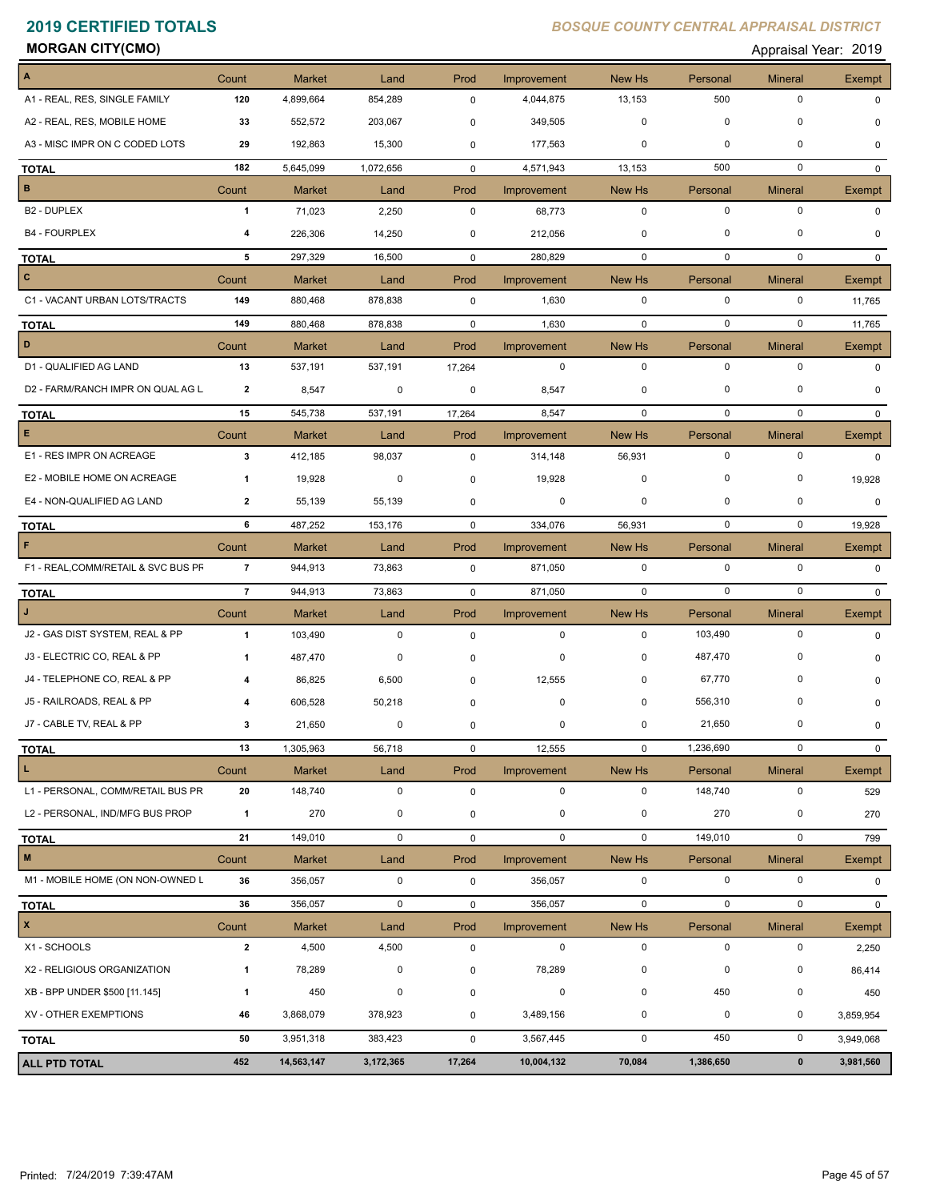# 2019 CERTIFIED TOTALS

*BOSQUE COUNTY CENTRAL APPRAISAL DISTRICT*

**MORGAN CITY(CMO)**

Appraisal Year: 2019

| | Count | Market | Land | Prod | Improvement | New Hs | Personal | Mineral | Exempt |
|---|---|---|---|---|---|---|---|---|---|
| **A** | Count | Market | Land | Prod | Improvement | New Hs | Personal | Mineral | Exempt |
| A1 - REAL, RES, SINGLE FAMILY | 120 | 4,899,664 | 854,289 | 0 | 4,044,875 | 13,153 | 500 | 0 | 0 |
| A2 - REAL, RES, MOBILE HOME | 33 | 552,572 | 203,067 | 0 | 349,505 | 0 | 0 | 0 | 0 |
| A3 - MISC IMPR ON C CODED LOTS | 29 | 192,863 | 15,300 | 0 | 177,563 | 0 | 0 | 0 | 0 |
| **TOTAL** | 182 | 5,645,099 | 1,072,656 | 0 | 4,571,943 | 13,153 | 500 | 0 | 0 |
| **B** | Count | Market | Land | Prod | Improvement | New Hs | Personal | Mineral | Exempt |
| B2 - DUPLEX | 1 | 71,023 | 2,250 | 0 | 68,773 | 0 | 0 | 0 | 0 |
| B4 - FOURPLEX | 4 | 226,306 | 14,250 | 0 | 212,056 | 0 | 0 | 0 | 0 |
| **TOTAL** | 5 | 297,329 | 16,500 | 0 | 280,829 | 0 | 0 | 0 | 0 |
| **C** | Count | Market | Land | Prod | Improvement | New Hs | Personal | Mineral | Exempt |
| C1 - VACANT URBAN LOTS/TRACTS | 149 | 880,468 | 878,838 | 0 | 1,630 | 0 | 0 | 0 | 11,765 |
| **TOTAL** | 149 | 880,468 | 878,838 | 0 | 1,630 | 0 | 0 | 0 | 11,765 |
| **D** | Count | Market | Land | Prod | Improvement | New Hs | Personal | Mineral | Exempt |
| D1 - QUALIFIED AG LAND | 13 | 537,191 | 537,191 | 17,264 | 0 | 0 | 0 | 0 | 0 |
| D2 - FARM/RANCH IMPR ON QUAL AG L | 2 | 8,547 | 0 | 0 | 8,547 | 0 | 0 | 0 | 0 |
| **TOTAL** | 15 | 545,738 | 537,191 | 17,264 | 8,547 | 0 | 0 | 0 | 0 |
| **E** | Count | Market | Land | Prod | Improvement | New Hs | Personal | Mineral | Exempt |
| E1 - RES IMPR ON ACREAGE | 3 | 412,185 | 98,037 | 0 | 314,148 | 56,931 | 0 | 0 | 0 |
| E2 - MOBILE HOME ON ACREAGE | 1 | 19,928 | 0 | 0 | 19,928 | 0 | 0 | 0 | 19,928 |
| E4 - NON-QUALIFIED AG LAND | 2 | 55,139 | 55,139 | 0 | 0 | 0 | 0 | 0 | 0 |
| **TOTAL** | 6 | 487,252 | 153,176 | 0 | 334,076 | 56,931 | 0 | 0 | 19,928 |
| **F** | Count | Market | Land | Prod | Improvement | New Hs | Personal | Mineral | Exempt |
| F1 - REAL,COMM/RETAIL & SVC BUS PR | 7 | 944,913 | 73,863 | 0 | 871,050 | 0 | 0 | 0 | 0 |
| **TOTAL** | 7 | 944,913 | 73,863 | 0 | 871,050 | 0 | 0 | 0 | 0 |
| **J** | Count | Market | Land | Prod | Improvement | New Hs | Personal | Mineral | Exempt |
| J2 - GAS DIST SYSTEM, REAL & PP | 1 | 103,490 | 0 | 0 | 0 | 0 | 103,490 | 0 | 0 |
| J3 - ELECTRIC CO, REAL & PP | 1 | 487,470 | 0 | 0 | 0 | 0 | 487,470 | 0 | 0 |
| J4 - TELEPHONE CO, REAL & PP | 4 | 86,825 | 6,500 | 0 | 12,555 | 0 | 67,770 | 0 | 0 |
| J5 - RAILROADS, REAL & PP | 4 | 606,528 | 50,218 | 0 | 0 | 0 | 556,310 | 0 | 0 |
| J7 - CABLE TV, REAL & PP | 3 | 21,650 | 0 | 0 | 0 | 0 | 21,650 | 0 | 0 |
| **TOTAL** | 13 | 1,305,963 | 56,718 | 0 | 12,555 | 0 | 1,236,690 | 0 | 0 |
| **L** | Count | Market | Land | Prod | Improvement | New Hs | Personal | Mineral | Exempt |
| L1 - PERSONAL, COMM/RETAIL BUS PR | 20 | 148,740 | 0 | 0 | 0 | 0 | 148,740 | 0 | 529 |
| L2 - PERSONAL, IND/MFG BUS PROP | 1 | 270 | 0 | 0 | 0 | 0 | 270 | 0 | 270 |
| **TOTAL** | 21 | 149,010 | 0 | 0 | 0 | 0 | 149,010 | 0 | 799 |
| **M** | Count | Market | Land | Prod | Improvement | New Hs | Personal | Mineral | Exempt |
| M1 - MOBILE HOME (ON NON-OWNED L | 36 | 356,057 | 0 | 0 | 356,057 | 0 | 0 | 0 | 0 |
| **TOTAL** | 36 | 356,057 | 0 | 0 | 356,057 | 0 | 0 | 0 | 0 |
| **X** | Count | Market | Land | Prod | Improvement | New Hs | Personal | Mineral | Exempt |
| X1 - SCHOOLS | 2 | 4,500 | 4,500 | 0 | 0 | 0 | 0 | 0 | 2,250 |
| X2 - RELIGIOUS ORGANIZATION | 1 | 78,289 | 0 | 0 | 78,289 | 0 | 0 | 0 | 86,414 |
| XB - BPP UNDER $500 [11.145] | 1 | 450 | 0 | 0 | 0 | 0 | 450 | 0 | 450 |
| XV - OTHER EXEMPTIONS | 46 | 3,868,079 | 378,923 | 0 | 3,489,156 | 0 | 0 | 0 | 3,859,954 |
| **TOTAL** | 50 | 3,951,318 | 383,423 | 0 | 3,567,445 | 0 | 450 | 0 | 3,949,068 |
| **ALL PTD TOTAL** | **452** | **14,563,147** | **3,172,365** | **17,264** | **10,004,132** | **70,084** | **1,386,650** | **0** | **3,981,560** |

Printed: 7/24/2019 7:39:47AM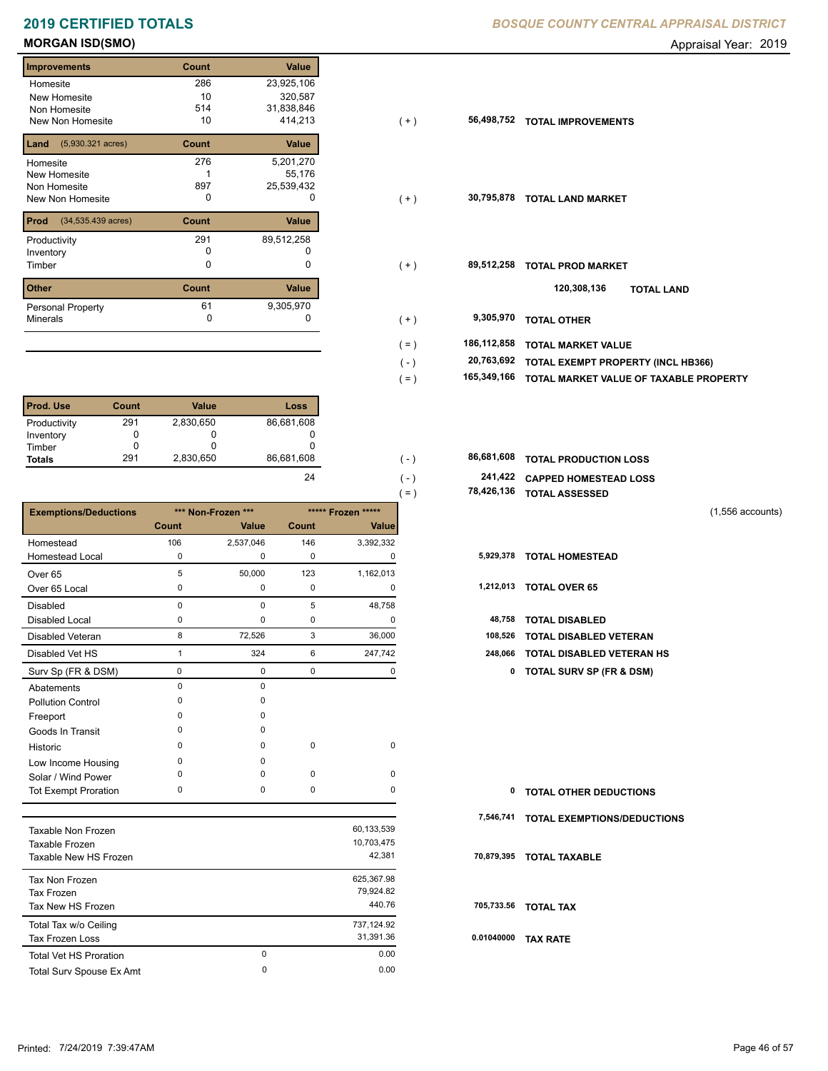# 2019 CERTIFIED TOTALS

*BOSQUE COUNTY CENTRAL APPRAISAL DISTRICT*

## MORGAN ISD(SMO)

Appraisal Year: 2019

| Improvements | Count | Value | | | |
|---|---|---|---|---|---|
| Homesite | 286 | 23,925,106 | | | |
| New Homesite | 10 | 320,587 | | | |
| Non Homesite | 514 | 31,838,846 | | | |
| New Non Homesite | 10 | 414,213 | ( + ) | 56,498,752 | TOTAL IMPROVEMENTS |

| Land (5,930.321 acres) | Count | Value | | | |
|---|---|---|---|---|---|
| Homesite | 276 | 5,201,270 | | | |
| New Homesite | 1 | 55,176 | | | |
| Non Homesite | 897 | 25,539,432 | | | |
| New Non Homesite | 0 | 0 | ( + ) | 30,795,878 | TOTAL LAND MARKET |

| Prod (34,535.439 acres) | Count | Value | | | |
|---|---|---|---|---|---|
| Productivity | 291 | 89,512,258 | | | |
| Inventory | 0 | 0 | | | |
| Timber | 0 | 0 | ( + ) | 89,512,258 | TOTAL PROD MARKET |
| | | | | 120,308,136 | TOTAL LAND |

| Other | Count | Value | | | |
|---|---|---|---|---|---|
| Personal Property | 61 | 9,305,970 | | | |
| Minerals | 0 | 0 | ( + ) | 9,305,970 | TOTAL OTHER |
| | | | ( = ) | 186,112,858 | TOTAL MARKET VALUE |
| | | | ( - ) | 20,763,692 | TOTAL EXEMPT PROPERTY (INCL HB366) |
| | | | ( = ) | 165,349,166 | TOTAL MARKET VALUE OF TAXABLE PROPERTY |

| Prod. Use | Count | Value | Loss | | | |
|---|---|---|---|---|---|---|
| Productivity | 291 | 2,830,650 | 86,681,608 | | | |
| Inventory | 0 | 0 | 0 | | | |
| Timber | 0 | 0 | 0 | | | |
| Totals | 291 | 2,830,650 | 86,681,608 | ( - ) | 86,681,608 | TOTAL PRODUCTION LOSS |
| | | | 24 | ( - ) | 241,422 | CAPPED HOMESTEAD LOSS |
| | | | | ( = ) | 78,426,136 | TOTAL ASSESSED |

(1,556 accounts)

| Exemptions/Deductions | \*\*\* Non-Frozen \*\*\* | | \*\*\*\*\* Frozen \*\*\*\*\* | | | |
|---|---|---|---|---|---|---|
| | Count | Value | Count | Value | | |
| Homestead | 106 | 2,537,046 | 146 | 3,392,332 | | |
| Homestead Local | 0 | 0 | 0 | 0 | 5,929,378 | TOTAL HOMESTEAD |
| Over 65 | 5 | 50,000 | 123 | 1,162,013 | | |
| Over 65 Local | 0 | 0 | 0 | 0 | 1,212,013 | TOTAL OVER 65 |
| Disabled | 0 | 0 | 5 | 48,758 | | |
| Disabled Local | 0 | 0 | 0 | 0 | 48,758 | TOTAL DISABLED |
| Disabled Veteran | 8 | 72,526 | 3 | 36,000 | 108,526 | TOTAL DISABLED VETERAN |
| Disabled Vet HS | 1 | 324 | 6 | 247,742 | 248,066 | TOTAL DISABLED VETERAN HS |
| Surv Sp (FR & DSM) | 0 | 0 | 0 | 0 | 0 | TOTAL SURV SP (FR & DSM) |
| Abatements | 0 | 0 | | | | |
| Pollution Control | 0 | 0 | | | | |
| Freeport | 0 | 0 | | | | |
| Goods In Transit | 0 | 0 | | | | |
| Historic | 0 | 0 | 0 | 0 | | |
| Low Income Housing | 0 | 0 | | | | |
| Solar / Wind Power | 0 | 0 | 0 | 0 | | |
| Tot Exempt Proration | 0 | 0 | 0 | 0 | 0 | TOTAL OTHER DEDUCTIONS |
| | | | | | 7,546,741 | TOTAL EXEMPTIONS/DEDUCTIONS |

| | | | | |
|---|---|---|---|---|
| Taxable Non Frozen | | 60,133,539 | | |
| Taxable Frozen | | 10,703,475 | | |
| Taxable New HS Frozen | | 42,381 | 70,879,395 | TOTAL TAXABLE |
| Tax Non Frozen | | 625,367.98 | | |
| Tax Frozen | | 79,924.82 | | |
| Tax New HS Frozen | | 440.76 | 705,733.56 | TOTAL TAX |
| Total Tax w/o Ceiling | | 737,124.92 | | |
| Tax Frozen Loss | | 31,391.36 | 0.01040000 | TAX RATE |
| Total Vet HS Proration | 0 | 0.00 | | |
| Total Surv Spouse Ex Amt | 0 | 0.00 | | |

Printed: 7/24/2019 7:39:47AM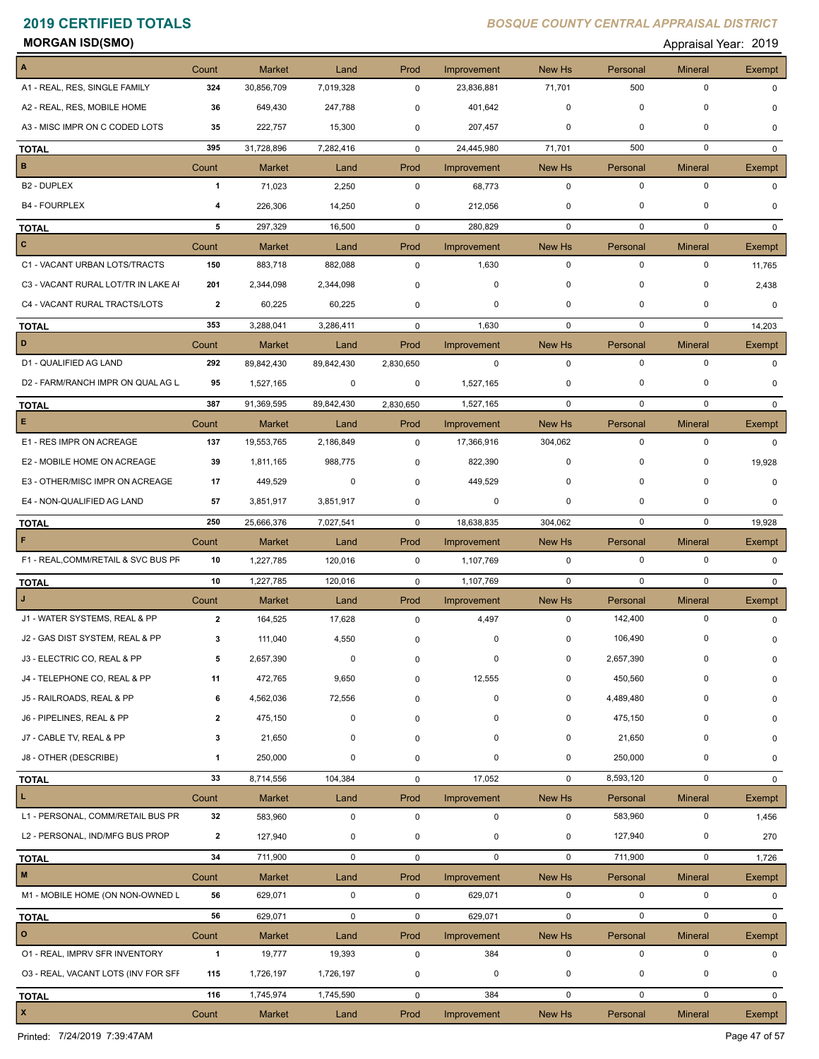# 2019 CERTIFIED TOTALS

*BOSQUE COUNTY CENTRAL APPRAISAL DISTRICT*

**MORGAN ISD(SMO)** Appraisal Year: 2019

| A | Count | Market | Land | Prod | Improvement | New Hs | Personal | Mineral | Exempt |
|---|---|---|---|---|---|---|---|---|---|
| A1 - REAL, RES, SINGLE FAMILY | 324 | 30,856,709 | 7,019,328 | 0 | 23,836,881 | 71,701 | 500 | 0 | 0 |
| A2 - REAL, RES, MOBILE HOME | 36 | 649,430 | 247,788 | 0 | 401,642 | 0 | 0 | 0 | 0 |
| A3 - MISC IMPR ON C CODED LOTS | 35 | 222,757 | 15,300 | 0 | 207,457 | 0 | 0 | 0 | 0 |
| **TOTAL** | 395 | 31,728,896 | 7,282,416 | 0 | 24,445,980 | 71,701 | 500 | 0 | 0 |

| B | Count | Market | Land | Prod | Improvement | New Hs | Personal | Mineral | Exempt |
|---|---|---|---|---|---|---|---|---|---|
| B2 - DUPLEX | 1 | 71,023 | 2,250 | 0 | 68,773 | 0 | 0 | 0 | 0 |
| B4 - FOURPLEX | 4 | 226,306 | 14,250 | 0 | 212,056 | 0 | 0 | 0 | 0 |
| **TOTAL** | 5 | 297,329 | 16,500 | 0 | 280,829 | 0 | 0 | 0 | 0 |

| C | Count | Market | Land | Prod | Improvement | New Hs | Personal | Mineral | Exempt |
|---|---|---|---|---|---|---|---|---|---|
| C1 - VACANT URBAN LOTS/TRACTS | 150 | 883,718 | 882,088 | 0 | 1,630 | 0 | 0 | 0 | 11,765 |
| C3 - VACANT RURAL LOT/TR IN LAKE AI | 201 | 2,344,098 | 2,344,098 | 0 | 0 | 0 | 0 | 0 | 2,438 |
| C4 - VACANT RURAL TRACTS/LOTS | 2 | 60,225 | 60,225 | 0 | 0 | 0 | 0 | 0 | 0 |
| **TOTAL** | 353 | 3,288,041 | 3,286,411 | 0 | 1,630 | 0 | 0 | 0 | 14,203 |

| D | Count | Market | Land | Prod | Improvement | New Hs | Personal | Mineral | Exempt |
|---|---|---|---|---|---|---|---|---|---|
| D1 - QUALIFIED AG LAND | 292 | 89,842,430 | 89,842,430 | 2,830,650 | 0 | 0 | 0 | 0 | 0 |
| D2 - FARM/RANCH IMPR ON QUAL AG L | 95 | 1,527,165 | 0 | 0 | 1,527,165 | 0 | 0 | 0 | 0 |
| **TOTAL** | 387 | 91,369,595 | 89,842,430 | 2,830,650 | 1,527,165 | 0 | 0 | 0 | 0 |

| E | Count | Market | Land | Prod | Improvement | New Hs | Personal | Mineral | Exempt |
|---|---|---|---|---|---|---|---|---|---|
| E1 - RES IMPR ON ACREAGE | 137 | 19,553,765 | 2,186,849 | 0 | 17,366,916 | 304,062 | 0 | 0 | 0 |
| E2 - MOBILE HOME ON ACREAGE | 39 | 1,811,165 | 988,775 | 0 | 822,390 | 0 | 0 | 0 | 19,928 |
| E3 - OTHER/MISC IMPR ON ACREAGE | 17 | 449,529 | 0 | 0 | 449,529 | 0 | 0 | 0 | 0 |
| E4 - NON-QUALIFIED AG LAND | 57 | 3,851,917 | 3,851,917 | 0 | 0 | 0 | 0 | 0 | 0 |
| **TOTAL** | 250 | 25,666,376 | 7,027,541 | 0 | 18,638,835 | 304,062 | 0 | 0 | 19,928 |

| F | Count | Market | Land | Prod | Improvement | New Hs | Personal | Mineral | Exempt |
|---|---|---|---|---|---|---|---|---|---|
| F1 - REAL,COMM/RETAIL & SVC BUS PF | 10 | 1,227,785 | 120,016 | 0 | 1,107,769 | 0 | 0 | 0 | 0 |
| **TOTAL** | 10 | 1,227,785 | 120,016 | 0 | 1,107,769 | 0 | 0 | 0 | 0 |

| J | Count | Market | Land | Prod | Improvement | New Hs | Personal | Mineral | Exempt |
|---|---|---|---|---|---|---|---|---|---|
| J1 - WATER SYSTEMS, REAL & PP | 2 | 164,525 | 17,628 | 0 | 4,497 | 0 | 142,400 | 0 | 0 |
| J2 - GAS DIST SYSTEM, REAL & PP | 3 | 111,040 | 4,550 | 0 | 0 | 0 | 106,490 | 0 | 0 |
| J3 - ELECTRIC CO, REAL & PP | 5 | 2,657,390 | 0 | 0 | 0 | 0 | 2,657,390 | 0 | 0 |
| J4 - TELEPHONE CO, REAL & PP | 11 | 472,765 | 9,650 | 0 | 12,555 | 0 | 450,560 | 0 | 0 |
| J5 - RAILROADS, REAL & PP | 6 | 4,562,036 | 72,556 | 0 | 0 | 0 | 4,489,480 | 0 | 0 |
| J6 - PIPELINES, REAL & PP | 2 | 475,150 | 0 | 0 | 0 | 0 | 475,150 | 0 | 0 |
| J7 - CABLE TV, REAL & PP | 3 | 21,650 | 0 | 0 | 0 | 0 | 21,650 | 0 | 0 |
| J8 - OTHER (DESCRIBE) | 1 | 250,000 | 0 | 0 | 0 | 0 | 250,000 | 0 | 0 |
| **TOTAL** | 33 | 8,714,556 | 104,384 | 0 | 17,052 | 0 | 8,593,120 | 0 | 0 |

| L | Count | Market | Land | Prod | Improvement | New Hs | Personal | Mineral | Exempt |
|---|---|---|---|---|---|---|---|---|---|
| L1 - PERSONAL, COMM/RETAIL BUS PR | 32 | 583,960 | 0 | 0 | 0 | 0 | 583,960 | 0 | 1,456 |
| L2 - PERSONAL, IND/MFG BUS PROP | 2 | 127,940 | 0 | 0 | 0 | 0 | 127,940 | 0 | 270 |
| **TOTAL** | 34 | 711,900 | 0 | 0 | 0 | 0 | 711,900 | 0 | 1,726 |

| M | Count | Market | Land | Prod | Improvement | New Hs | Personal | Mineral | Exempt |
|---|---|---|---|---|---|---|---|---|---|
| M1 - MOBILE HOME (ON NON-OWNED L | 56 | 629,071 | 0 | 0 | 629,071 | 0 | 0 | 0 | 0 |
| **TOTAL** | 56 | 629,071 | 0 | 0 | 629,071 | 0 | 0 | 0 | 0 |

| O | Count | Market | Land | Prod | Improvement | New Hs | Personal | Mineral | Exempt |
|---|---|---|---|---|---|---|---|---|---|
| O1 - REAL, IMPRV SFR INVENTORY | 1 | 19,777 | 19,393 | 0 | 384 | 0 | 0 | 0 | 0 |
| O3 - REAL, VACANT LOTS (INV FOR SFF | 115 | 1,726,197 | 1,726,197 | 0 | 0 | 0 | 0 | 0 | 0 |
| **TOTAL** | 116 | 1,745,974 | 1,745,590 | 0 | 384 | 0 | 0 | 0 | 0 |

| X | Count | Market | Land | Prod | Improvement | New Hs | Personal | Mineral | Exempt |
|---|---|---|---|---|---|---|---|---|---|

Printed: 7/24/2019 7:39:47AM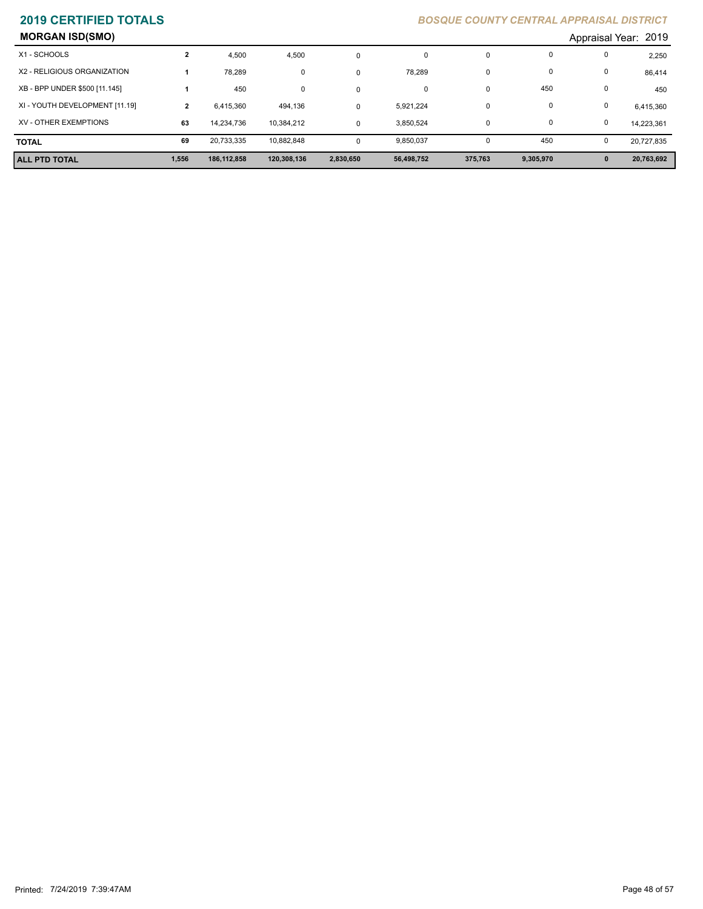# 2019 CERTIFIED TOTALS

*BOSQUE COUNTY CENTRAL APPRAISAL DISTRICT*

## MORGAN ISD(SMO)

Appraisal Year: 2019

| | | | | | | | | | |
|---|---|---|---|---|---|---|---|---|---|
| X1 - SCHOOLS | 2 | 4,500 | 4,500 | 0 | 0 | 0 | 0 | 0 | 2,250 |
| X2 - RELIGIOUS ORGANIZATION | 1 | 78,289 | 0 | 0 | 78,289 | 0 | 0 | 0 | 86,414 |
| XB - BPP UNDER $500 [11.145] | 1 | 450 | 0 | 0 | 0 | 0 | 450 | 0 | 450 |
| XI - YOUTH DEVELOPMENT [11.19] | 2 | 6,415,360 | 494,136 | 0 | 5,921,224 | 0 | 0 | 0 | 6,415,360 |
| XV - OTHER EXEMPTIONS | 63 | 14,234,736 | 10,384,212 | 0 | 3,850,524 | 0 | 0 | 0 | 14,223,361 |
| **TOTAL** | 69 | 20,733,335 | 10,882,848 | 0 | 9,850,037 | 0 | 450 | 0 | 20,727,835 |
| **ALL PTD TOTAL** | **1,556** | **186,112,858** | **120,308,136** | **2,830,650** | **56,498,752** | **375,763** | **9,305,970** | **0** | **20,763,692** |

Printed: 7/24/2019 7:39:47AM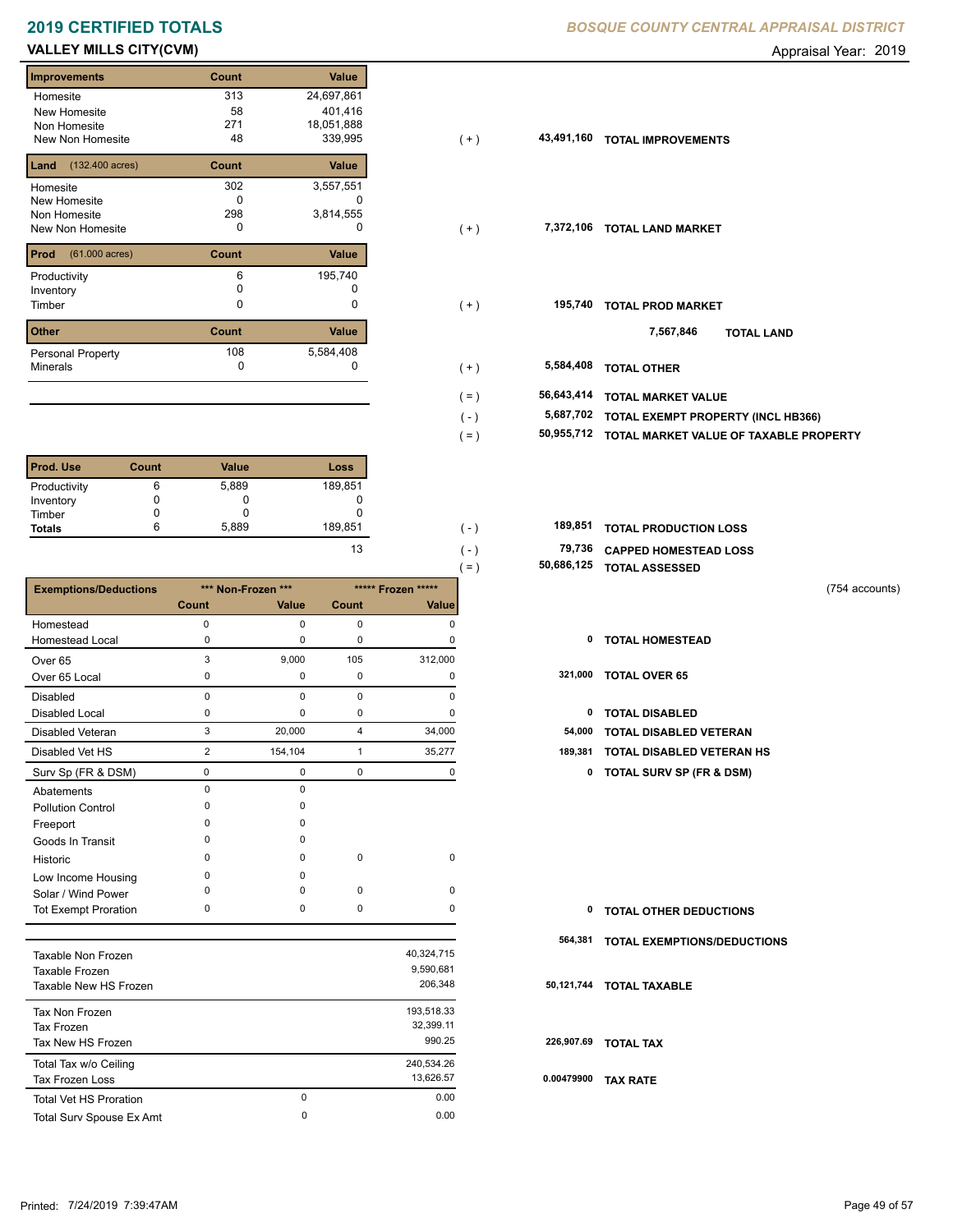# 2019 CERTIFIED TOTALS

*BOSQUE COUNTY CENTRAL APPRAISAL DISTRICT*

## VALLEY MILLS CITY(CVM)

Appraisal Year: 2019

| Improvements | Count | Value |
|---|---|---|
| Homesite | 313 | 24,697,861 |
| New Homesite | 58 | 401,416 |
| Non Homesite | 271 | 18,051,888 |
| New Non Homesite | 48 | 339,995 |

(+) 43,491,160 **TOTAL IMPROVEMENTS**

| Land (132.400 acres) | Count | Value |
|---|---|---|
| Homesite | 302 | 3,557,551 |
| New Homesite | 0 | 0 |
| Non Homesite | 298 | 3,814,555 |
| New Non Homesite | 0 | 0 |

(+) 7,372,106 **TOTAL LAND MARKET**

| Prod (61.000 acres) | Count | Value |
|---|---|---|
| Productivity | 6 | 195,740 |
| Inventory | 0 | 0 |
| Timber | 0 | 0 |

(+) 195,740 **TOTAL PROD MARKET**

7,567,846 **TOTAL LAND**

| Other | Count | Value |
|---|---|---|
| Personal Property | 108 | 5,584,408 |
| Minerals | 0 | 0 |

| | | |
|---|---|---|
| (+) | 5,584,408 | **TOTAL OTHER** |
| (=) | 56,643,414 | **TOTAL MARKET VALUE** |
| (-) | 5,687,702 | **TOTAL EXEMPT PROPERTY (INCL HB366)** |
| (=) | 50,955,712 | **TOTAL MARKET VALUE OF TAXABLE PROPERTY** |

| Prod. Use | Count | Value | Loss |
|---|---|---|---|
| Productivity | 6 | 5,889 | 189,851 |
| Inventory | 0 | 0 | 0 |
| Timber | 0 | 0 | 0 |
| **Totals** | 6 | 5,889 | 189,851 |
| | | | 13 |

| | | |
|---|---|---|
| (-) | 189,851 | **TOTAL PRODUCTION LOSS** |
| (-) | 79,736 | **CAPPED HOMESTEAD LOSS** |
| (=) | 50,686,125 | **TOTAL ASSESSED** |

(754 accounts)

| Exemptions/Deductions | *** Non-Frozen *** | | ***** Frozen ***** | | | |
|---|---|---|---|---|---|---|
| | Count | Value | Count | Value | | |
| Homestead | 0 | 0 | 0 | 0 | | |
| Homestead Local | 0 | 0 | 0 | 0 | 0 | **TOTAL HOMESTEAD** |
| Over 65 | 3 | 9,000 | 105 | 312,000 | | |
| Over 65 Local | 0 | 0 | 0 | 0 | 321,000 | **TOTAL OVER 65** |
| Disabled | 0 | 0 | 0 | 0 | | |
| Disabled Local | 0 | 0 | 0 | 0 | 0 | **TOTAL DISABLED** |
| Disabled Veteran | 3 | 20,000 | 4 | 34,000 | 54,000 | **TOTAL DISABLED VETERAN** |
| Disabled Vet HS | 2 | 154,104 | 1 | 35,277 | 189,381 | **TOTAL DISABLED VETERAN HS** |
| Surv Sp (FR & DSM) | 0 | 0 | 0 | 0 | 0 | **TOTAL SURV SP (FR & DSM)** |
| Abatements | 0 | 0 | | | | |
| Pollution Control | 0 | 0 | | | | |
| Freeport | 0 | 0 | | | | |
| Goods In Transit | 0 | 0 | | | | |
| Historic | 0 | 0 | 0 | 0 | | |
| Low Income Housing | 0 | 0 | | | | |
| Solar / Wind Power | 0 | 0 | 0 | 0 | | |
| Tot Exempt Proration | 0 | 0 | 0 | 0 | 0 | **TOTAL OTHER DEDUCTIONS** |

564,381 **TOTAL EXEMPTIONS/DEDUCTIONS**

| | | | | |
|---|---|---|---|---|
| Taxable Non Frozen | | 40,324,715 | | |
| Taxable Frozen | | 9,590,681 | | |
| Taxable New HS Frozen | | 206,348 | 50,121,744 | **TOTAL TAXABLE** |
| Tax Non Frozen | | 193,518.33 | | |
| Tax Frozen | | 32,399.11 | | |
| Tax New HS Frozen | | 990.25 | 226,907.69 | **TOTAL TAX** |
| Total Tax w/o Ceiling | | 240,534.26 | | |
| Tax Frozen Loss | | 13,626.57 | 0.00479900 | **TAX RATE** |
| Total Vet HS Proration | 0 | 0.00 | | |
| Total Surv Spouse Ex Amt | 0 | 0.00 | | |

Printed: 7/24/2019 7:39:47AM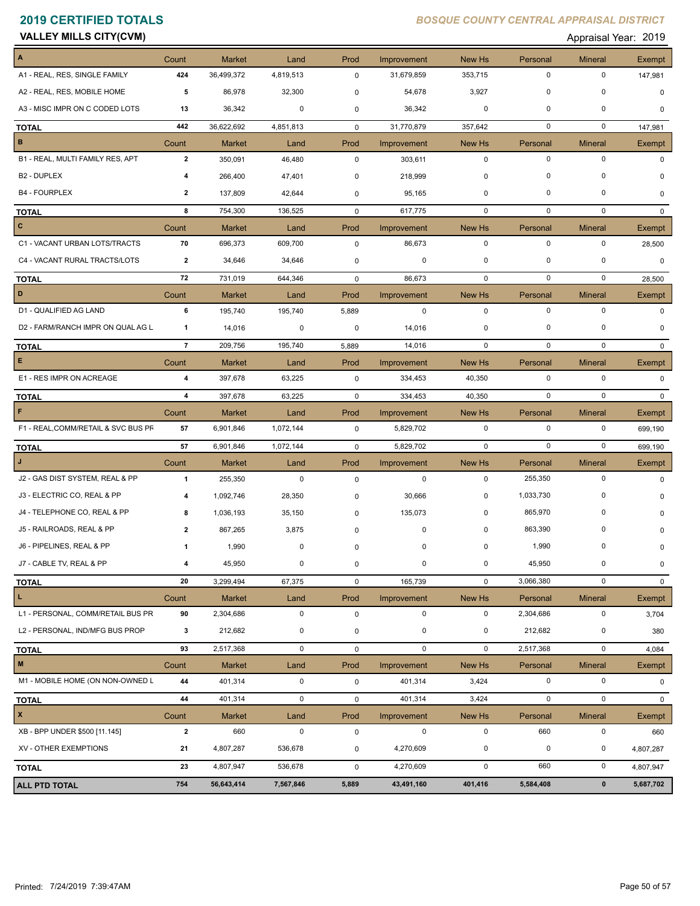# 2019 CERTIFIED TOTALS

*BOSQUE COUNTY CENTRAL APPRAISAL DISTRICT*

**VALLEY MILLS CITY(CVM)**

Appraisal Year: 2019

| A | Count | Market | Land | Prod | Improvement | New Hs | Personal | Mineral | Exempt |
|---|---|---|---|---|---|---|---|---|---|
| A1 - REAL, RES, SINGLE FAMILY | 424 | 36,499,372 | 4,819,513 | 0 | 31,679,859 | 353,715 | 0 | 0 | 147,981 |
| A2 - REAL, RES, MOBILE HOME | 5 | 86,978 | 32,300 | 0 | 54,678 | 3,927 | 0 | 0 | 0 |
| A3 - MISC IMPR ON C CODED LOTS | 13 | 36,342 | 0 | 0 | 36,342 | 0 | 0 | 0 | 0 |
| **TOTAL** | 442 | 36,622,692 | 4,851,813 | 0 | 31,770,879 | 357,642 | 0 | 0 | 147,981 |
| **B** | Count | Market | Land | Prod | Improvement | New Hs | Personal | Mineral | Exempt |
| B1 - REAL, MULTI FAMILY RES, APT | 2 | 350,091 | 46,480 | 0 | 303,611 | 0 | 0 | 0 | 0 |
| B2 - DUPLEX | 4 | 266,400 | 47,401 | 0 | 218,999 | 0 | 0 | 0 | 0 |
| B4 - FOURPLEX | 2 | 137,809 | 42,644 | 0 | 95,165 | 0 | 0 | 0 | 0 |
| **TOTAL** | 8 | 754,300 | 136,525 | 0 | 617,775 | 0 | 0 | 0 | 0 |
| **C** | Count | Market | Land | Prod | Improvement | New Hs | Personal | Mineral | Exempt |
| C1 - VACANT URBAN LOTS/TRACTS | 70 | 696,373 | 609,700 | 0 | 86,673 | 0 | 0 | 0 | 28,500 |
| C4 - VACANT RURAL TRACTS/LOTS | 2 | 34,646 | 34,646 | 0 | 0 | 0 | 0 | 0 | 0 |
| **TOTAL** | 72 | 731,019 | 644,346 | 0 | 86,673 | 0 | 0 | 0 | 28,500 |
| **D** | Count | Market | Land | Prod | Improvement | New Hs | Personal | Mineral | Exempt |
| D1 - QUALIFIED AG LAND | 6 | 195,740 | 195,740 | 5,889 | 0 | 0 | 0 | 0 | 0 |
| D2 - FARM/RANCH IMPR ON QUAL AG L | 1 | 14,016 | 0 | 0 | 14,016 | 0 | 0 | 0 | 0 |
| **TOTAL** | 7 | 209,756 | 195,740 | 5,889 | 14,016 | 0 | 0 | 0 | 0 |
| **E** | Count | Market | Land | Prod | Improvement | New Hs | Personal | Mineral | Exempt |
| E1 - RES IMPR ON ACREAGE | 4 | 397,678 | 63,225 | 0 | 334,453 | 40,350 | 0 | 0 | 0 |
| **TOTAL** | 4 | 397,678 | 63,225 | 0 | 334,453 | 40,350 | 0 | 0 | 0 |
| **F** | Count | Market | Land | Prod | Improvement | New Hs | Personal | Mineral | Exempt |
| F1 - REAL,COMM/RETAIL & SVC BUS PR | 57 | 6,901,846 | 1,072,144 | 0 | 5,829,702 | 0 | 0 | 0 | 699,190 |
| **TOTAL** | 57 | 6,901,846 | 1,072,144 | 0 | 5,829,702 | 0 | 0 | 0 | 699,190 |
| **J** | Count | Market | Land | Prod | Improvement | New Hs | Personal | Mineral | Exempt |
| J2 - GAS DIST SYSTEM, REAL & PP | 1 | 255,350 | 0 | 0 | 0 | 0 | 255,350 | 0 | 0 |
| J3 - ELECTRIC CO, REAL & PP | 4 | 1,092,746 | 28,350 | 0 | 30,666 | 0 | 1,033,730 | 0 | 0 |
| J4 - TELEPHONE CO, REAL & PP | 8 | 1,036,193 | 35,150 | 0 | 135,073 | 0 | 865,970 | 0 | 0 |
| J5 - RAILROADS, REAL & PP | 2 | 867,265 | 3,875 | 0 | 0 | 0 | 863,390 | 0 | 0 |
| J6 - PIPELINES, REAL & PP | 1 | 1,990 | 0 | 0 | 0 | 0 | 1,990 | 0 | 0 |
| J7 - CABLE TV, REAL & PP | 4 | 45,950 | 0 | 0 | 0 | 0 | 45,950 | 0 | 0 |
| **TOTAL** | 20 | 3,299,494 | 67,375 | 0 | 165,739 | 0 | 3,066,380 | 0 | 0 |
| **L** | Count | Market | Land | Prod | Improvement | New Hs | Personal | Mineral | Exempt |
| L1 - PERSONAL, COMM/RETAIL BUS PR | 90 | 2,304,686 | 0 | 0 | 0 | 0 | 2,304,686 | 0 | 3,704 |
| L2 - PERSONAL, IND/MFG BUS PROP | 3 | 212,682 | 0 | 0 | 0 | 0 | 212,682 | 0 | 380 |
| **TOTAL** | 93 | 2,517,368 | 0 | 0 | 0 | 0 | 2,517,368 | 0 | 4,084 |
| **M** | Count | Market | Land | Prod | Improvement | New Hs | Personal | Mineral | Exempt |
| M1 - MOBILE HOME (ON NON-OWNED L | 44 | 401,314 | 0 | 0 | 401,314 | 3,424 | 0 | 0 | 0 |
| **TOTAL** | 44 | 401,314 | 0 | 0 | 401,314 | 3,424 | 0 | 0 | 0 |
| **X** | Count | Market | Land | Prod | Improvement | New Hs | Personal | Mineral | Exempt |
| XB - BPP UNDER $500 [11.145] | 2 | 660 | 0 | 0 | 0 | 0 | 660 | 0 | 660 |
| XV - OTHER EXEMPTIONS | 21 | 4,807,287 | 536,678 | 0 | 4,270,609 | 0 | 0 | 0 | 4,807,287 |
| **TOTAL** | 23 | 4,807,947 | 536,678 | 0 | 4,270,609 | 0 | 660 | 0 | 4,807,947 |
| **ALL PTD TOTAL** | **754** | **56,643,414** | **7,567,846** | **5,889** | **43,491,160** | **401,416** | **5,584,408** | **0** | **5,687,702** |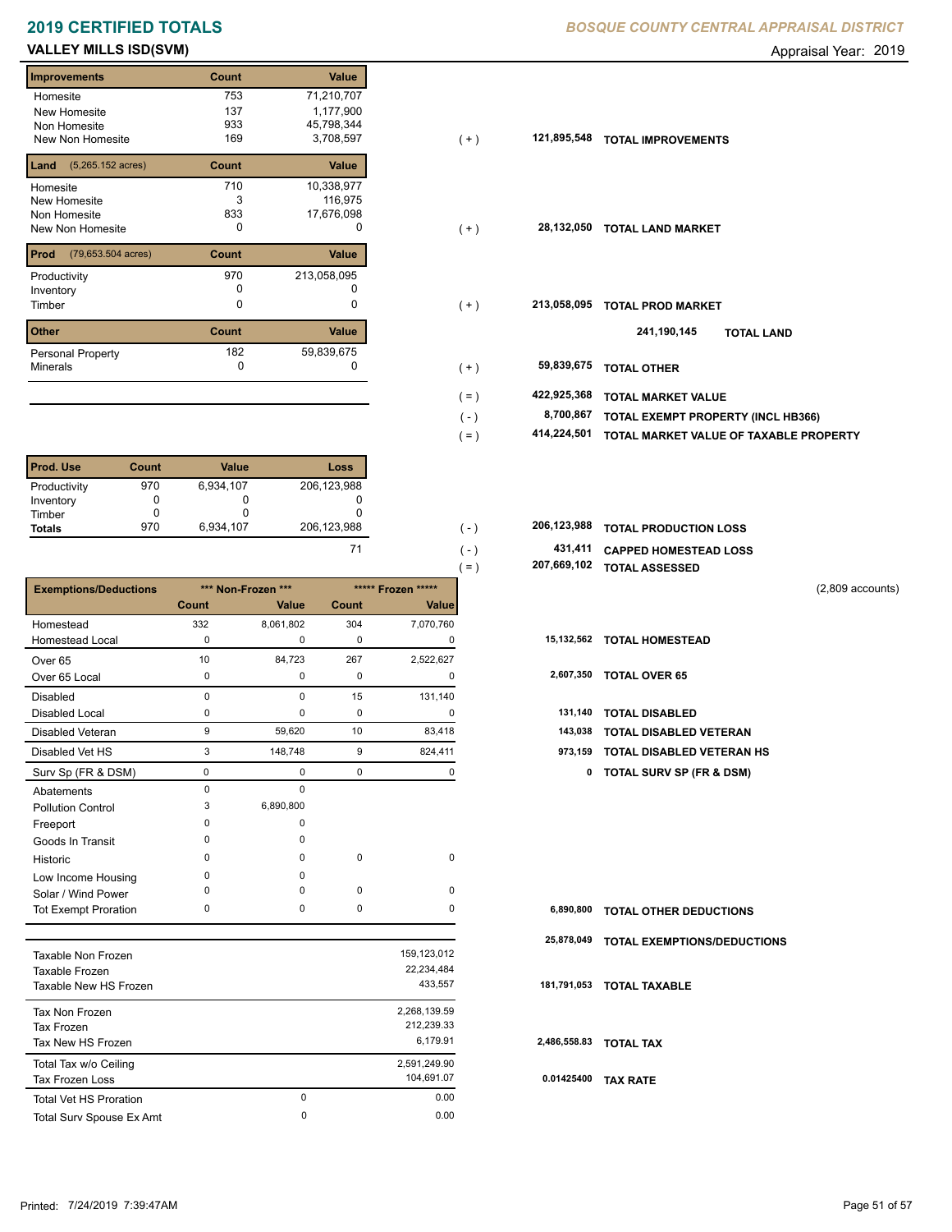# 2019 CERTIFIED TOTALS

**BOSQUE COUNTY CENTRAL APPRAISAL DISTRICT**

**VALLEY MILLS ISD(SVM)**

Appraisal Year: 2019

| Improvements | Count | Value | | | |
|---|---|---|---|---|---|
| Homesite | 753 | 71,210,707 | | | |
| New Homesite | 137 | 1,177,900 | | | |
| Non Homesite | 933 | 45,798,344 | | | |
| New Non Homesite | 169 | 3,708,597 | ( + ) | 121,895,548 | TOTAL IMPROVEMENTS |

| Land (5,265.152 acres) | Count | Value | | | |
|---|---|---|---|---|---|
| Homesite | 710 | 10,338,977 | | | |
| New Homesite | 3 | 116,975 | | | |
| Non Homesite | 833 | 17,676,098 | | | |
| New Non Homesite | 0 | 0 | ( + ) | 28,132,050 | TOTAL LAND MARKET |

| Prod (79,653.504 acres) | Count | Value | | | |
|---|---|---|---|---|---|
| Productivity | 970 | 213,058,095 | | | |
| Inventory | 0 | 0 | | | |
| Timber | 0 | 0 | ( + ) | 213,058,095 | TOTAL PROD MARKET |
| | | | | 241,190,145 | TOTAL LAND |

| Other | Count | Value | | | |
|---|---|---|---|---|---|
| Personal Property | 182 | 59,839,675 | | | |
| Minerals | 0 | 0 | ( + ) | 59,839,675 | TOTAL OTHER |

| | | |
|---|---|---|
| ( = ) | 422,925,368 | TOTAL MARKET VALUE |
| ( - ) | 8,700,867 | TOTAL EXEMPT PROPERTY (INCL HB366) |
| ( = ) | 414,224,501 | TOTAL MARKET VALUE OF TAXABLE PROPERTY |

| Prod. Use | Count | Value | Loss | | | |
|---|---|---|---|---|---|---|
| Productivity | 970 | 6,934,107 | 206,123,988 | | | |
| Inventory | 0 | 0 | 0 | | | |
| Timber | 0 | 0 | 0 | | | |
| Totals | 970 | 6,934,107 | 206,123,988 | ( - ) | 206,123,988 | TOTAL PRODUCTION LOSS |
| | | | 71 | ( - ) | 431,411 | CAPPED HOMESTEAD LOSS |
| | | | | ( = ) | 207,669,102 | TOTAL ASSESSED |

(2,809 accounts)

| Exemptions/Deductions | *** Non-Frozen *** Count | *** Non-Frozen *** Value | ***** Frozen ***** Count | ***** Frozen ***** Value | | |
|---|---|---|---|---|---|---|
| Homestead | 332 | 8,061,802 | 304 | 7,070,760 | | |
| Homestead Local | 0 | 0 | 0 | 0 | 15,132,562 | TOTAL HOMESTEAD |
| Over 65 | 10 | 84,723 | 267 | 2,522,627 | | |
| Over 65 Local | 0 | 0 | 0 | 0 | 2,607,350 | TOTAL OVER 65 |
| Disabled | 0 | 0 | 15 | 131,140 | | |
| Disabled Local | 0 | 0 | 0 | 0 | 131,140 | TOTAL DISABLED |
| Disabled Veteran | 9 | 59,620 | 10 | 83,418 | 143,038 | TOTAL DISABLED VETERAN |
| Disabled Vet HS | 3 | 148,748 | 9 | 824,411 | 973,159 | TOTAL DISABLED VETERAN HS |
| Surv Sp (FR & DSM) | 0 | 0 | 0 | 0 | 0 | TOTAL SURV SP (FR & DSM) |
| Abatements | 0 | 0 | | | | |
| Pollution Control | 3 | 6,890,800 | | | | |
| Freeport | 0 | 0 | | | | |
| Goods In Transit | 0 | 0 | | | | |
| Historic | 0 | 0 | 0 | 0 | | |
| Low Income Housing | 0 | 0 | | | | |
| Solar / Wind Power | 0 | 0 | 0 | 0 | | |
| Tot Exempt Proration | 0 | 0 | 0 | 0 | 6,890,800 | TOTAL OTHER DEDUCTIONS |
| | | | | | 25,878,049 | TOTAL EXEMPTIONS/DEDUCTIONS |

| | | | | |
|---|---|---|---|---|
| Taxable Non Frozen | | 159,123,012 | | |
| Taxable Frozen | | 22,234,484 | | |
| Taxable New HS Frozen | | 433,557 | 181,791,053 | TOTAL TAXABLE |
| Tax Non Frozen | | 2,268,139.59 | | |
| Tax Frozen | | 212,239.33 | | |
| Tax New HS Frozen | | 6,179.91 | 2,486,558.83 | TOTAL TAX |
| Total Tax w/o Ceiling | | 2,591,249.90 | | |
| Tax Frozen Loss | | 104,691.07 | 0.01425400 | TAX RATE |
| Total Vet HS Proration | 0 | 0.00 | | |
| Total Surv Spouse Ex Amt | 0 | 0.00 | | |

Printed: 7/24/2019 7:39:47AM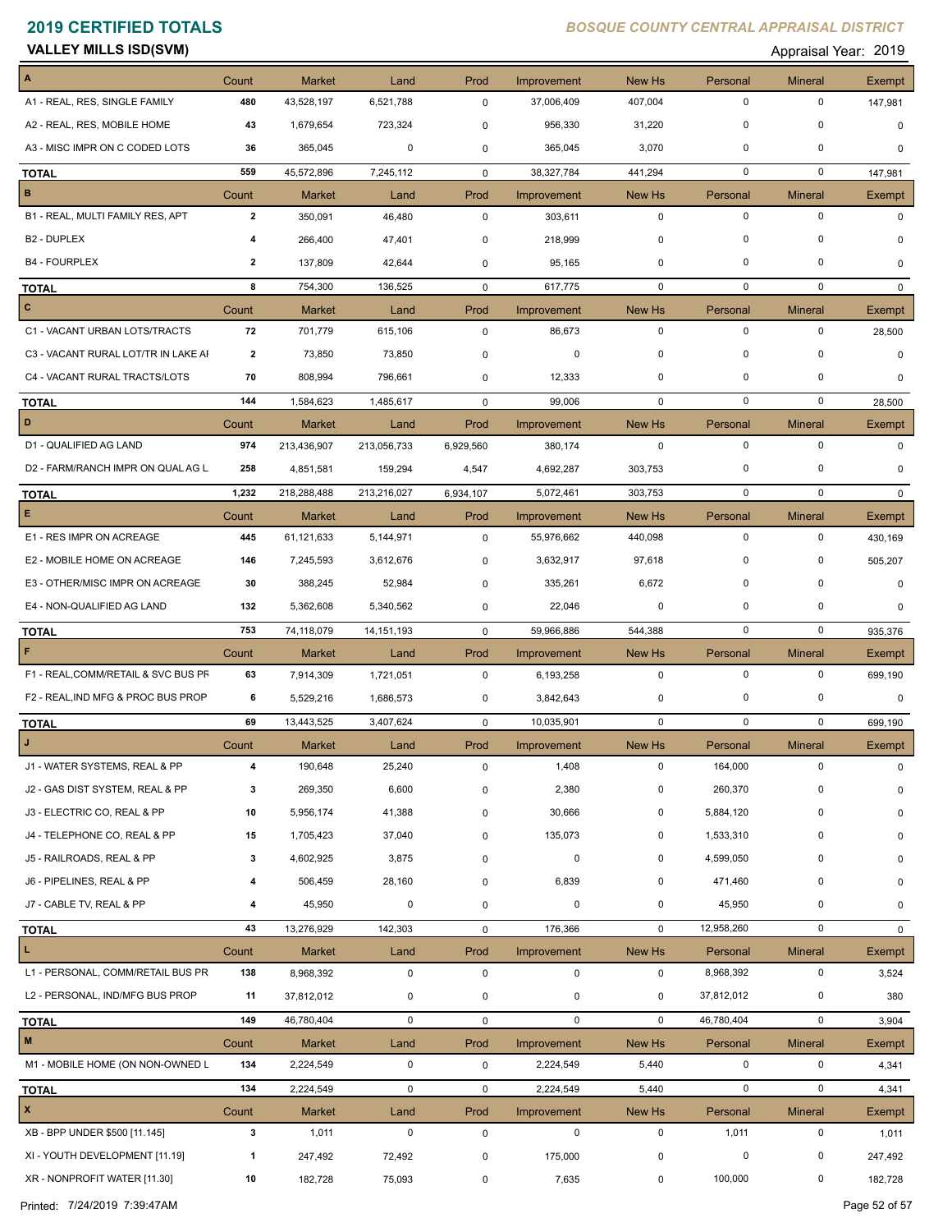# 2019 CERTIFIED TOTALS

*BOSQUE COUNTY CENTRAL APPRAISAL DISTRICT*

**VALLEY MILLS ISD(SVM)**

Appraisal Year: 2019

| A | Count | Market | Land | Prod | Improvement | New Hs | Personal | Mineral | Exempt |
|---|---|---|---|---|---|---|---|---|---|
| A1 - REAL, RES, SINGLE FAMILY | 480 | 43,528,197 | 6,521,788 | 0 | 37,006,409 | 407,004 | 0 | 0 | 147,981 |
| A2 - REAL, RES, MOBILE HOME | 43 | 1,679,654 | 723,324 | 0 | 956,330 | 31,220 | 0 | 0 | 0 |
| A3 - MISC IMPR ON C CODED LOTS | 36 | 365,045 | 0 | 0 | 365,045 | 3,070 | 0 | 0 | 0 |
| **TOTAL** | 559 | 45,572,896 | 7,245,112 | 0 | 38,327,784 | 441,294 | 0 | 0 | 147,981 |

| B | Count | Market | Land | Prod | Improvement | New Hs | Personal | Mineral | Exempt |
|---|---|---|---|---|---|---|---|---|---|
| B1 - REAL, MULTI FAMILY RES, APT | 2 | 350,091 | 46,480 | 0 | 303,611 | 0 | 0 | 0 | 0 |
| B2 - DUPLEX | 4 | 266,400 | 47,401 | 0 | 218,999 | 0 | 0 | 0 | 0 |
| B4 - FOURPLEX | 2 | 137,809 | 42,644 | 0 | 95,165 | 0 | 0 | 0 | 0 |
| **TOTAL** | 8 | 754,300 | 136,525 | 0 | 617,775 | 0 | 0 | 0 | 0 |

| C | Count | Market | Land | Prod | Improvement | New Hs | Personal | Mineral | Exempt |
|---|---|---|---|---|---|---|---|---|---|
| C1 - VACANT URBAN LOTS/TRACTS | 72 | 701,779 | 615,106 | 0 | 86,673 | 0 | 0 | 0 | 28,500 |
| C3 - VACANT RURAL LOT/TR IN LAKE AI | 2 | 73,850 | 73,850 | 0 | 0 | 0 | 0 | 0 | 0 |
| C4 - VACANT RURAL TRACTS/LOTS | 70 | 808,994 | 796,661 | 0 | 12,333 | 0 | 0 | 0 | 0 |
| **TOTAL** | 144 | 1,584,623 | 1,485,617 | 0 | 99,006 | 0 | 0 | 0 | 28,500 |

| D | Count | Market | Land | Prod | Improvement | New Hs | Personal | Mineral | Exempt |
|---|---|---|---|---|---|---|---|---|---|
| D1 - QUALIFIED AG LAND | 974 | 213,436,907 | 213,056,733 | 6,929,560 | 380,174 | 0 | 0 | 0 | 0 |
| D2 - FARM/RANCH IMPR ON QUAL AG L | 258 | 4,851,581 | 159,294 | 4,547 | 4,692,287 | 303,753 | 0 | 0 | 0 |
| **TOTAL** | 1,232 | 218,288,488 | 213,216,027 | 6,934,107 | 5,072,461 | 303,753 | 0 | 0 | 0 |

| E | Count | Market | Land | Prod | Improvement | New Hs | Personal | Mineral | Exempt |
|---|---|---|---|---|---|---|---|---|---|
| E1 - RES IMPR ON ACREAGE | 445 | 61,121,633 | 5,144,971 | 0 | 55,976,662 | 440,098 | 0 | 0 | 430,169 |
| E2 - MOBILE HOME ON ACREAGE | 146 | 7,245,593 | 3,612,676 | 0 | 3,632,917 | 97,618 | 0 | 0 | 505,207 |
| E3 - OTHER/MISC IMPR ON ACREAGE | 30 | 388,245 | 52,984 | 0 | 335,261 | 6,672 | 0 | 0 | 0 |
| E4 - NON-QUALIFIED AG LAND | 132 | 5,362,608 | 5,340,562 | 0 | 22,046 | 0 | 0 | 0 | 0 |
| **TOTAL** | 753 | 74,118,079 | 14,151,193 | 0 | 59,966,886 | 544,388 | 0 | 0 | 935,376 |

| F | Count | Market | Land | Prod | Improvement | New Hs | Personal | Mineral | Exempt |
|---|---|---|---|---|---|---|---|---|---|
| F1 - REAL,COMM/RETAIL & SVC BUS PR | 63 | 7,914,309 | 1,721,051 | 0 | 6,193,258 | 0 | 0 | 0 | 699,190 |
| F2 - REAL,IND MFG & PROC BUS PROP | 6 | 5,529,216 | 1,686,573 | 0 | 3,842,643 | 0 | 0 | 0 | 0 |
| **TOTAL** | 69 | 13,443,525 | 3,407,624 | 0 | 10,035,901 | 0 | 0 | 0 | 699,190 |

| J | Count | Market | Land | Prod | Improvement | New Hs | Personal | Mineral | Exempt |
|---|---|---|---|---|---|---|---|---|---|
| J1 - WATER SYSTEMS, REAL & PP | 4 | 190,648 | 25,240 | 0 | 1,408 | 0 | 164,000 | 0 | 0 |
| J2 - GAS DIST SYSTEM, REAL & PP | 3 | 269,350 | 6,600 | 0 | 2,380 | 0 | 260,370 | 0 | 0 |
| J3 - ELECTRIC CO, REAL & PP | 10 | 5,956,174 | 41,388 | 0 | 30,666 | 0 | 5,884,120 | 0 | 0 |
| J4 - TELEPHONE CO, REAL & PP | 15 | 1,705,423 | 37,040 | 0 | 135,073 | 0 | 1,533,310 | 0 | 0 |
| J5 - RAILROADS, REAL & PP | 3 | 4,602,925 | 3,875 | 0 | 0 | 0 | 4,599,050 | 0 | 0 |
| J6 - PIPELINES, REAL & PP | 4 | 506,459 | 28,160 | 0 | 6,839 | 0 | 471,460 | 0 | 0 |
| J7 - CABLE TV, REAL & PP | 4 | 45,950 | 0 | 0 | 0 | 0 | 45,950 | 0 | 0 |
| **TOTAL** | 43 | 13,276,929 | 142,303 | 0 | 176,366 | 0 | 12,958,260 | 0 | 0 |

| L | Count | Market | Land | Prod | Improvement | New Hs | Personal | Mineral | Exempt |
|---|---|---|---|---|---|---|---|---|---|
| L1 - PERSONAL, COMM/RETAIL BUS PR | 138 | 8,968,392 | 0 | 0 | 0 | 0 | 8,968,392 | 0 | 3,524 |
| L2 - PERSONAL, IND/MFG BUS PROP | 11 | 37,812,012 | 0 | 0 | 0 | 0 | 37,812,012 | 0 | 380 |
| **TOTAL** | 149 | 46,780,404 | 0 | 0 | 0 | 0 | 46,780,404 | 0 | 3,904 |

| M | Count | Market | Land | Prod | Improvement | New Hs | Personal | Mineral | Exempt |
|---|---|---|---|---|---|---|---|---|---|
| M1 - MOBILE HOME (ON NON-OWNED L | 134 | 2,224,549 | 0 | 0 | 2,224,549 | 5,440 | 0 | 0 | 4,341 |
| **TOTAL** | 134 | 2,224,549 | 0 | 0 | 2,224,549 | 5,440 | 0 | 0 | 4,341 |

| X | Count | Market | Land | Prod | Improvement | New Hs | Personal | Mineral | Exempt |
|---|---|---|---|---|---|---|---|---|---|
| XB - BPP UNDER $500 [11.145] | 3 | 1,011 | 0 | 0 | 0 | 0 | 1,011 | 0 | 1,011 |
| XI - YOUTH DEVELOPMENT [11.19] | 1 | 247,492 | 72,492 | 0 | 175,000 | 0 | 0 | 0 | 247,492 |
| XR - NONPROFIT WATER [11.30] | 10 | 182,728 | 75,093 | 0 | 7,635 | 0 | 100,000 | 0 | 182,728 |

Printed: 7/24/2019 7:39:47AM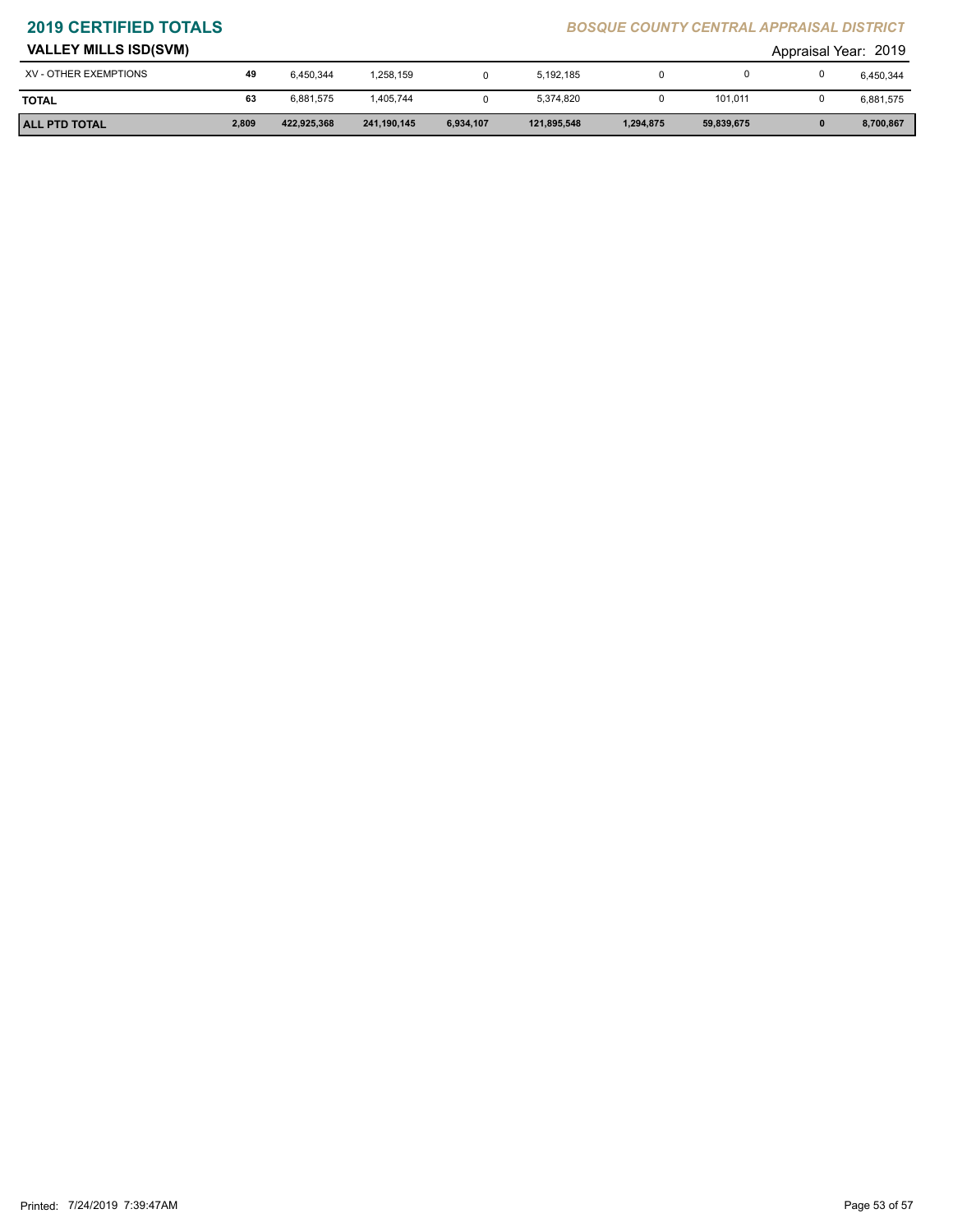## VALLEY MILLS ISD(SVM)

| | | | | | | | | | |
|---|---|---|---|---|---|---|---|---|---|
| XV - OTHER EXEMPTIONS | 49 | 6,450,344 | 1,258,159 | 0 | 5,192,185 | 0 | 0 | 0 | 6,450,344 |
| **TOTAL** | 63 | 6,881,575 | 1,405,744 | 0 | 5,374,820 | 0 | 101,011 | 0 | 6,881,575 |
| **ALL PTD TOTAL** | **2,809** | **422,925,368** | **241,190,145** | **6,934,107** | **121,895,548** | **1,294,875** | **59,839,675** | **0** | **8,700,867** |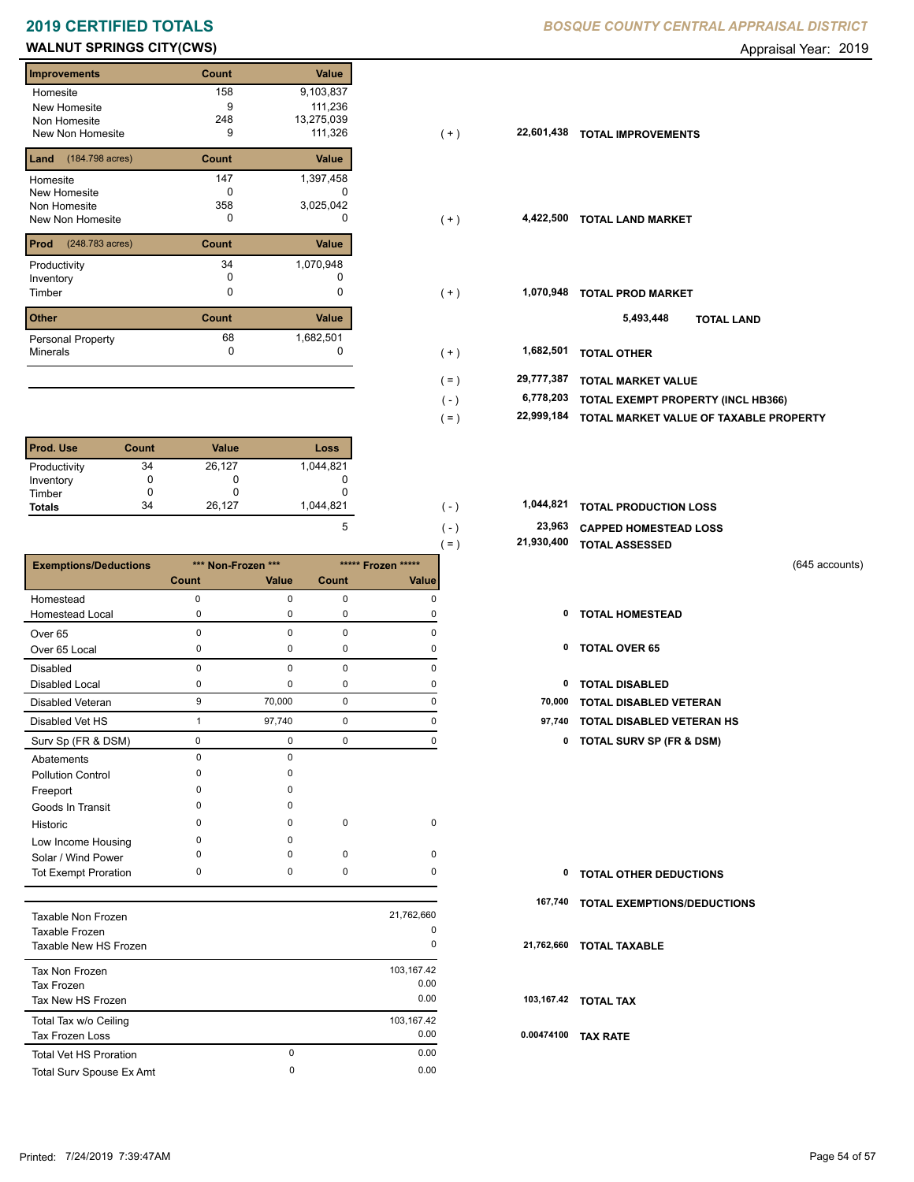# 2019 CERTIFIED TOTALS

*BOSQUE COUNTY CENTRAL APPRAISAL DISTRICT*

## WALNUT SPRINGS CITY(CWS)

Appraisal Year: 2019

| Improvements | Count | Value |
|---|---|---|
| Homesite | 158 | 9,103,837 |
| New Homesite | 9 | 111,236 |
| Non Homesite | 248 | 13,275,039 |
| New Non Homesite | 9 | 111,326 |

( + ) 22,601,438 **TOTAL IMPROVEMENTS**

| Land (184.798 acres) | Count | Value |
|---|---|---|
| Homesite | 147 | 1,397,458 |
| New Homesite | 0 | 0 |
| Non Homesite | 358 | 3,025,042 |
| New Non Homesite | 0 | 0 |

( + ) 4,422,500 **TOTAL LAND MARKET**

| Prod (248.783 acres) | Count | Value |
|---|---|---|
| Productivity | 34 | 1,070,948 |
| Inventory | 0 | 0 |
| Timber | 0 | 0 |

( + ) 1,070,948 **TOTAL PROD MARKET**

5,493,448 **TOTAL LAND**

| Other | Count | Value |
|---|---|---|
| Personal Property | 68 | 1,682,501 |
| Minerals | 0 | 0 |

| | | |
|---|---|---|
| ( + ) | 1,682,501 | **TOTAL OTHER** |
| ( = ) | 29,777,387 | **TOTAL MARKET VALUE** |
| ( - ) | 6,778,203 | **TOTAL EXEMPT PROPERTY (INCL HB366)** |
| ( = ) | 22,999,184 | **TOTAL MARKET VALUE OF TAXABLE PROPERTY** |

| Prod. Use | Count | Value | Loss |
|---|---|---|---|
| Productivity | 34 | 26,127 | 1,044,821 |
| Inventory | 0 | 0 | 0 |
| Timber | 0 | 0 | 0 |
| **Totals** | 34 | 26,127 | 1,044,821 |
| | | | 5 |

| | | |
|---|---|---|
| ( - ) | 1,044,821 | **TOTAL PRODUCTION LOSS** |
| ( - ) | 23,963 | **CAPPED HOMESTEAD LOSS** |
| ( = ) | 21,930,400 | **TOTAL ASSESSED** |

(645 accounts)

| Exemptions/Deductions | *** Non-Frozen *** | | ***** Frozen ***** | |
|---|---|---|---|---|
| | Count | Value | Count | Value |
| Homestead | 0 | 0 | 0 | 0 |
| Homestead Local | 0 | 0 | 0 | 0 |
| Over 65 | 0 | 0 | 0 | 0 |
| Over 65 Local | 0 | 0 | 0 | 0 |
| Disabled | 0 | 0 | 0 | 0 |
| Disabled Local | 0 | 0 | 0 | 0 |
| Disabled Veteran | 9 | 70,000 | 0 | 0 |
| Disabled Vet HS | 1 | 97,740 | 0 | 0 |
| Surv Sp (FR & DSM) | 0 | 0 | 0 | 0 |
| Abatements | 0 | 0 | | |
| Pollution Control | 0 | 0 | | |
| Freeport | 0 | 0 | | |
| Goods In Transit | 0 | 0 | | |
| Historic | 0 | 0 | 0 | 0 |
| Low Income Housing | 0 | 0 | | |
| Solar / Wind Power | 0 | 0 | 0 | 0 |
| Tot Exempt Proration | 0 | 0 | 0 | 0 |

| | |
|---|---|
| 0 | **TOTAL HOMESTEAD** |
| 0 | **TOTAL OVER 65** |
| 0 | **TOTAL DISABLED** |
| 70,000 | **TOTAL DISABLED VETERAN** |
| 97,740 | **TOTAL DISABLED VETERAN HS** |
| 0 | **TOTAL SURV SP (FR & DSM)** |
| 0 | **TOTAL OTHER DEDUCTIONS** |
| 167,740 | **TOTAL EXEMPTIONS/DEDUCTIONS** |

| | | |
|---|---|---|
| Taxable Non Frozen | | 21,762,660 |
| Taxable Frozen | | 0 |
| Taxable New HS Frozen | | 0 |
| Tax Non Frozen | | 103,167.42 |
| Tax Frozen | | 0.00 |
| Tax New HS Frozen | | 0.00 |
| Total Tax w/o Ceiling | | 103,167.42 |
| Tax Frozen Loss | | 0.00 |
| Total Vet HS Proration | 0 | 0.00 |
| Total Surv Spouse Ex Amt | 0 | 0.00 |

| | |
|---|---|
| 21,762,660 | **TOTAL TAXABLE** |
| 103,167.42 | **TOTAL TAX** |
| 0.00474100 | **TAX RATE** |

Printed: 7/24/2019 7:39:47AM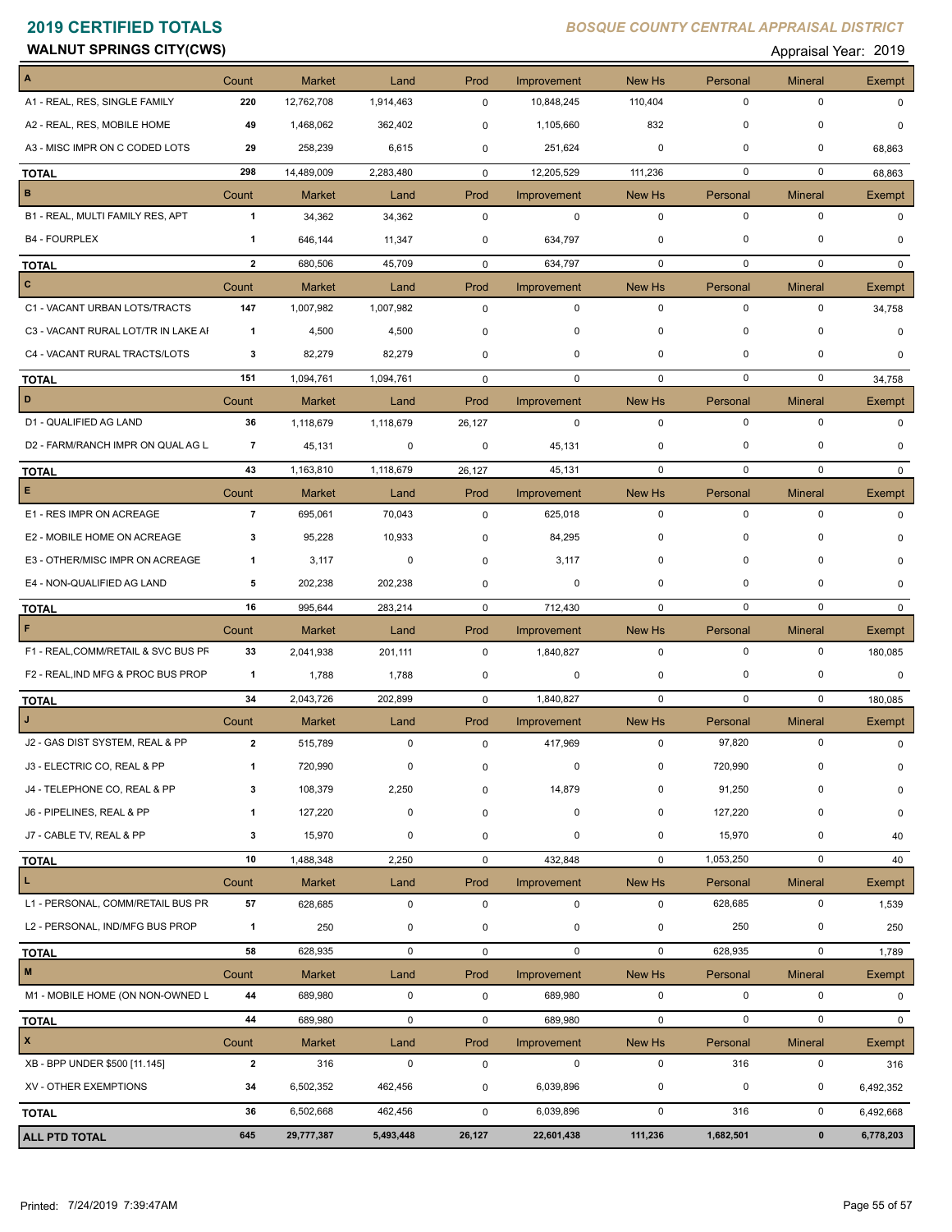# 2019 CERTIFIED TOTALS

*BOSQUE COUNTY CENTRAL APPRAISAL DISTRICT*

**WALNUT SPRINGS CITY(CWS)**

Appraisal Year: 2019

| A | Count | Market | Land | Prod | Improvement | New Hs | Personal | Mineral | Exempt |
|---|---|---|---|---|---|---|---|---|---|
| A1 - REAL, RES, SINGLE FAMILY | 220 | 12,762,708 | 1,914,463 | 0 | 10,848,245 | 110,404 | 0 | 0 | 0 |
| A2 - REAL, RES, MOBILE HOME | 49 | 1,468,062 | 362,402 | 0 | 1,105,660 | 832 | 0 | 0 | 0 |
| A3 - MISC IMPR ON C CODED LOTS | 29 | 258,239 | 6,615 | 0 | 251,624 | 0 | 0 | 0 | 68,863 |
| **TOTAL** | 298 | 14,489,009 | 2,283,480 | 0 | 12,205,529 | 111,236 | 0 | 0 | 68,863 |
| **B** | Count | Market | Land | Prod | Improvement | New Hs | Personal | Mineral | Exempt |
| B1 - REAL, MULTI FAMILY RES, APT | 1 | 34,362 | 34,362 | 0 | 0 | 0 | 0 | 0 | 0 |
| B4 - FOURPLEX | 1 | 646,144 | 11,347 | 0 | 634,797 | 0 | 0 | 0 | 0 |
| **TOTAL** | 2 | 680,506 | 45,709 | 0 | 634,797 | 0 | 0 | 0 | 0 |
| **C** | Count | Market | Land | Prod | Improvement | New Hs | Personal | Mineral | Exempt |
| C1 - VACANT URBAN LOTS/TRACTS | 147 | 1,007,982 | 1,007,982 | 0 | 0 | 0 | 0 | 0 | 34,758 |
| C3 - VACANT RURAL LOT/TR IN LAKE AI | 1 | 4,500 | 4,500 | 0 | 0 | 0 | 0 | 0 | 0 |
| C4 - VACANT RURAL TRACTS/LOTS | 3 | 82,279 | 82,279 | 0 | 0 | 0 | 0 | 0 | 0 |
| **TOTAL** | 151 | 1,094,761 | 1,094,761 | 0 | 0 | 0 | 0 | 0 | 34,758 |
| **D** | Count | Market | Land | Prod | Improvement | New Hs | Personal | Mineral | Exempt |
| D1 - QUALIFIED AG LAND | 36 | 1,118,679 | 1,118,679 | 26,127 | 0 | 0 | 0 | 0 | 0 |
| D2 - FARM/RANCH IMPR ON QUAL AG L | 7 | 45,131 | 0 | 0 | 45,131 | 0 | 0 | 0 | 0 |
| **TOTAL** | 43 | 1,163,810 | 1,118,679 | 26,127 | 45,131 | 0 | 0 | 0 | 0 |
| **E** | Count | Market | Land | Prod | Improvement | New Hs | Personal | Mineral | Exempt |
| E1 - RES IMPR ON ACREAGE | 7 | 695,061 | 70,043 | 0 | 625,018 | 0 | 0 | 0 | 0 |
| E2 - MOBILE HOME ON ACREAGE | 3 | 95,228 | 10,933 | 0 | 84,295 | 0 | 0 | 0 | 0 |
| E3 - OTHER/MISC IMPR ON ACREAGE | 1 | 3,117 | 0 | 0 | 3,117 | 0 | 0 | 0 | 0 |
| E4 - NON-QUALIFIED AG LAND | 5 | 202,238 | 202,238 | 0 | 0 | 0 | 0 | 0 | 0 |
| **TOTAL** | 16 | 995,644 | 283,214 | 0 | 712,430 | 0 | 0 | 0 | 0 |
| **F** | Count | Market | Land | Prod | Improvement | New Hs | Personal | Mineral | Exempt |
| F1 - REAL,COMM/RETAIL & SVC BUS PF | 33 | 2,041,938 | 201,111 | 0 | 1,840,827 | 0 | 0 | 0 | 180,085 |
| F2 - REAL,IND MFG & PROC BUS PROP | 1 | 1,788 | 1,788 | 0 | 0 | 0 | 0 | 0 | 0 |
| **TOTAL** | 34 | 2,043,726 | 202,899 | 0 | 1,840,827 | 0 | 0 | 0 | 180,085 |
| **J** | Count | Market | Land | Prod | Improvement | New Hs | Personal | Mineral | Exempt |
| J2 - GAS DIST SYSTEM, REAL & PP | 2 | 515,789 | 0 | 0 | 417,969 | 0 | 97,820 | 0 | 0 |
| J3 - ELECTRIC CO, REAL & PP | 1 | 720,990 | 0 | 0 | 0 | 0 | 720,990 | 0 | 0 |
| J4 - TELEPHONE CO, REAL & PP | 3 | 108,379 | 2,250 | 0 | 14,879 | 0 | 91,250 | 0 | 0 |
| J6 - PIPELINES, REAL & PP | 1 | 127,220 | 0 | 0 | 0 | 0 | 127,220 | 0 | 0 |
| J7 - CABLE TV, REAL & PP | 3 | 15,970 | 0 | 0 | 0 | 0 | 15,970 | 0 | 40 |
| **TOTAL** | 10 | 1,488,348 | 2,250 | 0 | 432,848 | 0 | 1,053,250 | 0 | 40 |
| **L** | Count | Market | Land | Prod | Improvement | New Hs | Personal | Mineral | Exempt |
| L1 - PERSONAL, COMM/RETAIL BUS PR | 57 | 628,685 | 0 | 0 | 0 | 0 | 628,685 | 0 | 1,539 |
| L2 - PERSONAL, IND/MFG BUS PROP | 1 | 250 | 0 | 0 | 0 | 0 | 250 | 0 | 250 |
| **TOTAL** | 58 | 628,935 | 0 | 0 | 0 | 0 | 628,935 | 0 | 1,789 |
| **M** | Count | Market | Land | Prod | Improvement | New Hs | Personal | Mineral | Exempt |
| M1 - MOBILE HOME (ON NON-OWNED L | 44 | 689,980 | 0 | 0 | 689,980 | 0 | 0 | 0 | 0 |
| **TOTAL** | 44 | 689,980 | 0 | 0 | 689,980 | 0 | 0 | 0 | 0 |
| **X** | Count | Market | Land | Prod | Improvement | New Hs | Personal | Mineral | Exempt |
| XB - BPP UNDER $500 [11.145] | 2 | 316 | 0 | 0 | 0 | 0 | 316 | 0 | 316 |
| XV - OTHER EXEMPTIONS | 34 | 6,502,352 | 462,456 | 0 | 6,039,896 | 0 | 0 | 0 | 6,492,352 |
| **TOTAL** | 36 | 6,502,668 | 462,456 | 0 | 6,039,896 | 0 | 316 | 0 | 6,492,668 |
| **ALL PTD TOTAL** | **645** | **29,777,387** | **5,493,448** | **26,127** | **22,601,438** | **111,236** | **1,682,501** | **0** | **6,778,203** |

Printed: 7/24/2019 7:39:47AM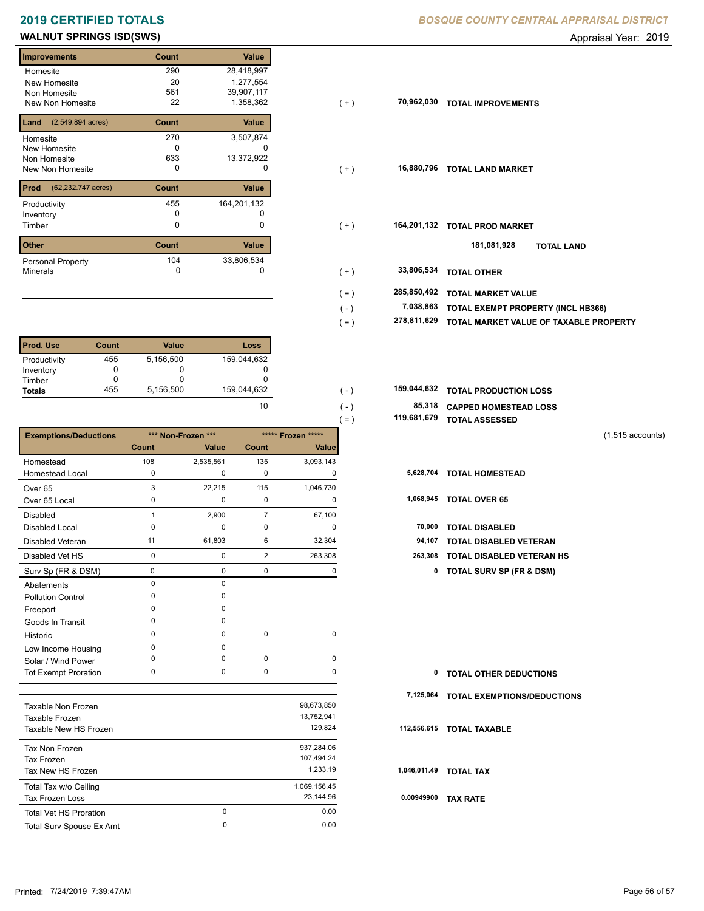# 2019 CERTIFIED TOTALS

*BOSQUE COUNTY CENTRAL APPRAISAL DISTRICT*

## WALNUT SPRINGS ISD(SWS)

Appraisal Year: 2019

| Improvements | Count | Value | | | |
|---|---|---|---|---|---|
| Homesite | 290 | 28,418,997 | | | |
| New Homesite | 20 | 1,277,554 | | | |
| Non Homesite | 561 | 39,907,117 | | | |
| New Non Homesite | 22 | 1,358,362 | ( + ) | 70,962,030 | TOTAL IMPROVEMENTS |

| Land (2,549.894 acres) | Count | Value | | | |
|---|---|---|---|---|---|
| Homesite | 270 | 3,507,874 | | | |
| New Homesite | 0 | 0 | | | |
| Non Homesite | 633 | 13,372,922 | | | |
| New Non Homesite | 0 | 0 | ( + ) | 16,880,796 | TOTAL LAND MARKET |

| Prod (62,232.747 acres) | Count | Value | | | |
|---|---|---|---|---|---|
| Productivity | 455 | 164,201,132 | | | |
| Inventory | 0 | 0 | | | |
| Timber | 0 | 0 | ( + ) | 164,201,132 | TOTAL PROD MARKET |
| | | | | 181,081,928 | TOTAL LAND |

| Other | Count | Value | | | |
|---|---|---|---|---|---|
| Personal Property | 104 | 33,806,534 | | | |
| Minerals | 0 | 0 | ( + ) | 33,806,534 | TOTAL OTHER |

| | | |
|---|---|---|
| ( = ) | 285,850,492 | TOTAL MARKET VALUE |
| ( - ) | 7,038,863 | TOTAL EXEMPT PROPERTY (INCL HB366) |
| ( = ) | 278,811,629 | TOTAL MARKET VALUE OF TAXABLE PROPERTY |

| Prod. Use | Count | Value | Loss | | | |
|---|---|---|---|---|---|---|
| Productivity | 455 | 5,156,500 | 159,044,632 | | | |
| Inventory | 0 | 0 | 0 | | | |
| Timber | 0 | 0 | 0 | | | |
| Totals | 455 | 5,156,500 | 159,044,632 | ( - ) | 159,044,632 | TOTAL PRODUCTION LOSS |
| | | | 10 | ( - ) | 85,318 | CAPPED HOMESTEAD LOSS |
| | | | | ( = ) | 119,681,679 | TOTAL ASSESSED |

(1,515 accounts)

| Exemptions/Deductions | *** Non-Frozen *** | | ***** Frozen ***** | | | |
|---|---|---|---|---|---|---|
| | Count | Value | Count | Value | | |
| Homestead | 108 | 2,535,561 | 135 | 3,093,143 | | |
| Homestead Local | 0 | 0 | 0 | 0 | 5,628,704 | TOTAL HOMESTEAD |
| Over 65 | 3 | 22,215 | 115 | 1,046,730 | | |
| Over 65 Local | 0 | 0 | 0 | 0 | 1,068,945 | TOTAL OVER 65 |
| Disabled | 1 | 2,900 | 7 | 67,100 | | |
| Disabled Local | 0 | 0 | 0 | 0 | 70,000 | TOTAL DISABLED |
| Disabled Veteran | 11 | 61,803 | 6 | 32,304 | 94,107 | TOTAL DISABLED VETERAN |
| Disabled Vet HS | 0 | 0 | 2 | 263,308 | 263,308 | TOTAL DISABLED VETERAN HS |
| Surv Sp (FR & DSM) | 0 | 0 | 0 | 0 | 0 | TOTAL SURV SP (FR & DSM) |
| Abatements | 0 | 0 | | | | |
| Pollution Control | 0 | 0 | | | | |
| Freeport | 0 | 0 | | | | |
| Goods In Transit | 0 | 0 | | | | |
| Historic | 0 | 0 | 0 | 0 | | |
| Low Income Housing | 0 | 0 | | | | |
| Solar / Wind Power | 0 | 0 | 0 | 0 | | |
| Tot Exempt Proration | 0 | 0 | 0 | 0 | 0 | TOTAL OTHER DEDUCTIONS |
| | | | | | 7,125,064 | TOTAL EXEMPTIONS/DEDUCTIONS |

| | | | | |
|---|---|---|---|---|
| Taxable Non Frozen | | 98,673,850 | | |
| Taxable Frozen | | 13,752,941 | | |
| Taxable New HS Frozen | | 129,824 | 112,556,615 | TOTAL TAXABLE |
| Tax Non Frozen | | 937,284.06 | | |
| Tax Frozen | | 107,494.24 | | |
| Tax New HS Frozen | | 1,233.19 | 1,046,011.49 | TOTAL TAX |
| Total Tax w/o Ceiling | | 1,069,156.45 | | |
| Tax Frozen Loss | | 23,144.96 | 0.00949900 | TAX RATE |
| Total Vet HS Proration | 0 | 0.00 | | |
| Total Surv Spouse Ex Amt | 0 | 0.00 | | |

Printed: 7/24/2019 7:39:47AM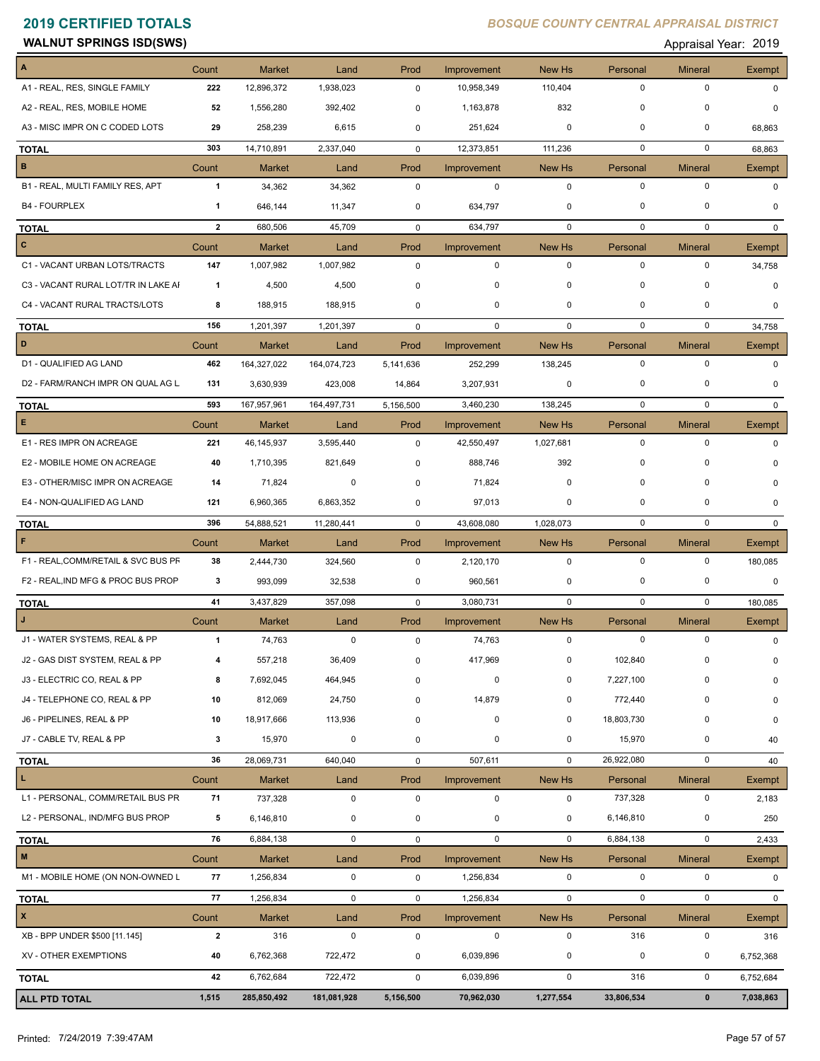# 2019 CERTIFIED TOTALS

*BOSQUE COUNTY CENTRAL APPRAISAL DISTRICT*

**WALNUT SPRINGS ISD(SWS)**

Appraisal Year: 2019

| A | Count | Market | Land | Prod | Improvement | New Hs | Personal | Mineral | Exempt |
|---|---|---|---|---|---|---|---|---|---|
| A1 - REAL, RES, SINGLE FAMILY | 222 | 12,896,372 | 1,938,023 | 0 | 10,958,349 | 110,404 | 0 | 0 | 0 |
| A2 - REAL, RES, MOBILE HOME | 52 | 1,556,280 | 392,402 | 0 | 1,163,878 | 832 | 0 | 0 | 0 |
| A3 - MISC IMPR ON C CODED LOTS | 29 | 258,239 | 6,615 | 0 | 251,624 | 0 | 0 | 0 | 68,863 |
| **TOTAL** | 303 | 14,710,891 | 2,337,040 | 0 | 12,373,851 | 111,236 | 0 | 0 | 68,863 |
| **B** | Count | Market | Land | Prod | Improvement | New Hs | Personal | Mineral | Exempt |
| B1 - REAL, MULTI FAMILY RES, APT | 1 | 34,362 | 34,362 | 0 | 0 | 0 | 0 | 0 | 0 |
| B4 - FOURPLEX | 1 | 646,144 | 11,347 | 0 | 634,797 | 0 | 0 | 0 | 0 |
| **TOTAL** | 2 | 680,506 | 45,709 | 0 | 634,797 | 0 | 0 | 0 | 0 |
| **C** | Count | Market | Land | Prod | Improvement | New Hs | Personal | Mineral | Exempt |
| C1 - VACANT URBAN LOTS/TRACTS | 147 | 1,007,982 | 1,007,982 | 0 | 0 | 0 | 0 | 0 | 34,758 |
| C3 - VACANT RURAL LOT/TR IN LAKE AI | 1 | 4,500 | 4,500 | 0 | 0 | 0 | 0 | 0 | 0 |
| C4 - VACANT RURAL TRACTS/LOTS | 8 | 188,915 | 188,915 | 0 | 0 | 0 | 0 | 0 | 0 |
| **TOTAL** | 156 | 1,201,397 | 1,201,397 | 0 | 0 | 0 | 0 | 0 | 34,758 |
| **D** | Count | Market | Land | Prod | Improvement | New Hs | Personal | Mineral | Exempt |
| D1 - QUALIFIED AG LAND | 462 | 164,327,022 | 164,074,723 | 5,141,636 | 252,299 | 138,245 | 0 | 0 | 0 |
| D2 - FARM/RANCH IMPR ON QUAL AG L | 131 | 3,630,939 | 423,008 | 14,864 | 3,207,931 | 0 | 0 | 0 | 0 |
| **TOTAL** | 593 | 167,957,961 | 164,497,731 | 5,156,500 | 3,460,230 | 138,245 | 0 | 0 | 0 |
| **E** | Count | Market | Land | Prod | Improvement | New Hs | Personal | Mineral | Exempt |
| E1 - RES IMPR ON ACREAGE | 221 | 46,145,937 | 3,595,440 | 0 | 42,550,497 | 1,027,681 | 0 | 0 | 0 |
| E2 - MOBILE HOME ON ACREAGE | 40 | 1,710,395 | 821,649 | 0 | 888,746 | 392 | 0 | 0 | 0 |
| E3 - OTHER/MISC IMPR ON ACREAGE | 14 | 71,824 | 0 | 0 | 71,824 | 0 | 0 | 0 | 0 |
| E4 - NON-QUALIFIED AG LAND | 121 | 6,960,365 | 6,863,352 | 0 | 97,013 | 0 | 0 | 0 | 0 |
| **TOTAL** | 396 | 54,888,521 | 11,280,441 | 0 | 43,608,080 | 1,028,073 | 0 | 0 | 0 |
| **F** | Count | Market | Land | Prod | Improvement | New Hs | Personal | Mineral | Exempt |
| F1 - REAL,COMM/RETAIL & SVC BUS PF | 38 | 2,444,730 | 324,560 | 0 | 2,120,170 | 0 | 0 | 0 | 180,085 |
| F2 - REAL,IND MFG & PROC BUS PROP | 3 | 993,099 | 32,538 | 0 | 960,561 | 0 | 0 | 0 | 0 |
| **TOTAL** | 41 | 3,437,829 | 357,098 | 0 | 3,080,731 | 0 | 0 | 0 | 180,085 |
| **J** | Count | Market | Land | Prod | Improvement | New Hs | Personal | Mineral | Exempt |
| J1 - WATER SYSTEMS, REAL & PP | 1 | 74,763 | 0 | 0 | 74,763 | 0 | 0 | 0 | 0 |
| J2 - GAS DIST SYSTEM, REAL & PP | 4 | 557,218 | 36,409 | 0 | 417,969 | 0 | 102,840 | 0 | 0 |
| J3 - ELECTRIC CO, REAL & PP | 8 | 7,692,045 | 464,945 | 0 | 0 | 0 | 7,227,100 | 0 | 0 |
| J4 - TELEPHONE CO, REAL & PP | 10 | 812,069 | 24,750 | 0 | 14,879 | 0 | 772,440 | 0 | 0 |
| J6 - PIPELINES, REAL & PP | 10 | 18,917,666 | 113,936 | 0 | 0 | 0 | 18,803,730 | 0 | 0 |
| J7 - CABLE TV, REAL & PP | 3 | 15,970 | 0 | 0 | 0 | 0 | 15,970 | 0 | 40 |
| **TOTAL** | 36 | 28,069,731 | 640,040 | 0 | 507,611 | 0 | 26,922,080 | 0 | 40 |
| **L** | Count | Market | Land | Prod | Improvement | New Hs | Personal | Mineral | Exempt |
| L1 - PERSONAL, COMM/RETAIL BUS PR | 71 | 737,328 | 0 | 0 | 0 | 0 | 737,328 | 0 | 2,183 |
| L2 - PERSONAL, IND/MFG BUS PROP | 5 | 6,146,810 | 0 | 0 | 0 | 0 | 6,146,810 | 0 | 250 |
| **TOTAL** | 76 | 6,884,138 | 0 | 0 | 0 | 0 | 6,884,138 | 0 | 2,433 |
| **M** | Count | Market | Land | Prod | Improvement | New Hs | Personal | Mineral | Exempt |
| M1 - MOBILE HOME (ON NON-OWNED L | 77 | 1,256,834 | 0 | 0 | 1,256,834 | 0 | 0 | 0 | 0 |
| **TOTAL** | 77 | 1,256,834 | 0 | 0 | 1,256,834 | 0 | 0 | 0 | 0 |
| **X** | Count | Market | Land | Prod | Improvement | New Hs | Personal | Mineral | Exempt |
| XB - BPP UNDER $500 [11.145] | 2 | 316 | 0 | 0 | 0 | 0 | 316 | 0 | 316 |
| XV - OTHER EXEMPTIONS | 40 | 6,762,368 | 722,472 | 0 | 6,039,896 | 0 | 0 | 0 | 6,752,368 |
| **TOTAL** | 42 | 6,762,684 | 722,472 | 0 | 6,039,896 | 0 | 316 | 0 | 6,752,684 |
| **ALL PTD TOTAL** | **1,515** | **285,850,492** | **181,081,928** | **5,156,500** | **70,962,030** | **1,277,554** | **33,806,534** | **0** | **7,038,863** |

Printed: 7/24/2019 7:39:47AM